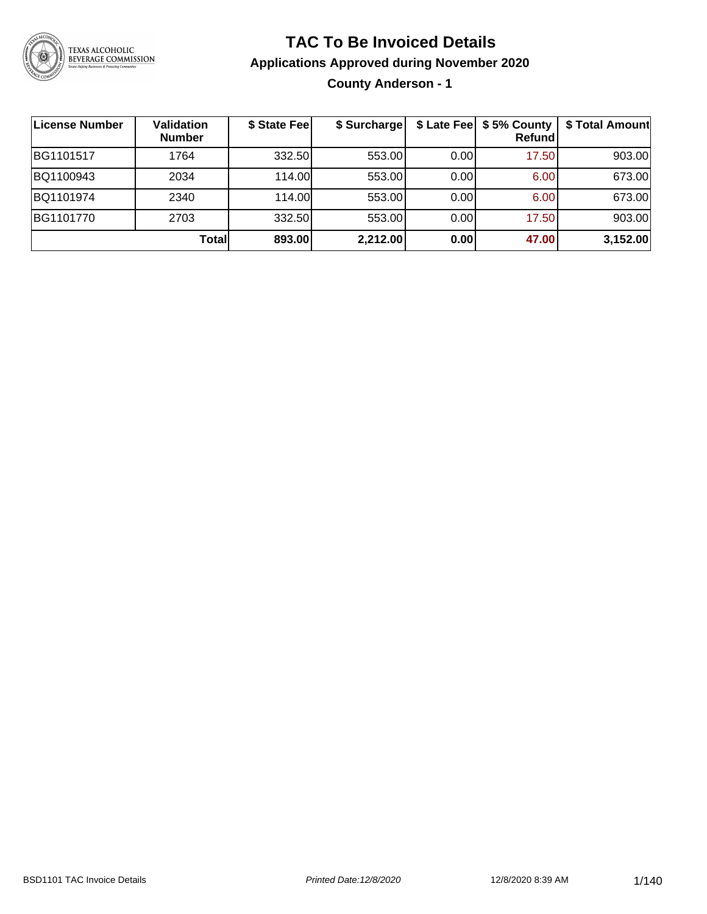# TAC To Be Invoiced Details

## Applications Approved during November 2020

### County Anderson - 1

| License Number | Validation Number | $ State Fee | $ Surcharge | $ Late Fee | $ 5% County Refund | $ Total Amount |
|---|---|---|---|---|---|---|
| BG1101517 | 1764 | 332.50 | 553.00 | 0.00 | 17.50 | 903.00 |
| BQ1100943 | 2034 | 114.00 | 553.00 | 0.00 | 6.00 | 673.00 |
| BQ1101974 | 2340 | 114.00 | 553.00 | 0.00 | 6.00 | 673.00 |
| BG1101770 | 2703 | 332.50 | 553.00 | 0.00 | 17.50 | 903.00 |
| | **Total** | **893.00** | **2,212.00** | **0.00** | **47.00** | **3,152.00** |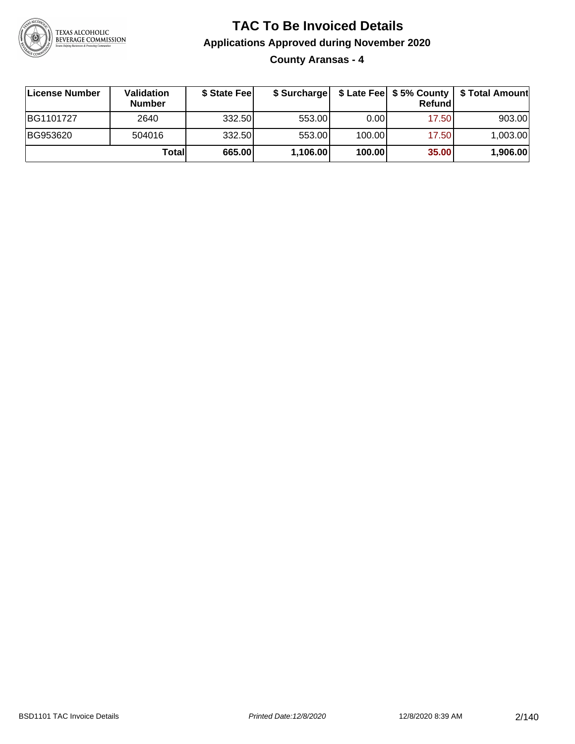# TAC To Be Invoiced Details

## Applications Approved during November 2020

### County Aransas - 4

| License Number | Validation Number | $ State Fee | $ Surcharge | $ Late Fee | $ 5% County Refund | $ Total Amount |
|---|---|---|---|---|---|---|
| BG1101727 | 2640 | 332.50 | 553.00 | 0.00 | 17.50 | 903.00 |
| BG953620 | 504016 | 332.50 | 553.00 | 100.00 | 17.50 | 1,003.00 |
| | **Total** | **665.00** | **1,106.00** | **100.00** | **35.00** | **1,906.00** |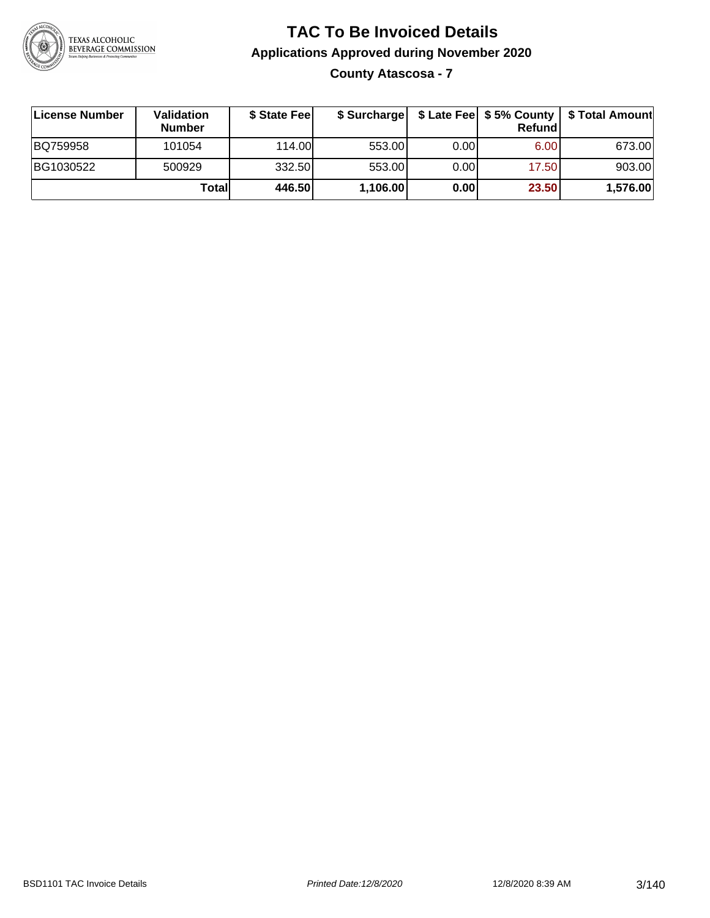# TAC To Be Invoiced Details

## Applications Approved during November 2020

### County Atascosa - 7

| License Number | Validation Number | $ State Fee | $ Surcharge | $ Late Fee | $ 5% County Refund | $ Total Amount |
|---|---|---|---|---|---|---|
| BQ759958 | 101054 | 114.00 | 553.00 | 0.00 | 6.00 | 673.00 |
| BG1030522 | 500929 | 332.50 | 553.00 | 0.00 | 17.50 | 903.00 |
| | **Total** | **446.50** | **1,106.00** | **0.00** | **23.50** | **1,576.00** |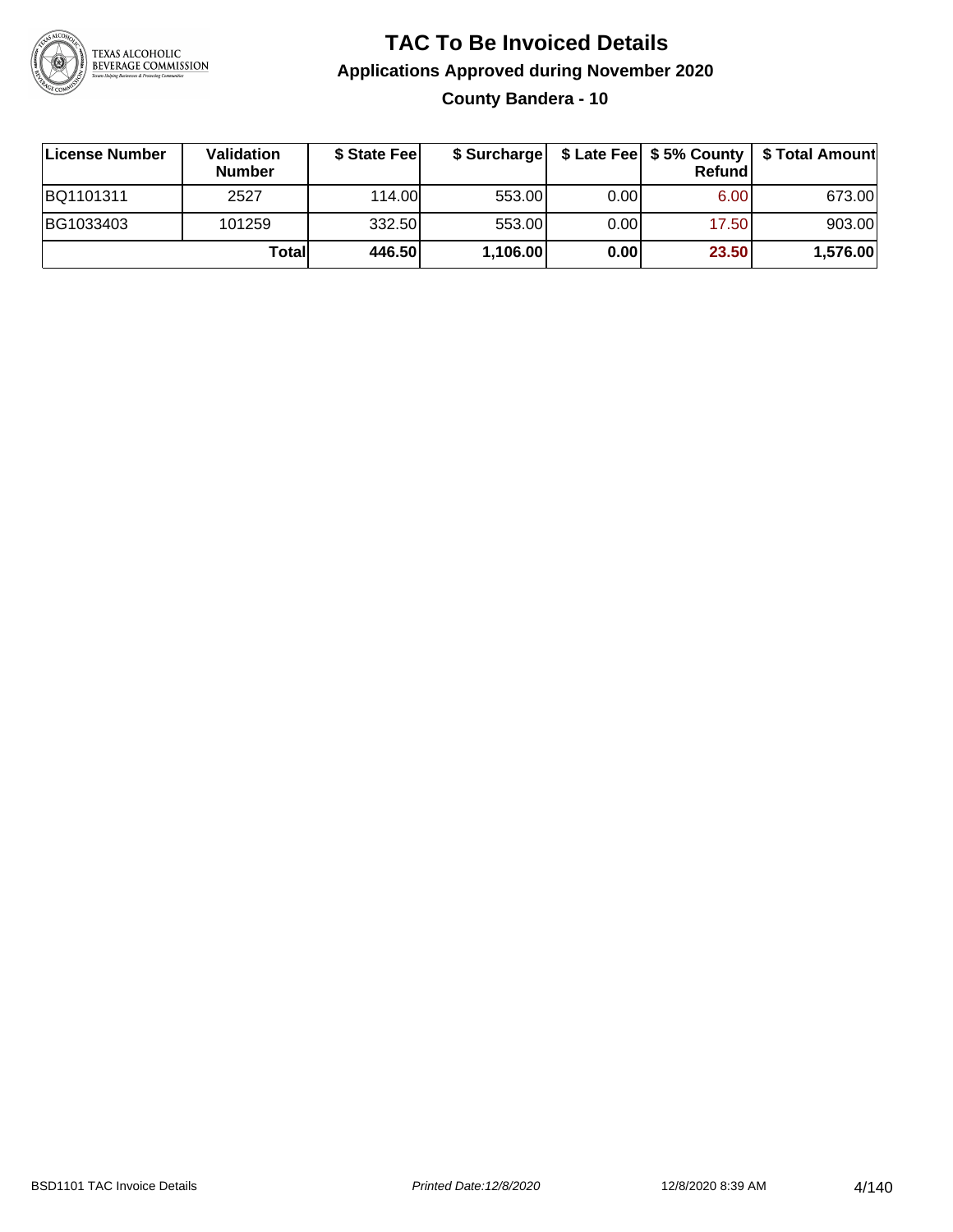# TAC To Be Invoiced Details

## Applications Approved during November 2020

### County Bandera - 10

| License Number | Validation Number | $ State Fee | $ Surcharge | $ Late Fee | $ 5% County Refund | $ Total Amount |
|---|---|---|---|---|---|---|
| BQ1101311 | 2527 | 114.00 | 553.00 | 0.00 | 6.00 | 673.00 |
| BG1033403 | 101259 | 332.50 | 553.00 | 0.00 | 17.50 | 903.00 |
| | **Total** | **446.50** | **1,106.00** | **0.00** | **23.50** | **1,576.00** |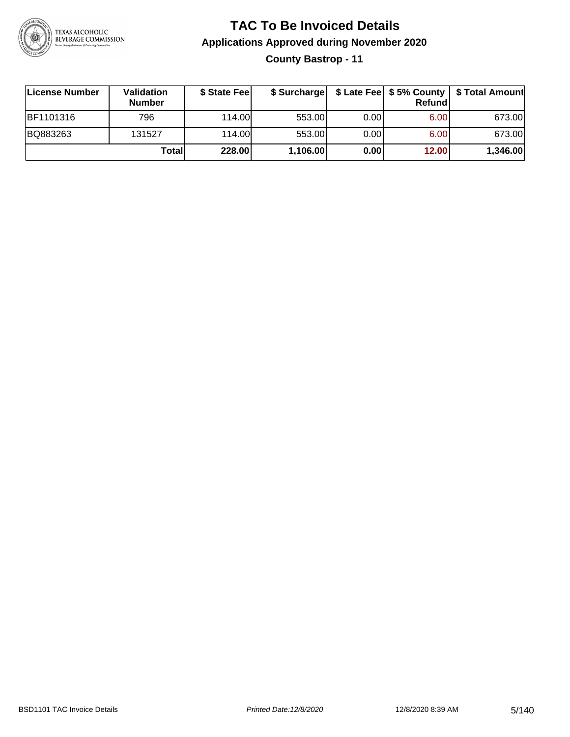# TAC To Be Invoiced Details

## Applications Approved during November 2020

### County Bastrop - 11

| License Number | Validation Number | $ State Fee | $ Surcharge | $ Late Fee | $ 5% County Refund | $ Total Amount |
|---|---|---|---|---|---|---|
| BF1101316 | 796 | 114.00 | 553.00 | 0.00 | 6.00 | 673.00 |
| BQ883263 | 131527 | 114.00 | 553.00 | 0.00 | 6.00 | 673.00 |
| | **Total** | **228.00** | **1,106.00** | **0.00** | **12.00** | **1,346.00** |

BSD1101 TAC Invoice Details — *Printed Date:12/8/2020* — 12/8/2020 8:39 AM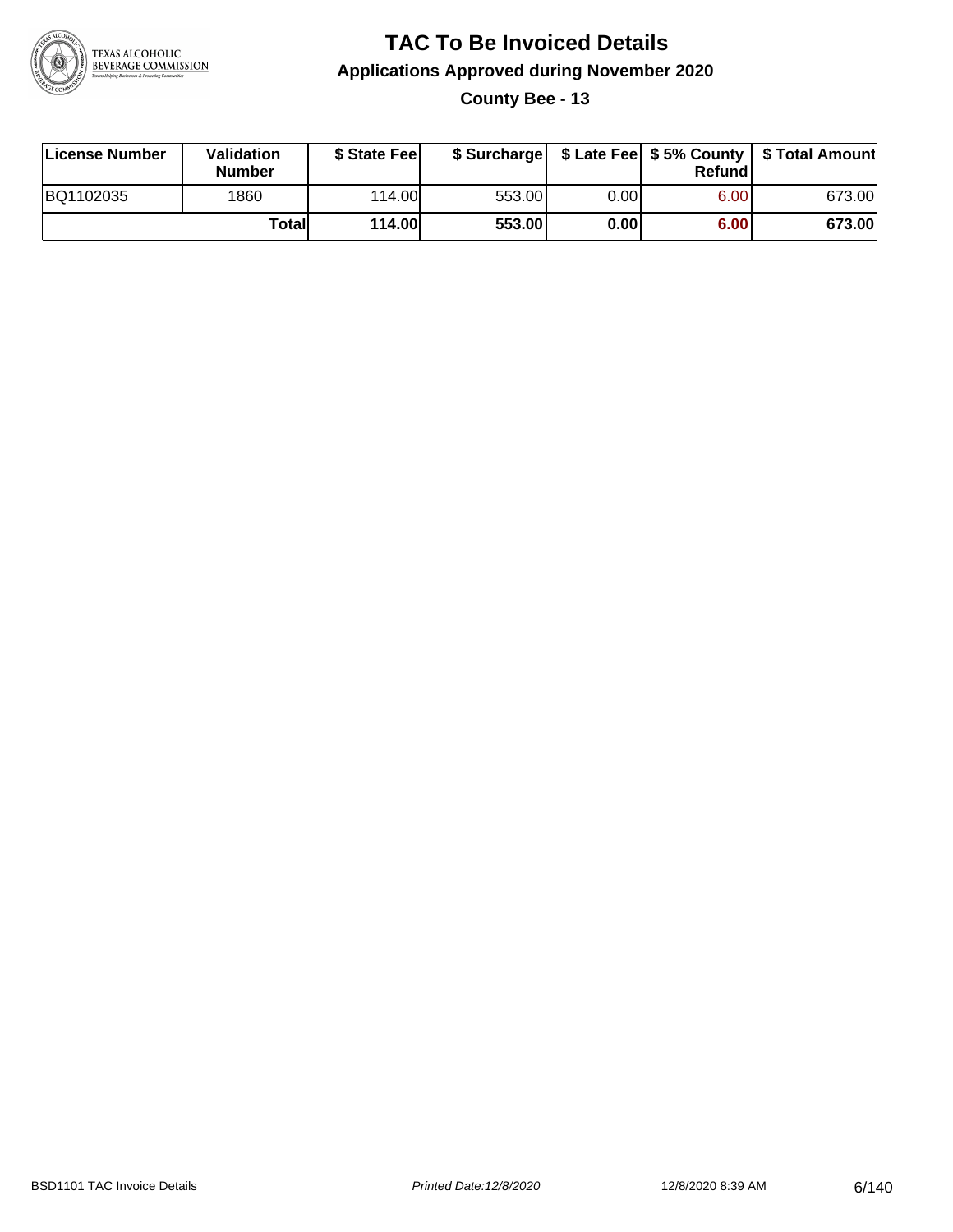# TAC To Be Invoiced Details

## Applications Approved during November 2020

### County Bee - 13

| License Number | Validation Number | $ State Fee | $ Surcharge | $ Late Fee | $ 5% County Refund | $ Total Amount |
|---|---|---|---|---|---|---|
| BQ1102035 | 1860 | 114.00 | 553.00 | 0.00 | 6.00 | 673.00 |
| | **Total** | **114.00** | **553.00** | **0.00** | **6.00** | **673.00** |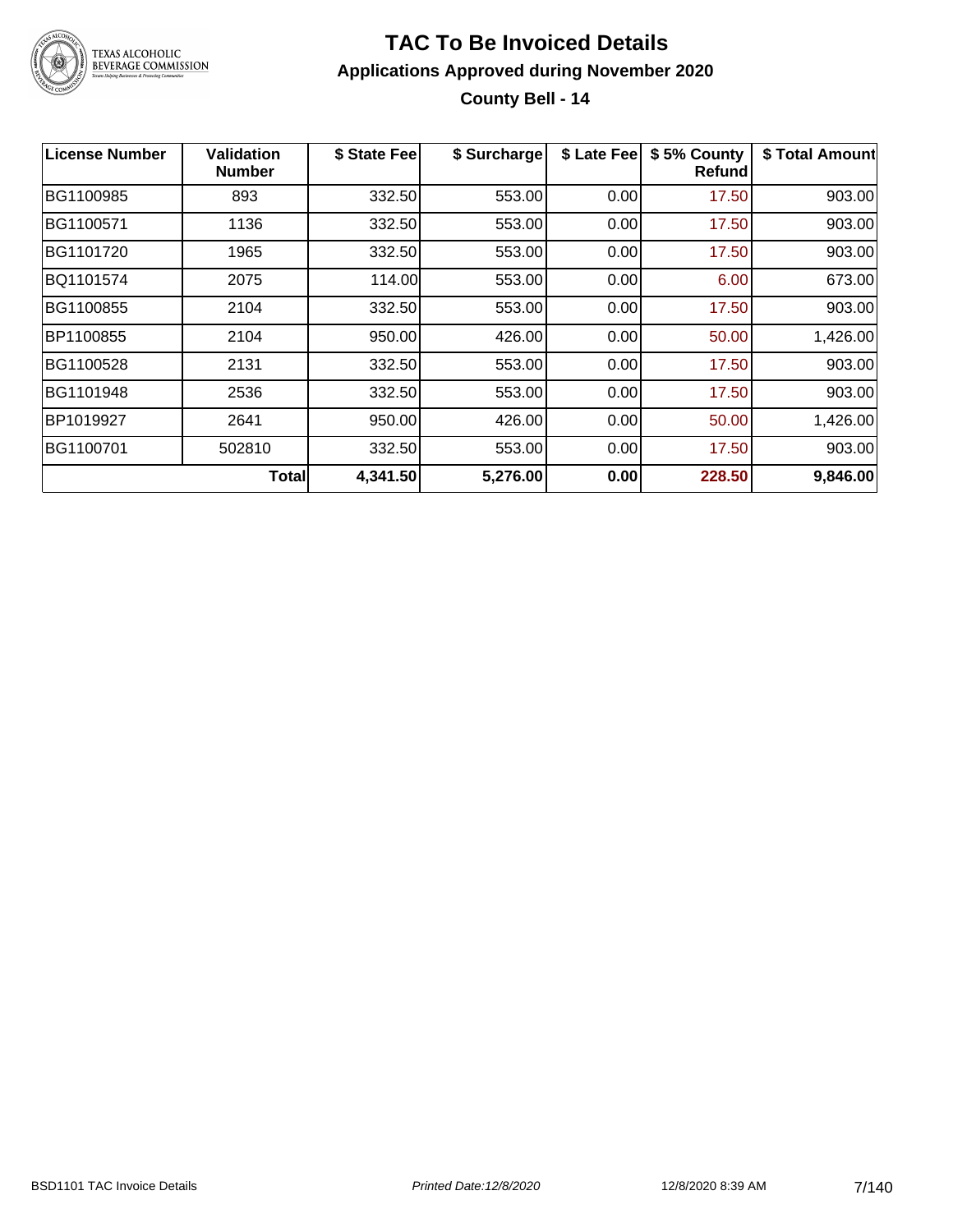# TAC To Be Invoiced Details

## Applications Approved during November 2020

### County Bell - 14

| License Number | Validation Number | $ State Fee | $ Surcharge | $ Late Fee | $ 5% County Refund | $ Total Amount |
|---|---|---|---|---|---|---|
| BG1100985 | 893 | 332.50 | 553.00 | 0.00 | 17.50 | 903.00 |
| BG1100571 | 1136 | 332.50 | 553.00 | 0.00 | 17.50 | 903.00 |
| BG1101720 | 1965 | 332.50 | 553.00 | 0.00 | 17.50 | 903.00 |
| BQ1101574 | 2075 | 114.00 | 553.00 | 0.00 | 6.00 | 673.00 |
| BG1100855 | 2104 | 332.50 | 553.00 | 0.00 | 17.50 | 903.00 |
| BP1100855 | 2104 | 950.00 | 426.00 | 0.00 | 50.00 | 1,426.00 |
| BG1100528 | 2131 | 332.50 | 553.00 | 0.00 | 17.50 | 903.00 |
| BG1101948 | 2536 | 332.50 | 553.00 | 0.00 | 17.50 | 903.00 |
| BP1019927 | 2641 | 950.00 | 426.00 | 0.00 | 50.00 | 1,426.00 |
| BG1100701 | 502810 | 332.50 | 553.00 | 0.00 | 17.50 | 903.00 |
| | **Total** | **4,341.50** | **5,276.00** | **0.00** | **228.50** | **9,846.00** |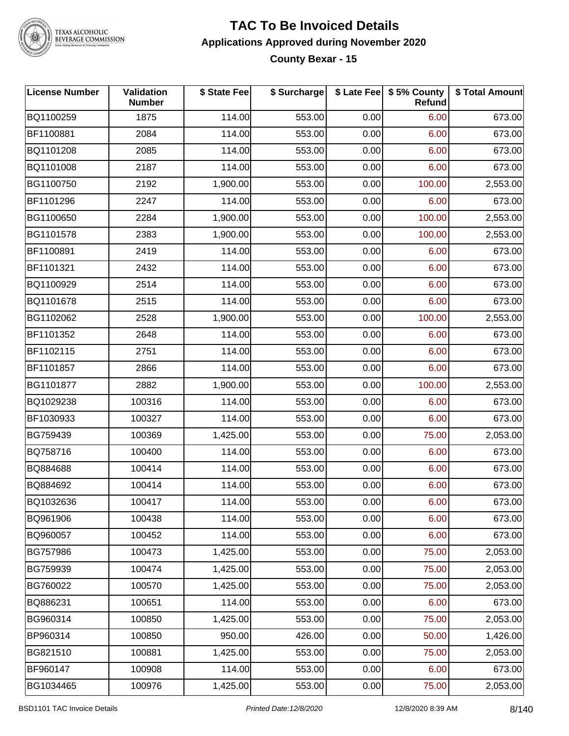# TAC To Be Invoiced Details

## Applications Approved during November 2020

### County Bexar - 15

| License Number | Validation Number | \$ State Fee | \$ Surcharge | \$ Late Fee | \$ 5% County Refund | \$ Total Amount |
|---|---|---|---|---|---|---|
| BQ1100259 | 1875 | 114.00 | 553.00 | 0.00 | 6.00 | 673.00 |
| BF1100881 | 2084 | 114.00 | 553.00 | 0.00 | 6.00 | 673.00 |
| BQ1101208 | 2085 | 114.00 | 553.00 | 0.00 | 6.00 | 673.00 |
| BQ1101008 | 2187 | 114.00 | 553.00 | 0.00 | 6.00 | 673.00 |
| BG1100750 | 2192 | 1,900.00 | 553.00 | 0.00 | 100.00 | 2,553.00 |
| BF1101296 | 2247 | 114.00 | 553.00 | 0.00 | 6.00 | 673.00 |
| BG1100650 | 2284 | 1,900.00 | 553.00 | 0.00 | 100.00 | 2,553.00 |
| BG1101578 | 2383 | 1,900.00 | 553.00 | 0.00 | 100.00 | 2,553.00 |
| BF1100891 | 2419 | 114.00 | 553.00 | 0.00 | 6.00 | 673.00 |
| BF1101321 | 2432 | 114.00 | 553.00 | 0.00 | 6.00 | 673.00 |
| BQ1100929 | 2514 | 114.00 | 553.00 | 0.00 | 6.00 | 673.00 |
| BQ1101678 | 2515 | 114.00 | 553.00 | 0.00 | 6.00 | 673.00 |
| BG1102062 | 2528 | 1,900.00 | 553.00 | 0.00 | 100.00 | 2,553.00 |
| BF1101352 | 2648 | 114.00 | 553.00 | 0.00 | 6.00 | 673.00 |
| BF1102115 | 2751 | 114.00 | 553.00 | 0.00 | 6.00 | 673.00 |
| BF1101857 | 2866 | 114.00 | 553.00 | 0.00 | 6.00 | 673.00 |
| BG1101877 | 2882 | 1,900.00 | 553.00 | 0.00 | 100.00 | 2,553.00 |
| BQ1029238 | 100316 | 114.00 | 553.00 | 0.00 | 6.00 | 673.00 |
| BF1030933 | 100327 | 114.00 | 553.00 | 0.00 | 6.00 | 673.00 |
| BG759439 | 100369 | 1,425.00 | 553.00 | 0.00 | 75.00 | 2,053.00 |
| BQ758716 | 100400 | 114.00 | 553.00 | 0.00 | 6.00 | 673.00 |
| BQ884688 | 100414 | 114.00 | 553.00 | 0.00 | 6.00 | 673.00 |
| BQ884692 | 100414 | 114.00 | 553.00 | 0.00 | 6.00 | 673.00 |
| BQ1032636 | 100417 | 114.00 | 553.00 | 0.00 | 6.00 | 673.00 |
| BQ961906 | 100438 | 114.00 | 553.00 | 0.00 | 6.00 | 673.00 |
| BQ960057 | 100452 | 114.00 | 553.00 | 0.00 | 6.00 | 673.00 |
| BG757986 | 100473 | 1,425.00 | 553.00 | 0.00 | 75.00 | 2,053.00 |
| BG759939 | 100474 | 1,425.00 | 553.00 | 0.00 | 75.00 | 2,053.00 |
| BG760022 | 100570 | 1,425.00 | 553.00 | 0.00 | 75.00 | 2,053.00 |
| BQ886231 | 100651 | 114.00 | 553.00 | 0.00 | 6.00 | 673.00 |
| BG960314 | 100850 | 1,425.00 | 553.00 | 0.00 | 75.00 | 2,053.00 |
| BP960314 | 100850 | 950.00 | 426.00 | 0.00 | 50.00 | 1,426.00 |
| BG821510 | 100881 | 1,425.00 | 553.00 | 0.00 | 75.00 | 2,053.00 |
| BF960147 | 100908 | 114.00 | 553.00 | 0.00 | 6.00 | 673.00 |
| BG1034465 | 100976 | 1,425.00 | 553.00 | 0.00 | 75.00 | 2,053.00 |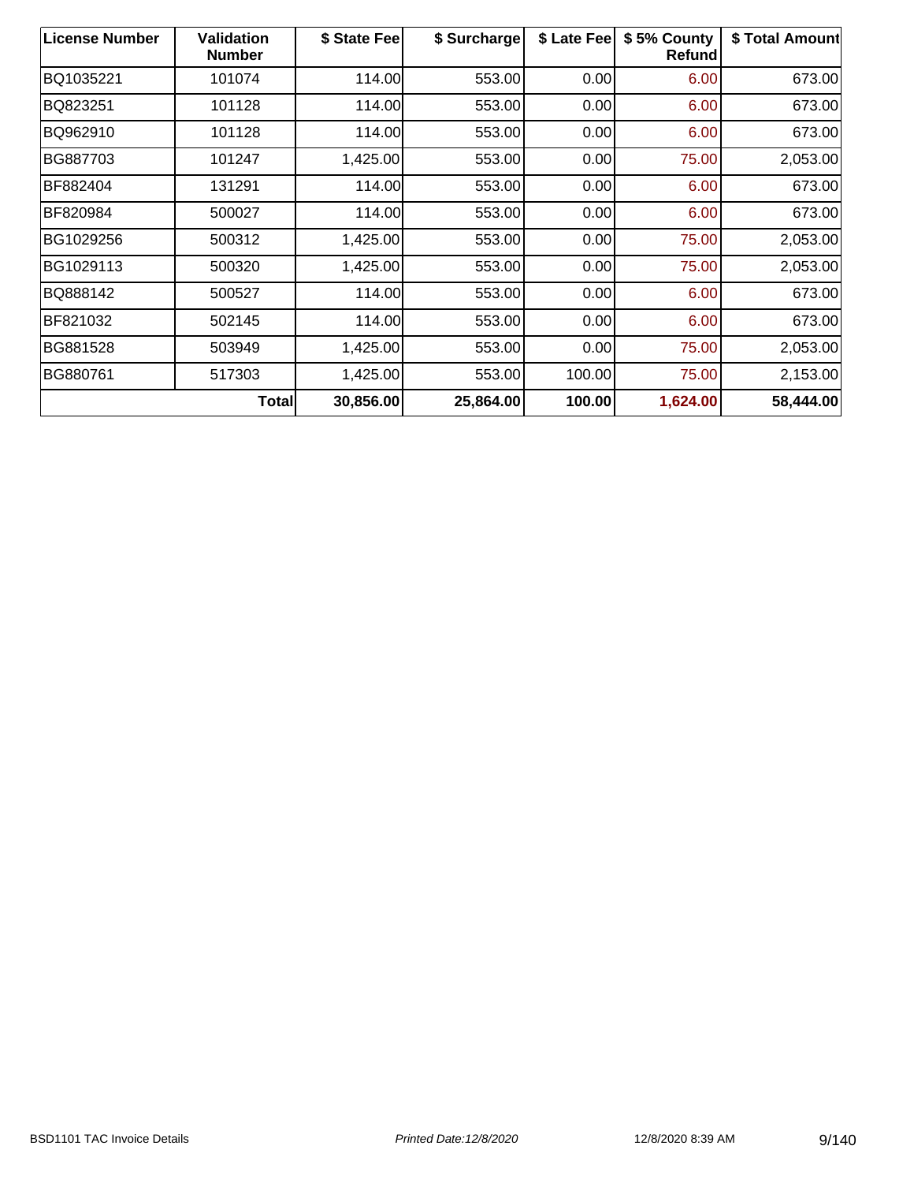| License Number | Validation Number | $ State Fee | $ Surcharge | $ Late Fee | $ 5% County Refund | $ Total Amount |
| --- | --- | --- | --- | --- | --- | --- |
| BQ1035221 | 101074 | 114.00 | 553.00 | 0.00 | 6.00 | 673.00 |
| BQ823251 | 101128 | 114.00 | 553.00 | 0.00 | 6.00 | 673.00 |
| BQ962910 | 101128 | 114.00 | 553.00 | 0.00 | 6.00 | 673.00 |
| BG887703 | 101247 | 1,425.00 | 553.00 | 0.00 | 75.00 | 2,053.00 |
| BF882404 | 131291 | 114.00 | 553.00 | 0.00 | 6.00 | 673.00 |
| BF820984 | 500027 | 114.00 | 553.00 | 0.00 | 6.00 | 673.00 |
| BG1029256 | 500312 | 1,425.00 | 553.00 | 0.00 | 75.00 | 2,053.00 |
| BG1029113 | 500320 | 1,425.00 | 553.00 | 0.00 | 75.00 | 2,053.00 |
| BQ888142 | 500527 | 114.00 | 553.00 | 0.00 | 6.00 | 673.00 |
| BF821032 | 502145 | 114.00 | 553.00 | 0.00 | 6.00 | 673.00 |
| BG881528 | 503949 | 1,425.00 | 553.00 | 0.00 | 75.00 | 2,053.00 |
| BG880761 | 517303 | 1,425.00 | 553.00 | 100.00 | 75.00 | 2,153.00 |
| | **Total** | **30,856.00** | **25,864.00** | **100.00** | **1,624.00** | **58,444.00** |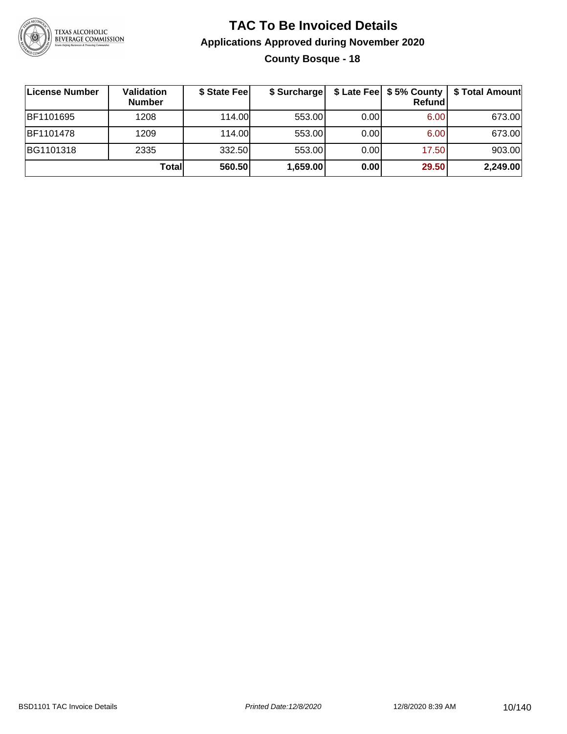# TAC To Be Invoiced Details

## Applications Approved during November 2020

### County Bosque - 18

| License Number | Validation Number | $ State Fee | $ Surcharge | $ Late Fee | $ 5% County Refund | $ Total Amount |
|---|---|---|---|---|---|---|
| BF1101695 | 1208 | 114.00 | 553.00 | 0.00 | 6.00 | 673.00 |
| BF1101478 | 1209 | 114.00 | 553.00 | 0.00 | 6.00 | 673.00 |
| BG1101318 | 2335 | 332.50 | 553.00 | 0.00 | 17.50 | 903.00 |
| | **Total** | **560.50** | **1,659.00** | **0.00** | **29.50** | **2,249.00** |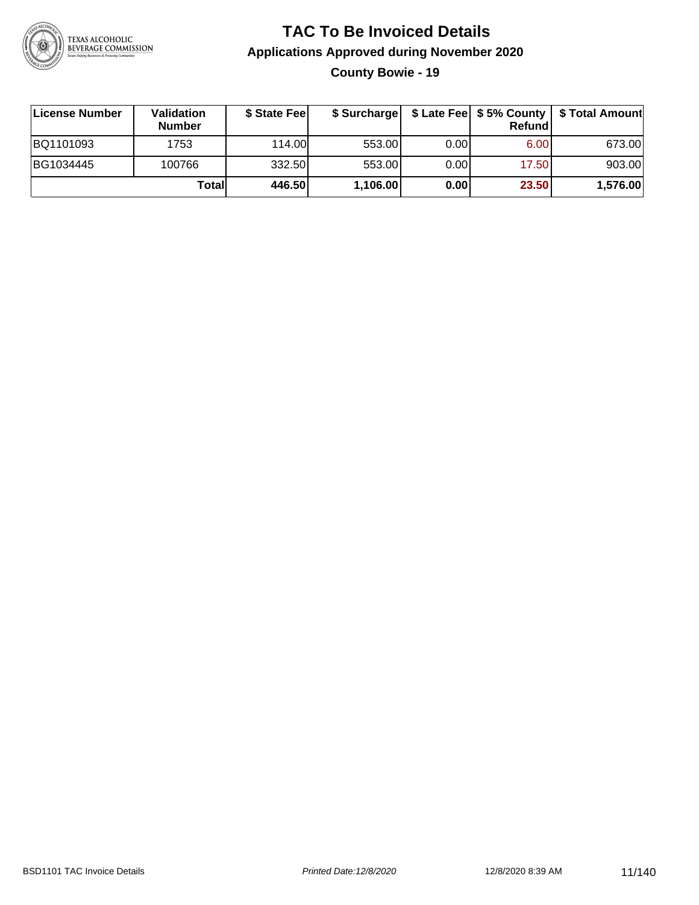# TAC To Be Invoiced Details

## Applications Approved during November 2020

### County Bowie - 19

| License Number | Validation Number | $ State Fee | $ Surcharge | $ Late Fee | $ 5% County Refund | $ Total Amount |
|---|---|---|---|---|---|---|
| BQ1101093 | 1753 | 114.00 | 553.00 | 0.00 | 6.00 | 673.00 |
| BG1034445 | 100766 | 332.50 | 553.00 | 0.00 | 17.50 | 903.00 |
| | **Total** | **446.50** | **1,106.00** | **0.00** | **23.50** | **1,576.00** |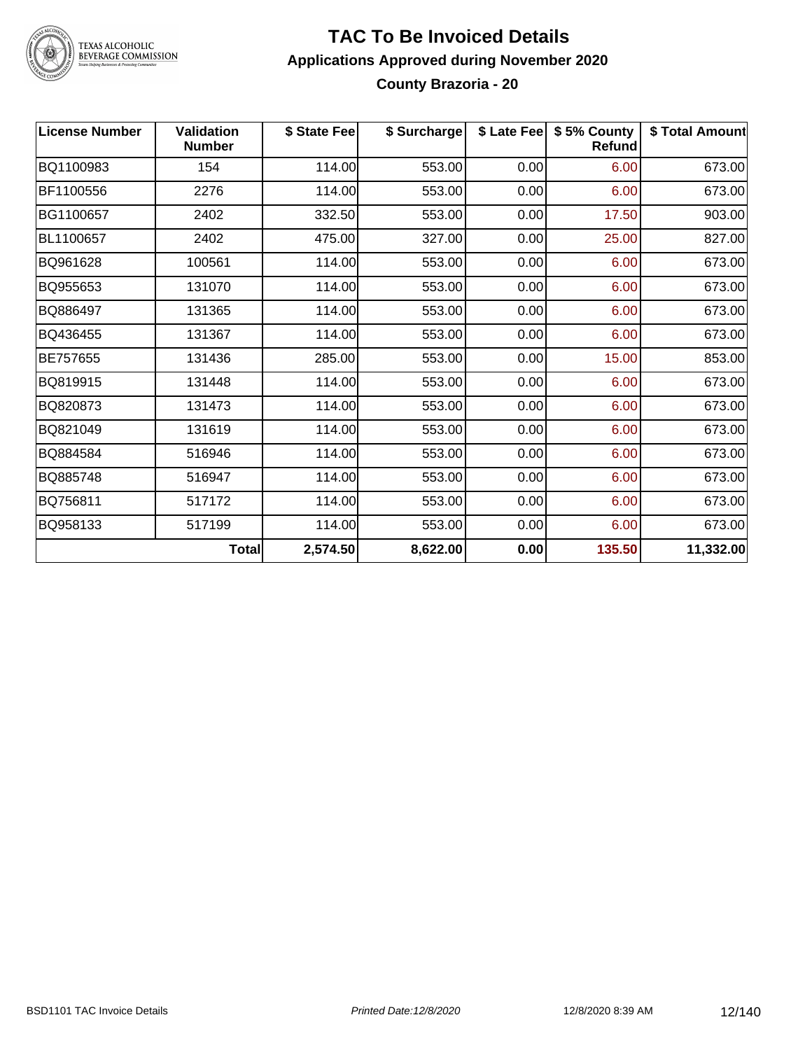# TAC To Be Invoiced Details

## Applications Approved during November 2020

### County Brazoria - 20

| License Number | Validation Number | $ State Fee | $ Surcharge | $ Late Fee | $ 5% County Refund | $ Total Amount |
|---|---|---|---|---|---|---|
| BQ1100983 | 154 | 114.00 | 553.00 | 0.00 | 6.00 | 673.00 |
| BF1100556 | 2276 | 114.00 | 553.00 | 0.00 | 6.00 | 673.00 |
| BG1100657 | 2402 | 332.50 | 553.00 | 0.00 | 17.50 | 903.00 |
| BL1100657 | 2402 | 475.00 | 327.00 | 0.00 | 25.00 | 827.00 |
| BQ961628 | 100561 | 114.00 | 553.00 | 0.00 | 6.00 | 673.00 |
| BQ955653 | 131070 | 114.00 | 553.00 | 0.00 | 6.00 | 673.00 |
| BQ886497 | 131365 | 114.00 | 553.00 | 0.00 | 6.00 | 673.00 |
| BQ436455 | 131367 | 114.00 | 553.00 | 0.00 | 6.00 | 673.00 |
| BE757655 | 131436 | 285.00 | 553.00 | 0.00 | 15.00 | 853.00 |
| BQ819915 | 131448 | 114.00 | 553.00 | 0.00 | 6.00 | 673.00 |
| BQ820873 | 131473 | 114.00 | 553.00 | 0.00 | 6.00 | 673.00 |
| BQ821049 | 131619 | 114.00 | 553.00 | 0.00 | 6.00 | 673.00 |
| BQ884584 | 516946 | 114.00 | 553.00 | 0.00 | 6.00 | 673.00 |
| BQ885748 | 516947 | 114.00 | 553.00 | 0.00 | 6.00 | 673.00 |
| BQ756811 | 517172 | 114.00 | 553.00 | 0.00 | 6.00 | 673.00 |
| BQ958133 | 517199 | 114.00 | 553.00 | 0.00 | 6.00 | 673.00 |
| | **Total** | **2,574.50** | **8,622.00** | **0.00** | **135.50** | **11,332.00** |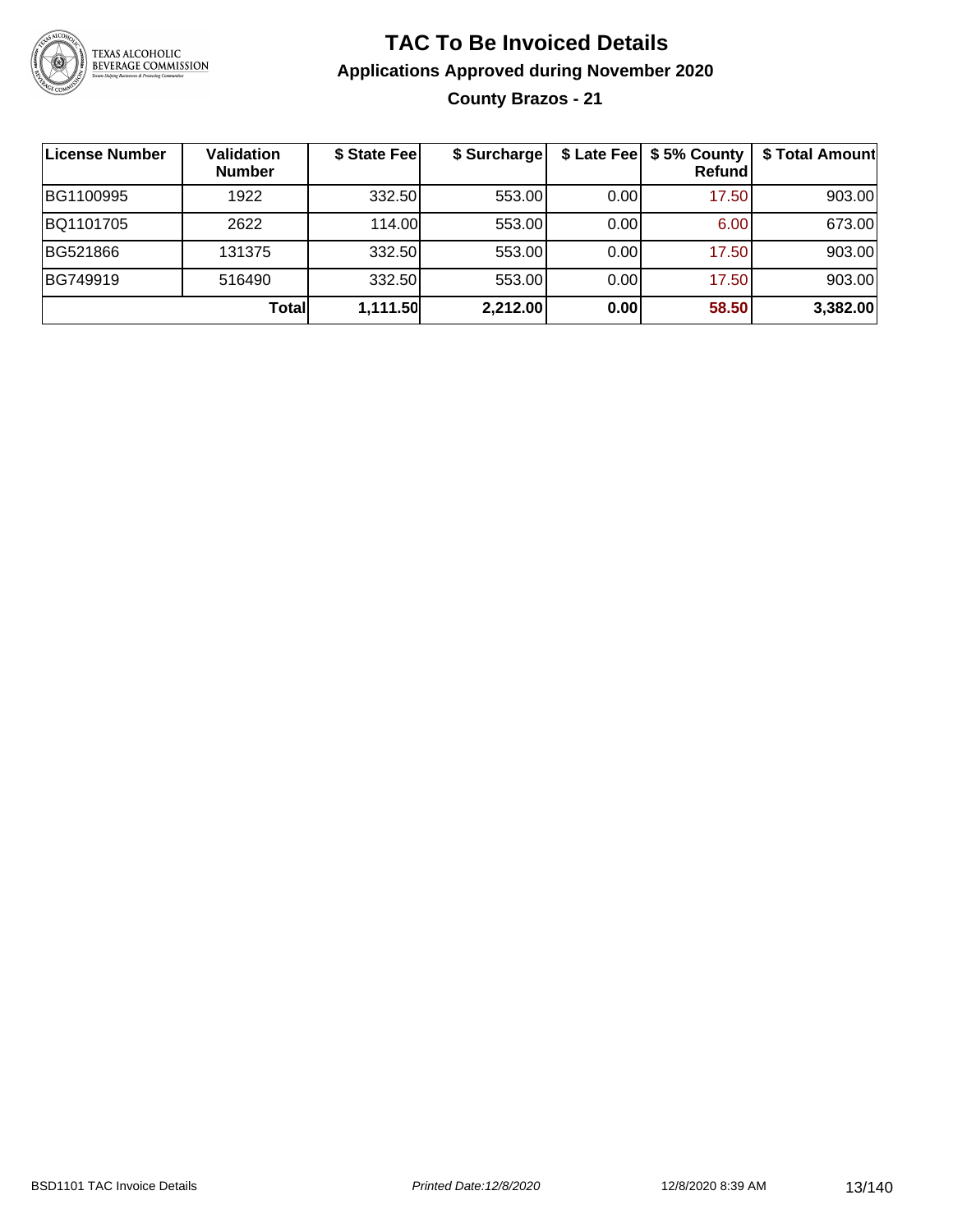# TAC To Be Invoiced Details

## Applications Approved during November 2020

### County Brazos - 21

| License Number | Validation Number | $ State Fee | $ Surcharge | $ Late Fee | $ 5% County Refund | $ Total Amount |
|---|---|---|---|---|---|---|
| BG1100995 | 1922 | 332.50 | 553.00 | 0.00 | 17.50 | 903.00 |
| BQ1101705 | 2622 | 114.00 | 553.00 | 0.00 | 6.00 | 673.00 |
| BG521866 | 131375 | 332.50 | 553.00 | 0.00 | 17.50 | 903.00 |
| BG749919 | 516490 | 332.50 | 553.00 | 0.00 | 17.50 | 903.00 |
| | **Total** | **1,111.50** | **2,212.00** | **0.00** | **58.50** | **3,382.00** |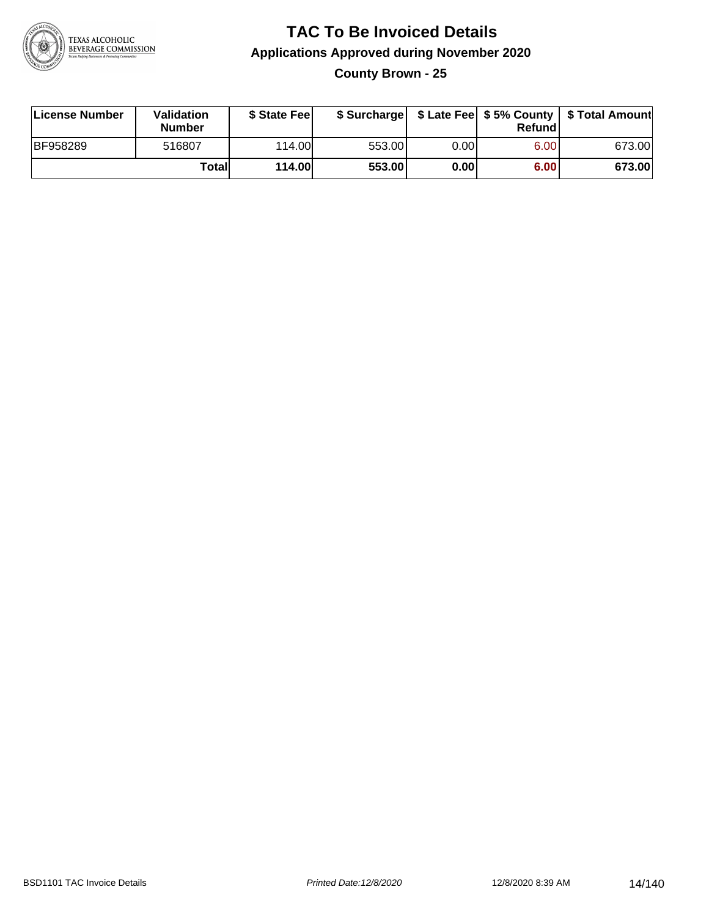# TAC To Be Invoiced Details

## Applications Approved during November 2020

### County Brown - 25

| License Number | Validation Number | $ State Fee | $ Surcharge | $ Late Fee | $ 5% County Refund | $ Total Amount |
|---|---|---|---|---|---|---|
| BF958289 | 516807 | 114.00 | 553.00 | 0.00 | 6.00 | 673.00 |
| | **Total** | **114.00** | **553.00** | **0.00** | **6.00** | **673.00** |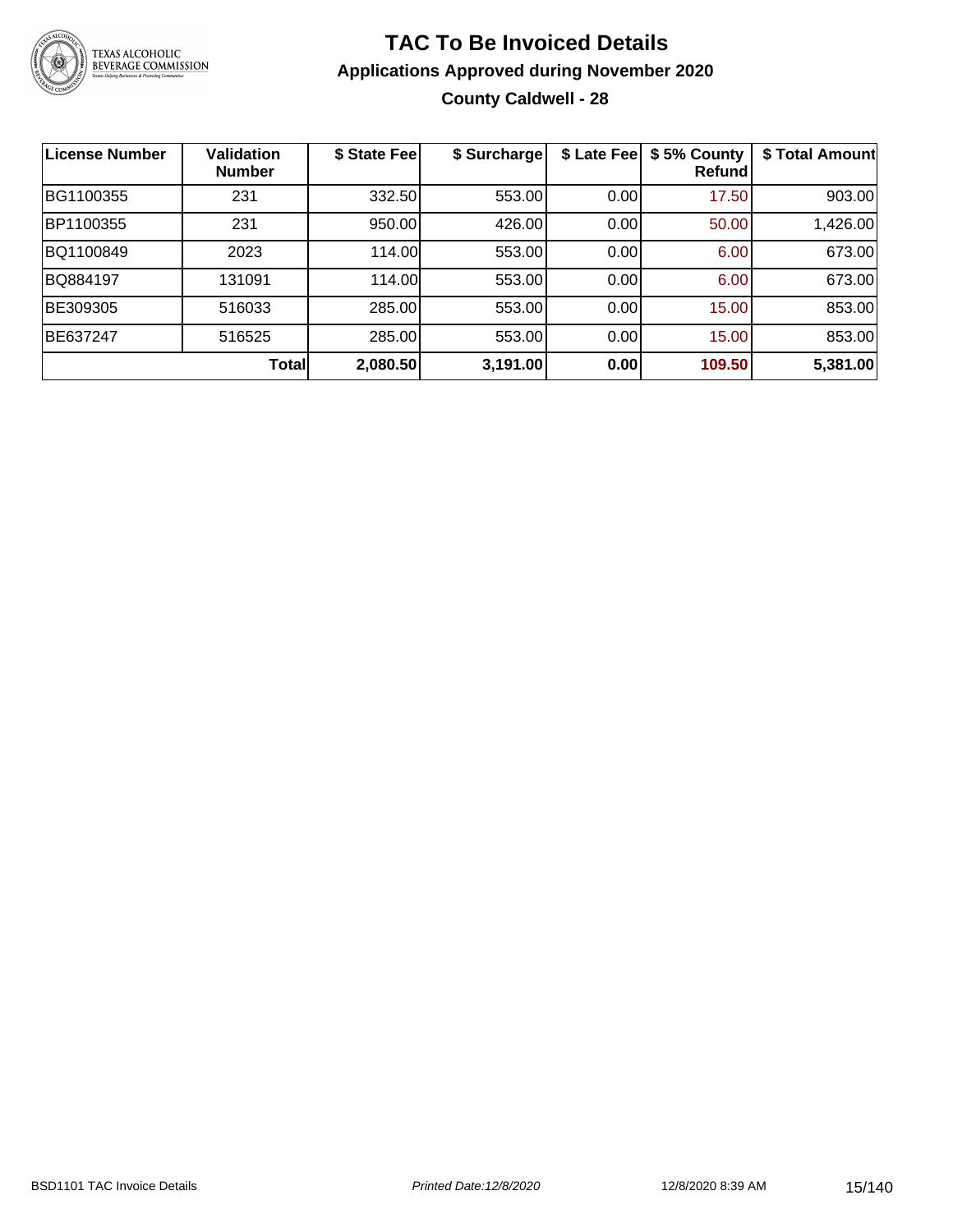# TAC To Be Invoiced Details

## Applications Approved during November 2020

### County Caldwell - 28

| License Number | Validation Number | $ State Fee | $ Surcharge | $ Late Fee | $ 5% County Refund | $ Total Amount |
|---|---|---|---|---|---|---|
| BG1100355 | 231 | 332.50 | 553.00 | 0.00 | 17.50 | 903.00 |
| BP1100355 | 231 | 950.00 | 426.00 | 0.00 | 50.00 | 1,426.00 |
| BQ1100849 | 2023 | 114.00 | 553.00 | 0.00 | 6.00 | 673.00 |
| BQ884197 | 131091 | 114.00 | 553.00 | 0.00 | 6.00 | 673.00 |
| BE309305 | 516033 | 285.00 | 553.00 | 0.00 | 15.00 | 853.00 |
| BE637247 | 516525 | 285.00 | 553.00 | 0.00 | 15.00 | 853.00 |
| | **Total** | **2,080.50** | **3,191.00** | **0.00** | **109.50** | **5,381.00** |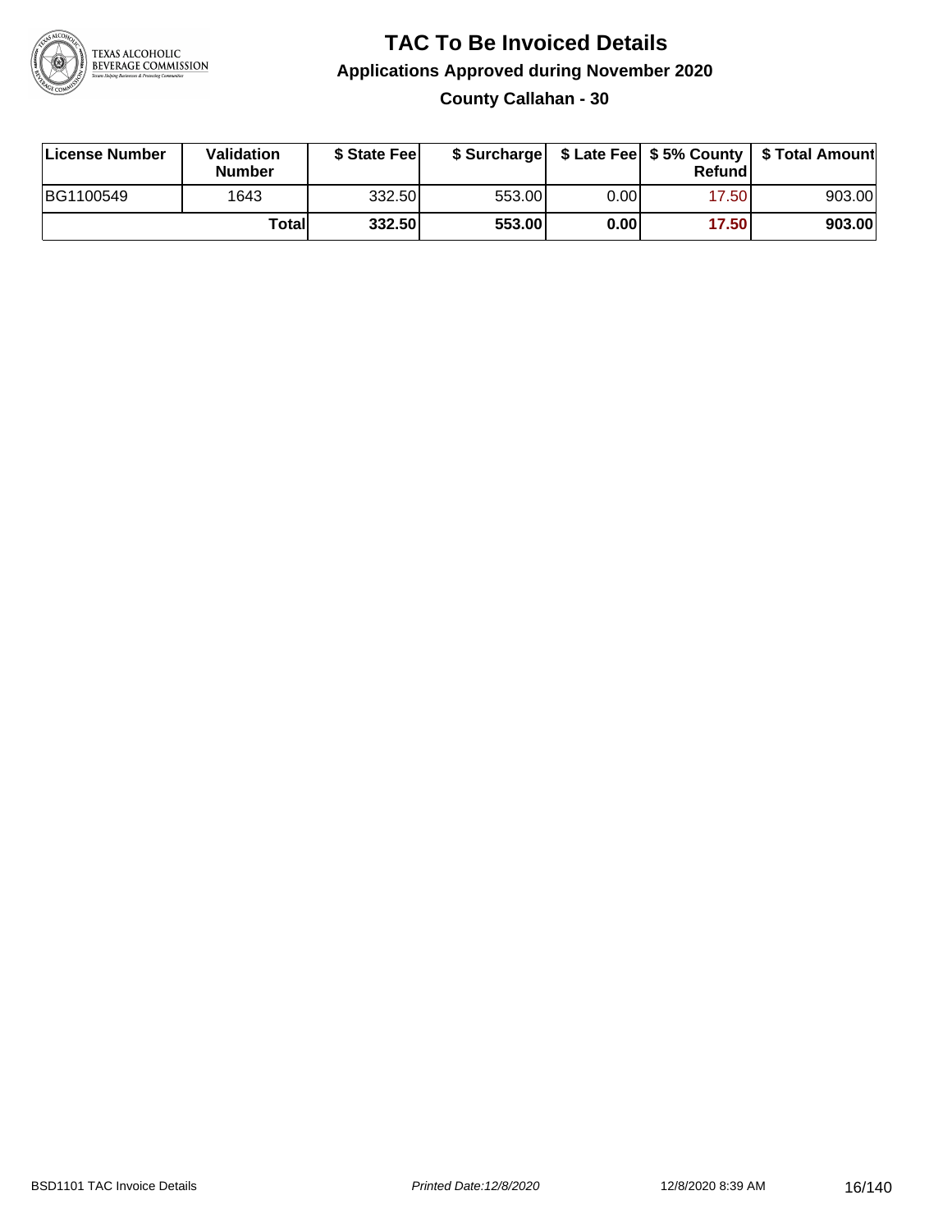# TAC To Be Invoiced Details

## Applications Approved during November 2020

### County Callahan - 30

| License Number | Validation Number | $ State Fee | $ Surcharge | $ Late Fee | $ 5% County Refund | $ Total Amount |
|---|---|---|---|---|---|---|
| BG1100549 | 1643 | 332.50 | 553.00 | 0.00 | 17.50 | 903.00 |
| | **Total** | **332.50** | **553.00** | **0.00** | **17.50** | **903.00** |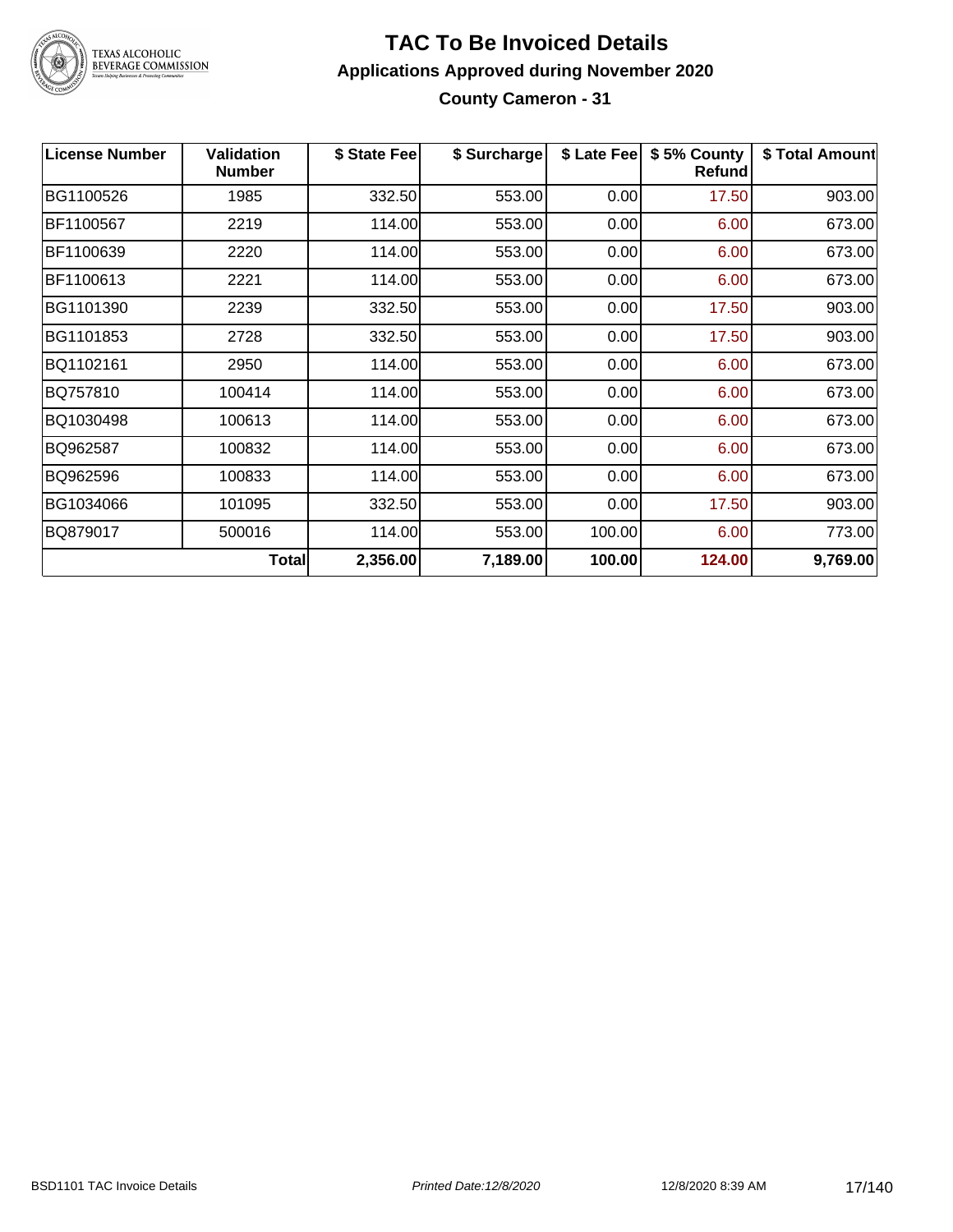# TAC To Be Invoiced Details

## Applications Approved during November 2020

### County Cameron - 31

| License Number | Validation Number | $ State Fee | $ Surcharge | $ Late Fee | $ 5% County Refund | $ Total Amount |
|---|---|---|---|---|---|---|
| BG1100526 | 1985 | 332.50 | 553.00 | 0.00 | 17.50 | 903.00 |
| BF1100567 | 2219 | 114.00 | 553.00 | 0.00 | 6.00 | 673.00 |
| BF1100639 | 2220 | 114.00 | 553.00 | 0.00 | 6.00 | 673.00 |
| BF1100613 | 2221 | 114.00 | 553.00 | 0.00 | 6.00 | 673.00 |
| BG1101390 | 2239 | 332.50 | 553.00 | 0.00 | 17.50 | 903.00 |
| BG1101853 | 2728 | 332.50 | 553.00 | 0.00 | 17.50 | 903.00 |
| BQ1102161 | 2950 | 114.00 | 553.00 | 0.00 | 6.00 | 673.00 |
| BQ757810 | 100414 | 114.00 | 553.00 | 0.00 | 6.00 | 673.00 |
| BQ1030498 | 100613 | 114.00 | 553.00 | 0.00 | 6.00 | 673.00 |
| BQ962587 | 100832 | 114.00 | 553.00 | 0.00 | 6.00 | 673.00 |
| BQ962596 | 100833 | 114.00 | 553.00 | 0.00 | 6.00 | 673.00 |
| BG1034066 | 101095 | 332.50 | 553.00 | 0.00 | 17.50 | 903.00 |
| BQ879017 | 500016 | 114.00 | 553.00 | 100.00 | 6.00 | 773.00 |
| | **Total** | **2,356.00** | **7,189.00** | **100.00** | **124.00** | **9,769.00** |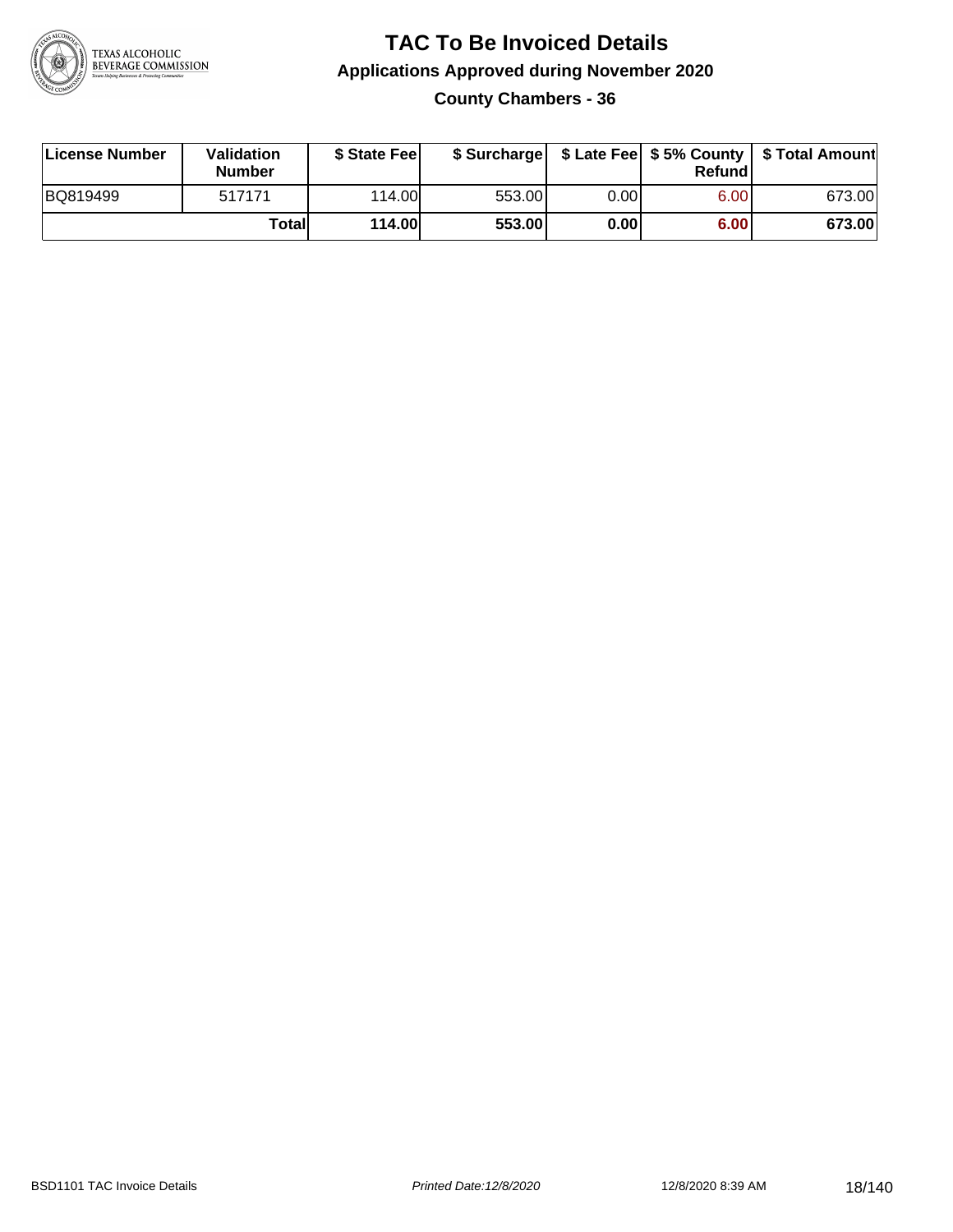# TAC To Be Invoiced Details

## Applications Approved during November 2020

### County Chambers - 36

| License Number | Validation Number | $ State Fee | $ Surcharge | $ Late Fee | $ 5% County Refund | $ Total Amount |
|---|---|---|---|---|---|---|
| BQ819499 | 517171 | 114.00 | 553.00 | 0.00 | 6.00 | 673.00 |
| | **Total** | **114.00** | **553.00** | **0.00** | **6.00** | **673.00** |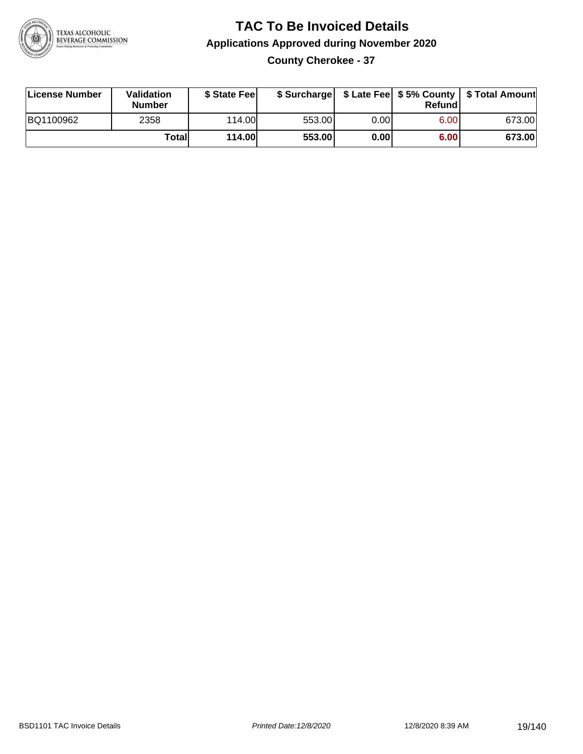# TAC To Be Invoiced Details

## Applications Approved during November 2020

### County Cherokee - 37

| License Number | Validation Number | $ State Fee | $ Surcharge | $ Late Fee | $ 5% County Refund | $ Total Amount |
|---|---|---|---|---|---|---|
| BQ1100962 | 2358 | 114.00 | 553.00 | 0.00 | 6.00 | 673.00 |
| | **Total** | **114.00** | **553.00** | **0.00** | **6.00** | **673.00** |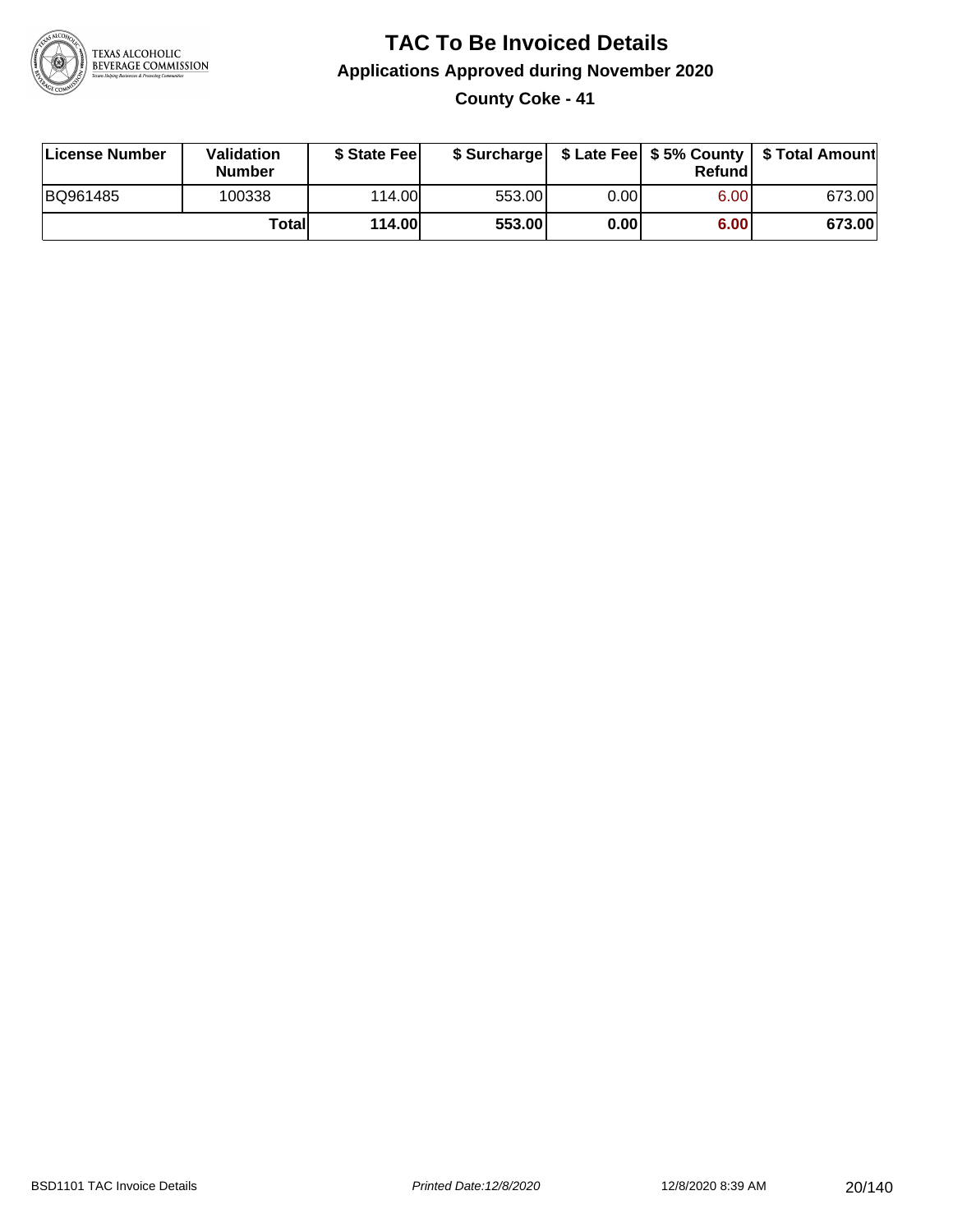# TAC To Be Invoiced Details

## Applications Approved during November 2020

### County Coke - 41

| License Number | Validation Number | $ State Fee | $ Surcharge | $ Late Fee | $ 5% County Refund | $ Total Amount |
|---|---|---|---|---|---|---|
| BQ961485 | 100338 | 114.00 | 553.00 | 0.00 | 6.00 | 673.00 |
| | **Total** | **114.00** | **553.00** | **0.00** | **6.00** | **673.00** |

BSD1101 TAC Invoice Details — Printed Date: 12/8/2020 — 12/8/2020 8:39 AM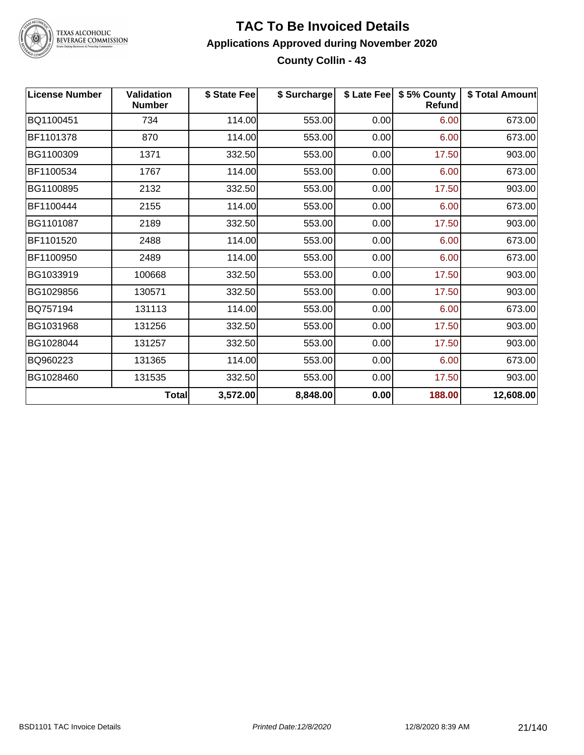# TAC To Be Invoiced Details

## Applications Approved during November 2020

### County Collin - 43

| License Number | Validation Number | $ State Fee | $ Surcharge | $ Late Fee | $ 5% County Refund | $ Total Amount |
|---|---|---|---|---|---|---|
| BQ1100451 | 734 | 114.00 | 553.00 | 0.00 | 6.00 | 673.00 |
| BF1101378 | 870 | 114.00 | 553.00 | 0.00 | 6.00 | 673.00 |
| BG1100309 | 1371 | 332.50 | 553.00 | 0.00 | 17.50 | 903.00 |
| BF1100534 | 1767 | 114.00 | 553.00 | 0.00 | 6.00 | 673.00 |
| BG1100895 | 2132 | 332.50 | 553.00 | 0.00 | 17.50 | 903.00 |
| BF1100444 | 2155 | 114.00 | 553.00 | 0.00 | 6.00 | 673.00 |
| BG1101087 | 2189 | 332.50 | 553.00 | 0.00 | 17.50 | 903.00 |
| BF1101520 | 2488 | 114.00 | 553.00 | 0.00 | 6.00 | 673.00 |
| BF1100950 | 2489 | 114.00 | 553.00 | 0.00 | 6.00 | 673.00 |
| BG1033919 | 100668 | 332.50 | 553.00 | 0.00 | 17.50 | 903.00 |
| BG1029856 | 130571 | 332.50 | 553.00 | 0.00 | 17.50 | 903.00 |
| BQ757194 | 131113 | 114.00 | 553.00 | 0.00 | 6.00 | 673.00 |
| BG1031968 | 131256 | 332.50 | 553.00 | 0.00 | 17.50 | 903.00 |
| BG1028044 | 131257 | 332.50 | 553.00 | 0.00 | 17.50 | 903.00 |
| BQ960223 | 131365 | 114.00 | 553.00 | 0.00 | 6.00 | 673.00 |
| BG1028460 | 131535 | 332.50 | 553.00 | 0.00 | 17.50 | 903.00 |
| | **Total** | **3,572.00** | **8,848.00** | **0.00** | **188.00** | **12,608.00** |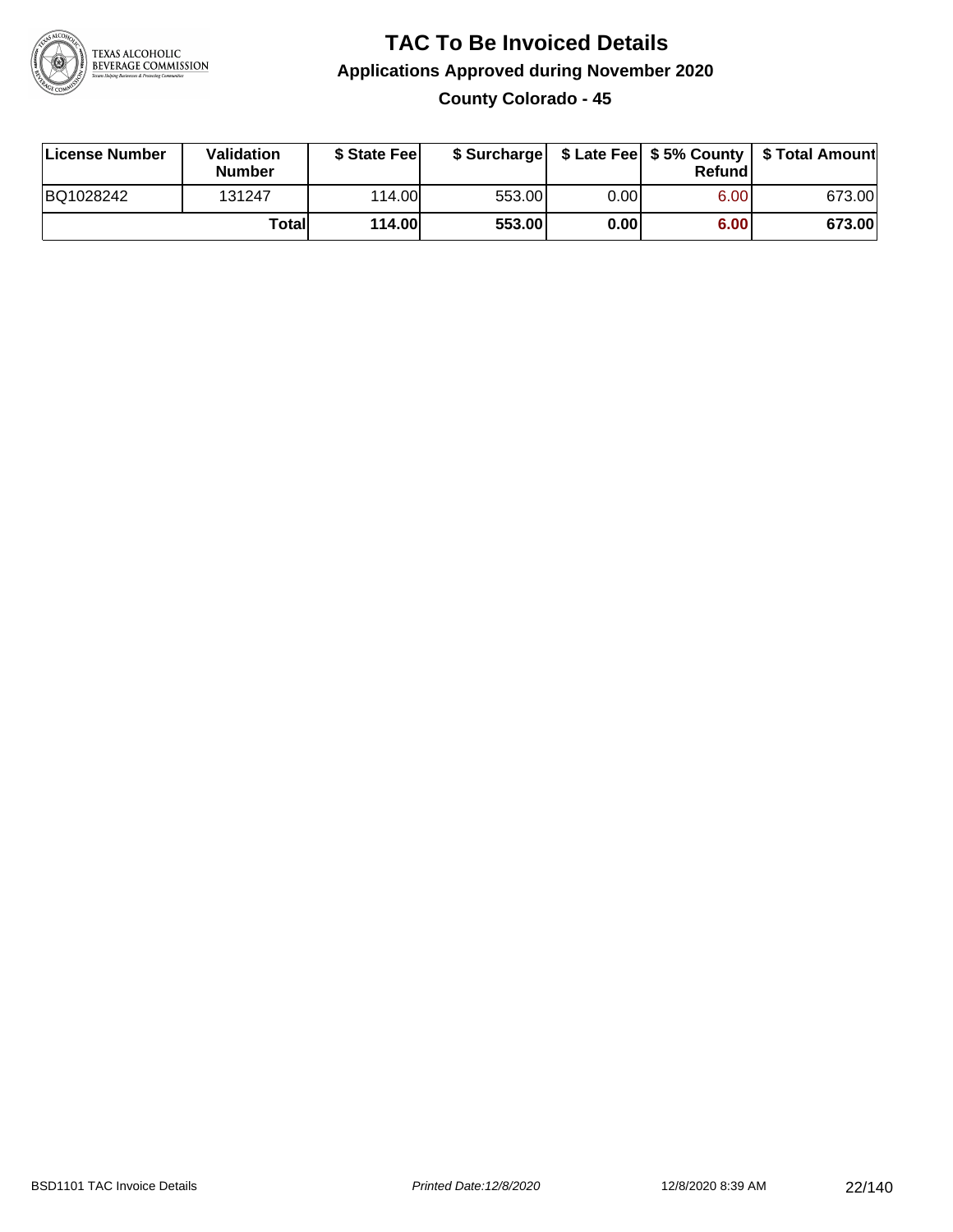# TAC To Be Invoiced Details

## Applications Approved during November 2020

### County Colorado - 45

| License Number | Validation Number | $ State Fee | $ Surcharge | $ Late Fee | $ 5% County Refund | $ Total Amount |
|---|---|---|---|---|---|---|
| BQ1028242 | 131247 | 114.00 | 553.00 | 0.00 | 6.00 | 673.00 |
| | **Total** | **114.00** | **553.00** | **0.00** | **6.00** | **673.00** |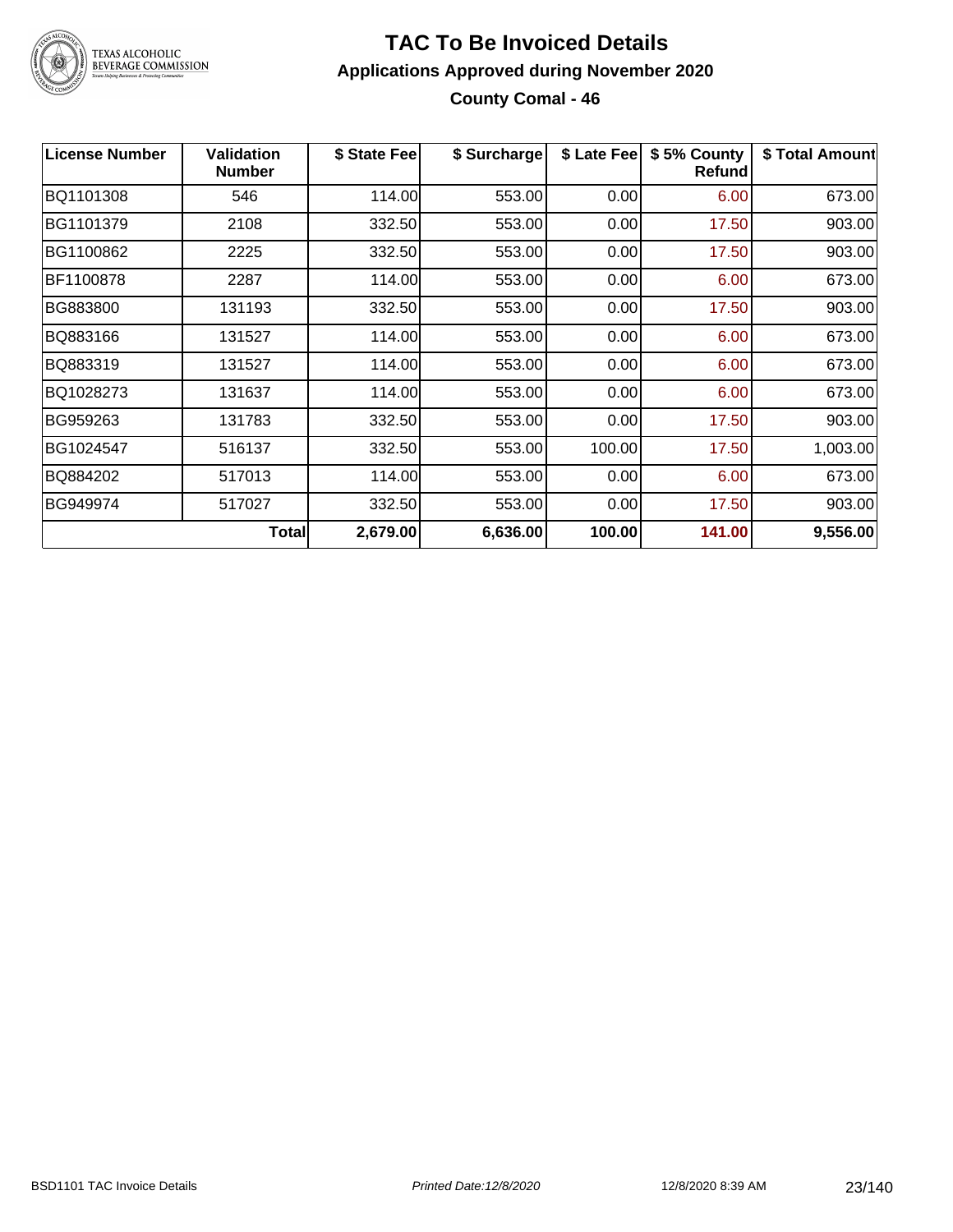# TAC To Be Invoiced Details

## Applications Approved during November 2020

### County Comal - 46

| License Number | Validation Number | $ State Fee | $ Surcharge | $ Late Fee | $ 5% County Refund | $ Total Amount |
|---|---|---|---|---|---|---|
| BQ1101308 | 546 | 114.00 | 553.00 | 0.00 | 6.00 | 673.00 |
| BG1101379 | 2108 | 332.50 | 553.00 | 0.00 | 17.50 | 903.00 |
| BG1100862 | 2225 | 332.50 | 553.00 | 0.00 | 17.50 | 903.00 |
| BF1100878 | 2287 | 114.00 | 553.00 | 0.00 | 6.00 | 673.00 |
| BG883800 | 131193 | 332.50 | 553.00 | 0.00 | 17.50 | 903.00 |
| BQ883166 | 131527 | 114.00 | 553.00 | 0.00 | 6.00 | 673.00 |
| BQ883319 | 131527 | 114.00 | 553.00 | 0.00 | 6.00 | 673.00 |
| BQ1028273 | 131637 | 114.00 | 553.00 | 0.00 | 6.00 | 673.00 |
| BG959263 | 131783 | 332.50 | 553.00 | 0.00 | 17.50 | 903.00 |
| BG1024547 | 516137 | 332.50 | 553.00 | 100.00 | 17.50 | 1,003.00 |
| BQ884202 | 517013 | 114.00 | 553.00 | 0.00 | 6.00 | 673.00 |
| BG949974 | 517027 | 332.50 | 553.00 | 0.00 | 17.50 | 903.00 |
| | **Total** | **2,679.00** | **6,636.00** | **100.00** | **141.00** | **9,556.00** |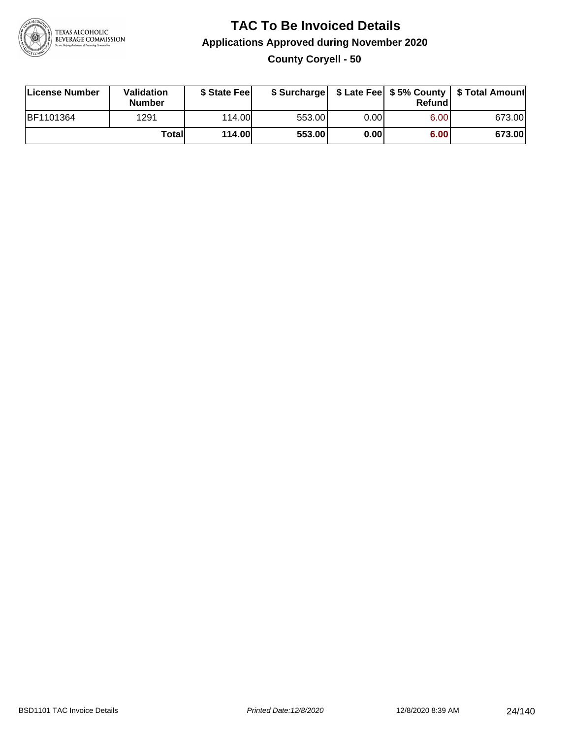# TAC To Be Invoiced Details

## Applications Approved during November 2020

### County Coryell - 50

| License Number | Validation Number | $ State Fee | $ Surcharge | $ Late Fee | $ 5% County Refund | $ Total Amount |
|---|---|---|---|---|---|---|
| BF1101364 | 1291 | 114.00 | 553.00 | 0.00 | 6.00 | 673.00 |
| | **Total** | **114.00** | **553.00** | **0.00** | **6.00** | **673.00** |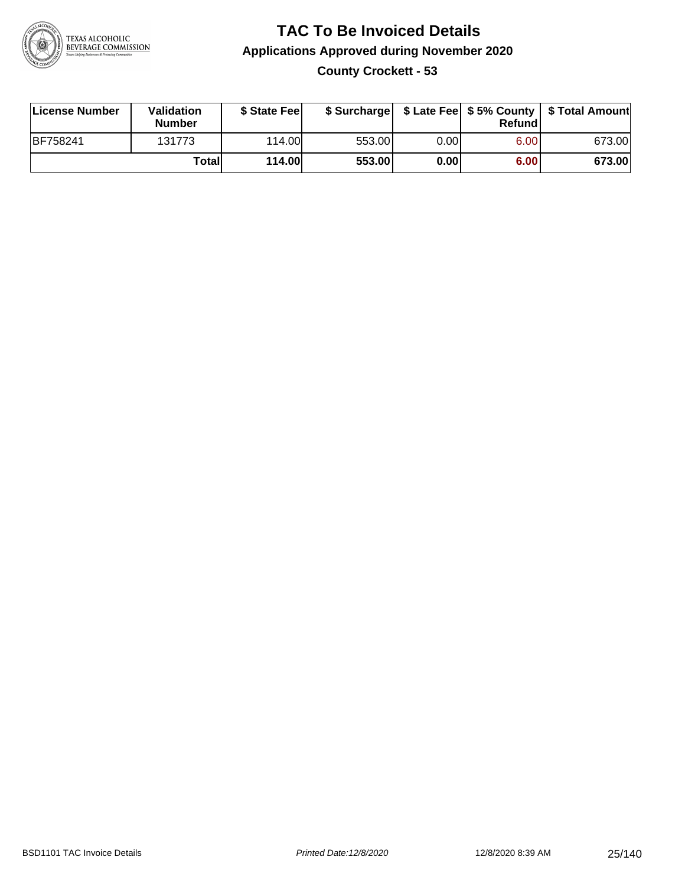# TAC To Be Invoiced Details

## Applications Approved during November 2020

### County Crockett - 53

| License Number | Validation Number | $ State Fee | $ Surcharge | $ Late Fee | $ 5% County Refund | $ Total Amount |
|---|---|---|---|---|---|---|
| BF758241 | 131773 | 114.00 | 553.00 | 0.00 | 6.00 | 673.00 |
| | **Total** | **114.00** | **553.00** | **0.00** | **6.00** | **673.00** |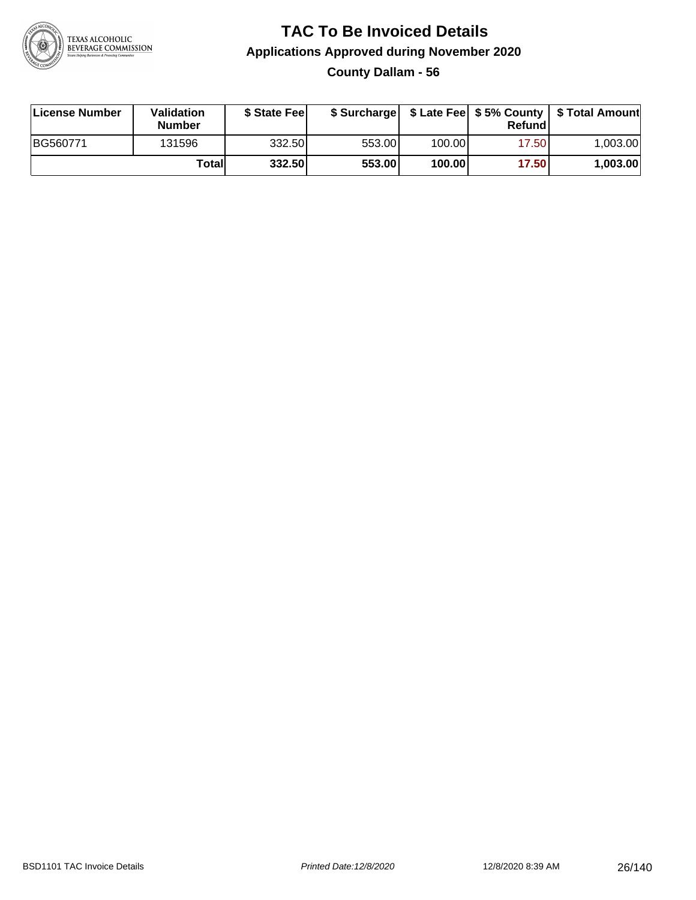# TAC To Be Invoiced Details

## Applications Approved during November 2020

### County Dallam - 56

| License Number | Validation Number | $ State Fee | $ Surcharge | $ Late Fee | $ 5% County Refund | $ Total Amount |
|---|---|---|---|---|---|---|
| BG560771 | 131596 | 332.50 | 553.00 | 100.00 | 17.50 | 1,003.00 |
| | **Total** | **332.50** | **553.00** | **100.00** | **17.50** | **1,003.00** |

BSD1101 TAC Invoice Details | *Printed Date:12/8/2020* | 12/8/2020 8:39 AM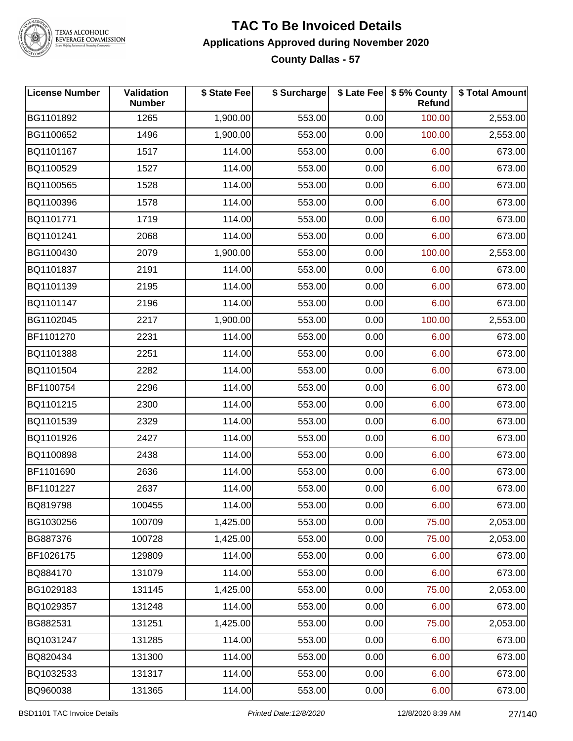# TAC To Be Invoiced Details

## Applications Approved during November 2020

### County Dallas - 57

| License Number | Validation Number | $ State Fee | $ Surcharge | $ Late Fee | $ 5% County Refund | $ Total Amount |
|---|---|---|---|---|---|---|
| BG1101892 | 1265 | 1,900.00 | 553.00 | 0.00 | 100.00 | 2,553.00 |
| BG1100652 | 1496 | 1,900.00 | 553.00 | 0.00 | 100.00 | 2,553.00 |
| BQ1101167 | 1517 | 114.00 | 553.00 | 0.00 | 6.00 | 673.00 |
| BQ1100529 | 1527 | 114.00 | 553.00 | 0.00 | 6.00 | 673.00 |
| BQ1100565 | 1528 | 114.00 | 553.00 | 0.00 | 6.00 | 673.00 |
| BQ1100396 | 1578 | 114.00 | 553.00 | 0.00 | 6.00 | 673.00 |
| BQ1101771 | 1719 | 114.00 | 553.00 | 0.00 | 6.00 | 673.00 |
| BQ1101241 | 2068 | 114.00 | 553.00 | 0.00 | 6.00 | 673.00 |
| BG1100430 | 2079 | 1,900.00 | 553.00 | 0.00 | 100.00 | 2,553.00 |
| BQ1101837 | 2191 | 114.00 | 553.00 | 0.00 | 6.00 | 673.00 |
| BQ1101139 | 2195 | 114.00 | 553.00 | 0.00 | 6.00 | 673.00 |
| BQ1101147 | 2196 | 114.00 | 553.00 | 0.00 | 6.00 | 673.00 |
| BG1102045 | 2217 | 1,900.00 | 553.00 | 0.00 | 100.00 | 2,553.00 |
| BF1101270 | 2231 | 114.00 | 553.00 | 0.00 | 6.00 | 673.00 |
| BQ1101388 | 2251 | 114.00 | 553.00 | 0.00 | 6.00 | 673.00 |
| BQ1101504 | 2282 | 114.00 | 553.00 | 0.00 | 6.00 | 673.00 |
| BF1100754 | 2296 | 114.00 | 553.00 | 0.00 | 6.00 | 673.00 |
| BQ1101215 | 2300 | 114.00 | 553.00 | 0.00 | 6.00 | 673.00 |
| BQ1101539 | 2329 | 114.00 | 553.00 | 0.00 | 6.00 | 673.00 |
| BQ1101926 | 2427 | 114.00 | 553.00 | 0.00 | 6.00 | 673.00 |
| BQ1100898 | 2438 | 114.00 | 553.00 | 0.00 | 6.00 | 673.00 |
| BF1101690 | 2636 | 114.00 | 553.00 | 0.00 | 6.00 | 673.00 |
| BF1101227 | 2637 | 114.00 | 553.00 | 0.00 | 6.00 | 673.00 |
| BQ819798 | 100455 | 114.00 | 553.00 | 0.00 | 6.00 | 673.00 |
| BG1030256 | 100709 | 1,425.00 | 553.00 | 0.00 | 75.00 | 2,053.00 |
| BG887376 | 100728 | 1,425.00 | 553.00 | 0.00 | 75.00 | 2,053.00 |
| BF1026175 | 129809 | 114.00 | 553.00 | 0.00 | 6.00 | 673.00 |
| BQ884170 | 131079 | 114.00 | 553.00 | 0.00 | 6.00 | 673.00 |
| BG1029183 | 131145 | 1,425.00 | 553.00 | 0.00 | 75.00 | 2,053.00 |
| BQ1029357 | 131248 | 114.00 | 553.00 | 0.00 | 6.00 | 673.00 |
| BG882531 | 131251 | 1,425.00 | 553.00 | 0.00 | 75.00 | 2,053.00 |
| BQ1031247 | 131285 | 114.00 | 553.00 | 0.00 | 6.00 | 673.00 |
| BQ820434 | 131300 | 114.00 | 553.00 | 0.00 | 6.00 | 673.00 |
| BQ1032533 | 131317 | 114.00 | 553.00 | 0.00 | 6.00 | 673.00 |
| BQ960038 | 131365 | 114.00 | 553.00 | 0.00 | 6.00 | 673.00 |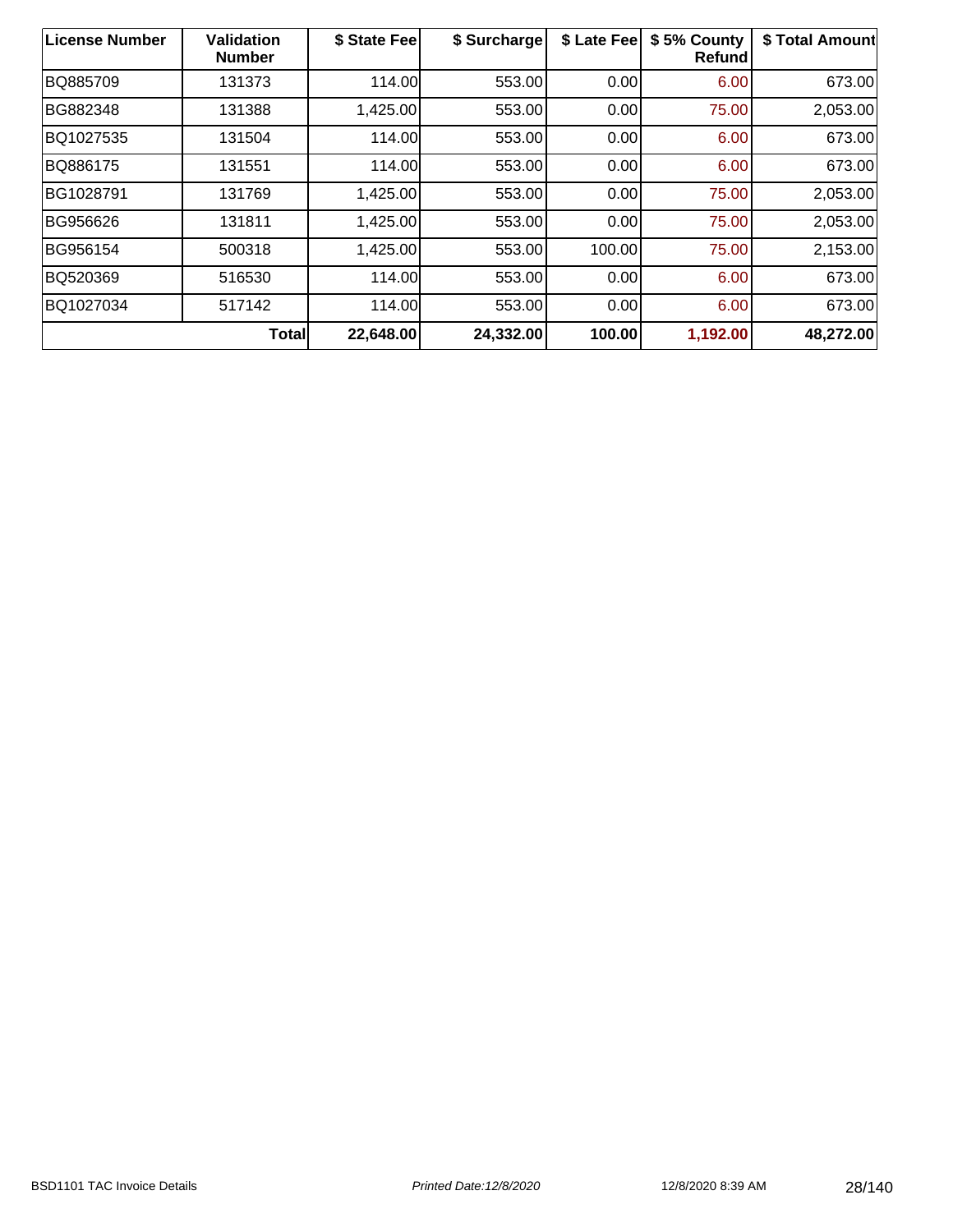| License Number | Validation Number | $ State Fee | $ Surcharge | $ Late Fee | $ 5% County Refund | $ Total Amount |
|---|---|---|---|---|---|---|
| BQ885709 | 131373 | 114.00 | 553.00 | 0.00 | 6.00 | 673.00 |
| BG882348 | 131388 | 1,425.00 | 553.00 | 0.00 | 75.00 | 2,053.00 |
| BQ1027535 | 131504 | 114.00 | 553.00 | 0.00 | 6.00 | 673.00 |
| BQ886175 | 131551 | 114.00 | 553.00 | 0.00 | 6.00 | 673.00 |
| BG1028791 | 131769 | 1,425.00 | 553.00 | 0.00 | 75.00 | 2,053.00 |
| BG956626 | 131811 | 1,425.00 | 553.00 | 0.00 | 75.00 | 2,053.00 |
| BG956154 | 500318 | 1,425.00 | 553.00 | 100.00 | 75.00 | 2,153.00 |
| BQ520369 | 516530 | 114.00 | 553.00 | 0.00 | 6.00 | 673.00 |
| BQ1027034 | 517142 | 114.00 | 553.00 | 0.00 | 6.00 | 673.00 |
| | **Total** | **22,648.00** | **24,332.00** | **100.00** | **1,192.00** | **48,272.00** |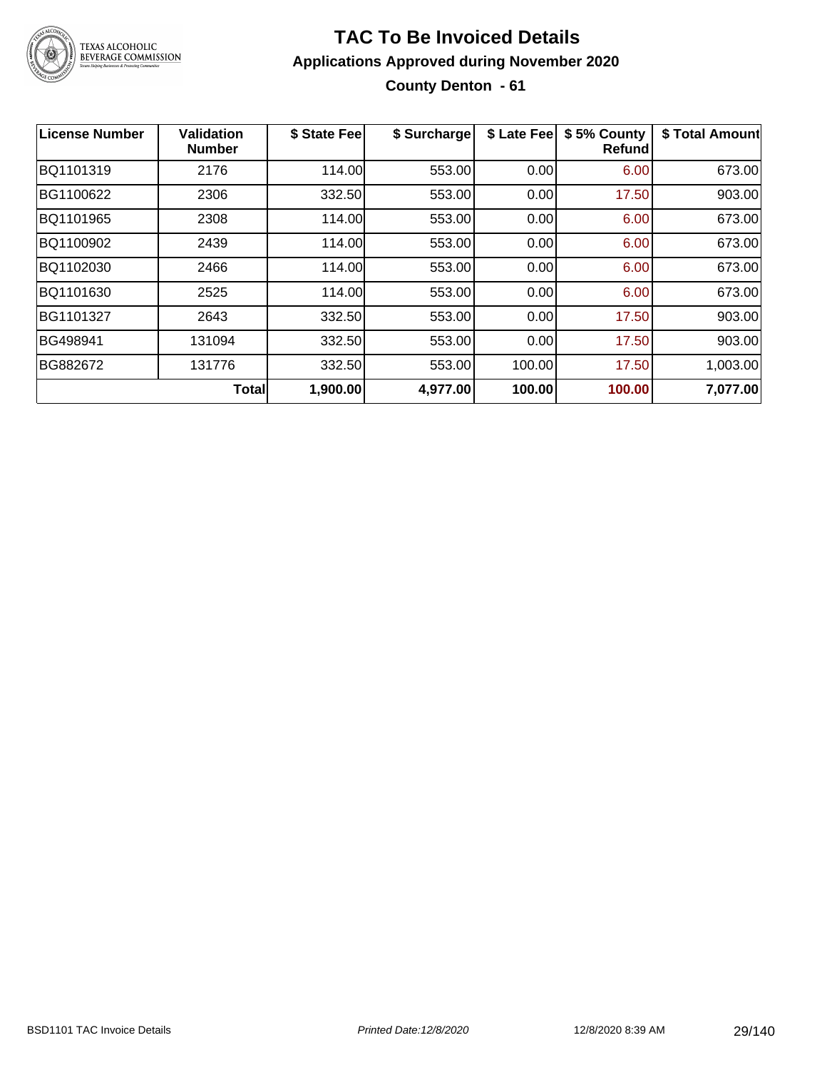# TAC To Be Invoiced Details

## Applications Approved during November 2020

### County Denton - 61

| License Number | Validation Number | $ State Fee | $ Surcharge | $ Late Fee | $ 5% County Refund | $ Total Amount |
|---|---|---|---|---|---|---|
| BQ1101319 | 2176 | 114.00 | 553.00 | 0.00 | 6.00 | 673.00 |
| BG1100622 | 2306 | 332.50 | 553.00 | 0.00 | 17.50 | 903.00 |
| BQ1101965 | 2308 | 114.00 | 553.00 | 0.00 | 6.00 | 673.00 |
| BQ1100902 | 2439 | 114.00 | 553.00 | 0.00 | 6.00 | 673.00 |
| BQ1102030 | 2466 | 114.00 | 553.00 | 0.00 | 6.00 | 673.00 |
| BQ1101630 | 2525 | 114.00 | 553.00 | 0.00 | 6.00 | 673.00 |
| BG1101327 | 2643 | 332.50 | 553.00 | 0.00 | 17.50 | 903.00 |
| BG498941 | 131094 | 332.50 | 553.00 | 0.00 | 17.50 | 903.00 |
| BG882672 | 131776 | 332.50 | 553.00 | 100.00 | 17.50 | 1,003.00 |
| | **Total** | **1,900.00** | **4,977.00** | **100.00** | **100.00** | **7,077.00** |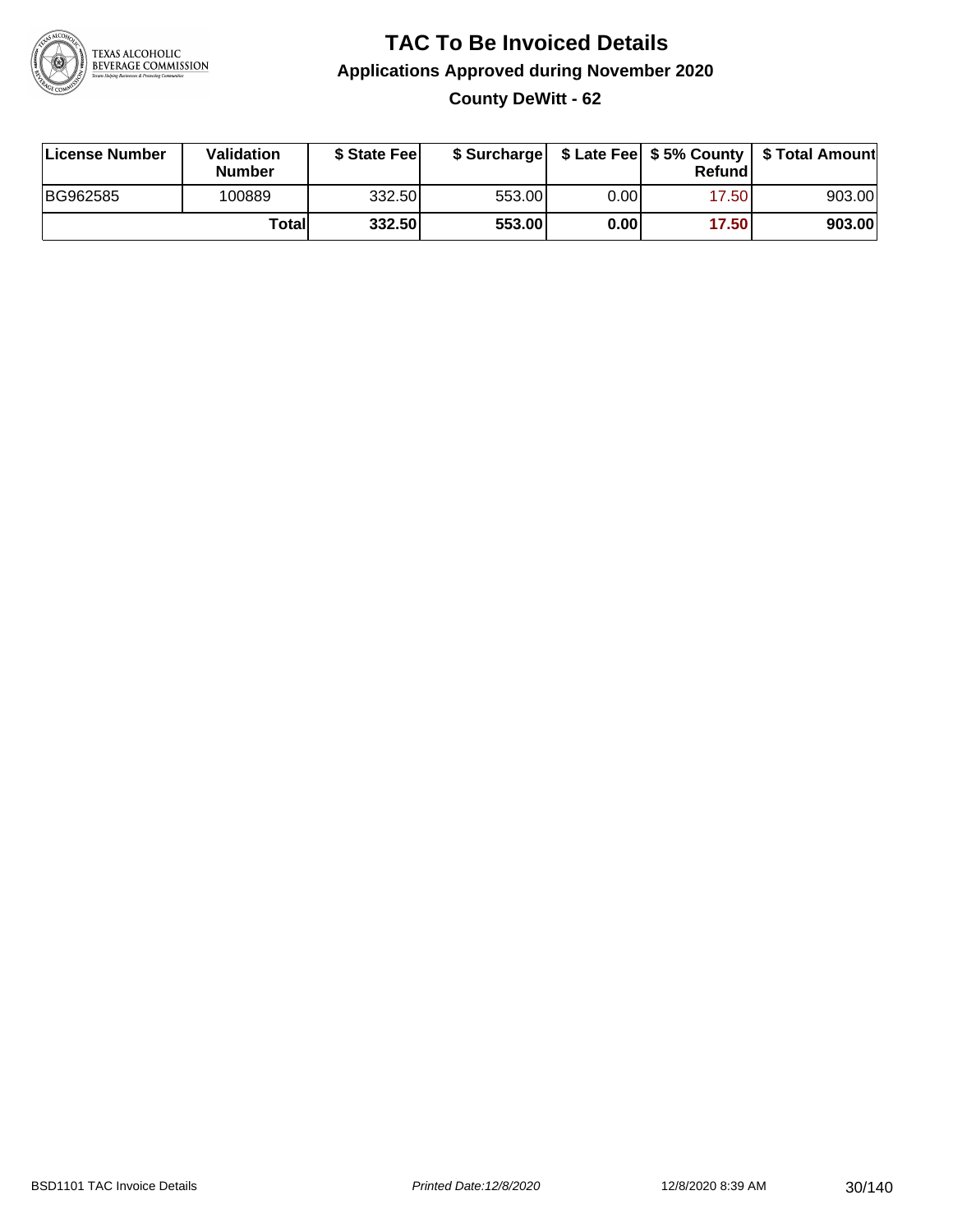# TAC To Be Invoiced Details

## Applications Approved during November 2020

### County DeWitt - 62

| License Number | Validation Number | $ State Fee | $ Surcharge | $ Late Fee | $ 5% County Refund | $ Total Amount |
|---|---|---|---|---|---|---|
| BG962585 | 100889 | 332.50 | 553.00 | 0.00 | 17.50 | 903.00 |
| | **Total** | **332.50** | **553.00** | **0.00** | **17.50** | **903.00** |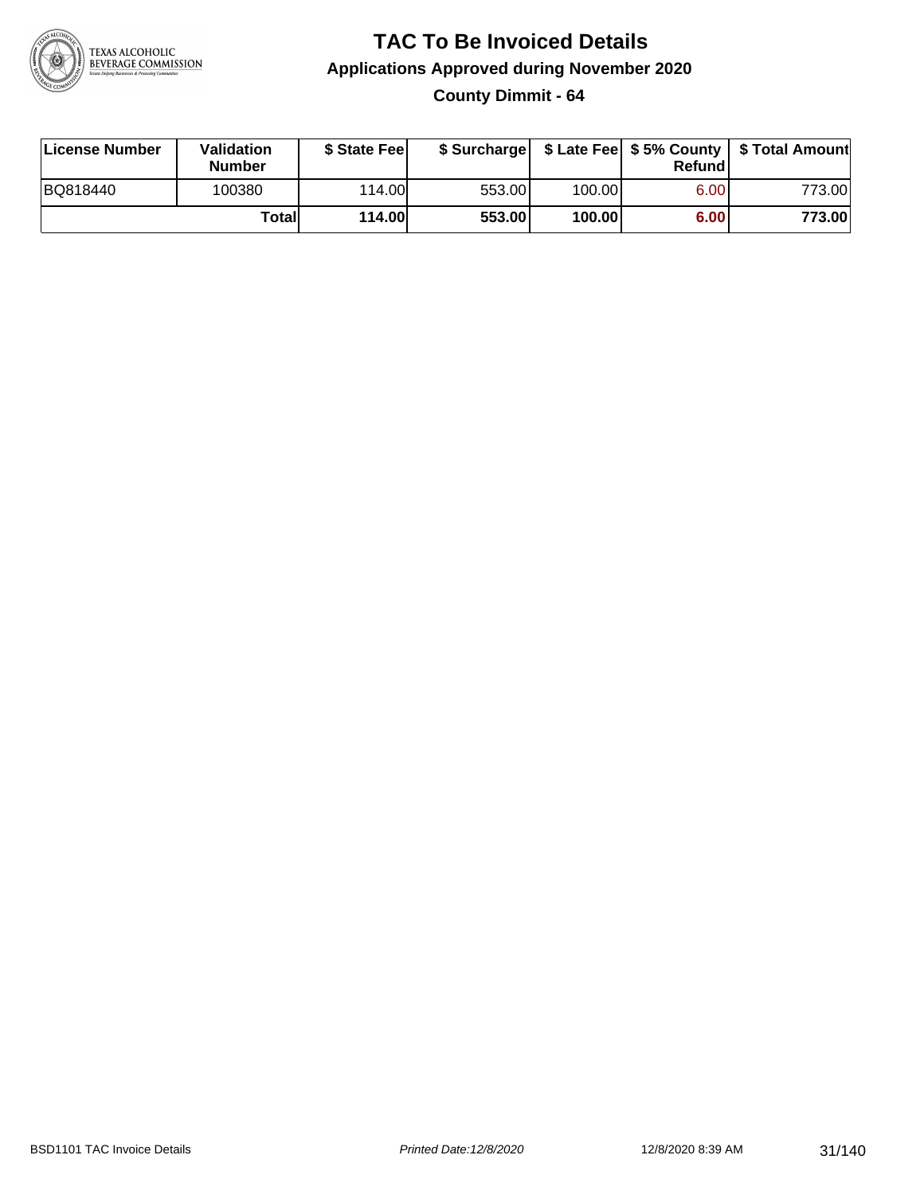# TAC To Be Invoiced Details

## Applications Approved during November 2020

### County Dimmit - 64

| License Number | Validation Number | $ State Fee | $ Surcharge | $ Late Fee | $ 5% County Refund | $ Total Amount |
|---|---|---|---|---|---|---|
| BQ818440 | 100380 | 114.00 | 553.00 | 100.00 | 6.00 | 773.00 |
| | **Total** | **114.00** | **553.00** | **100.00** | **6.00** | **773.00** |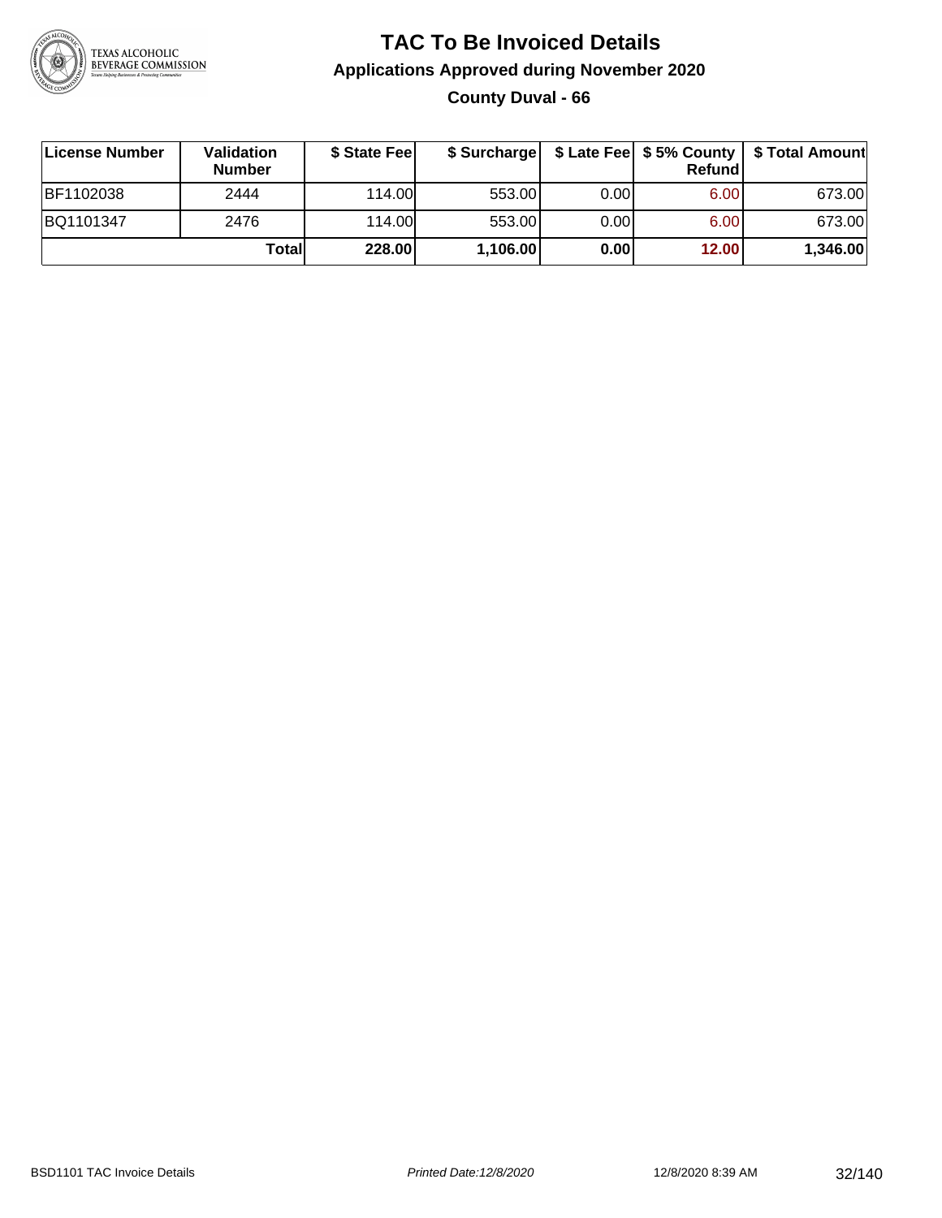# TAC To Be Invoiced Details

## Applications Approved during November 2020

### County Duval - 66

| License Number | Validation Number | $ State Fee | $ Surcharge | $ Late Fee | $ 5% County Refund | $ Total Amount |
|---|---|---|---|---|---|---|
| BF1102038 | 2444 | 114.00 | 553.00 | 0.00 | 6.00 | 673.00 |
| BQ1101347 | 2476 | 114.00 | 553.00 | 0.00 | 6.00 | 673.00 |
| | **Total** | **228.00** | **1,106.00** | **0.00** | **12.00** | **1,346.00** |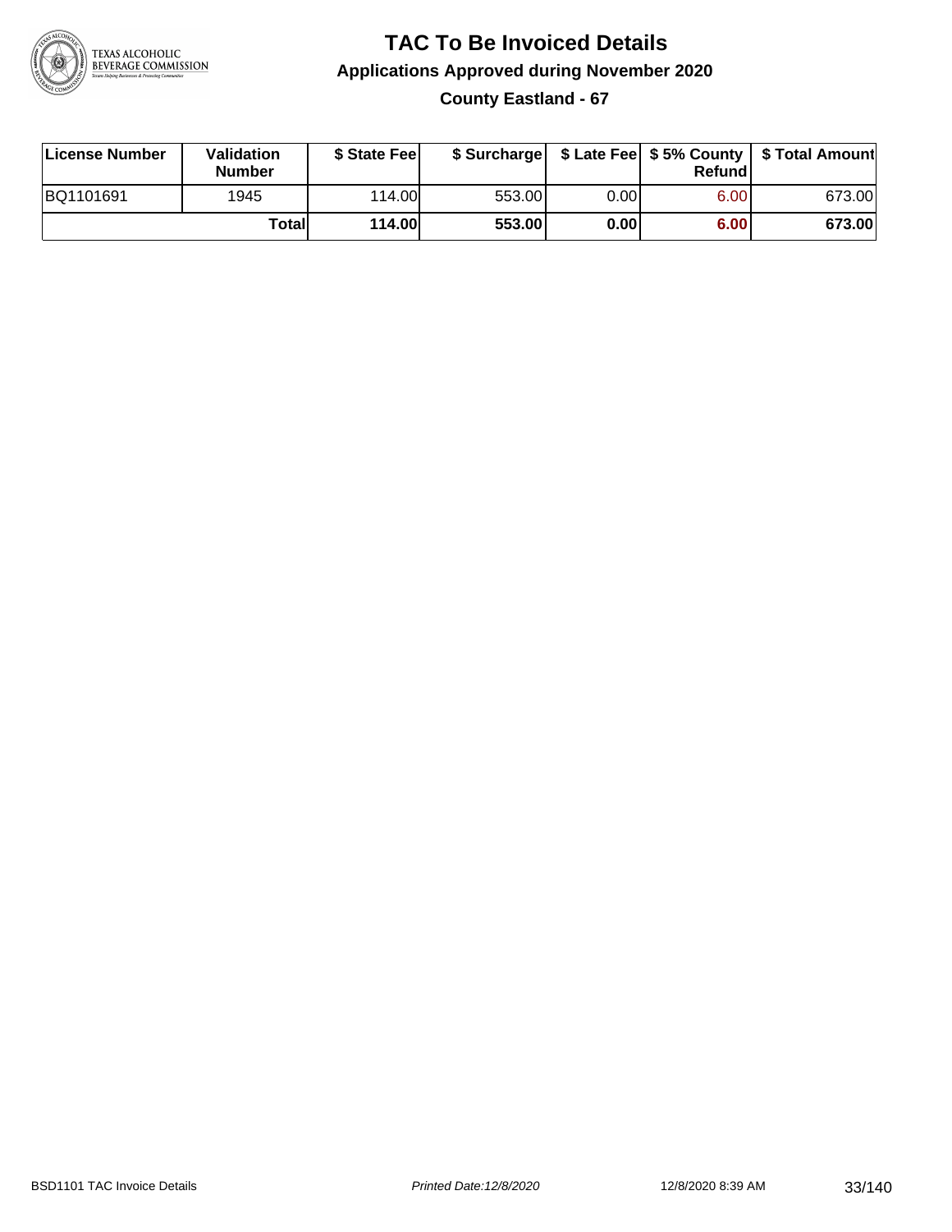# TAC To Be Invoiced Details

## Applications Approved during November 2020

### County Eastland - 67

| License Number | Validation Number | $ State Fee | $ Surcharge | $ Late Fee | $ 5% County Refund | $ Total Amount |
|---|---|---|---|---|---|---|
| BQ1101691 | 1945 | 114.00 | 553.00 | 0.00 | 6.00 | 673.00 |
| | **Total** | **114.00** | **553.00** | **0.00** | **6.00** | **673.00** |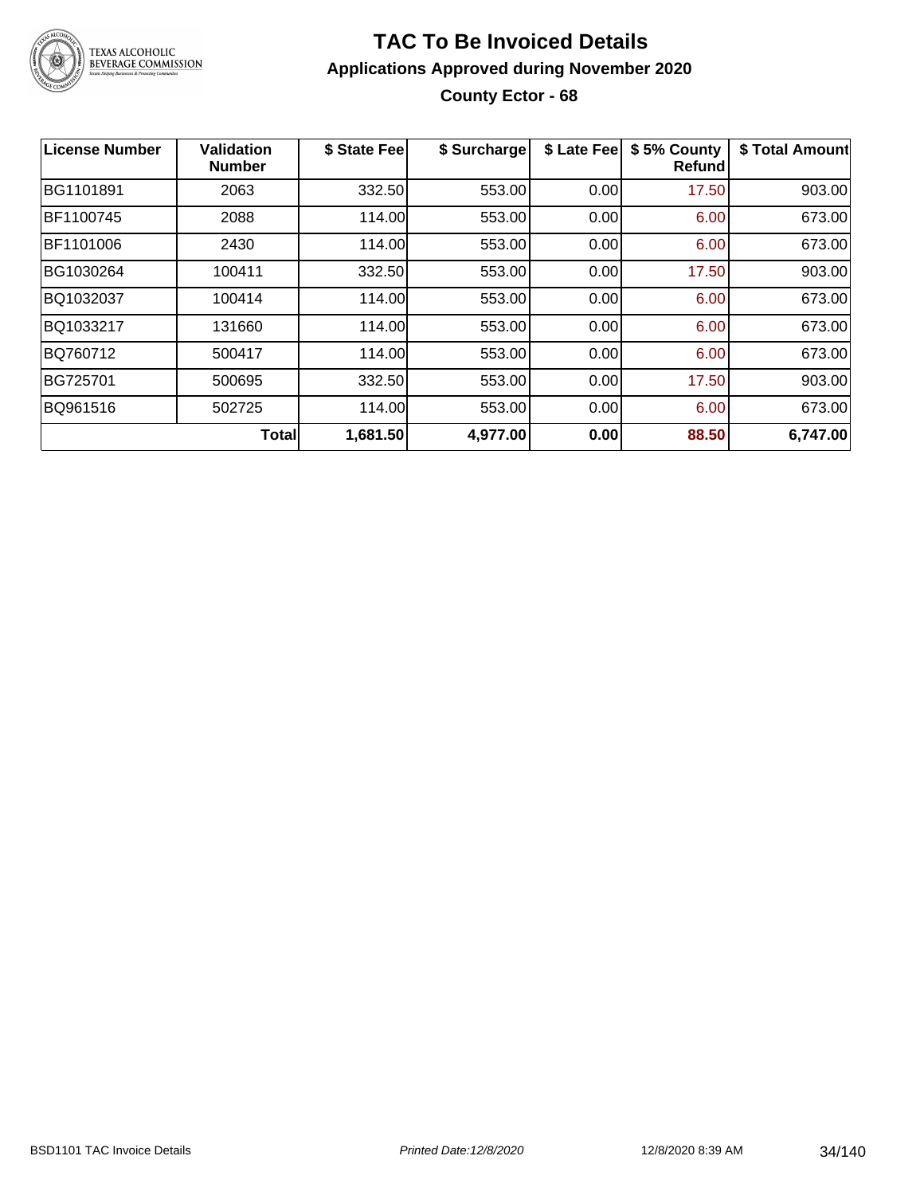# TAC To Be Invoiced Details

## Applications Approved during November 2020

### County Ector - 68

| License Number | Validation Number | $ State Fee | $ Surcharge | $ Late Fee | $ 5% County Refund | $ Total Amount |
|---|---|---|---|---|---|---|
| BG1101891 | 2063 | 332.50 | 553.00 | 0.00 | 17.50 | 903.00 |
| BF1100745 | 2088 | 114.00 | 553.00 | 0.00 | 6.00 | 673.00 |
| BF1101006 | 2430 | 114.00 | 553.00 | 0.00 | 6.00 | 673.00 |
| BG1030264 | 100411 | 332.50 | 553.00 | 0.00 | 17.50 | 903.00 |
| BQ1032037 | 100414 | 114.00 | 553.00 | 0.00 | 6.00 | 673.00 |
| BQ1033217 | 131660 | 114.00 | 553.00 | 0.00 | 6.00 | 673.00 |
| BQ760712 | 500417 | 114.00 | 553.00 | 0.00 | 6.00 | 673.00 |
| BG725701 | 500695 | 332.50 | 553.00 | 0.00 | 17.50 | 903.00 |
| BQ961516 | 502725 | 114.00 | 553.00 | 0.00 | 6.00 | 673.00 |
| | **Total** | **1,681.50** | **4,977.00** | **0.00** | **88.50** | **6,747.00** |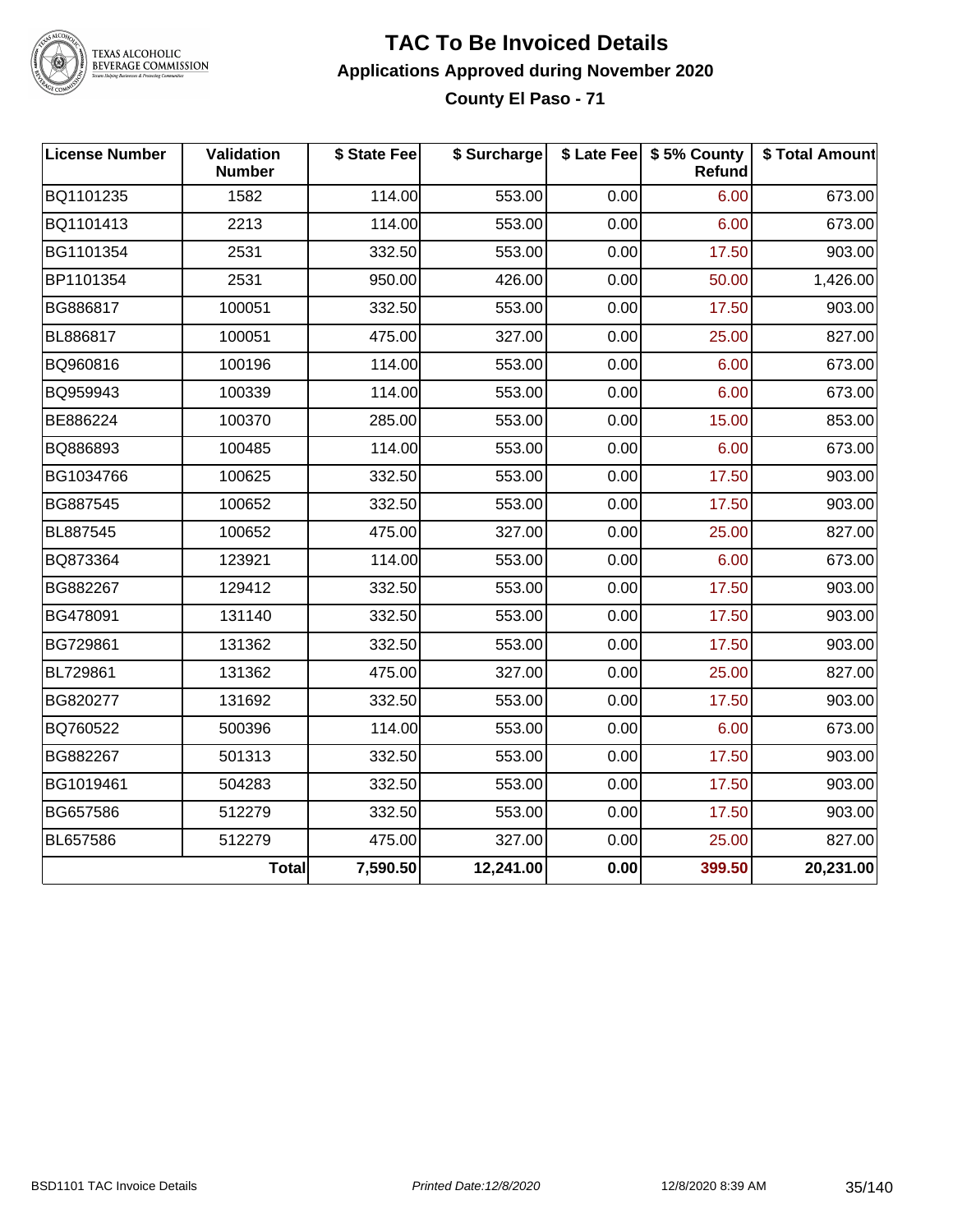# TAC To Be Invoiced Details

## Applications Approved during November 2020

### County El Paso - 71

| License Number | Validation Number | $ State Fee | $ Surcharge | $ Late Fee | $ 5% County Refund | $ Total Amount |
|---|---|---|---|---|---|---|
| BQ1101235 | 1582 | 114.00 | 553.00 | 0.00 | 6.00 | 673.00 |
| BQ1101413 | 2213 | 114.00 | 553.00 | 0.00 | 6.00 | 673.00 |
| BG1101354 | 2531 | 332.50 | 553.00 | 0.00 | 17.50 | 903.00 |
| BP1101354 | 2531 | 950.00 | 426.00 | 0.00 | 50.00 | 1,426.00 |
| BG886817 | 100051 | 332.50 | 553.00 | 0.00 | 17.50 | 903.00 |
| BL886817 | 100051 | 475.00 | 327.00 | 0.00 | 25.00 | 827.00 |
| BQ960816 | 100196 | 114.00 | 553.00 | 0.00 | 6.00 | 673.00 |
| BQ959943 | 100339 | 114.00 | 553.00 | 0.00 | 6.00 | 673.00 |
| BE886224 | 100370 | 285.00 | 553.00 | 0.00 | 15.00 | 853.00 |
| BQ886893 | 100485 | 114.00 | 553.00 | 0.00 | 6.00 | 673.00 |
| BG1034766 | 100625 | 332.50 | 553.00 | 0.00 | 17.50 | 903.00 |
| BG887545 | 100652 | 332.50 | 553.00 | 0.00 | 17.50 | 903.00 |
| BL887545 | 100652 | 475.00 | 327.00 | 0.00 | 25.00 | 827.00 |
| BQ873364 | 123921 | 114.00 | 553.00 | 0.00 | 6.00 | 673.00 |
| BG882267 | 129412 | 332.50 | 553.00 | 0.00 | 17.50 | 903.00 |
| BG478091 | 131140 | 332.50 | 553.00 | 0.00 | 17.50 | 903.00 |
| BG729861 | 131362 | 332.50 | 553.00 | 0.00 | 17.50 | 903.00 |
| BL729861 | 131362 | 475.00 | 327.00 | 0.00 | 25.00 | 827.00 |
| BG820277 | 131692 | 332.50 | 553.00 | 0.00 | 17.50 | 903.00 |
| BQ760522 | 500396 | 114.00 | 553.00 | 0.00 | 6.00 | 673.00 |
| BG882267 | 501313 | 332.50 | 553.00 | 0.00 | 17.50 | 903.00 |
| BG1019461 | 504283 | 332.50 | 553.00 | 0.00 | 17.50 | 903.00 |
| BG657586 | 512279 | 332.50 | 553.00 | 0.00 | 17.50 | 903.00 |
| BL657586 | 512279 | 475.00 | 327.00 | 0.00 | 25.00 | 827.00 |
| | **Total** | **7,590.50** | **12,241.00** | **0.00** | **399.50** | **20,231.00** |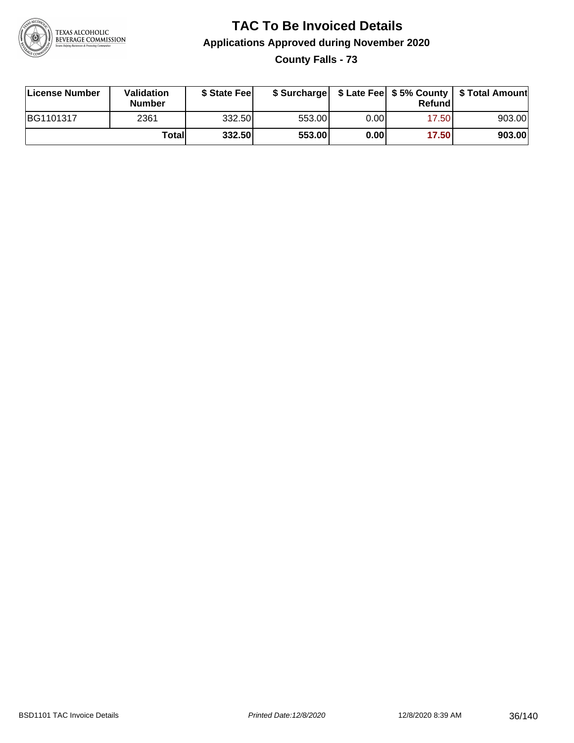# TAC To Be Invoiced Details

## Applications Approved during November 2020

### County Falls - 73

| License Number | Validation Number | $ State Fee | $ Surcharge | $ Late Fee | $ 5% County Refund | $ Total Amount |
|---|---|---|---|---|---|---|
| BG1101317 | 2361 | 332.50 | 553.00 | 0.00 | 17.50 | 903.00 |
| | **Total** | **332.50** | **553.00** | **0.00** | **17.50** | **903.00** |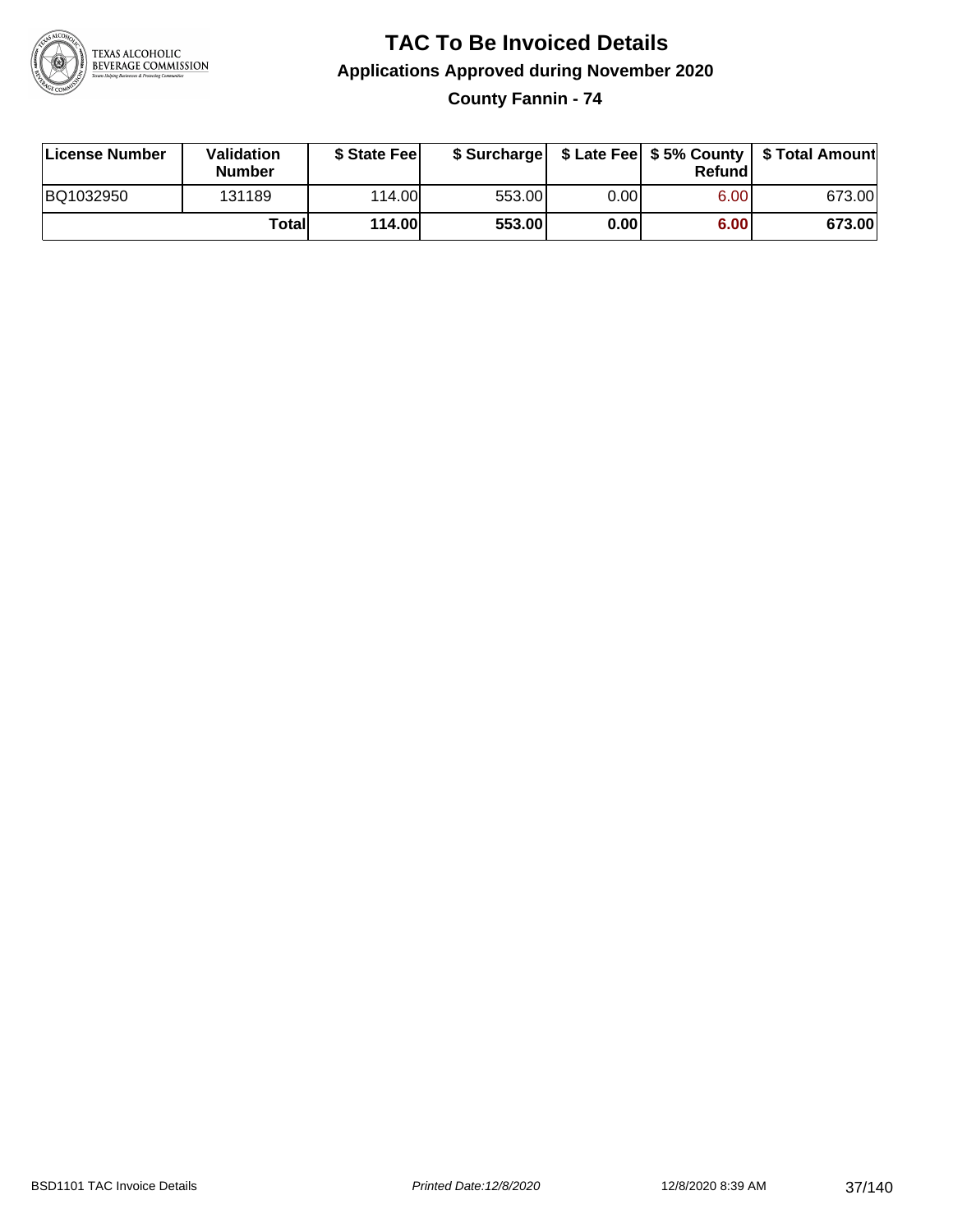# TAC To Be Invoiced Details

## Applications Approved during November 2020

### County Fannin - 74

| License Number | Validation Number | $ State Fee | $ Surcharge | $ Late Fee | $ 5% County Refund | $ Total Amount |
|---|---|---|---|---|---|---|
| BQ1032950 | 131189 | 114.00 | 553.00 | 0.00 | 6.00 | 673.00 |
| | **Total** | **114.00** | **553.00** | **0.00** | **6.00** | **673.00** |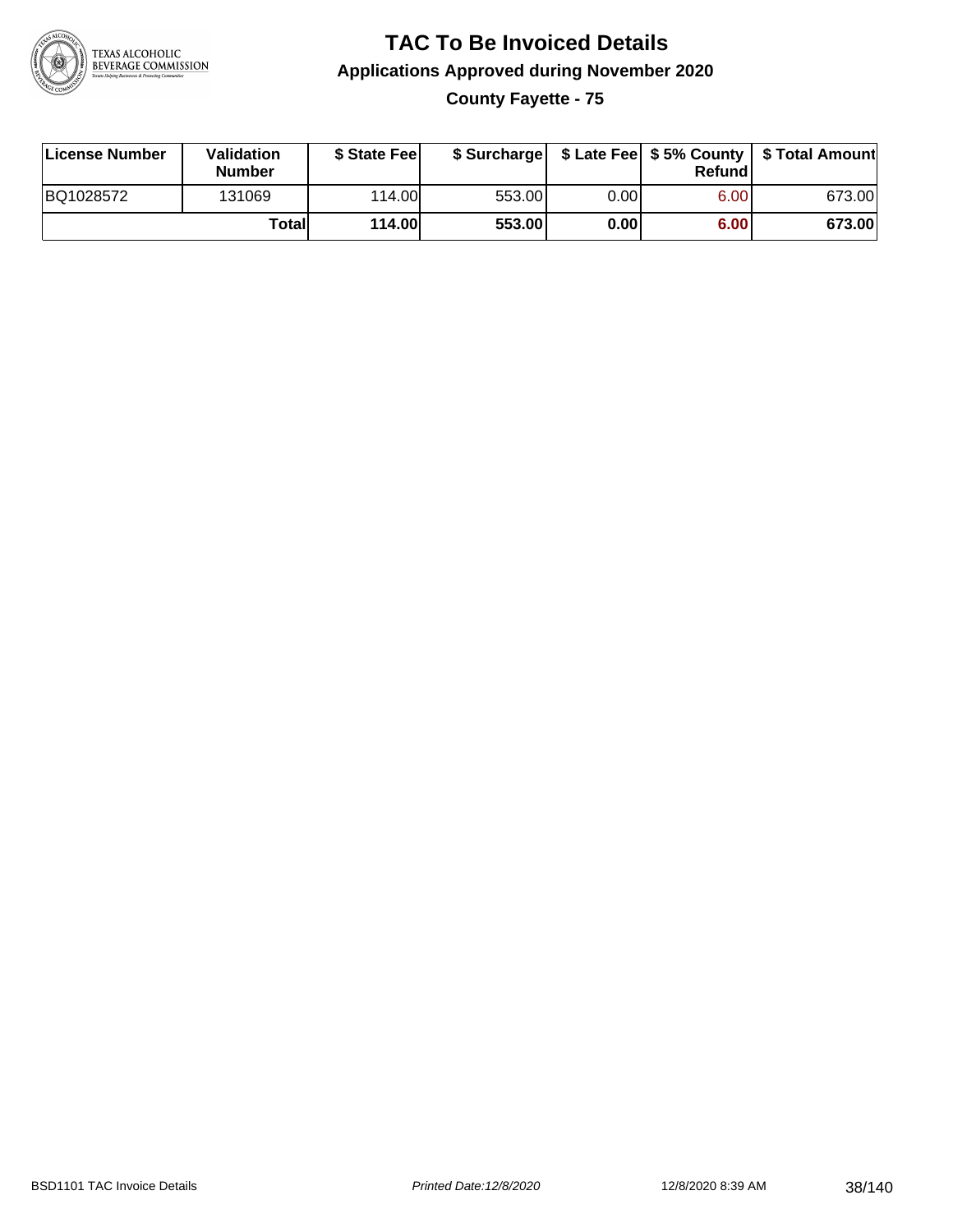# TAC To Be Invoiced Details

## Applications Approved during November 2020

### County Fayette - 75

| License Number | Validation Number | $ State Fee | $ Surcharge | $ Late Fee | $ 5% County Refund | $ Total Amount |
|---|---|---|---|---|---|---|
| BQ1028572 | 131069 | 114.00 | 553.00 | 0.00 | 6.00 | 673.00 |
| | **Total** | **114.00** | **553.00** | **0.00** | **6.00** | **673.00** |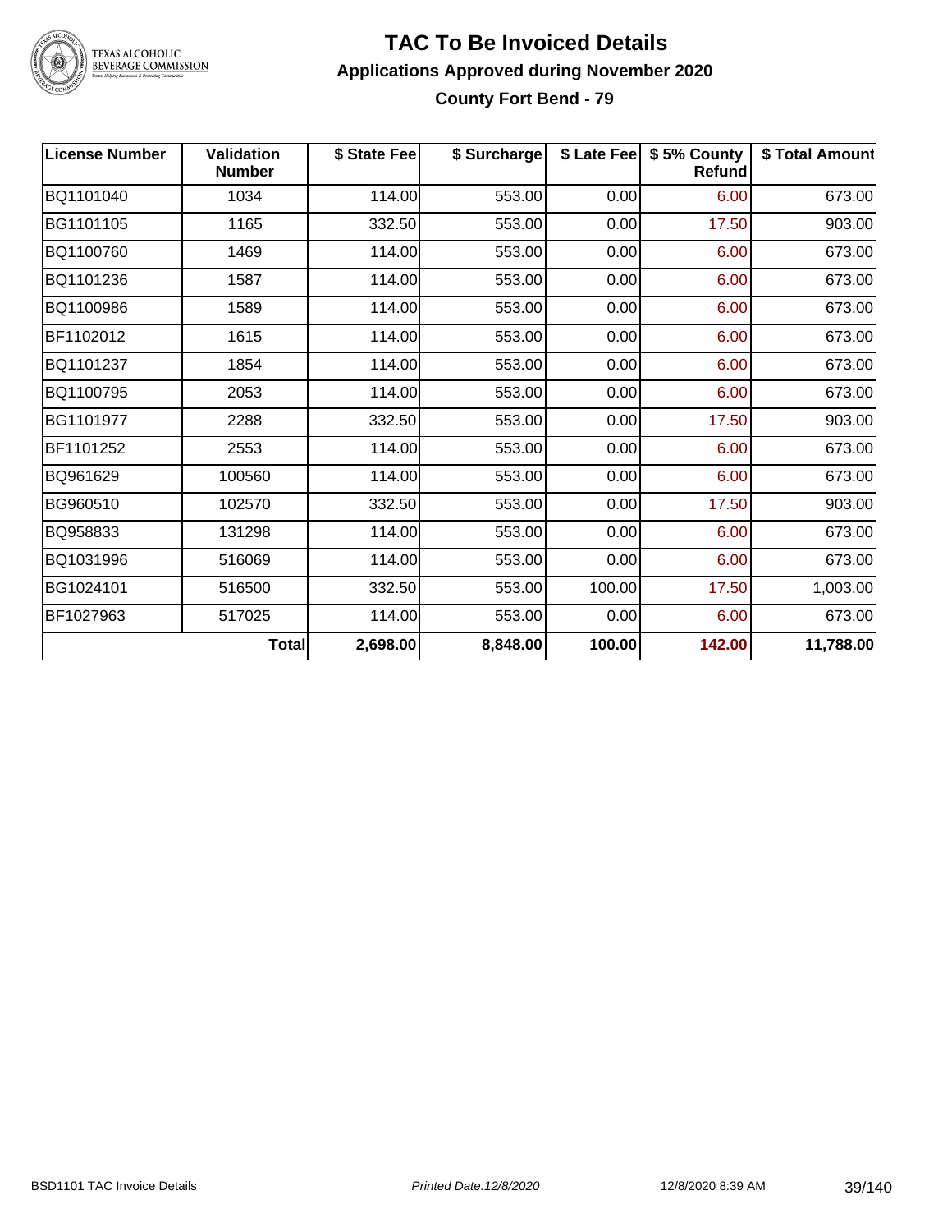# TAC To Be Invoiced Details

## Applications Approved during November 2020

### County Fort Bend - 79

| License Number | Validation Number | $ State Fee | $ Surcharge | $ Late Fee | $ 5% County Refund | $ Total Amount |
|---|---|---|---|---|---|---|
| BQ1101040 | 1034 | 114.00 | 553.00 | 0.00 | 6.00 | 673.00 |
| BG1101105 | 1165 | 332.50 | 553.00 | 0.00 | 17.50 | 903.00 |
| BQ1100760 | 1469 | 114.00 | 553.00 | 0.00 | 6.00 | 673.00 |
| BQ1101236 | 1587 | 114.00 | 553.00 | 0.00 | 6.00 | 673.00 |
| BQ1100986 | 1589 | 114.00 | 553.00 | 0.00 | 6.00 | 673.00 |
| BF1102012 | 1615 | 114.00 | 553.00 | 0.00 | 6.00 | 673.00 |
| BQ1101237 | 1854 | 114.00 | 553.00 | 0.00 | 6.00 | 673.00 |
| BQ1100795 | 2053 | 114.00 | 553.00 | 0.00 | 6.00 | 673.00 |
| BG1101977 | 2288 | 332.50 | 553.00 | 0.00 | 17.50 | 903.00 |
| BF1101252 | 2553 | 114.00 | 553.00 | 0.00 | 6.00 | 673.00 |
| BQ961629 | 100560 | 114.00 | 553.00 | 0.00 | 6.00 | 673.00 |
| BG960510 | 102570 | 332.50 | 553.00 | 0.00 | 17.50 | 903.00 |
| BQ958833 | 131298 | 114.00 | 553.00 | 0.00 | 6.00 | 673.00 |
| BQ1031996 | 516069 | 114.00 | 553.00 | 0.00 | 6.00 | 673.00 |
| BG1024101 | 516500 | 332.50 | 553.00 | 100.00 | 17.50 | 1,003.00 |
| BF1027963 | 517025 | 114.00 | 553.00 | 0.00 | 6.00 | 673.00 |
| | **Total** | **2,698.00** | **8,848.00** | **100.00** | **142.00** | **11,788.00** |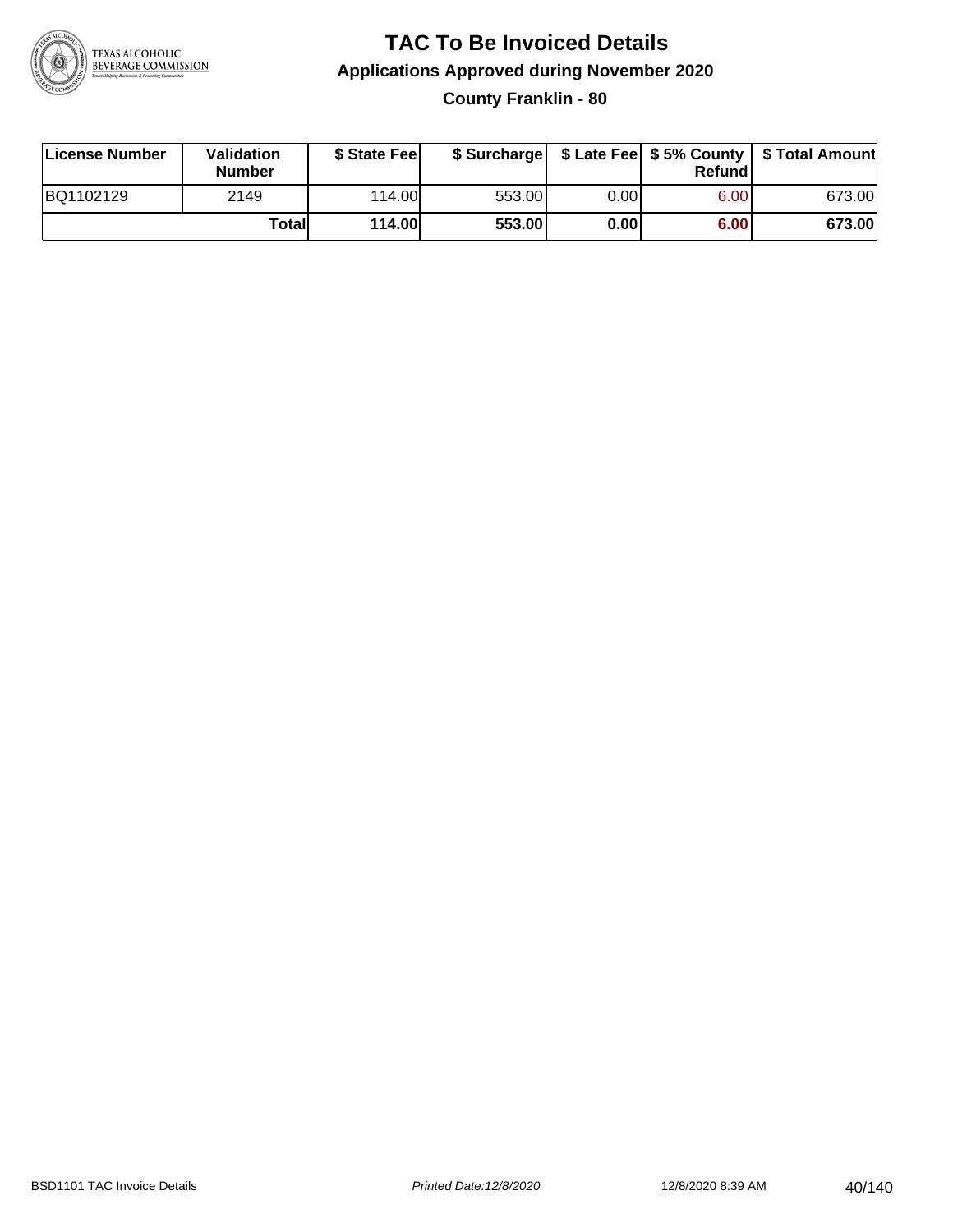# TAC To Be Invoiced Details

## Applications Approved during November 2020

### County Franklin - 80

| License Number | Validation Number | \$ State Fee | \$ Surcharge | \$ Late Fee | \$ 5% County Refund | \$ Total Amount |
|---|---|---|---|---|---|---|
| BQ1102129 | 2149 | 114.00 | 553.00 | 0.00 | 6.00 | 673.00 |
| | **Total** | **114.00** | **553.00** | **0.00** | **6.00** | **673.00** |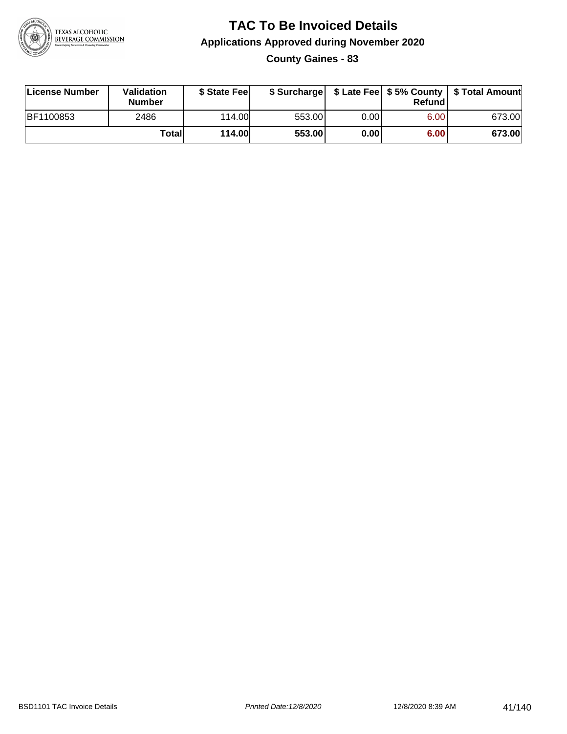# TAC To Be Invoiced Details

## Applications Approved during November 2020

### County Gaines - 83

| License Number | Validation Number | $ State Fee | $ Surcharge | $ Late Fee | $ 5% County Refund | $ Total Amount |
|---|---|---|---|---|---|---|
| BF1100853 | 2486 | 114.00 | 553.00 | 0.00 | 6.00 | 673.00 |
| | **Total** | **114.00** | **553.00** | **0.00** | **6.00** | **673.00** |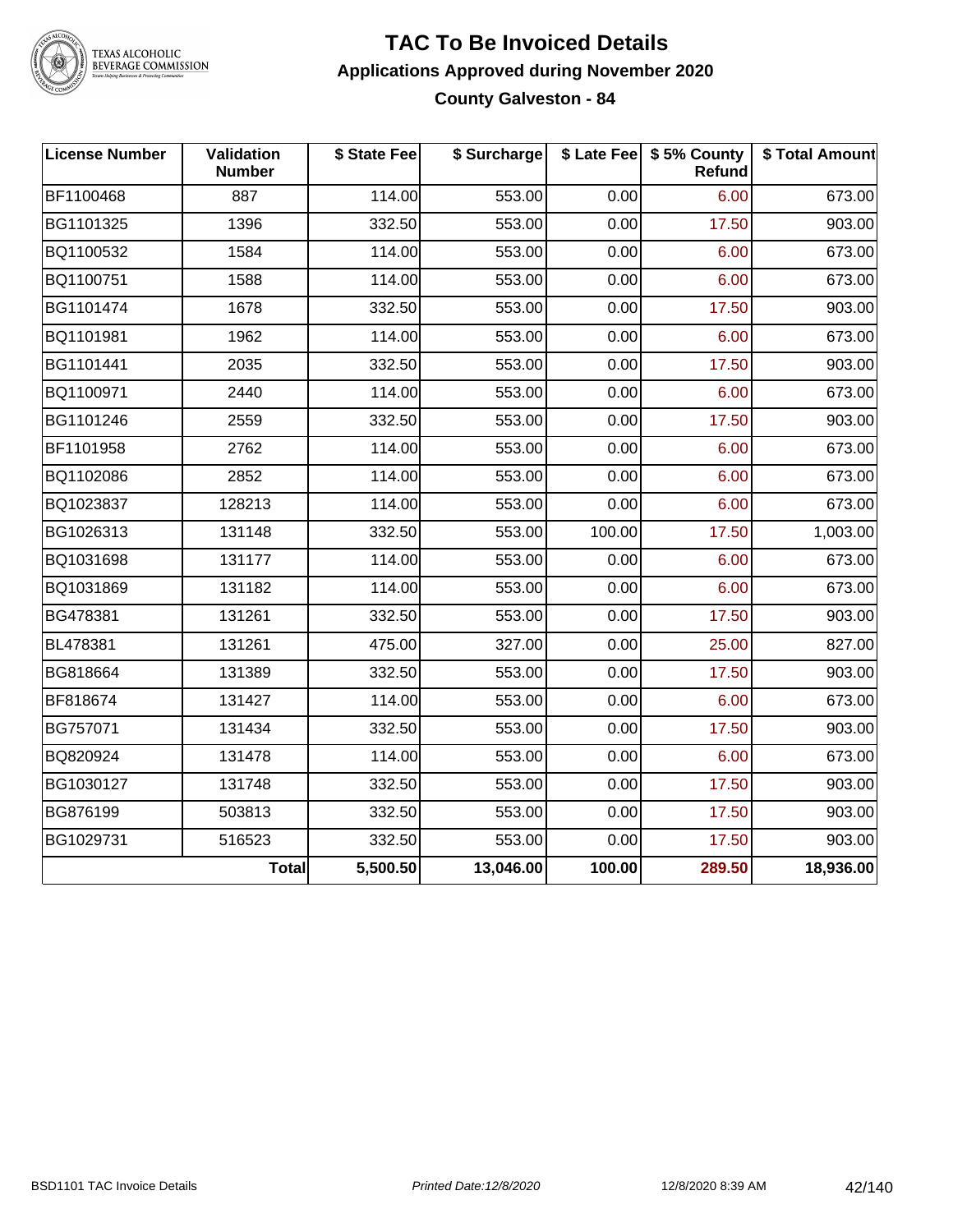# TAC To Be Invoiced Details

## Applications Approved during November 2020

### County Galveston - 84

| License Number | Validation Number | $ State Fee | $ Surcharge | $ Late Fee | $ 5% County Refund | $ Total Amount |
|---|---|---|---|---|---|---|
| BF1100468 | 887 | 114.00 | 553.00 | 0.00 | 6.00 | 673.00 |
| BG1101325 | 1396 | 332.50 | 553.00 | 0.00 | 17.50 | 903.00 |
| BQ1100532 | 1584 | 114.00 | 553.00 | 0.00 | 6.00 | 673.00 |
| BQ1100751 | 1588 | 114.00 | 553.00 | 0.00 | 6.00 | 673.00 |
| BG1101474 | 1678 | 332.50 | 553.00 | 0.00 | 17.50 | 903.00 |
| BQ1101981 | 1962 | 114.00 | 553.00 | 0.00 | 6.00 | 673.00 |
| BG1101441 | 2035 | 332.50 | 553.00 | 0.00 | 17.50 | 903.00 |
| BQ1100971 | 2440 | 114.00 | 553.00 | 0.00 | 6.00 | 673.00 |
| BG1101246 | 2559 | 332.50 | 553.00 | 0.00 | 17.50 | 903.00 |
| BF1101958 | 2762 | 114.00 | 553.00 | 0.00 | 6.00 | 673.00 |
| BQ1102086 | 2852 | 114.00 | 553.00 | 0.00 | 6.00 | 673.00 |
| BQ1023837 | 128213 | 114.00 | 553.00 | 0.00 | 6.00 | 673.00 |
| BG1026313 | 131148 | 332.50 | 553.00 | 100.00 | 17.50 | 1,003.00 |
| BQ1031698 | 131177 | 114.00 | 553.00 | 0.00 | 6.00 | 673.00 |
| BQ1031869 | 131182 | 114.00 | 553.00 | 0.00 | 6.00 | 673.00 |
| BG478381 | 131261 | 332.50 | 553.00 | 0.00 | 17.50 | 903.00 |
| BL478381 | 131261 | 475.00 | 327.00 | 0.00 | 25.00 | 827.00 |
| BG818664 | 131389 | 332.50 | 553.00 | 0.00 | 17.50 | 903.00 |
| BF818674 | 131427 | 114.00 | 553.00 | 0.00 | 6.00 | 673.00 |
| BG757071 | 131434 | 332.50 | 553.00 | 0.00 | 17.50 | 903.00 |
| BQ820924 | 131478 | 114.00 | 553.00 | 0.00 | 6.00 | 673.00 |
| BG1030127 | 131748 | 332.50 | 553.00 | 0.00 | 17.50 | 903.00 |
| BG876199 | 503813 | 332.50 | 553.00 | 0.00 | 17.50 | 903.00 |
| BG1029731 | 516523 | 332.50 | 553.00 | 0.00 | 17.50 | 903.00 |
| | **Total** | **5,500.50** | **13,046.00** | **100.00** | **289.50** | **18,936.00** |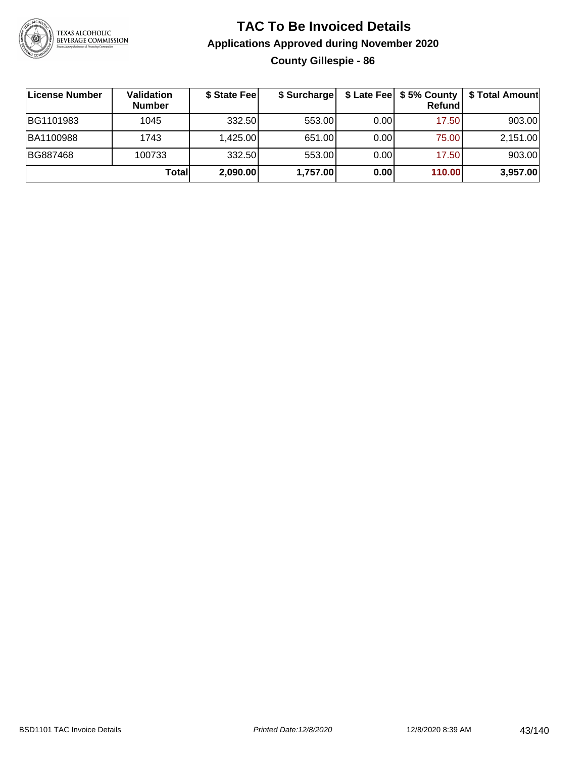# TAC To Be Invoiced Details

## Applications Approved during November 2020

### County Gillespie - 86

| License Number | Validation Number | $ State Fee | $ Surcharge | $ Late Fee | $ 5% County Refund | $ Total Amount |
|---|---|---|---|---|---|---|
| BG1101983 | 1045 | 332.50 | 553.00 | 0.00 | 17.50 | 903.00 |
| BA1100988 | 1743 | 1,425.00 | 651.00 | 0.00 | 75.00 | 2,151.00 |
| BG887468 | 100733 | 332.50 | 553.00 | 0.00 | 17.50 | 903.00 |
| | **Total** | **2,090.00** | **1,757.00** | **0.00** | **110.00** | **3,957.00** |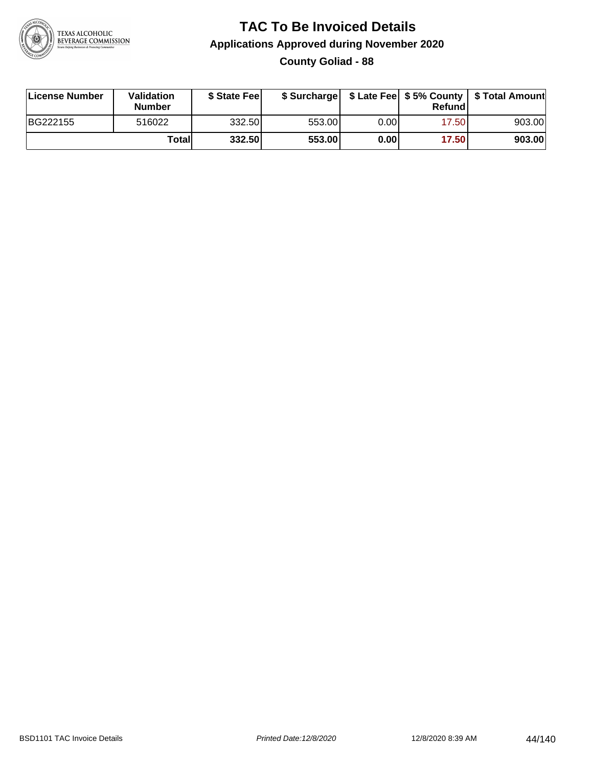# TAC To Be Invoiced Details

## Applications Approved during November 2020

### County Goliad - 88

| License Number | Validation Number | $ State Fee | $ Surcharge | $ Late Fee | $ 5% County Refund | $ Total Amount |
|---|---|---|---|---|---|---|
| BG222155 | 516022 | 332.50 | 553.00 | 0.00 | 17.50 | 903.00 |
| | **Total** | **332.50** | **553.00** | **0.00** | **17.50** | **903.00** |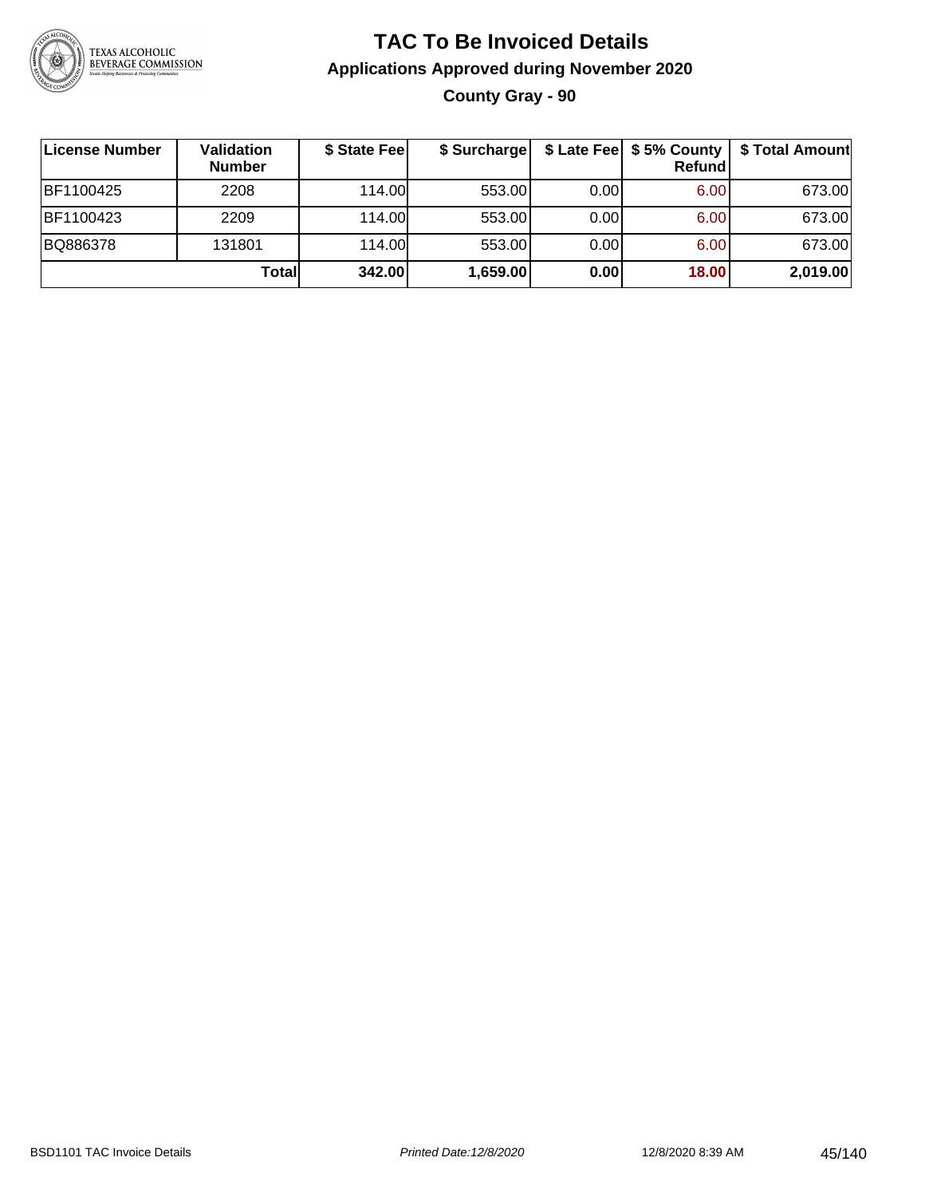# TAC To Be Invoiced Details

## Applications Approved during November 2020

### County Gray - 90

| License Number | Validation Number | $ State Fee | $ Surcharge | $ Late Fee | $ 5% County Refund | $ Total Amount |
|---|---|---|---|---|---|---|
| BF1100425 | 2208 | 114.00 | 553.00 | 0.00 | 6.00 | 673.00 |
| BF1100423 | 2209 | 114.00 | 553.00 | 0.00 | 6.00 | 673.00 |
| BQ886378 | 131801 | 114.00 | 553.00 | 0.00 | 6.00 | 673.00 |
| | **Total** | **342.00** | **1,659.00** | **0.00** | **18.00** | **2,019.00** |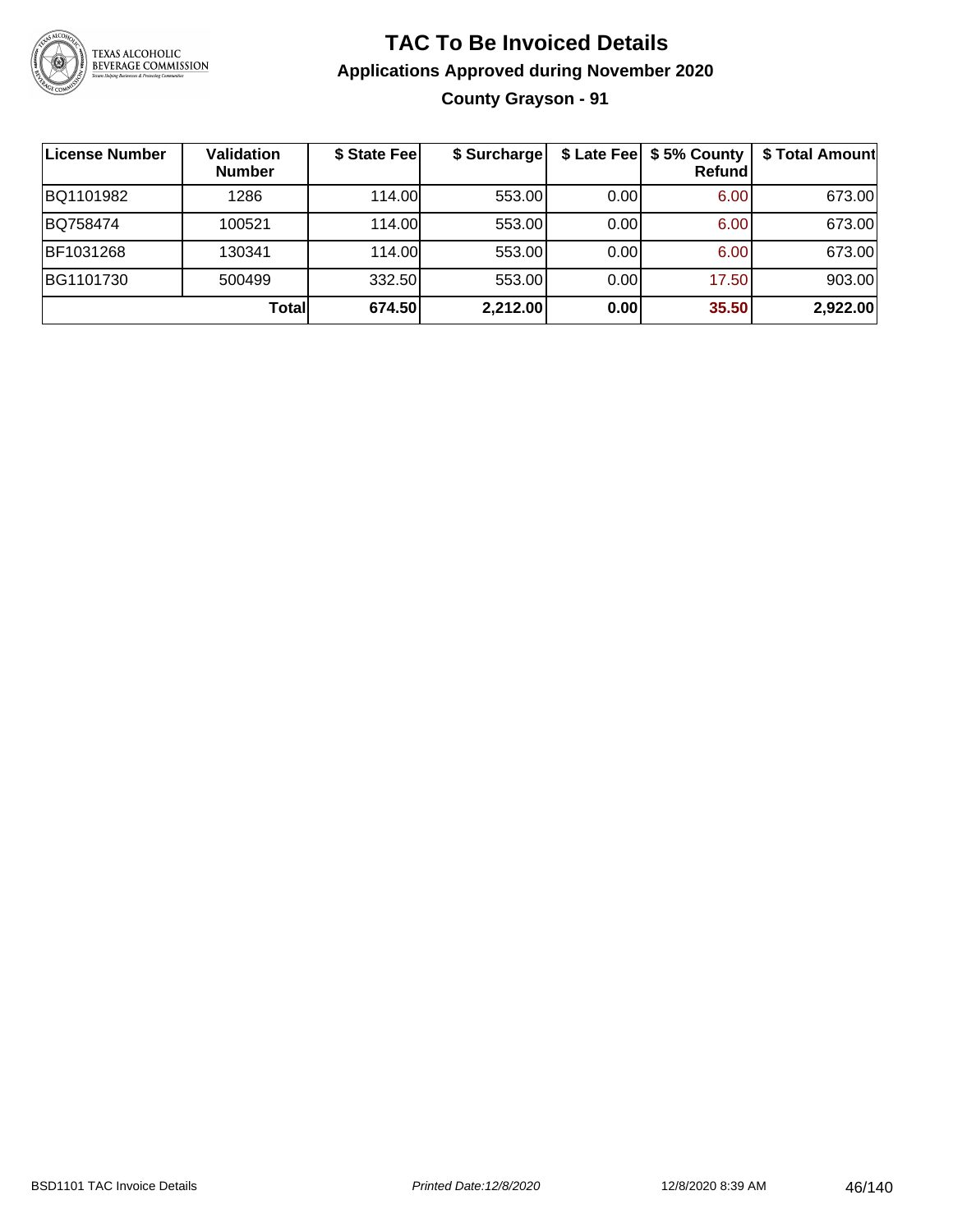# TAC To Be Invoiced Details

## Applications Approved during November 2020

### County Grayson - 91

| License Number | Validation Number | $ State Fee | $ Surcharge | $ Late Fee | $ 5% County Refund | $ Total Amount |
|---|---|---|---|---|---|---|
| BQ1101982 | 1286 | 114.00 | 553.00 | 0.00 | 6.00 | 673.00 |
| BQ758474 | 100521 | 114.00 | 553.00 | 0.00 | 6.00 | 673.00 |
| BF1031268 | 130341 | 114.00 | 553.00 | 0.00 | 6.00 | 673.00 |
| BG1101730 | 500499 | 332.50 | 553.00 | 0.00 | 17.50 | 903.00 |
| | **Total** | **674.50** | **2,212.00** | **0.00** | **35.50** | **2,922.00** |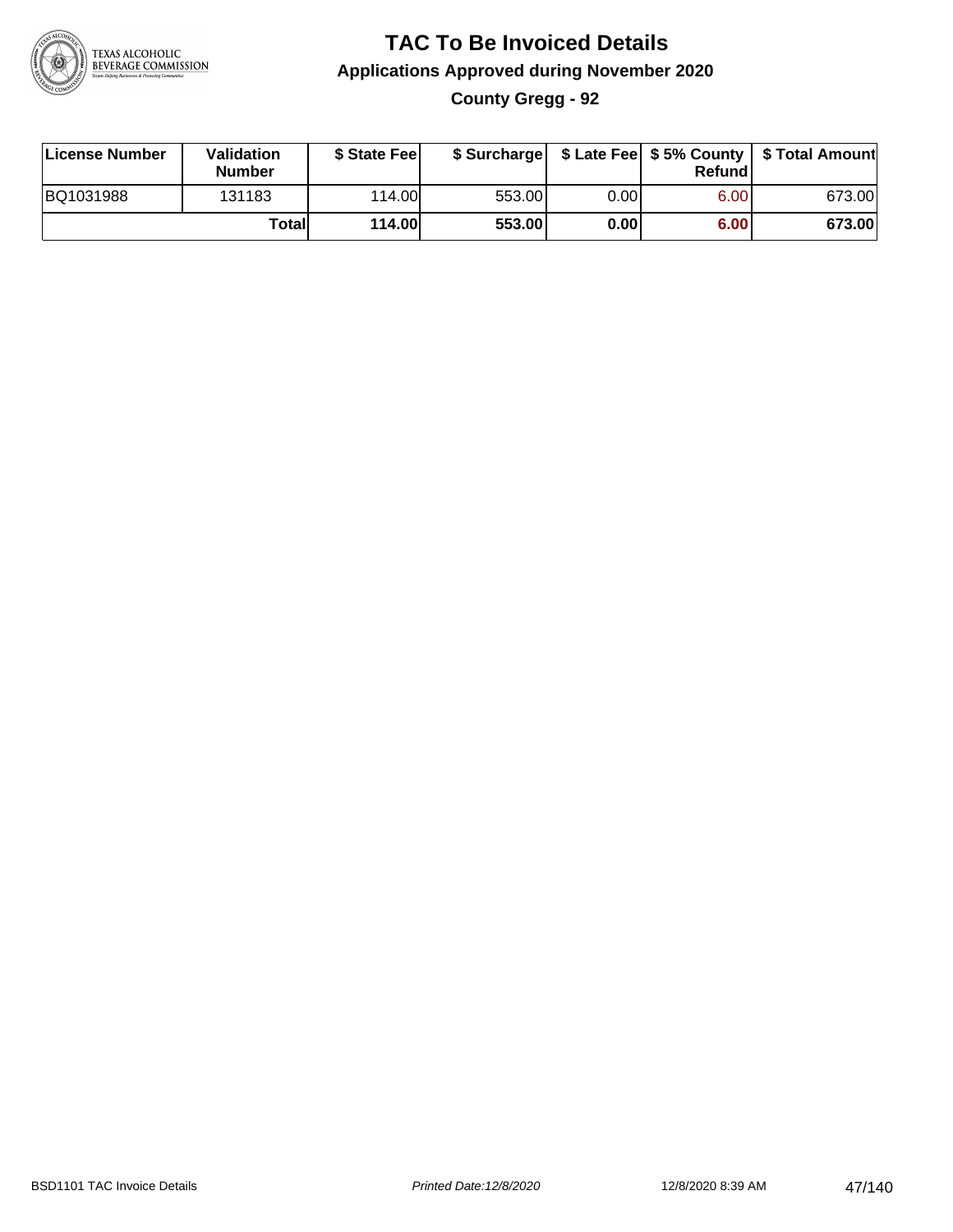# TAC To Be Invoiced Details

## Applications Approved during November 2020

### County Gregg - 92

| License Number | Validation Number | $ State Fee | $ Surcharge | $ Late Fee | $ 5% County Refund | $ Total Amount |
|---|---|---|---|---|---|---|
| BQ1031988 | 131183 | 114.00 | 553.00 | 0.00 | 6.00 | 673.00 |
| | **Total** | **114.00** | **553.00** | **0.00** | **6.00** | **673.00** |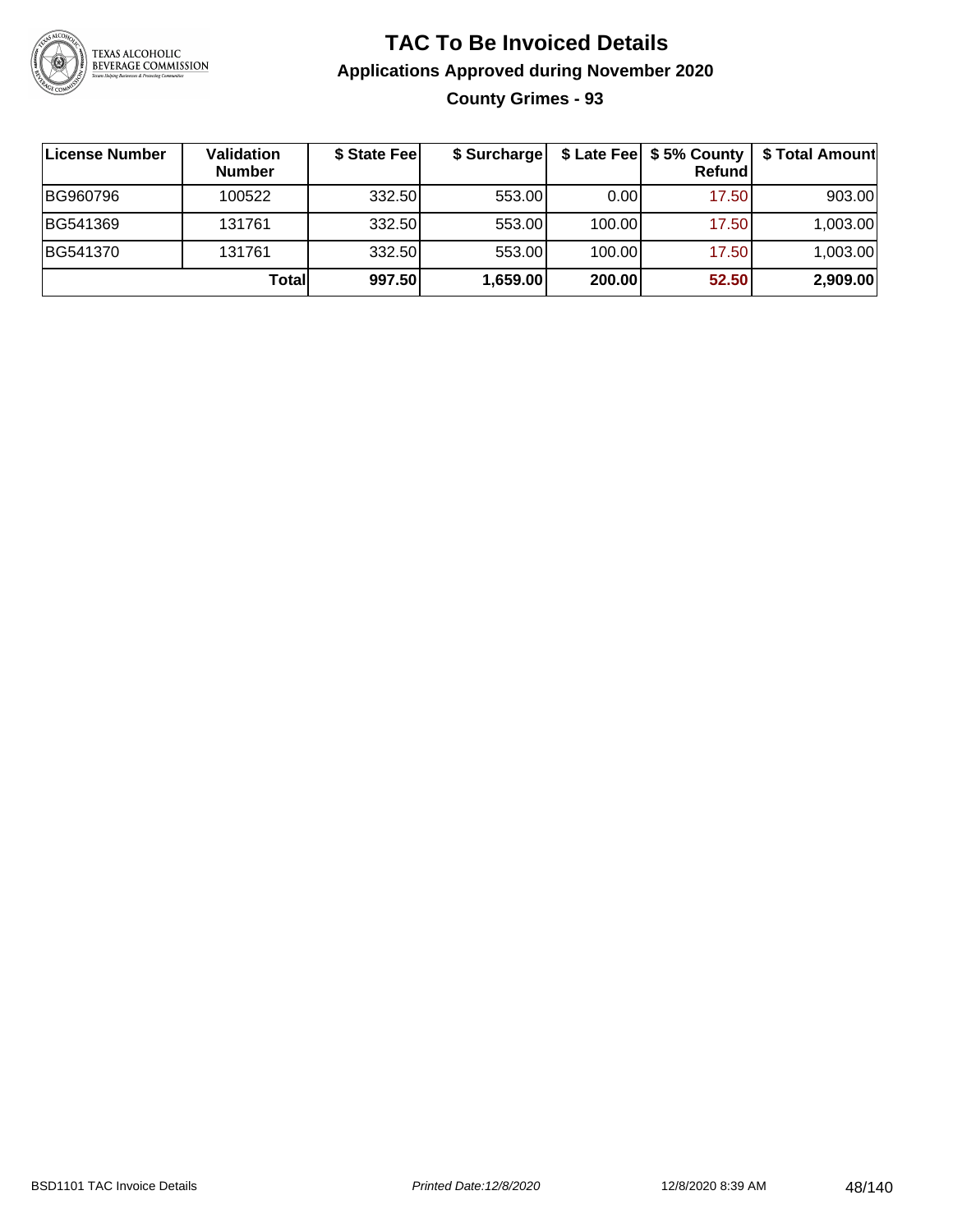# TAC To Be Invoiced Details

## Applications Approved during November 2020

### County Grimes - 93

| License Number | Validation Number | $ State Fee | $ Surcharge | $ Late Fee | $ 5% County Refund | $ Total Amount |
|---|---|---|---|---|---|---|
| BG960796 | 100522 | 332.50 | 553.00 | 0.00 | 17.50 | 903.00 |
| BG541369 | 131761 | 332.50 | 553.00 | 100.00 | 17.50 | 1,003.00 |
| BG541370 | 131761 | 332.50 | 553.00 | 100.00 | 17.50 | 1,003.00 |
| | **Total** | **997.50** | **1,659.00** | **200.00** | **52.50** | **2,909.00** |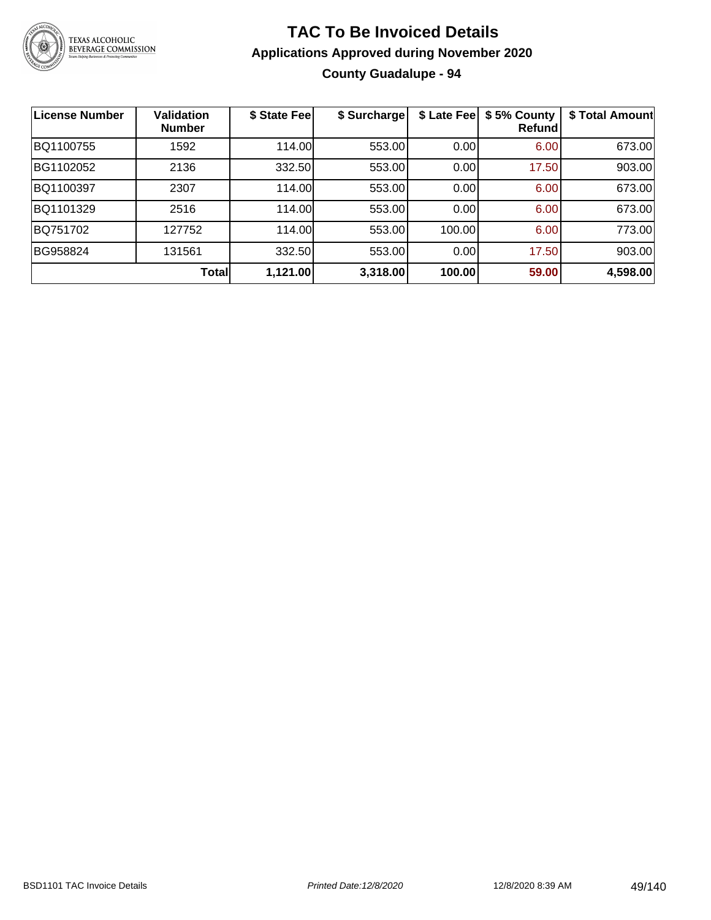# TAC To Be Invoiced Details

## Applications Approved during November 2020

### County Guadalupe - 94

| License Number | Validation Number | $ State Fee | $ Surcharge | $ Late Fee | $ 5% County Refund | $ Total Amount |
| --- | --- | --- | --- | --- | --- | --- |
| BQ1100755 | 1592 | 114.00 | 553.00 | 0.00 | 6.00 | 673.00 |
| BG1102052 | 2136 | 332.50 | 553.00 | 0.00 | 17.50 | 903.00 |
| BQ1100397 | 2307 | 114.00 | 553.00 | 0.00 | 6.00 | 673.00 |
| BQ1101329 | 2516 | 114.00 | 553.00 | 0.00 | 6.00 | 673.00 |
| BQ751702 | 127752 | 114.00 | 553.00 | 100.00 | 6.00 | 773.00 |
| BG958824 | 131561 | 332.50 | 553.00 | 0.00 | 17.50 | 903.00 |
| | **Total** | **1,121.00** | **3,318.00** | **100.00** | **59.00** | **4,598.00** |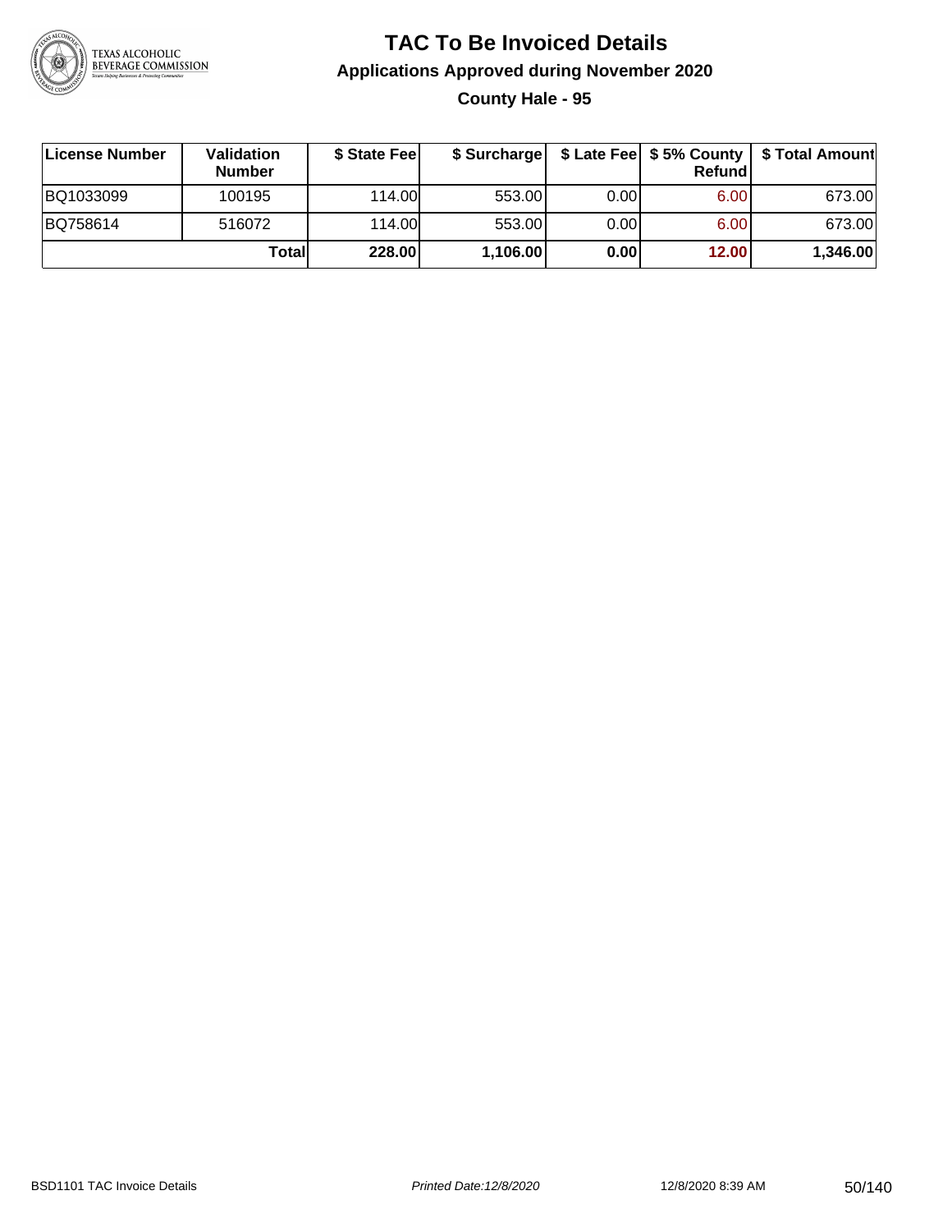# TAC To Be Invoiced Details

## Applications Approved during November 2020

### County Hale - 95

| License Number | Validation Number | $ State Fee | $ Surcharge | $ Late Fee | $ 5% County Refund | $ Total Amount |
|---|---|---|---|---|---|---|
| BQ1033099 | 100195 | 114.00 | 553.00 | 0.00 | 6.00 | 673.00 |
| BQ758614 | 516072 | 114.00 | 553.00 | 0.00 | 6.00 | 673.00 |
| | **Total** | **228.00** | **1,106.00** | **0.00** | **12.00** | **1,346.00** |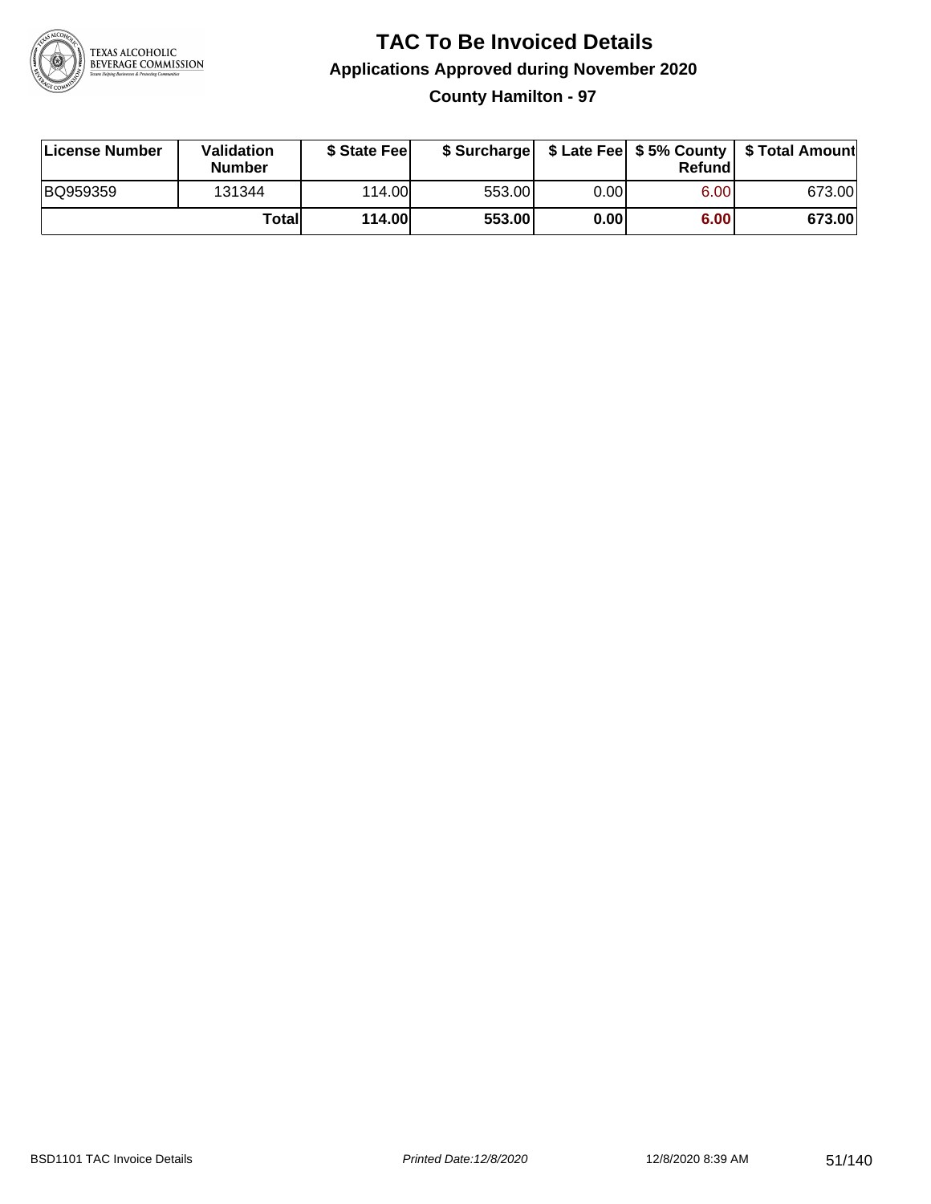# TAC To Be Invoiced Details

## Applications Approved during November 2020

### County Hamilton - 97

| License Number | Validation Number | $ State Fee | $ Surcharge | $ Late Fee | $ 5% County Refund | $ Total Amount |
|---|---|---|---|---|---|---|
| BQ959359 | 131344 | 114.00 | 553.00 | 0.00 | 6.00 | 673.00 |
| | **Total** | **114.00** | **553.00** | **0.00** | **6.00** | **673.00** |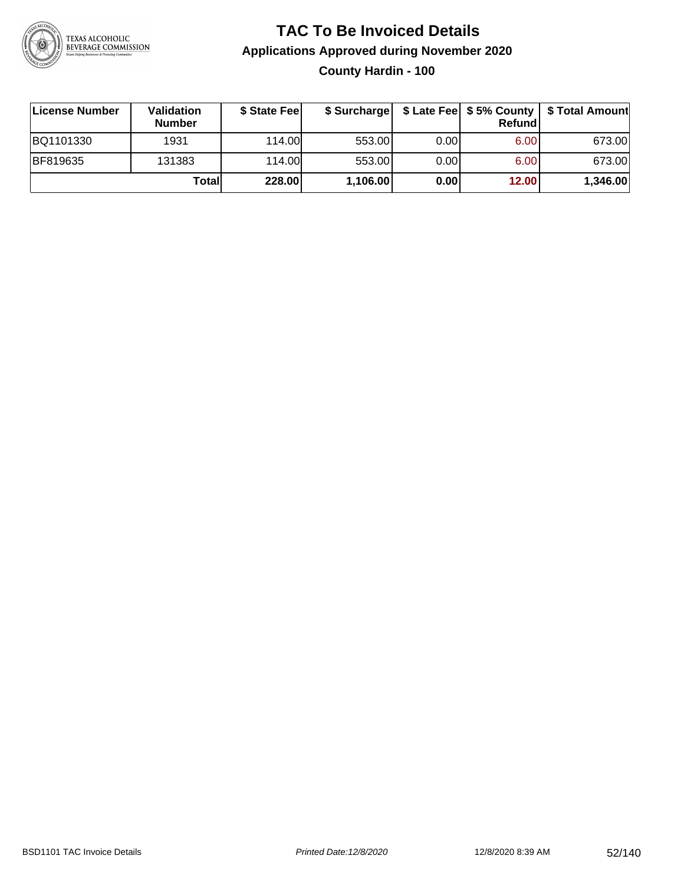# TAC To Be Invoiced Details

## Applications Approved during November 2020

### County Hardin - 100

| License Number | Validation Number | $ State Fee | $ Surcharge | $ Late Fee | $ 5% County Refund | $ Total Amount |
|---|---|---|---|---|---|---|
| BQ1101330 | 1931 | 114.00 | 553.00 | 0.00 | 6.00 | 673.00 |
| BF819635 | 131383 | 114.00 | 553.00 | 0.00 | 6.00 | 673.00 |
| | **Total** | **228.00** | **1,106.00** | **0.00** | **12.00** | **1,346.00** |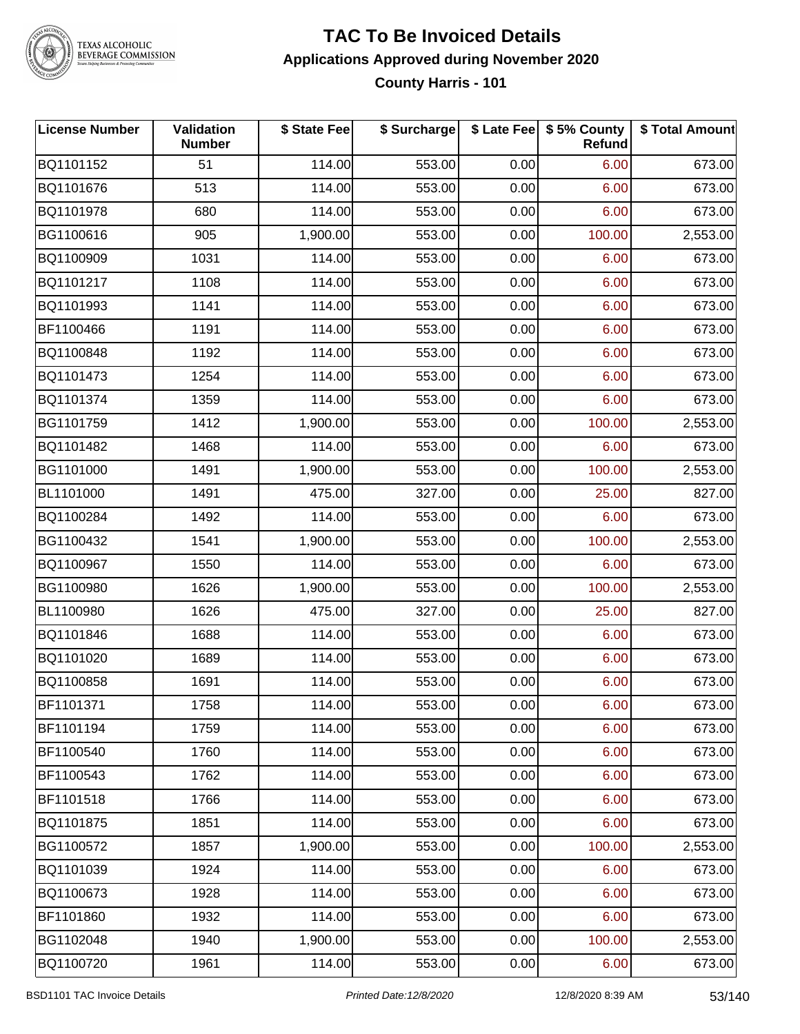# TAC To Be Invoiced Details

## Applications Approved during November 2020

### County Harris - 101

| License Number | Validation Number | $ State Fee | $ Surcharge | $ Late Fee | $ 5% County Refund | $ Total Amount |
|---|---|---|---|---|---|---|
| BQ1101152 | 51 | 114.00 | 553.00 | 0.00 | 6.00 | 673.00 |
| BQ1101676 | 513 | 114.00 | 553.00 | 0.00 | 6.00 | 673.00 |
| BQ1101978 | 680 | 114.00 | 553.00 | 0.00 | 6.00 | 673.00 |
| BG1100616 | 905 | 1,900.00 | 553.00 | 0.00 | 100.00 | 2,553.00 |
| BQ1100909 | 1031 | 114.00 | 553.00 | 0.00 | 6.00 | 673.00 |
| BQ1101217 | 1108 | 114.00 | 553.00 | 0.00 | 6.00 | 673.00 |
| BQ1101993 | 1141 | 114.00 | 553.00 | 0.00 | 6.00 | 673.00 |
| BF1100466 | 1191 | 114.00 | 553.00 | 0.00 | 6.00 | 673.00 |
| BQ1100848 | 1192 | 114.00 | 553.00 | 0.00 | 6.00 | 673.00 |
| BQ1101473 | 1254 | 114.00 | 553.00 | 0.00 | 6.00 | 673.00 |
| BQ1101374 | 1359 | 114.00 | 553.00 | 0.00 | 6.00 | 673.00 |
| BG1101759 | 1412 | 1,900.00 | 553.00 | 0.00 | 100.00 | 2,553.00 |
| BQ1101482 | 1468 | 114.00 | 553.00 | 0.00 | 6.00 | 673.00 |
| BG1101000 | 1491 | 1,900.00 | 553.00 | 0.00 | 100.00 | 2,553.00 |
| BL1101000 | 1491 | 475.00 | 327.00 | 0.00 | 25.00 | 827.00 |
| BQ1100284 | 1492 | 114.00 | 553.00 | 0.00 | 6.00 | 673.00 |
| BG1100432 | 1541 | 1,900.00 | 553.00 | 0.00 | 100.00 | 2,553.00 |
| BQ1100967 | 1550 | 114.00 | 553.00 | 0.00 | 6.00 | 673.00 |
| BG1100980 | 1626 | 1,900.00 | 553.00 | 0.00 | 100.00 | 2,553.00 |
| BL1100980 | 1626 | 475.00 | 327.00 | 0.00 | 25.00 | 827.00 |
| BQ1101846 | 1688 | 114.00 | 553.00 | 0.00 | 6.00 | 673.00 |
| BQ1101020 | 1689 | 114.00 | 553.00 | 0.00 | 6.00 | 673.00 |
| BQ1100858 | 1691 | 114.00 | 553.00 | 0.00 | 6.00 | 673.00 |
| BF1101371 | 1758 | 114.00 | 553.00 | 0.00 | 6.00 | 673.00 |
| BF1101194 | 1759 | 114.00 | 553.00 | 0.00 | 6.00 | 673.00 |
| BF1100540 | 1760 | 114.00 | 553.00 | 0.00 | 6.00 | 673.00 |
| BF1100543 | 1762 | 114.00 | 553.00 | 0.00 | 6.00 | 673.00 |
| BF1101518 | 1766 | 114.00 | 553.00 | 0.00 | 6.00 | 673.00 |
| BQ1101875 | 1851 | 114.00 | 553.00 | 0.00 | 6.00 | 673.00 |
| BG1100572 | 1857 | 1,900.00 | 553.00 | 0.00 | 100.00 | 2,553.00 |
| BQ1101039 | 1924 | 114.00 | 553.00 | 0.00 | 6.00 | 673.00 |
| BQ1100673 | 1928 | 114.00 | 553.00 | 0.00 | 6.00 | 673.00 |
| BF1101860 | 1932 | 114.00 | 553.00 | 0.00 | 6.00 | 673.00 |
| BG1102048 | 1940 | 1,900.00 | 553.00 | 0.00 | 100.00 | 2,553.00 |
| BQ1100720 | 1961 | 114.00 | 553.00 | 0.00 | 6.00 | 673.00 |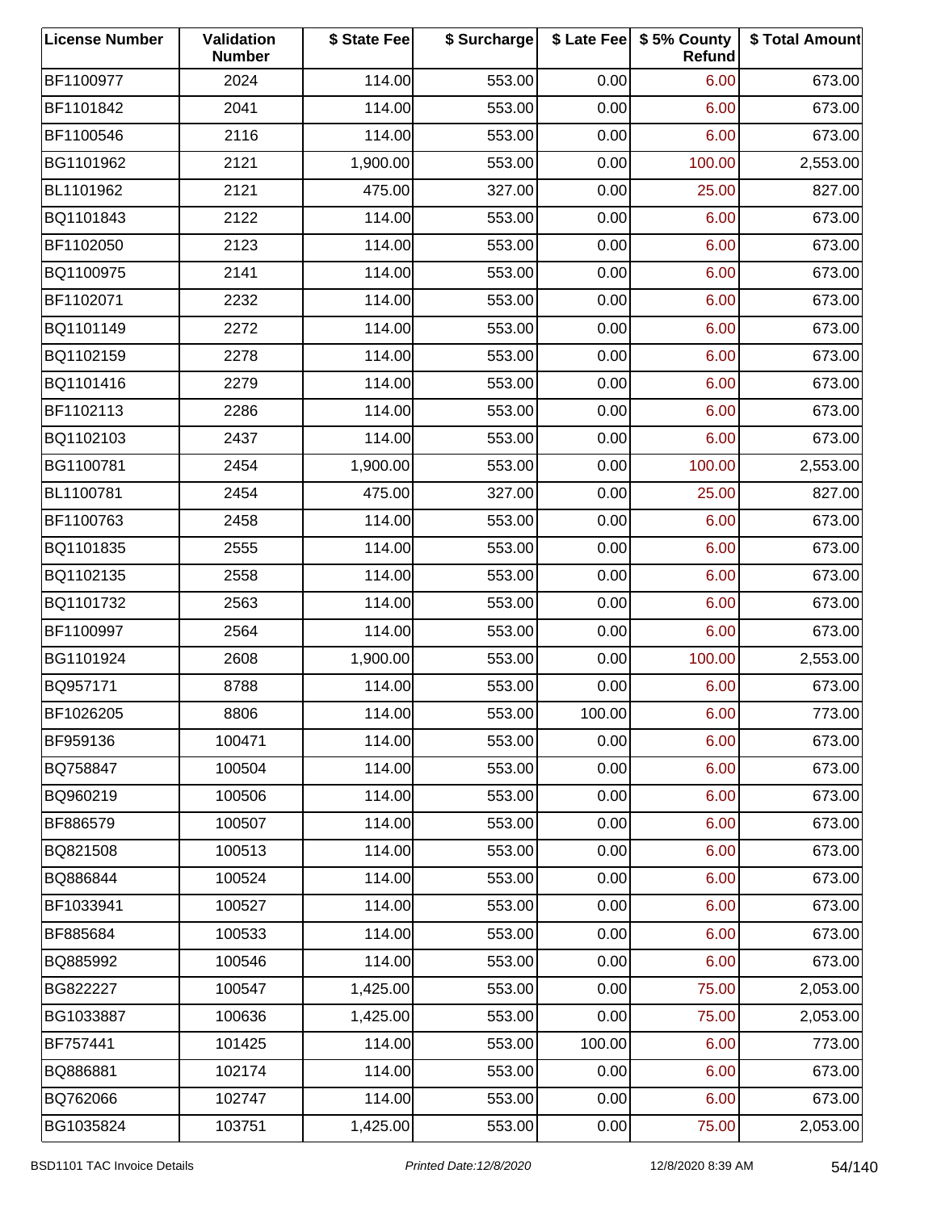| License Number | Validation Number | $ State Fee | $ Surcharge | $ Late Fee | $ 5% County Refund | $ Total Amount |
| --- | --- | --- | --- | --- | --- | --- |
| BF1100977 | 2024 | 114.00 | 553.00 | 0.00 | 6.00 | 673.00 |
| BF1101842 | 2041 | 114.00 | 553.00 | 0.00 | 6.00 | 673.00 |
| BF1100546 | 2116 | 114.00 | 553.00 | 0.00 | 6.00 | 673.00 |
| BG1101962 | 2121 | 1,900.00 | 553.00 | 0.00 | 100.00 | 2,553.00 |
| BL1101962 | 2121 | 475.00 | 327.00 | 0.00 | 25.00 | 827.00 |
| BQ1101843 | 2122 | 114.00 | 553.00 | 0.00 | 6.00 | 673.00 |
| BF1102050 | 2123 | 114.00 | 553.00 | 0.00 | 6.00 | 673.00 |
| BQ1100975 | 2141 | 114.00 | 553.00 | 0.00 | 6.00 | 673.00 |
| BF1102071 | 2232 | 114.00 | 553.00 | 0.00 | 6.00 | 673.00 |
| BQ1101149 | 2272 | 114.00 | 553.00 | 0.00 | 6.00 | 673.00 |
| BQ1102159 | 2278 | 114.00 | 553.00 | 0.00 | 6.00 | 673.00 |
| BQ1101416 | 2279 | 114.00 | 553.00 | 0.00 | 6.00 | 673.00 |
| BF1102113 | 2286 | 114.00 | 553.00 | 0.00 | 6.00 | 673.00 |
| BQ1102103 | 2437 | 114.00 | 553.00 | 0.00 | 6.00 | 673.00 |
| BG1100781 | 2454 | 1,900.00 | 553.00 | 0.00 | 100.00 | 2,553.00 |
| BL1100781 | 2454 | 475.00 | 327.00 | 0.00 | 25.00 | 827.00 |
| BF1100763 | 2458 | 114.00 | 553.00 | 0.00 | 6.00 | 673.00 |
| BQ1101835 | 2555 | 114.00 | 553.00 | 0.00 | 6.00 | 673.00 |
| BQ1102135 | 2558 | 114.00 | 553.00 | 0.00 | 6.00 | 673.00 |
| BQ1101732 | 2563 | 114.00 | 553.00 | 0.00 | 6.00 | 673.00 |
| BF1100997 | 2564 | 114.00 | 553.00 | 0.00 | 6.00 | 673.00 |
| BG1101924 | 2608 | 1,900.00 | 553.00 | 0.00 | 100.00 | 2,553.00 |
| BQ957171 | 8788 | 114.00 | 553.00 | 0.00 | 6.00 | 673.00 |
| BF1026205 | 8806 | 114.00 | 553.00 | 100.00 | 6.00 | 773.00 |
| BF959136 | 100471 | 114.00 | 553.00 | 0.00 | 6.00 | 673.00 |
| BQ758847 | 100504 | 114.00 | 553.00 | 0.00 | 6.00 | 673.00 |
| BQ960219 | 100506 | 114.00 | 553.00 | 0.00 | 6.00 | 673.00 |
| BF886579 | 100507 | 114.00 | 553.00 | 0.00 | 6.00 | 673.00 |
| BQ821508 | 100513 | 114.00 | 553.00 | 0.00 | 6.00 | 673.00 |
| BQ886844 | 100524 | 114.00 | 553.00 | 0.00 | 6.00 | 673.00 |
| BF1033941 | 100527 | 114.00 | 553.00 | 0.00 | 6.00 | 673.00 |
| BF885684 | 100533 | 114.00 | 553.00 | 0.00 | 6.00 | 673.00 |
| BQ885992 | 100546 | 114.00 | 553.00 | 0.00 | 6.00 | 673.00 |
| BG822227 | 100547 | 1,425.00 | 553.00 | 0.00 | 75.00 | 2,053.00 |
| BG1033887 | 100636 | 1,425.00 | 553.00 | 0.00 | 75.00 | 2,053.00 |
| BF757441 | 101425 | 114.00 | 553.00 | 100.00 | 6.00 | 773.00 |
| BQ886881 | 102174 | 114.00 | 553.00 | 0.00 | 6.00 | 673.00 |
| BQ762066 | 102747 | 114.00 | 553.00 | 0.00 | 6.00 | 673.00 |
| BG1035824 | 103751 | 1,425.00 | 553.00 | 0.00 | 75.00 | 2,053.00 |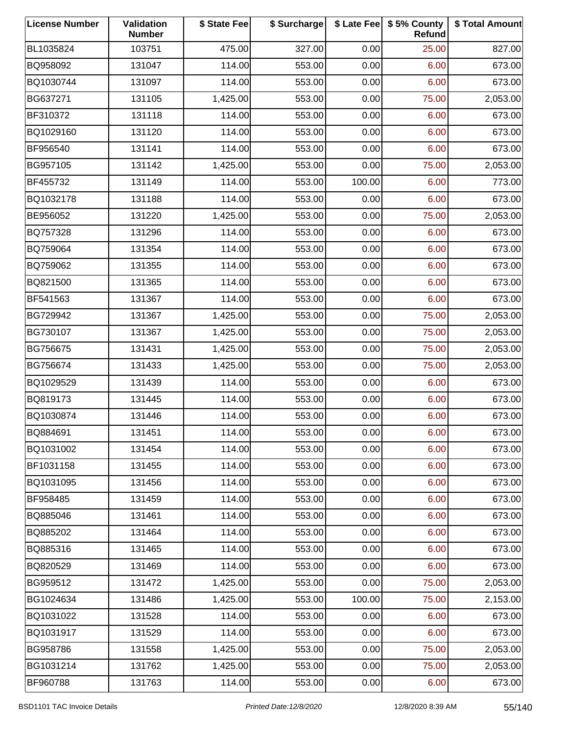| License Number | Validation Number | $ State Fee | $ Surcharge | $ Late Fee | $ 5% County Refund | $ Total Amount |
|---|---|---|---|---|---|---|
| BL1035824 | 103751 | 475.00 | 327.00 | 0.00 | 25.00 | 827.00 |
| BQ958092 | 131047 | 114.00 | 553.00 | 0.00 | 6.00 | 673.00 |
| BQ1030744 | 131097 | 114.00 | 553.00 | 0.00 | 6.00 | 673.00 |
| BG637271 | 131105 | 1,425.00 | 553.00 | 0.00 | 75.00 | 2,053.00 |
| BF310372 | 131118 | 114.00 | 553.00 | 0.00 | 6.00 | 673.00 |
| BQ1029160 | 131120 | 114.00 | 553.00 | 0.00 | 6.00 | 673.00 |
| BF956540 | 131141 | 114.00 | 553.00 | 0.00 | 6.00 | 673.00 |
| BG957105 | 131142 | 1,425.00 | 553.00 | 0.00 | 75.00 | 2,053.00 |
| BF455732 | 131149 | 114.00 | 553.00 | 100.00 | 6.00 | 773.00 |
| BQ1032178 | 131188 | 114.00 | 553.00 | 0.00 | 6.00 | 673.00 |
| BE956052 | 131220 | 1,425.00 | 553.00 | 0.00 | 75.00 | 2,053.00 |
| BQ757328 | 131296 | 114.00 | 553.00 | 0.00 | 6.00 | 673.00 |
| BQ759064 | 131354 | 114.00 | 553.00 | 0.00 | 6.00 | 673.00 |
| BQ759062 | 131355 | 114.00 | 553.00 | 0.00 | 6.00 | 673.00 |
| BQ821500 | 131365 | 114.00 | 553.00 | 0.00 | 6.00 | 673.00 |
| BF541563 | 131367 | 114.00 | 553.00 | 0.00 | 6.00 | 673.00 |
| BG729942 | 131367 | 1,425.00 | 553.00 | 0.00 | 75.00 | 2,053.00 |
| BG730107 | 131367 | 1,425.00 | 553.00 | 0.00 | 75.00 | 2,053.00 |
| BG756675 | 131431 | 1,425.00 | 553.00 | 0.00 | 75.00 | 2,053.00 |
| BG756674 | 131433 | 1,425.00 | 553.00 | 0.00 | 75.00 | 2,053.00 |
| BQ1029529 | 131439 | 114.00 | 553.00 | 0.00 | 6.00 | 673.00 |
| BQ819173 | 131445 | 114.00 | 553.00 | 0.00 | 6.00 | 673.00 |
| BQ1030874 | 131446 | 114.00 | 553.00 | 0.00 | 6.00 | 673.00 |
| BQ884691 | 131451 | 114.00 | 553.00 | 0.00 | 6.00 | 673.00 |
| BQ1031002 | 131454 | 114.00 | 553.00 | 0.00 | 6.00 | 673.00 |
| BF1031158 | 131455 | 114.00 | 553.00 | 0.00 | 6.00 | 673.00 |
| BQ1031095 | 131456 | 114.00 | 553.00 | 0.00 | 6.00 | 673.00 |
| BF958485 | 131459 | 114.00 | 553.00 | 0.00 | 6.00 | 673.00 |
| BQ885046 | 131461 | 114.00 | 553.00 | 0.00 | 6.00 | 673.00 |
| BQ885202 | 131464 | 114.00 | 553.00 | 0.00 | 6.00 | 673.00 |
| BQ885316 | 131465 | 114.00 | 553.00 | 0.00 | 6.00 | 673.00 |
| BQ820529 | 131469 | 114.00 | 553.00 | 0.00 | 6.00 | 673.00 |
| BG959512 | 131472 | 1,425.00 | 553.00 | 0.00 | 75.00 | 2,053.00 |
| BG1024634 | 131486 | 1,425.00 | 553.00 | 100.00 | 75.00 | 2,153.00 |
| BQ1031022 | 131528 | 114.00 | 553.00 | 0.00 | 6.00 | 673.00 |
| BQ1031917 | 131529 | 114.00 | 553.00 | 0.00 | 6.00 | 673.00 |
| BG958786 | 131558 | 1,425.00 | 553.00 | 0.00 | 75.00 | 2,053.00 |
| BG1031214 | 131762 | 1,425.00 | 553.00 | 0.00 | 75.00 | 2,053.00 |
| BF960788 | 131763 | 114.00 | 553.00 | 0.00 | 6.00 | 673.00 |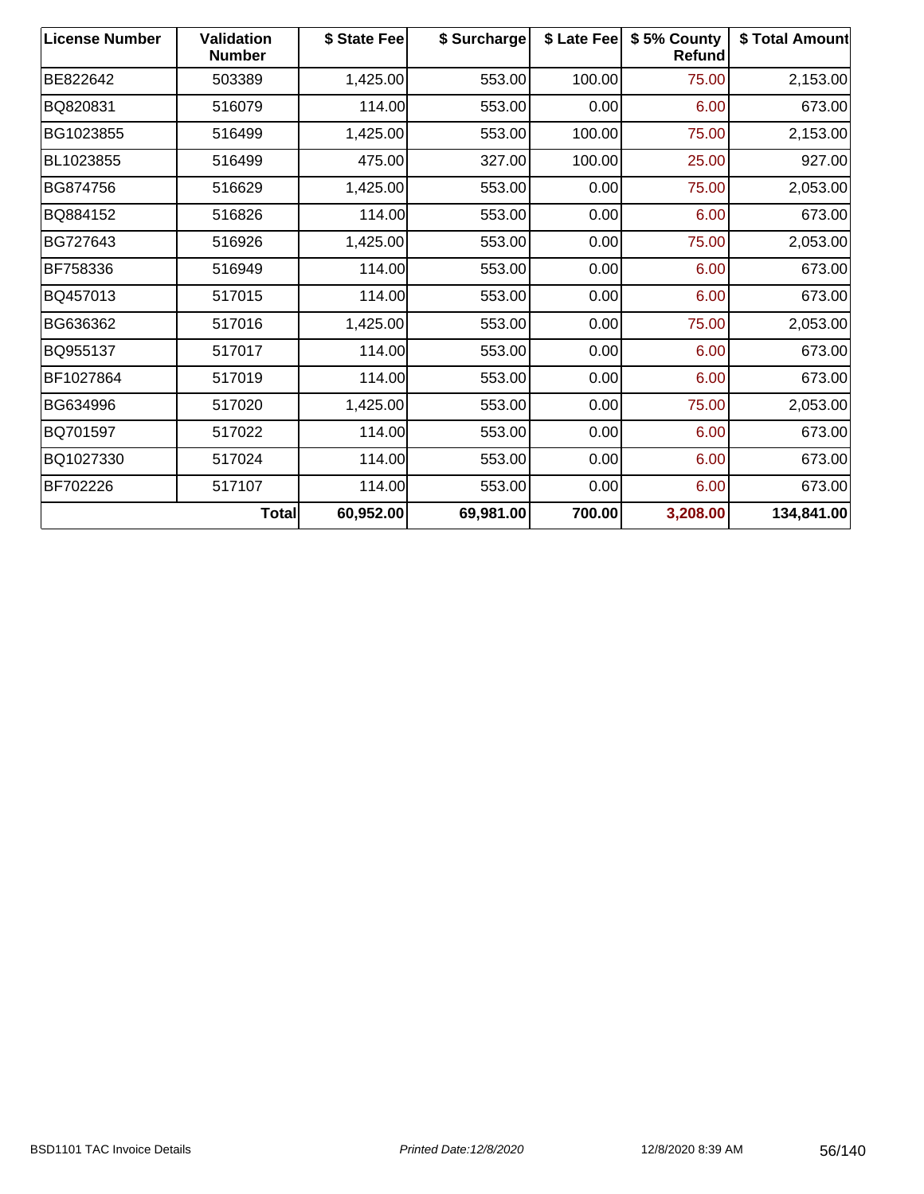| License Number | Validation Number | $ State Fee | $ Surcharge | $ Late Fee | $ 5% County Refund | $ Total Amount |
|---|---|---|---|---|---|---|
| BE822642 | 503389 | 1,425.00 | 553.00 | 100.00 | 75.00 | 2,153.00 |
| BQ820831 | 516079 | 114.00 | 553.00 | 0.00 | 6.00 | 673.00 |
| BG1023855 | 516499 | 1,425.00 | 553.00 | 100.00 | 75.00 | 2,153.00 |
| BL1023855 | 516499 | 475.00 | 327.00 | 100.00 | 25.00 | 927.00 |
| BG874756 | 516629 | 1,425.00 | 553.00 | 0.00 | 75.00 | 2,053.00 |
| BQ884152 | 516826 | 114.00 | 553.00 | 0.00 | 6.00 | 673.00 |
| BG727643 | 516926 | 1,425.00 | 553.00 | 0.00 | 75.00 | 2,053.00 |
| BF758336 | 516949 | 114.00 | 553.00 | 0.00 | 6.00 | 673.00 |
| BQ457013 | 517015 | 114.00 | 553.00 | 0.00 | 6.00 | 673.00 |
| BG636362 | 517016 | 1,425.00 | 553.00 | 0.00 | 75.00 | 2,053.00 |
| BQ955137 | 517017 | 114.00 | 553.00 | 0.00 | 6.00 | 673.00 |
| BF1027864 | 517019 | 114.00 | 553.00 | 0.00 | 6.00 | 673.00 |
| BG634996 | 517020 | 1,425.00 | 553.00 | 0.00 | 75.00 | 2,053.00 |
| BQ701597 | 517022 | 114.00 | 553.00 | 0.00 | 6.00 | 673.00 |
| BQ1027330 | 517024 | 114.00 | 553.00 | 0.00 | 6.00 | 673.00 |
| BF702226 | 517107 | 114.00 | 553.00 | 0.00 | 6.00 | 673.00 |
| | **Total** | **60,952.00** | **69,981.00** | **700.00** | **3,208.00** | **134,841.00** |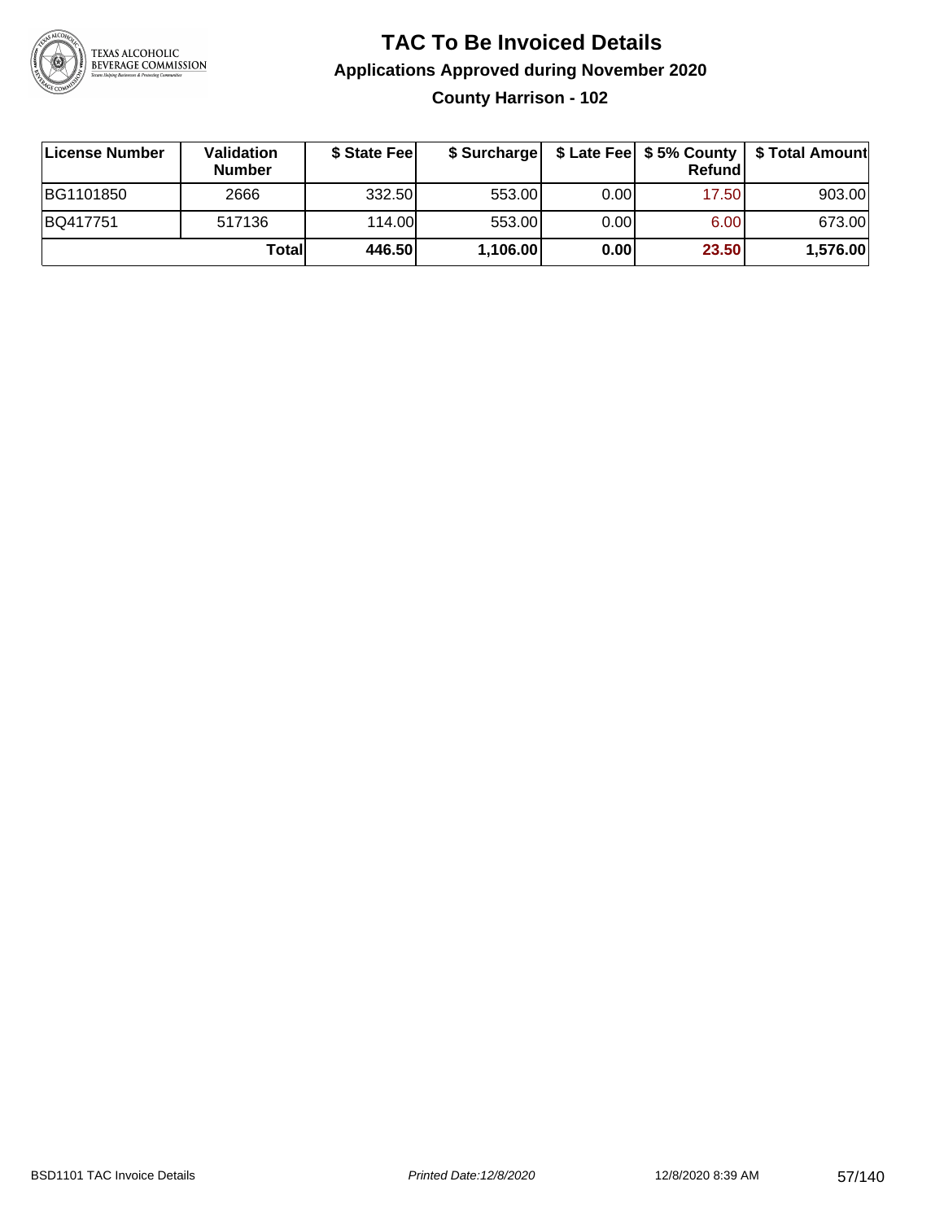# TAC To Be Invoiced Details

## Applications Approved during November 2020

### County Harrison - 102

| License Number | Validation Number | $ State Fee | $ Surcharge | $ Late Fee | $ 5% County Refund | $ Total Amount |
|---|---|---|---|---|---|---|
| BG1101850 | 2666 | 332.50 | 553.00 | 0.00 | 17.50 | 903.00 |
| BQ417751 | 517136 | 114.00 | 553.00 | 0.00 | 6.00 | 673.00 |
| | **Total** | **446.50** | **1,106.00** | **0.00** | **23.50** | **1,576.00** |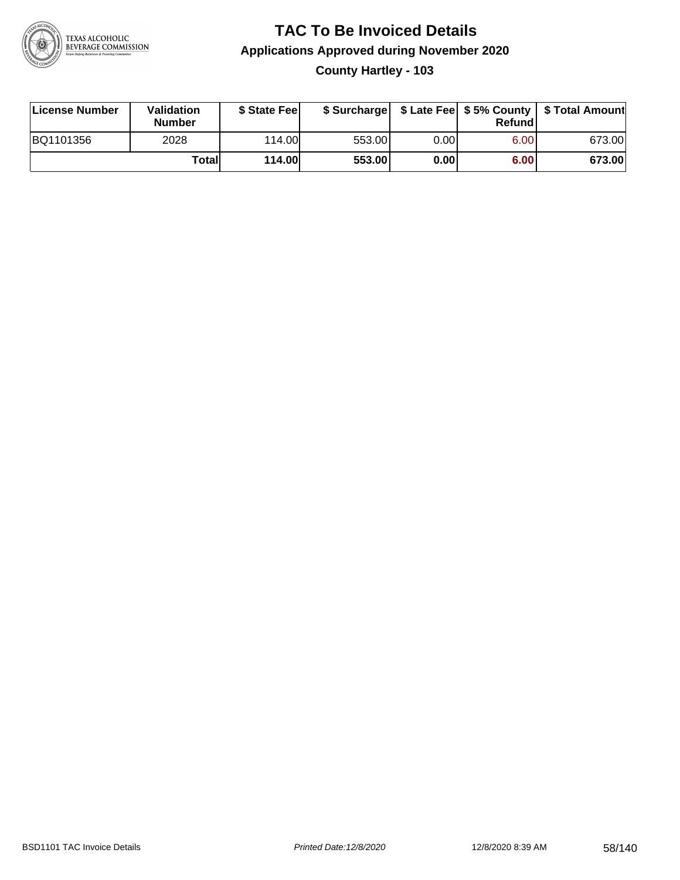# TAC To Be Invoiced Details

## Applications Approved during November 2020

### County Hartley - 103

| License Number | Validation Number | $ State Fee | $ Surcharge | $ Late Fee | $ 5% County Refund | $ Total Amount |
|---|---|---|---|---|---|---|
| BQ1101356 | 2028 | 114.00 | 553.00 | 0.00 | 6.00 | 673.00 |
| | **Total** | **114.00** | **553.00** | **0.00** | **6.00** | **673.00** |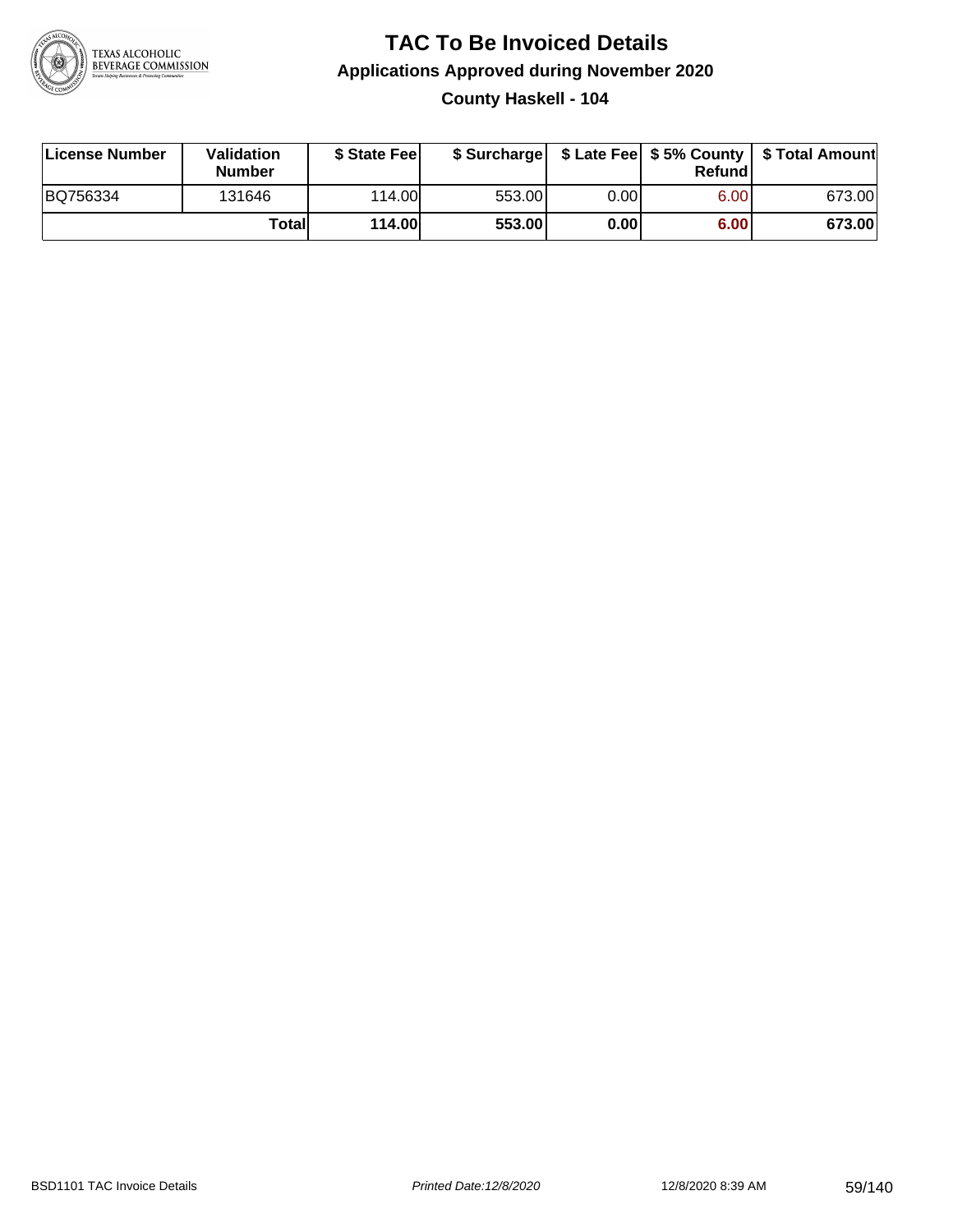# TAC To Be Invoiced Details

## Applications Approved during November 2020

### County Haskell - 104

| License Number | Validation Number | $ State Fee | $ Surcharge | $ Late Fee | $ 5% County Refund | $ Total Amount |
|---|---|---|---|---|---|---|
| BQ756334 | 131646 | 114.00 | 553.00 | 0.00 | 6.00 | 673.00 |
| | **Total** | **114.00** | **553.00** | **0.00** | **6.00** | **673.00** |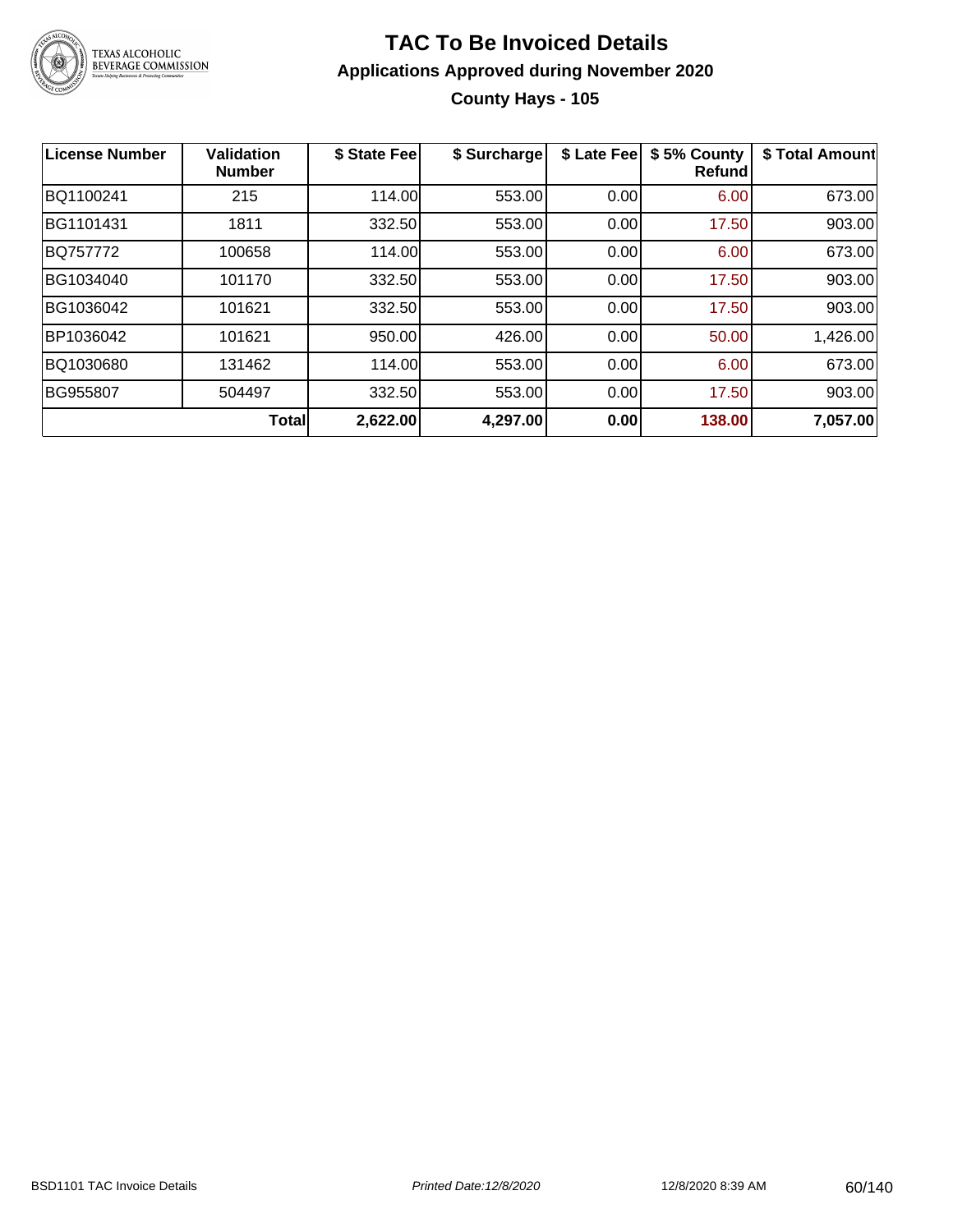# TAC To Be Invoiced Details

## Applications Approved during November 2020

### County Hays - 105

| License Number | Validation Number | $ State Fee | $ Surcharge | $ Late Fee | $ 5% County Refund | $ Total Amount |
|---|---|---|---|---|---|---|
| BQ1100241 | 215 | 114.00 | 553.00 | 0.00 | 6.00 | 673.00 |
| BG1101431 | 1811 | 332.50 | 553.00 | 0.00 | 17.50 | 903.00 |
| BQ757772 | 100658 | 114.00 | 553.00 | 0.00 | 6.00 | 673.00 |
| BG1034040 | 101170 | 332.50 | 553.00 | 0.00 | 17.50 | 903.00 |
| BG1036042 | 101621 | 332.50 | 553.00 | 0.00 | 17.50 | 903.00 |
| BP1036042 | 101621 | 950.00 | 426.00 | 0.00 | 50.00 | 1,426.00 |
| BQ1030680 | 131462 | 114.00 | 553.00 | 0.00 | 6.00 | 673.00 |
| BG955807 | 504497 | 332.50 | 553.00 | 0.00 | 17.50 | 903.00 |
| | **Total** | **2,622.00** | **4,297.00** | **0.00** | **138.00** | **7,057.00** |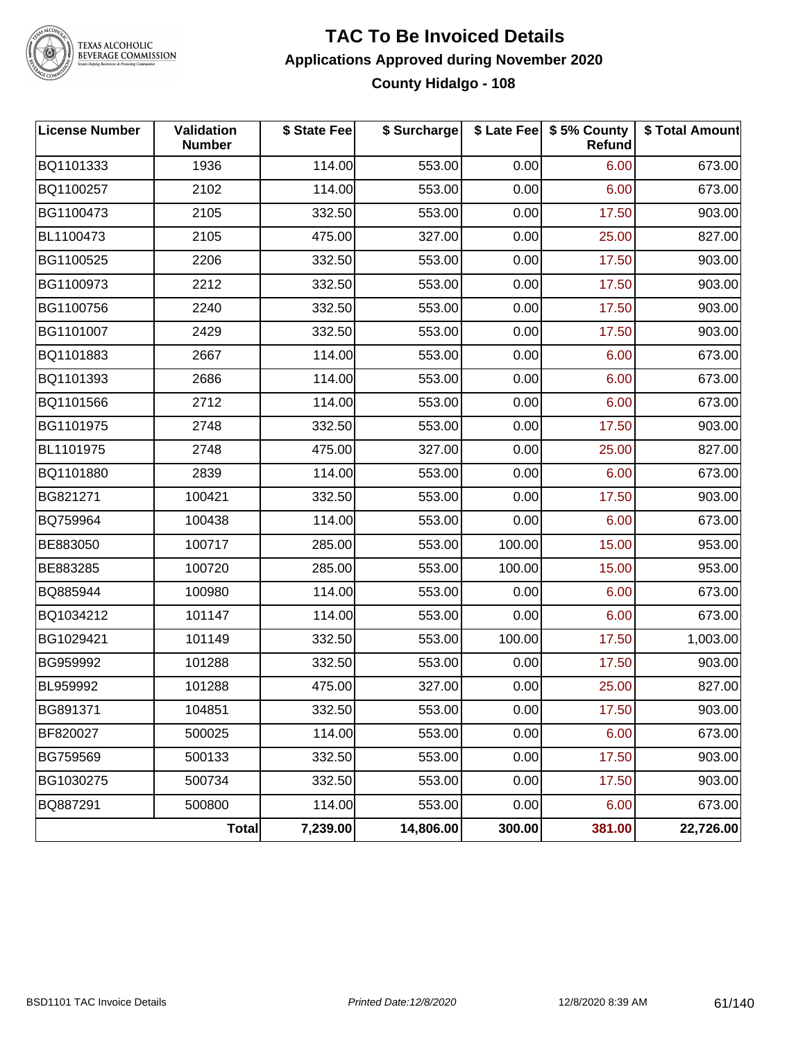# TAC To Be Invoiced Details

## Applications Approved during November 2020

### County Hidalgo - 108

| License Number | Validation Number | $ State Fee | $ Surcharge | $ Late Fee | $ 5% County Refund | $ Total Amount |
|---|---|---|---|---|---|---|
| BQ1101333 | 1936 | 114.00 | 553.00 | 0.00 | 6.00 | 673.00 |
| BQ1100257 | 2102 | 114.00 | 553.00 | 0.00 | 6.00 | 673.00 |
| BG1100473 | 2105 | 332.50 | 553.00 | 0.00 | 17.50 | 903.00 |
| BL1100473 | 2105 | 475.00 | 327.00 | 0.00 | 25.00 | 827.00 |
| BG1100525 | 2206 | 332.50 | 553.00 | 0.00 | 17.50 | 903.00 |
| BG1100973 | 2212 | 332.50 | 553.00 | 0.00 | 17.50 | 903.00 |
| BG1100756 | 2240 | 332.50 | 553.00 | 0.00 | 17.50 | 903.00 |
| BG1101007 | 2429 | 332.50 | 553.00 | 0.00 | 17.50 | 903.00 |
| BQ1101883 | 2667 | 114.00 | 553.00 | 0.00 | 6.00 | 673.00 |
| BQ1101393 | 2686 | 114.00 | 553.00 | 0.00 | 6.00 | 673.00 |
| BQ1101566 | 2712 | 114.00 | 553.00 | 0.00 | 6.00 | 673.00 |
| BG1101975 | 2748 | 332.50 | 553.00 | 0.00 | 17.50 | 903.00 |
| BL1101975 | 2748 | 475.00 | 327.00 | 0.00 | 25.00 | 827.00 |
| BQ1101880 | 2839 | 114.00 | 553.00 | 0.00 | 6.00 | 673.00 |
| BG821271 | 100421 | 332.50 | 553.00 | 0.00 | 17.50 | 903.00 |
| BQ759964 | 100438 | 114.00 | 553.00 | 0.00 | 6.00 | 673.00 |
| BE883050 | 100717 | 285.00 | 553.00 | 100.00 | 15.00 | 953.00 |
| BE883285 | 100720 | 285.00 | 553.00 | 100.00 | 15.00 | 953.00 |
| BQ885944 | 100980 | 114.00 | 553.00 | 0.00 | 6.00 | 673.00 |
| BQ1034212 | 101147 | 114.00 | 553.00 | 0.00 | 6.00 | 673.00 |
| BG1029421 | 101149 | 332.50 | 553.00 | 100.00 | 17.50 | 1,003.00 |
| BG959992 | 101288 | 332.50 | 553.00 | 0.00 | 17.50 | 903.00 |
| BL959992 | 101288 | 475.00 | 327.00 | 0.00 | 25.00 | 827.00 |
| BG891371 | 104851 | 332.50 | 553.00 | 0.00 | 17.50 | 903.00 |
| BF820027 | 500025 | 114.00 | 553.00 | 0.00 | 6.00 | 673.00 |
| BG759569 | 500133 | 332.50 | 553.00 | 0.00 | 17.50 | 903.00 |
| BG1030275 | 500734 | 332.50 | 553.00 | 0.00 | 17.50 | 903.00 |
| BQ887291 | 500800 | 114.00 | 553.00 | 0.00 | 6.00 | 673.00 |
| | **Total** | **7,239.00** | **14,806.00** | **300.00** | **381.00** | **22,726.00** |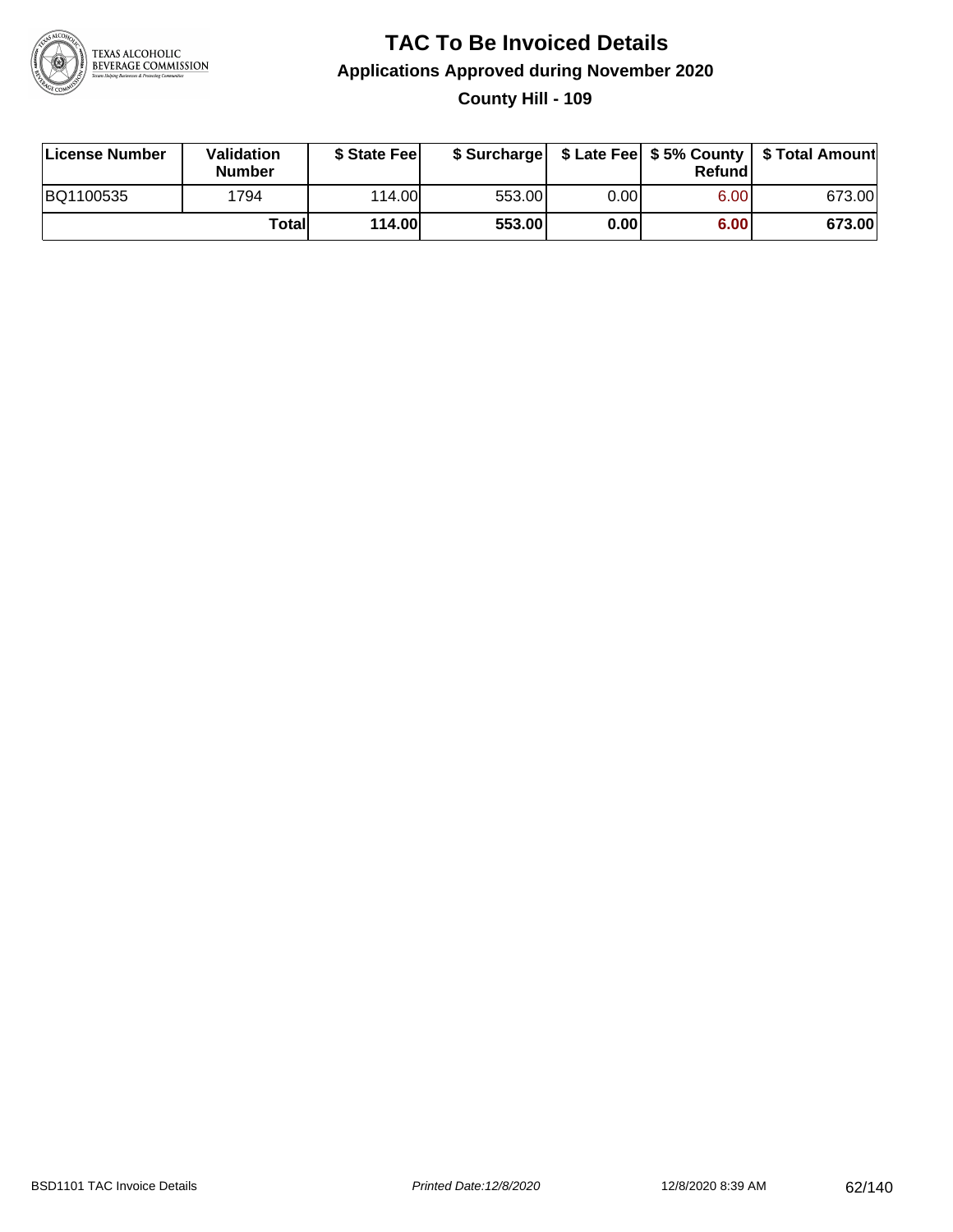# TAC To Be Invoiced Details

## Applications Approved during November 2020

### County Hill - 109

| License Number | Validation Number | $ State Fee | $ Surcharge | $ Late Fee | $ 5% County Refund | $ Total Amount |
|---|---|---|---|---|---|---|
| BQ1100535 | 1794 | 114.00 | 553.00 | 0.00 | 6.00 | 673.00 |
| | **Total** | **114.00** | **553.00** | **0.00** | **6.00** | **673.00** |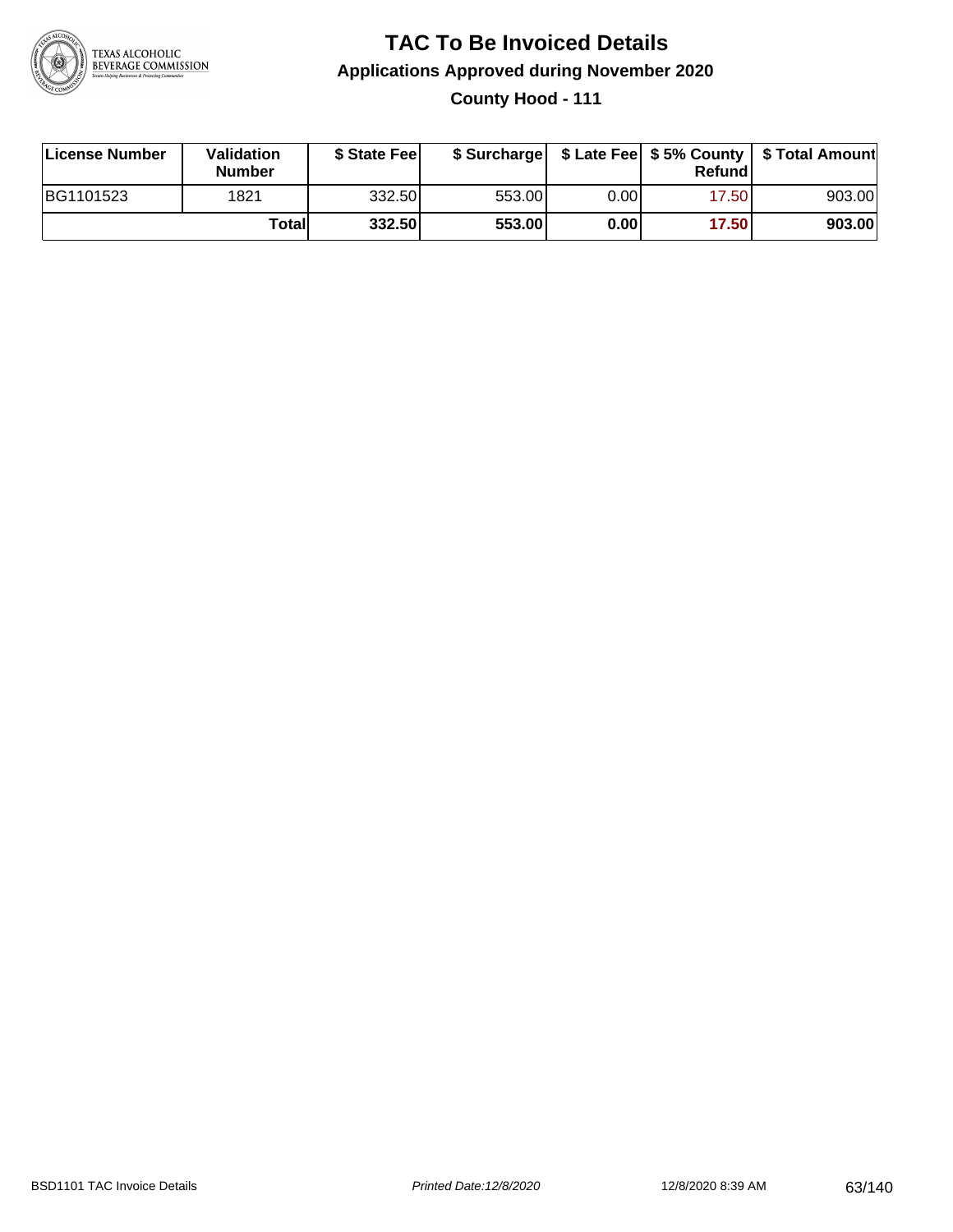# TAC To Be Invoiced Details

## Applications Approved during November 2020

### County Hood - 111

| License Number | Validation Number | $ State Fee | $ Surcharge | $ Late Fee | $ 5% County Refund | $ Total Amount |
|---|---|---|---|---|---|---|
| BG1101523 | 1821 | 332.50 | 553.00 | 0.00 | 17.50 | 903.00 |
| | **Total** | **332.50** | **553.00** | **0.00** | **17.50** | **903.00** |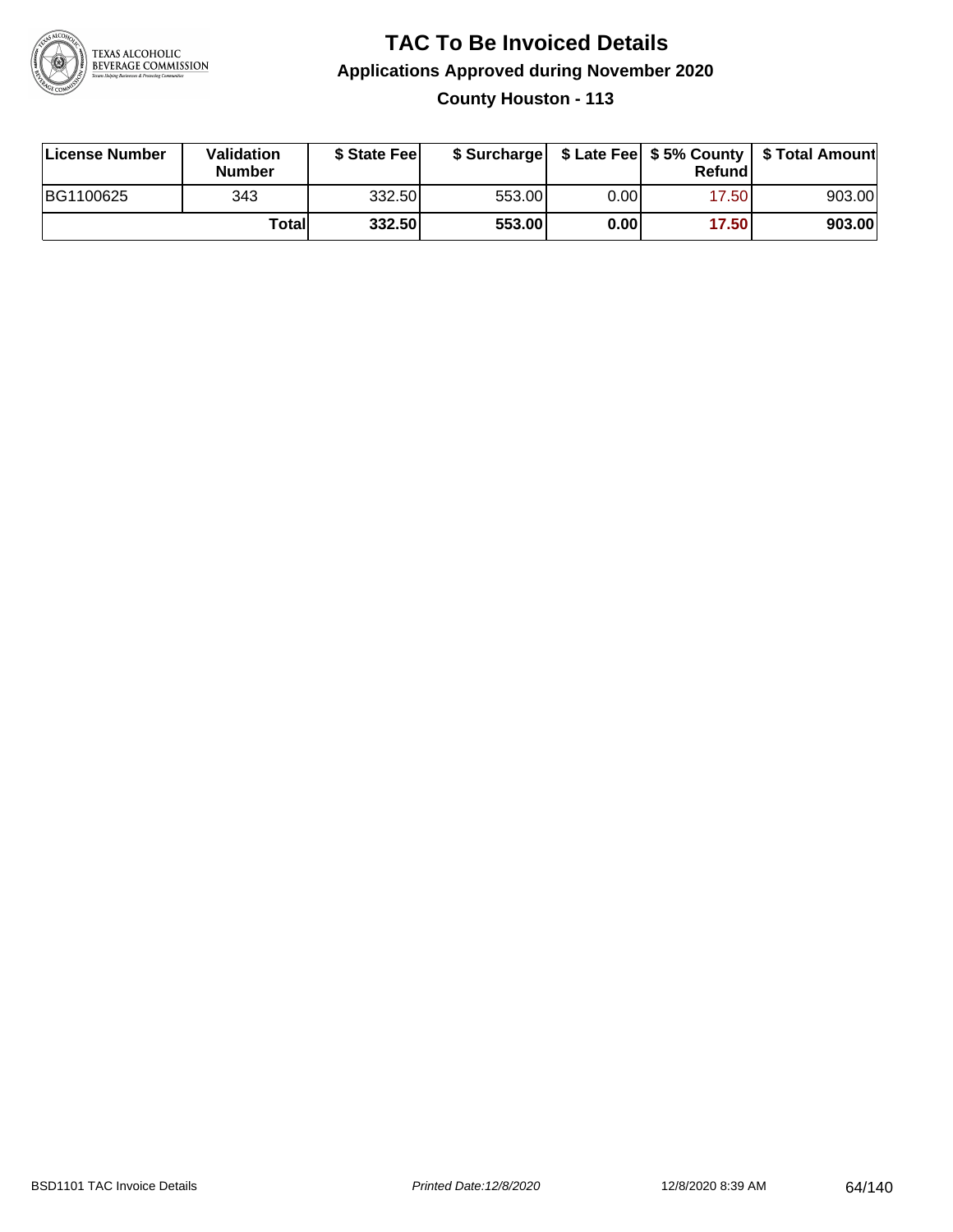# TAC To Be Invoiced Details

## Applications Approved during November 2020

### County Houston - 113

| License Number | Validation Number | $ State Fee | $ Surcharge | $ Late Fee | $ 5% County Refund | $ Total Amount |
|---|---|---|---|---|---|---|
| BG1100625 | 343 | 332.50 | 553.00 | 0.00 | 17.50 | 903.00 |
| | **Total** | **332.50** | **553.00** | **0.00** | **17.50** | **903.00** |

BSD1101 TAC Invoice Details | *Printed Date:12/8/2020* | 12/8/2020 8:39 AM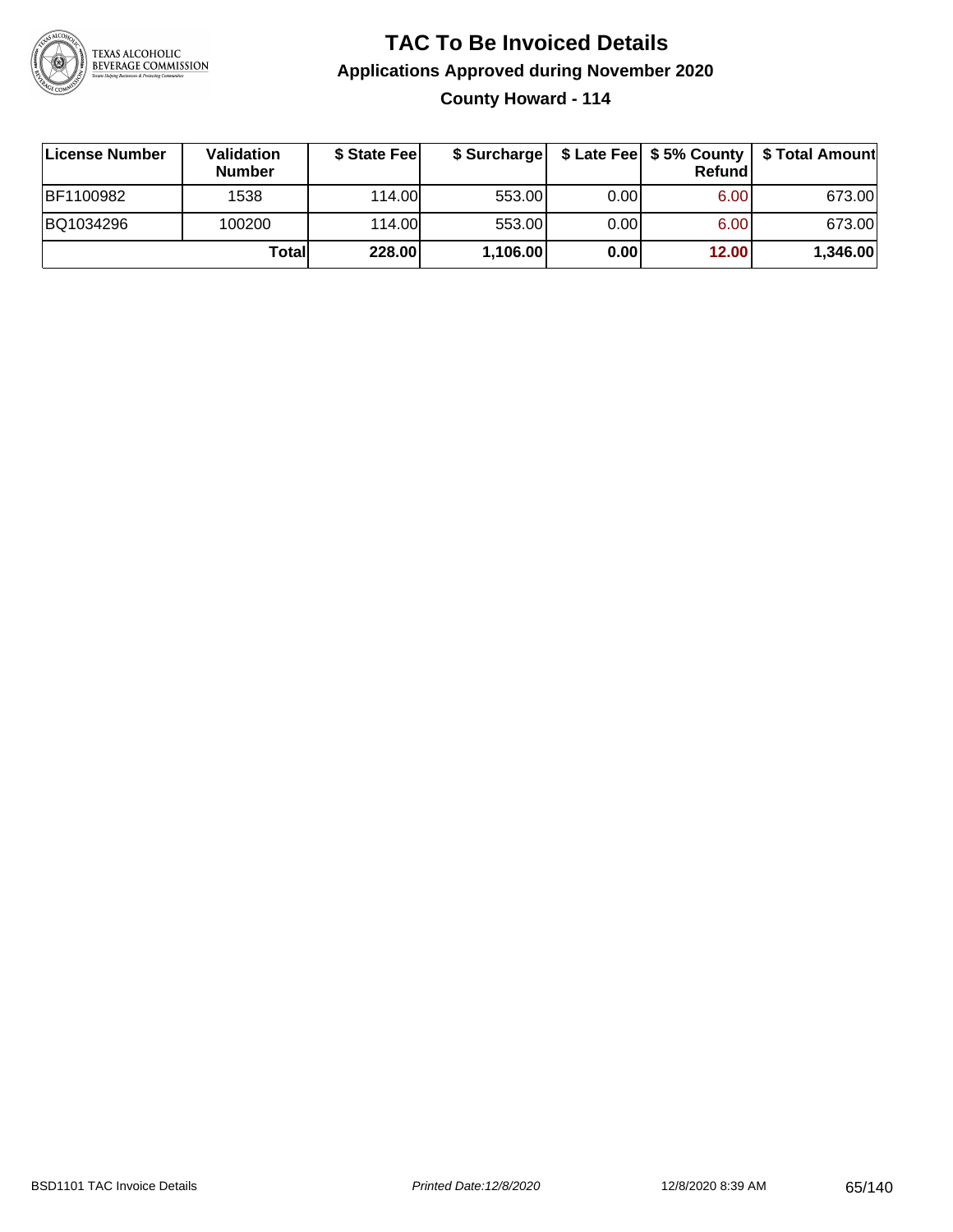# TAC To Be Invoiced Details

## Applications Approved during November 2020

### County Howard - 114

| License Number | Validation Number | \$ State Fee | \$ Surcharge | \$ Late Fee | \$ 5% County Refund | \$ Total Amount |
|---|---|---|---|---|---|---|
| BF1100982 | 1538 | 114.00 | 553.00 | 0.00 | 6.00 | 673.00 |
| BQ1034296 | 100200 | 114.00 | 553.00 | 0.00 | 6.00 | 673.00 |
| | **Total** | **228.00** | **1,106.00** | **0.00** | **12.00** | **1,346.00** |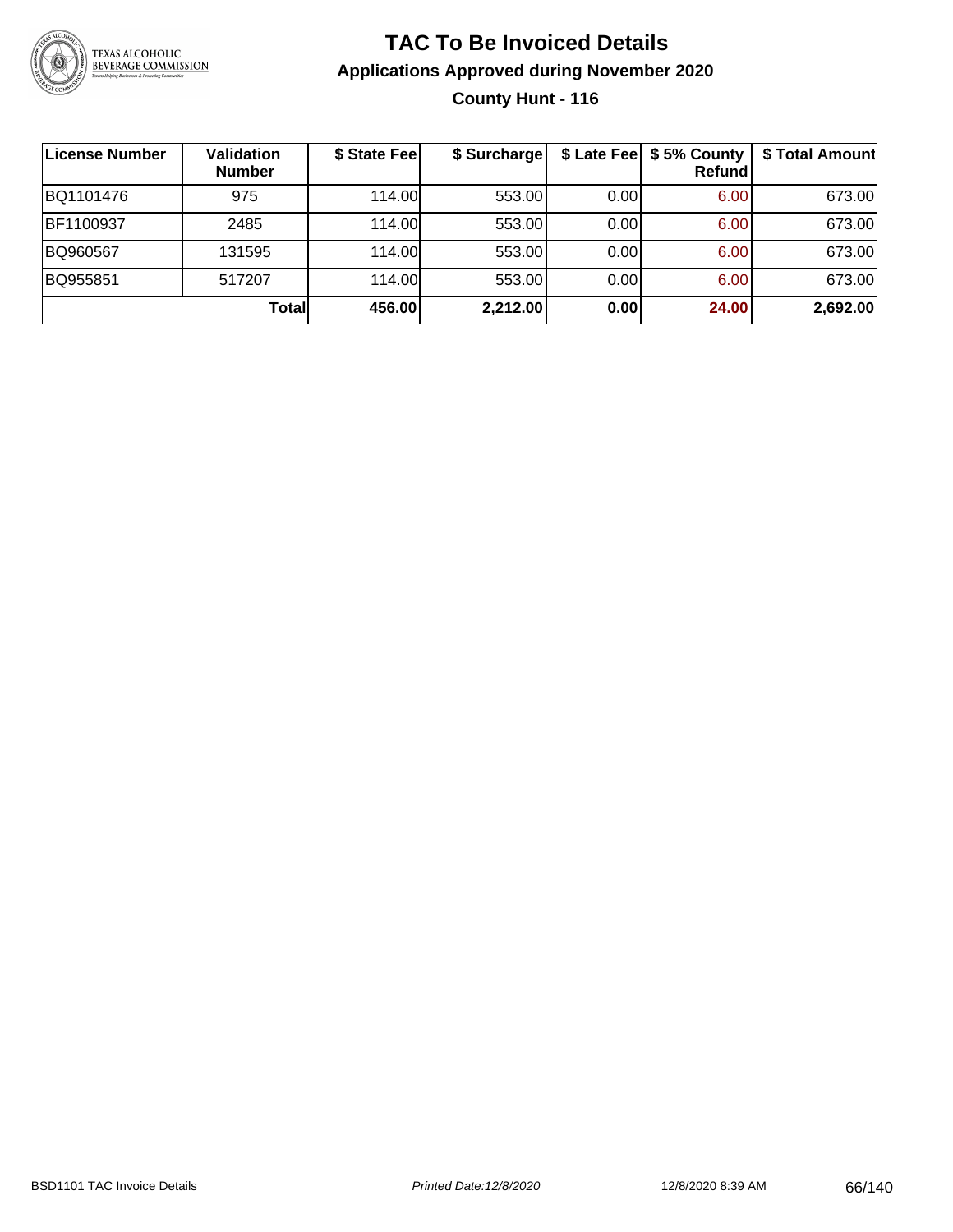# TAC To Be Invoiced Details

## Applications Approved during November 2020

### County Hunt - 116

| License Number | Validation Number | $ State Fee | $ Surcharge | $ Late Fee | $ 5% County Refund | $ Total Amount |
|---|---|---|---|---|---|---|
| BQ1101476 | 975 | 114.00 | 553.00 | 0.00 | 6.00 | 673.00 |
| BF1100937 | 2485 | 114.00 | 553.00 | 0.00 | 6.00 | 673.00 |
| BQ960567 | 131595 | 114.00 | 553.00 | 0.00 | 6.00 | 673.00 |
| BQ955851 | 517207 | 114.00 | 553.00 | 0.00 | 6.00 | 673.00 |
| | **Total** | **456.00** | **2,212.00** | **0.00** | **24.00** | **2,692.00** |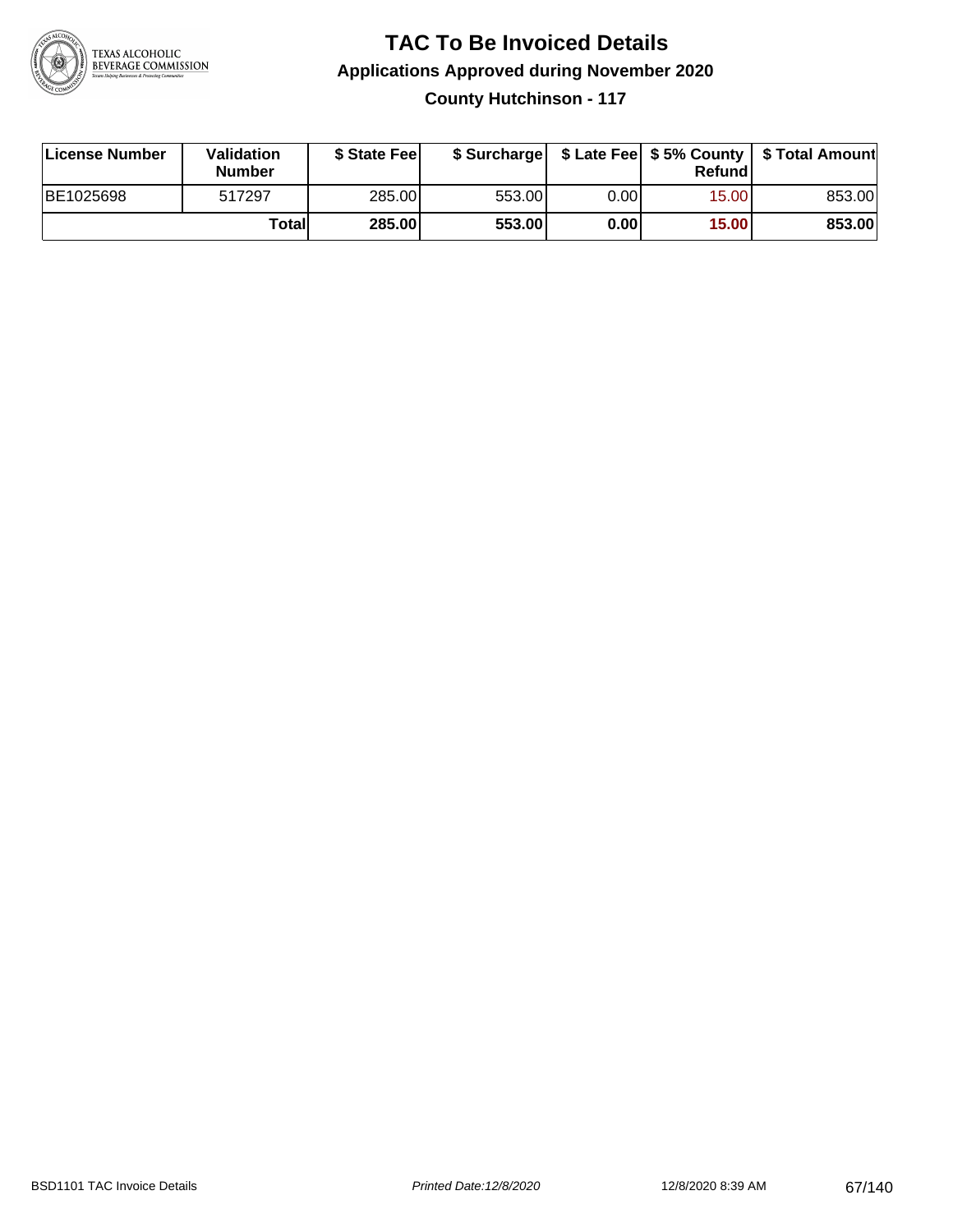# TAC To Be Invoiced Details

## Applications Approved during November 2020

### County Hutchinson - 117

| License Number | Validation Number | $ State Fee | $ Surcharge | $ Late Fee | $ 5% County Refund | $ Total Amount |
|---|---|---|---|---|---|---|
| BE1025698 | 517297 | 285.00 | 553.00 | 0.00 | 15.00 | 853.00 |
| | **Total** | **285.00** | **553.00** | **0.00** | **15.00** | **853.00** |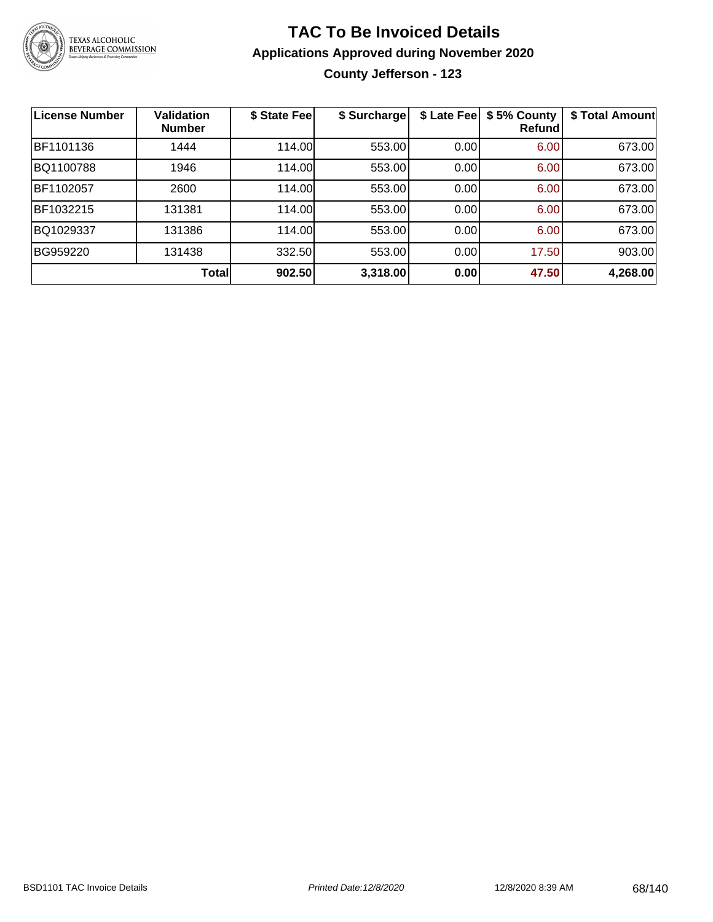# TAC To Be Invoiced Details

## Applications Approved during November 2020

### County Jefferson - 123

| License Number | Validation Number | $ State Fee | $ Surcharge | $ Late Fee | $ 5% County Refund | $ Total Amount |
|---|---|---|---|---|---|---|
| BF1101136 | 1444 | 114.00 | 553.00 | 0.00 | 6.00 | 673.00 |
| BQ1100788 | 1946 | 114.00 | 553.00 | 0.00 | 6.00 | 673.00 |
| BF1102057 | 2600 | 114.00 | 553.00 | 0.00 | 6.00 | 673.00 |
| BF1032215 | 131381 | 114.00 | 553.00 | 0.00 | 6.00 | 673.00 |
| BQ1029337 | 131386 | 114.00 | 553.00 | 0.00 | 6.00 | 673.00 |
| BG959220 | 131438 | 332.50 | 553.00 | 0.00 | 17.50 | 903.00 |
| | **Total** | **902.50** | **3,318.00** | **0.00** | **47.50** | **4,268.00** |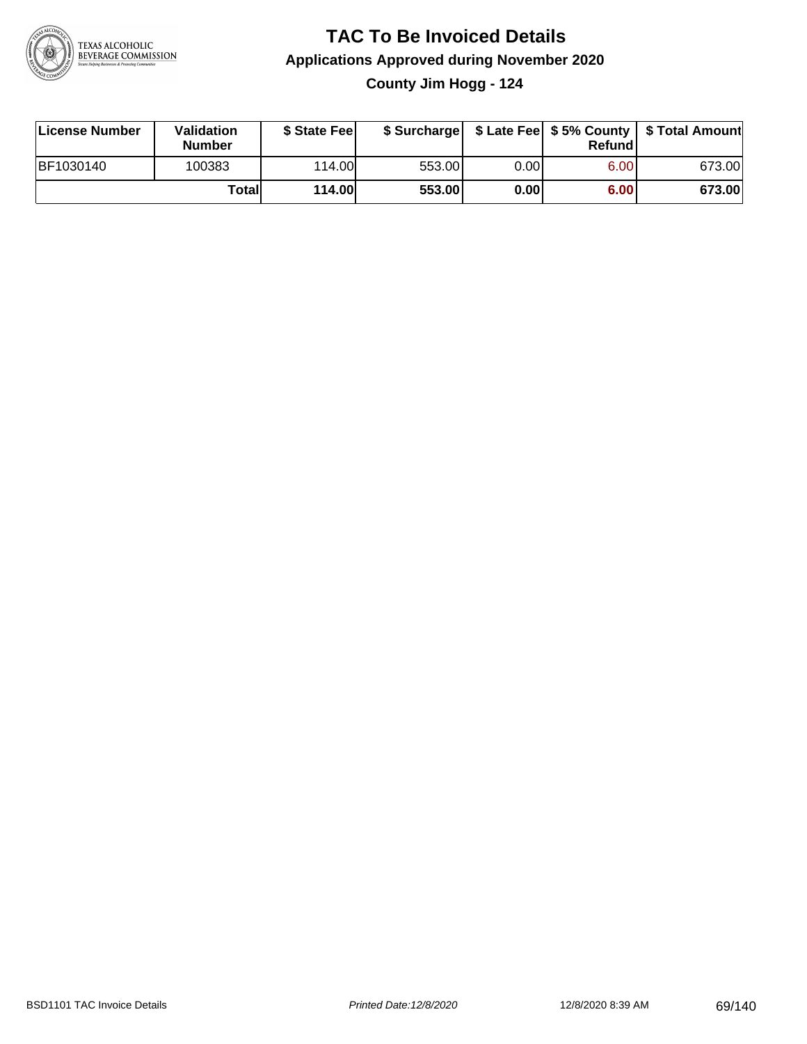# TAC To Be Invoiced Details

## Applications Approved during November 2020

### County Jim Hogg - 124

| License Number | Validation Number | $ State Fee | $ Surcharge | $ Late Fee | $ 5% County Refund | $ Total Amount |
|---|---|---|---|---|---|---|
| BF1030140 | 100383 | 114.00 | 553.00 | 0.00 | 6.00 | 673.00 |
| | **Total** | **114.00** | **553.00** | **0.00** | **6.00** | **673.00** |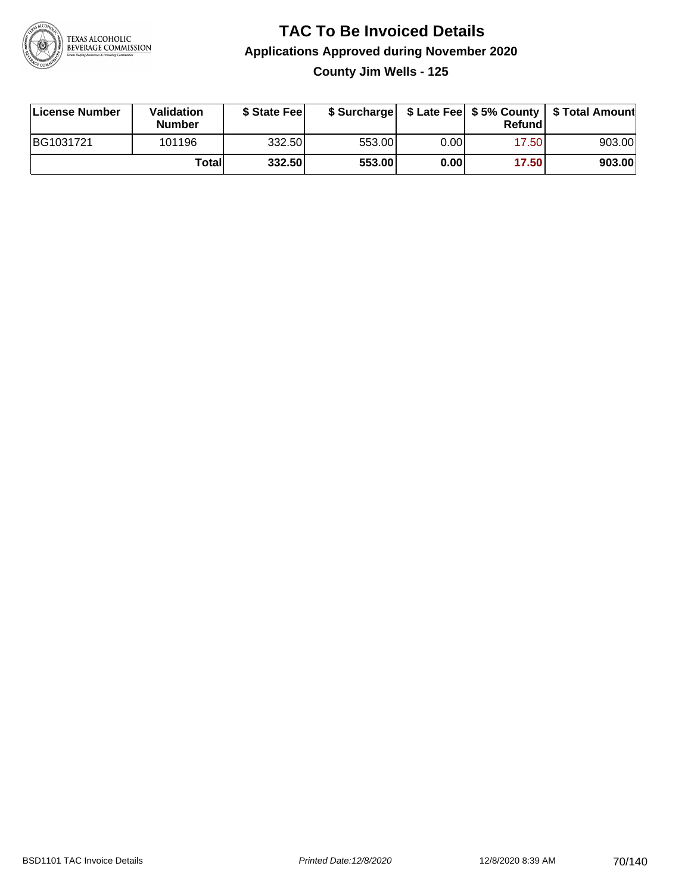# TAC To Be Invoiced Details

## Applications Approved during November 2020

### County Jim Wells - 125

| License Number | Validation Number | $ State Fee | $ Surcharge | $ Late Fee | $ 5% County Refund | $ Total Amount |
|---|---|---|---|---|---|---|
| BG1031721 | 101196 | 332.50 | 553.00 | 0.00 | 17.50 | 903.00 |
| | **Total** | **332.50** | **553.00** | **0.00** | **17.50** | **903.00** |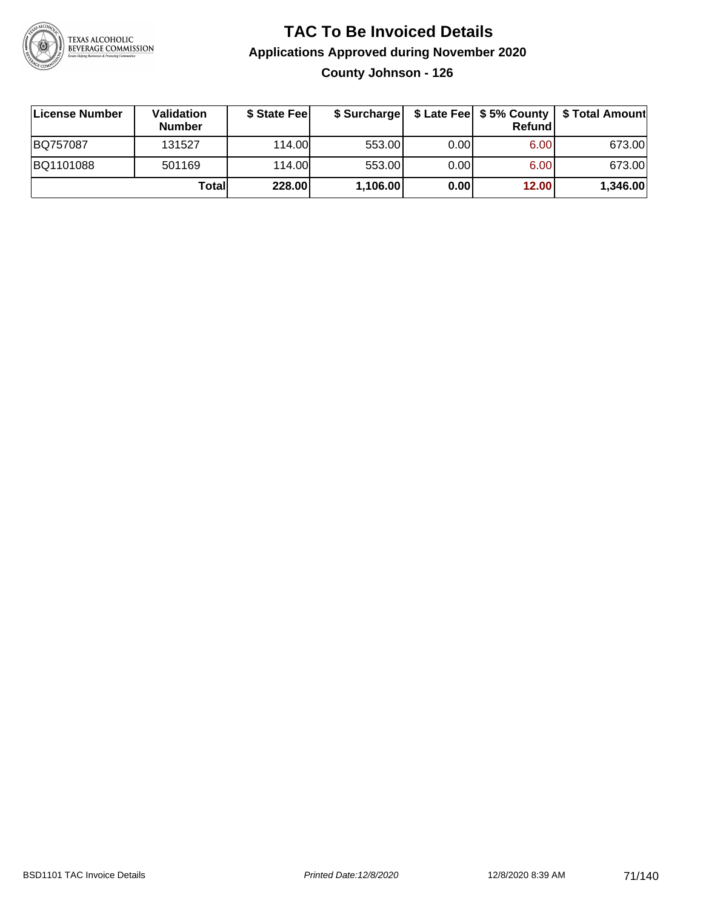# TAC To Be Invoiced Details

## Applications Approved during November 2020

### County Johnson - 126

| License Number | Validation Number | $ State Fee | $ Surcharge | $ Late Fee | $ 5% County Refund | $ Total Amount |
|---|---|---|---|---|---|---|
| BQ757087 | 131527 | 114.00 | 553.00 | 0.00 | 6.00 | 673.00 |
| BQ1101088 | 501169 | 114.00 | 553.00 | 0.00 | 6.00 | 673.00 |
| | **Total** | **228.00** | **1,106.00** | **0.00** | **12.00** | **1,346.00** |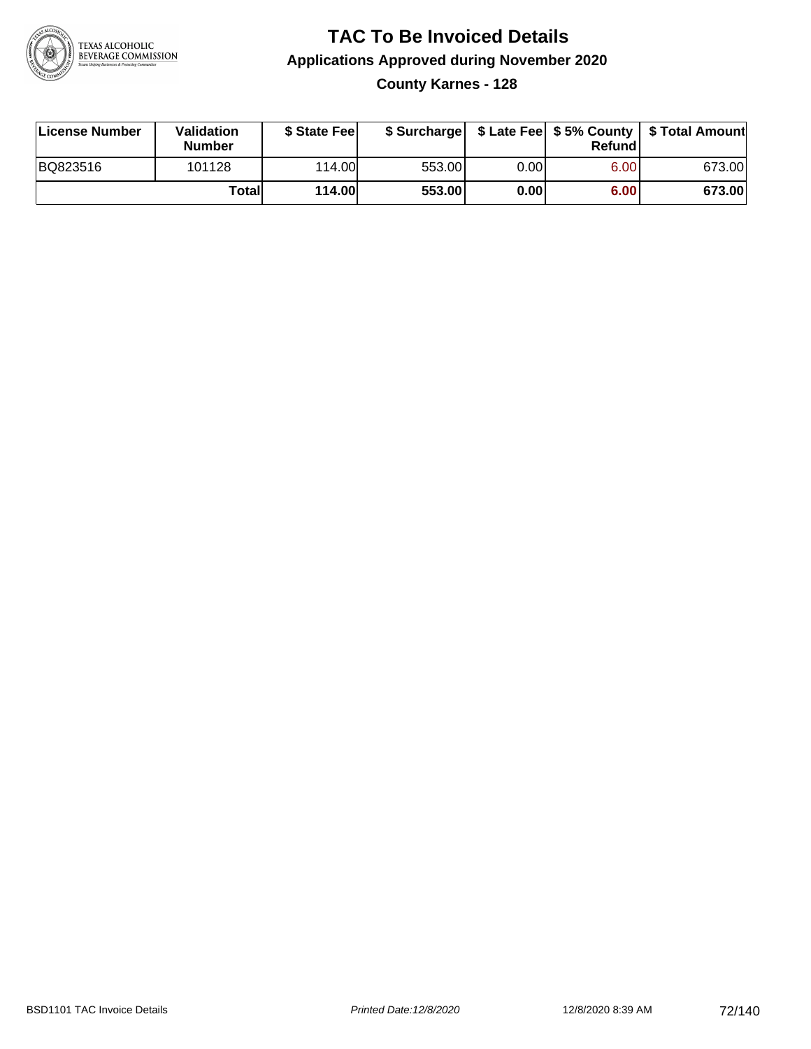# TAC To Be Invoiced Details

## Applications Approved during November 2020

### County Karnes - 128

| License Number | Validation Number | $ State Fee | $ Surcharge | $ Late Fee | $ 5% County Refund | $ Total Amount |
|---|---|---|---|---|---|---|
| BQ823516 | 101128 | 114.00 | 553.00 | 0.00 | 6.00 | 673.00 |
| | **Total** | **114.00** | **553.00** | **0.00** | **6.00** | **673.00** |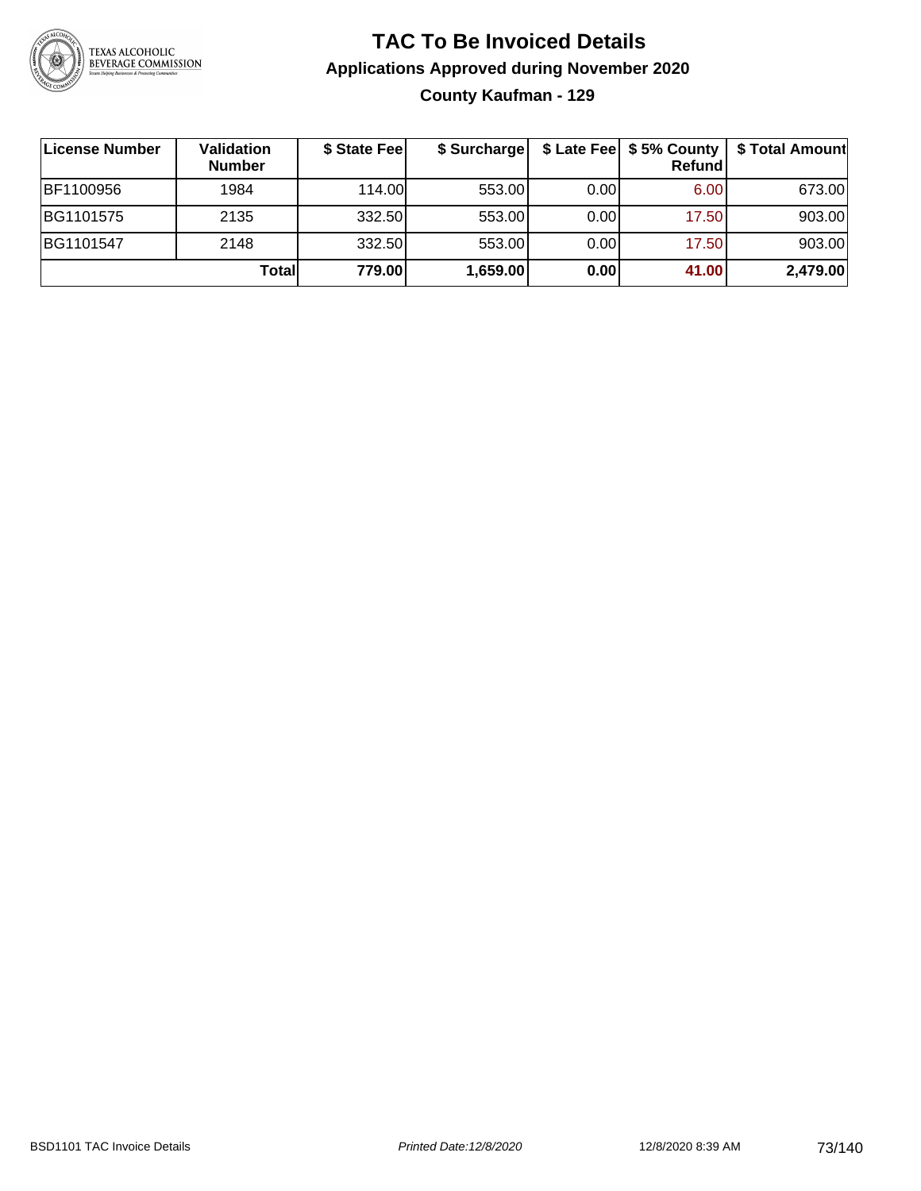# TAC To Be Invoiced Details

## Applications Approved during November 2020

### County Kaufman - 129

| License Number | Validation Number | $ State Fee | $ Surcharge | $ Late Fee | $ 5% County Refund | $ Total Amount |
|---|---|---|---|---|---|---|
| BF1100956 | 1984 | 114.00 | 553.00 | 0.00 | 6.00 | 673.00 |
| BG1101575 | 2135 | 332.50 | 553.00 | 0.00 | 17.50 | 903.00 |
| BG1101547 | 2148 | 332.50 | 553.00 | 0.00 | 17.50 | 903.00 |
| | **Total** | **779.00** | **1,659.00** | **0.00** | **41.00** | **2,479.00** |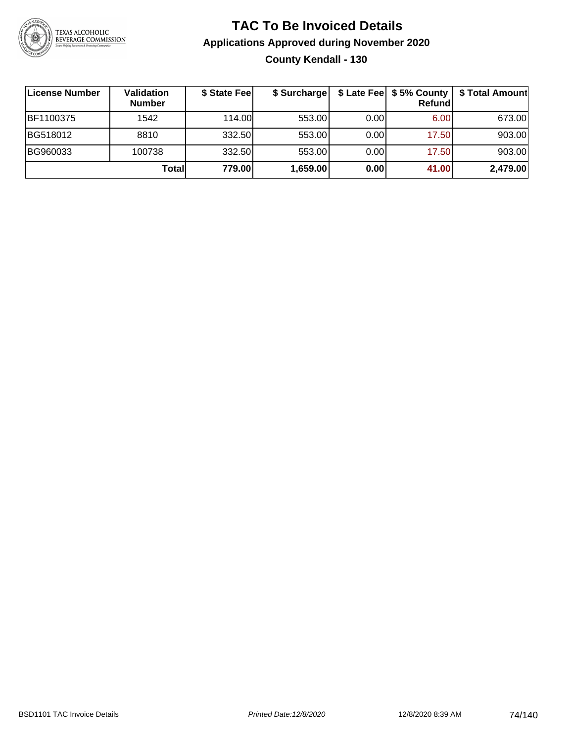# TAC To Be Invoiced Details

## Applications Approved during November 2020

### County Kendall - 130

| License Number | Validation Number | $ State Fee | $ Surcharge | $ Late Fee | $ 5% County Refund | $ Total Amount |
|---|---|---|---|---|---|---|
| BF1100375 | 1542 | 114.00 | 553.00 | 0.00 | 6.00 | 673.00 |
| BG518012 | 8810 | 332.50 | 553.00 | 0.00 | 17.50 | 903.00 |
| BG960033 | 100738 | 332.50 | 553.00 | 0.00 | 17.50 | 903.00 |
| | **Total** | **779.00** | **1,659.00** | **0.00** | **41.00** | **2,479.00** |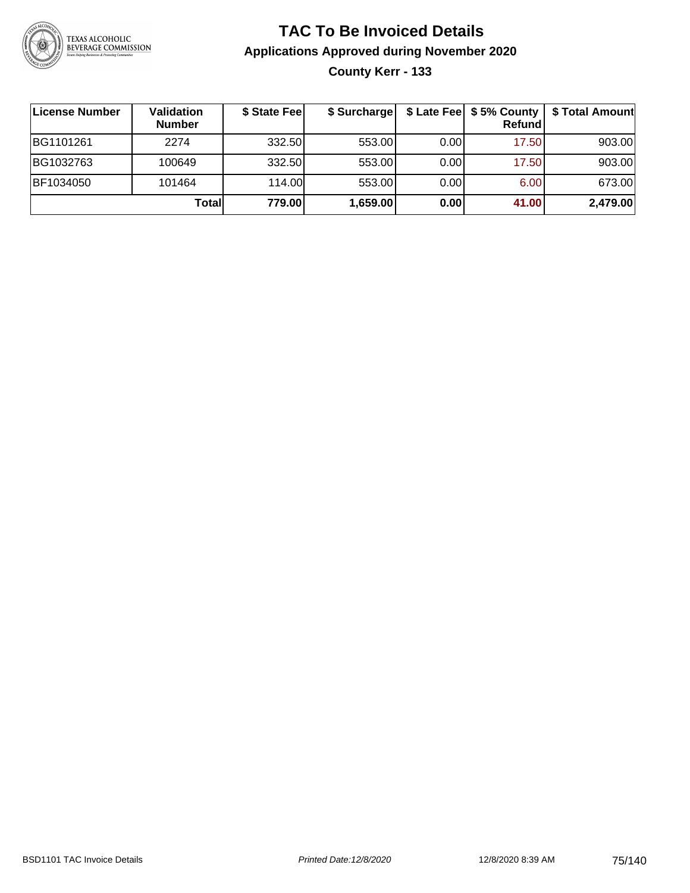# TAC To Be Invoiced Details

## Applications Approved during November 2020

### County Kerr - 133

| License Number | Validation Number | $ State Fee | $ Surcharge | $ Late Fee | $ 5% County Refund | $ Total Amount |
|---|---|---|---|---|---|---|
| BG1101261 | 2274 | 332.50 | 553.00 | 0.00 | 17.50 | 903.00 |
| BG1032763 | 100649 | 332.50 | 553.00 | 0.00 | 17.50 | 903.00 |
| BF1034050 | 101464 | 114.00 | 553.00 | 0.00 | 6.00 | 673.00 |
| | **Total** | **779.00** | **1,659.00** | **0.00** | **41.00** | **2,479.00** |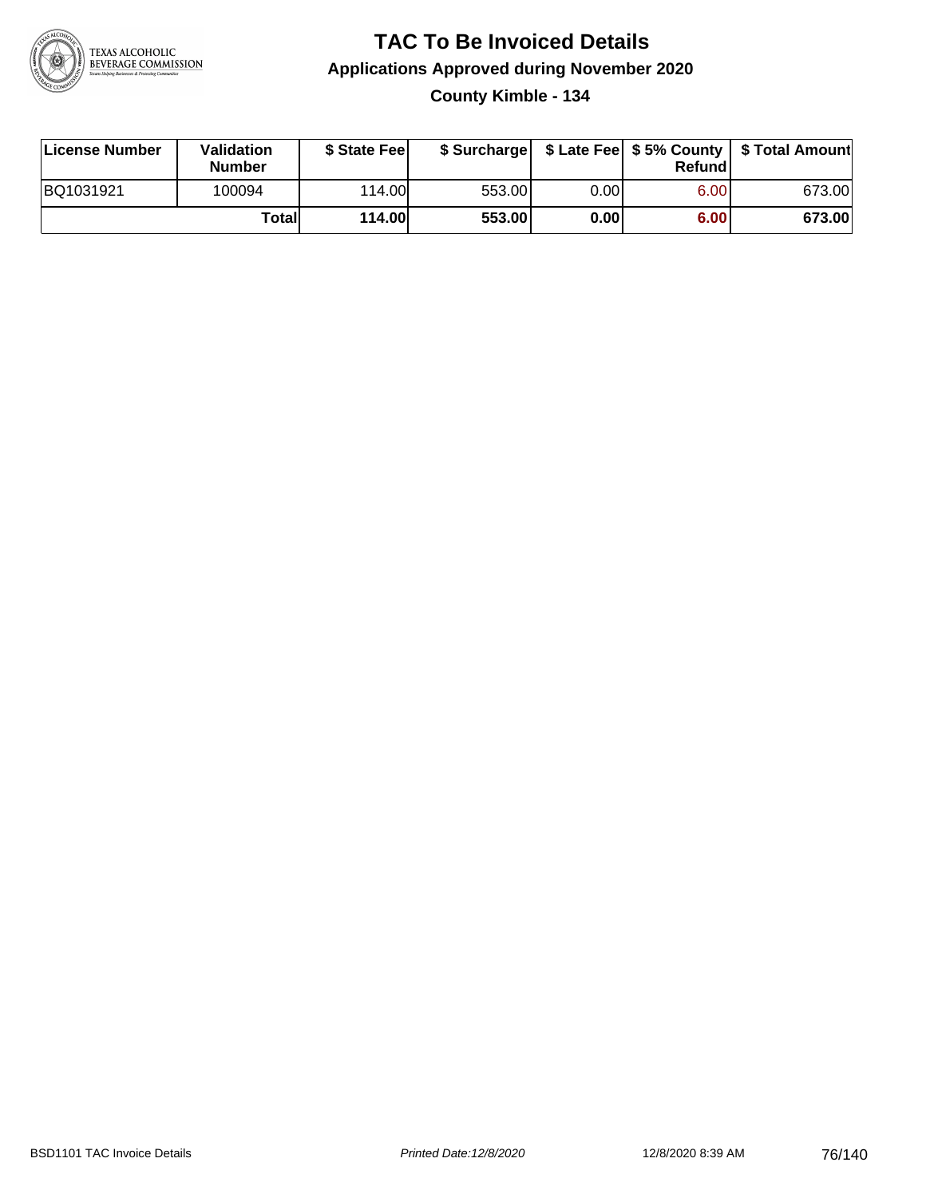# TAC To Be Invoiced Details

## Applications Approved during November 2020

### County Kimble - 134

| License Number | Validation Number | $ State Fee | $ Surcharge | $ Late Fee | $ 5% County Refund | $ Total Amount |
|---|---|---|---|---|---|---|
| BQ1031921 | 100094 | 114.00 | 553.00 | 0.00 | 6.00 | 673.00 |
| | **Total** | **114.00** | **553.00** | **0.00** | **6.00** | **673.00** |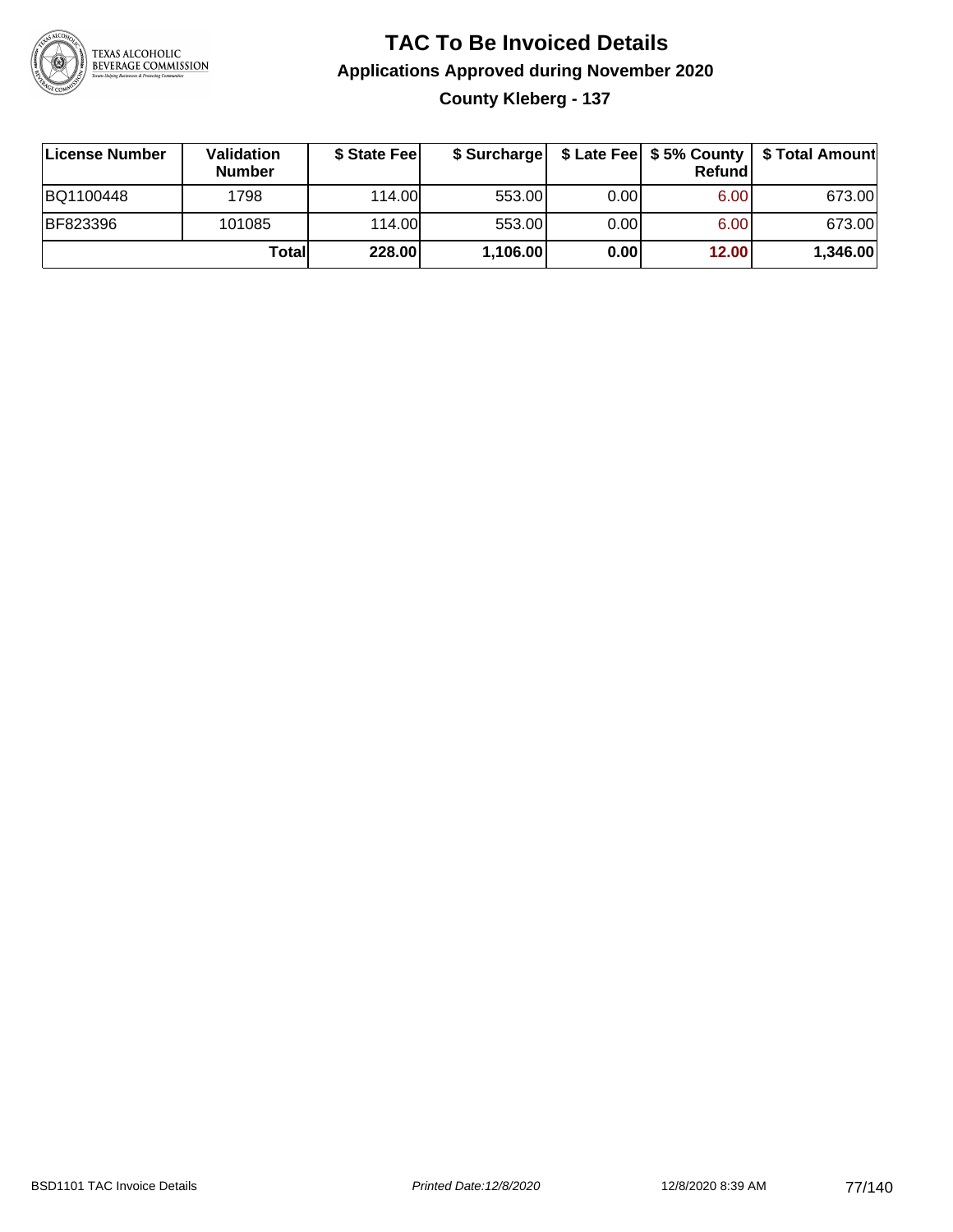# TAC To Be Invoiced Details

## Applications Approved during November 2020

### County Kleberg - 137

| License Number | Validation Number | $ State Fee | $ Surcharge | $ Late Fee | $ 5% County Refund | $ Total Amount |
|---|---|---|---|---|---|---|
| BQ1100448 | 1798 | 114.00 | 553.00 | 0.00 | 6.00 | 673.00 |
| BF823396 | 101085 | 114.00 | 553.00 | 0.00 | 6.00 | 673.00 |
| | **Total** | **228.00** | **1,106.00** | **0.00** | **12.00** | **1,346.00** |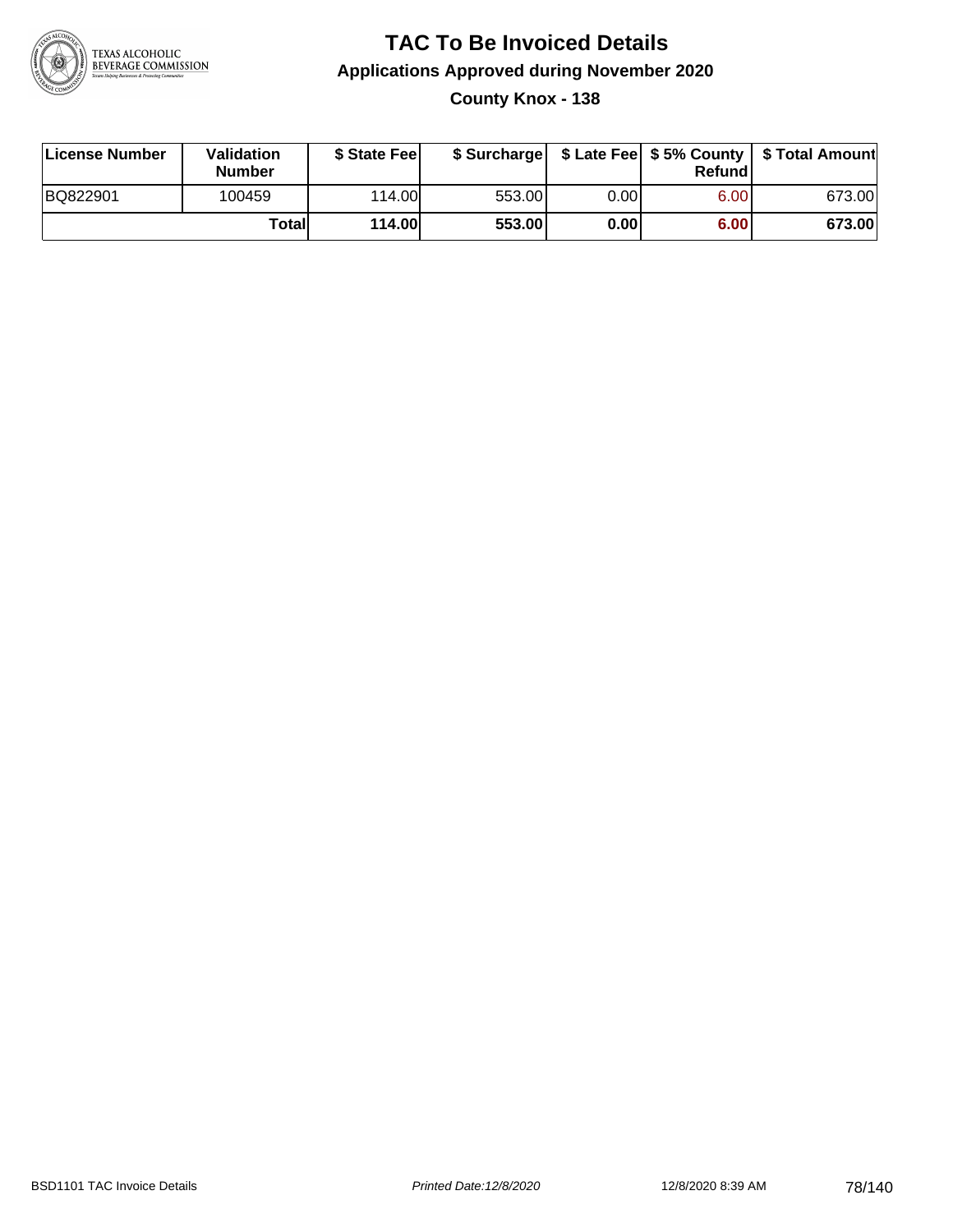# TAC To Be Invoiced Details

## Applications Approved during November 2020

### County Knox - 138

| License Number | Validation Number | $ State Fee | $ Surcharge | $ Late Fee | $ 5% County Refund | $ Total Amount |
|---|---|---|---|---|---|---|
| BQ822901 | 100459 | 114.00 | 553.00 | 0.00 | 6.00 | 673.00 |
| | **Total** | **114.00** | **553.00** | **0.00** | **6.00** | **673.00** |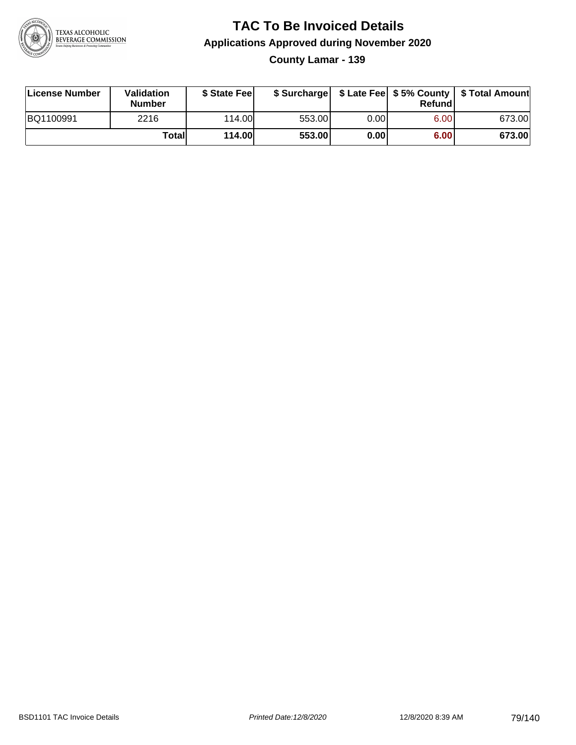# TAC To Be Invoiced Details

## Applications Approved during November 2020

### County Lamar - 139

| License Number | Validation Number | $ State Fee | $ Surcharge | $ Late Fee | $ 5% County Refund | $ Total Amount |
|---|---|---|---|---|---|---|
| BQ1100991 | 2216 | 114.00 | 553.00 | 0.00 | 6.00 | 673.00 |
| | **Total** | **114.00** | **553.00** | **0.00** | **6.00** | **673.00** |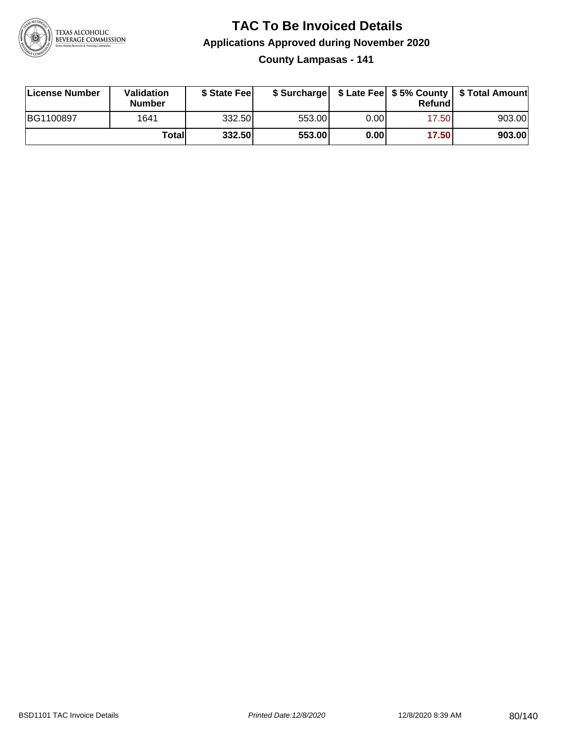# TAC To Be Invoiced Details

## Applications Approved during November 2020

### County Lampasas - 141

| License Number | Validation Number | $ State Fee | $ Surcharge | $ Late Fee | $ 5% County Refund | $ Total Amount |
|---|---|---|---|---|---|---|
| BG1100897 | 1641 | 332.50 | 553.00 | 0.00 | 17.50 | 903.00 |
| | **Total** | **332.50** | **553.00** | **0.00** | **17.50** | **903.00** |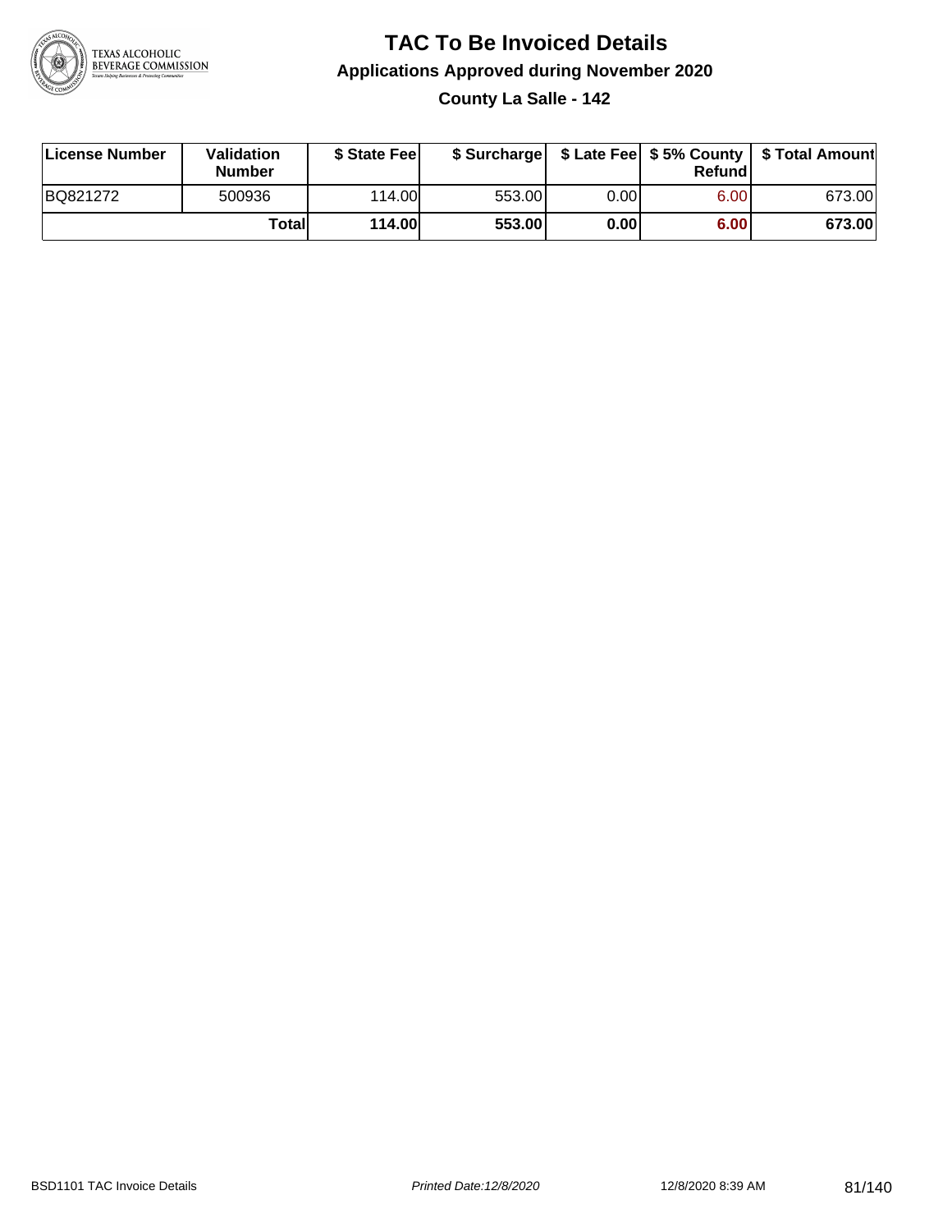# TAC To Be Invoiced Details

## Applications Approved during November 2020

### County La Salle - 142

| License Number | Validation Number | $ State Fee | $ Surcharge | $ Late Fee | $ 5% County Refund | $ Total Amount |
|---|---|---|---|---|---|---|
| BQ821272 | 500936 | 114.00 | 553.00 | 0.00 | 6.00 | 673.00 |
| | Total | 114.00 | 553.00 | 0.00 | 6.00 | 673.00 |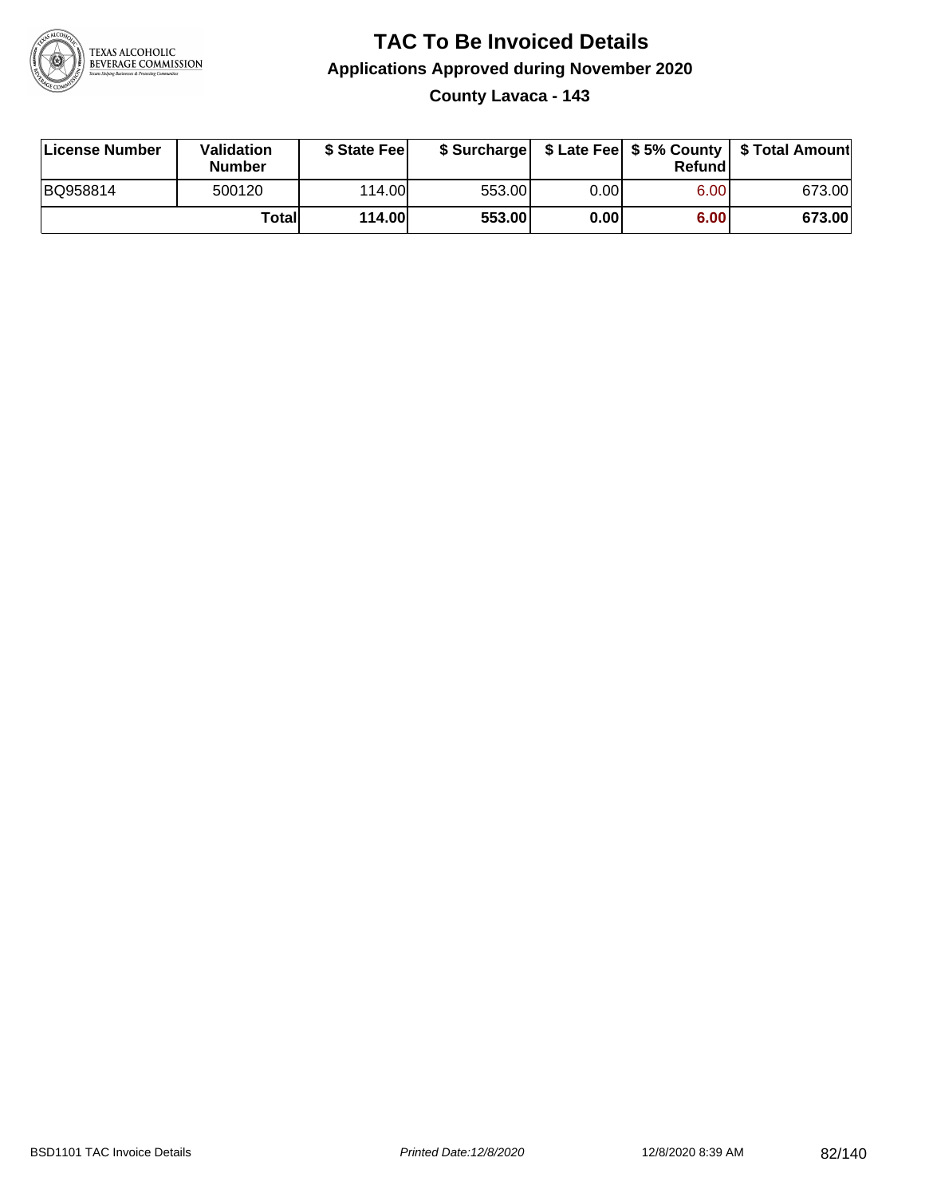# TAC To Be Invoiced Details

## Applications Approved during November 2020

### County Lavaca - 143

| License Number | Validation Number | $ State Fee | $ Surcharge | $ Late Fee | $ 5% County Refund | $ Total Amount |
|---|---|---|---|---|---|---|
| BQ958814 | 500120 | 114.00 | 553.00 | 0.00 | 6.00 | 673.00 |
| | **Total** | **114.00** | **553.00** | **0.00** | **6.00** | **673.00** |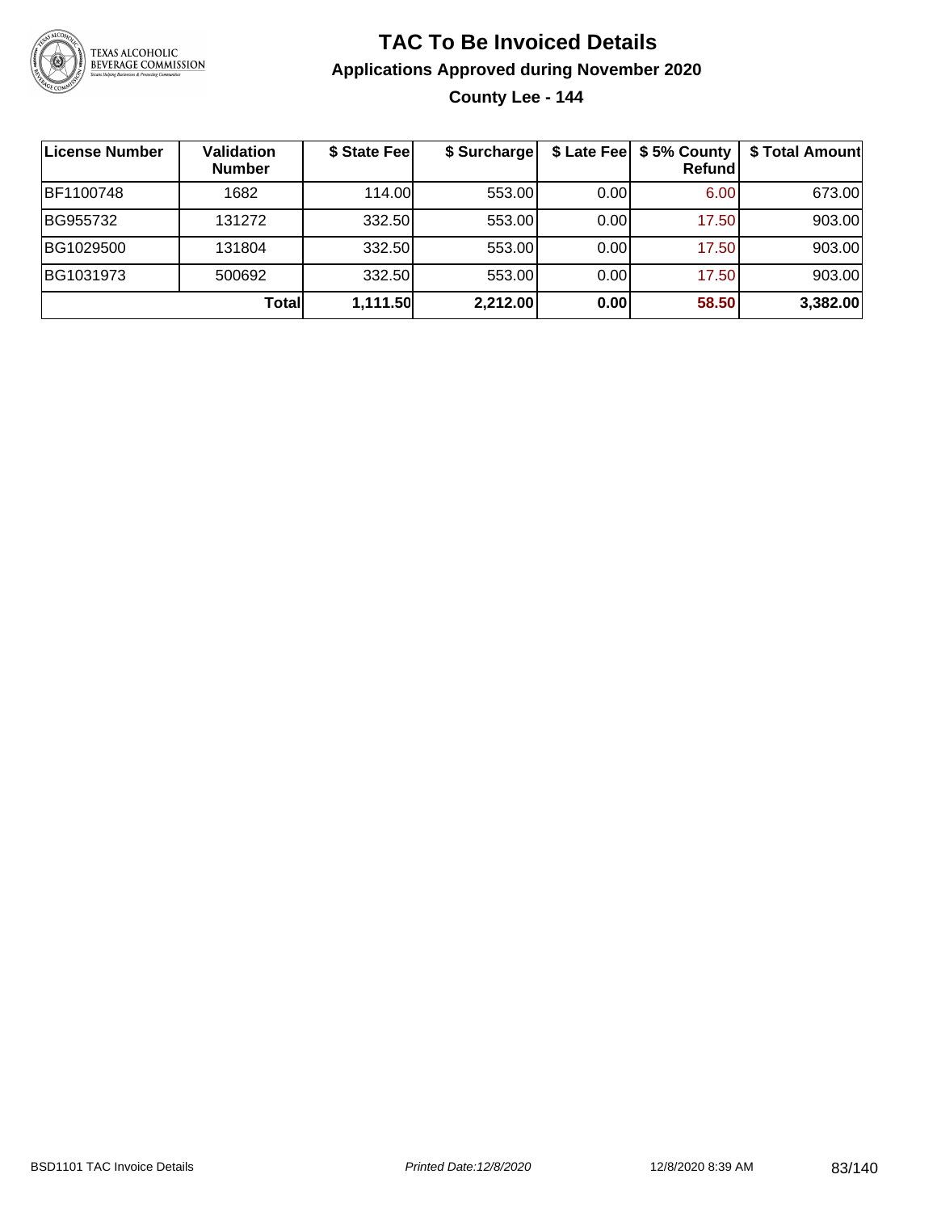# TAC To Be Invoiced Details

## Applications Approved during November 2020

### County Lee - 144

| License Number | Validation Number | $ State Fee | $ Surcharge | $ Late Fee | $ 5% County Refund | $ Total Amount |
|---|---|---|---|---|---|---|
| BF1100748 | 1682 | 114.00 | 553.00 | 0.00 | 6.00 | 673.00 |
| BG955732 | 131272 | 332.50 | 553.00 | 0.00 | 17.50 | 903.00 |
| BG1029500 | 131804 | 332.50 | 553.00 | 0.00 | 17.50 | 903.00 |
| BG1031973 | 500692 | 332.50 | 553.00 | 0.00 | 17.50 | 903.00 |
| | **Total** | **1,111.50** | **2,212.00** | **0.00** | **58.50** | **3,382.00** |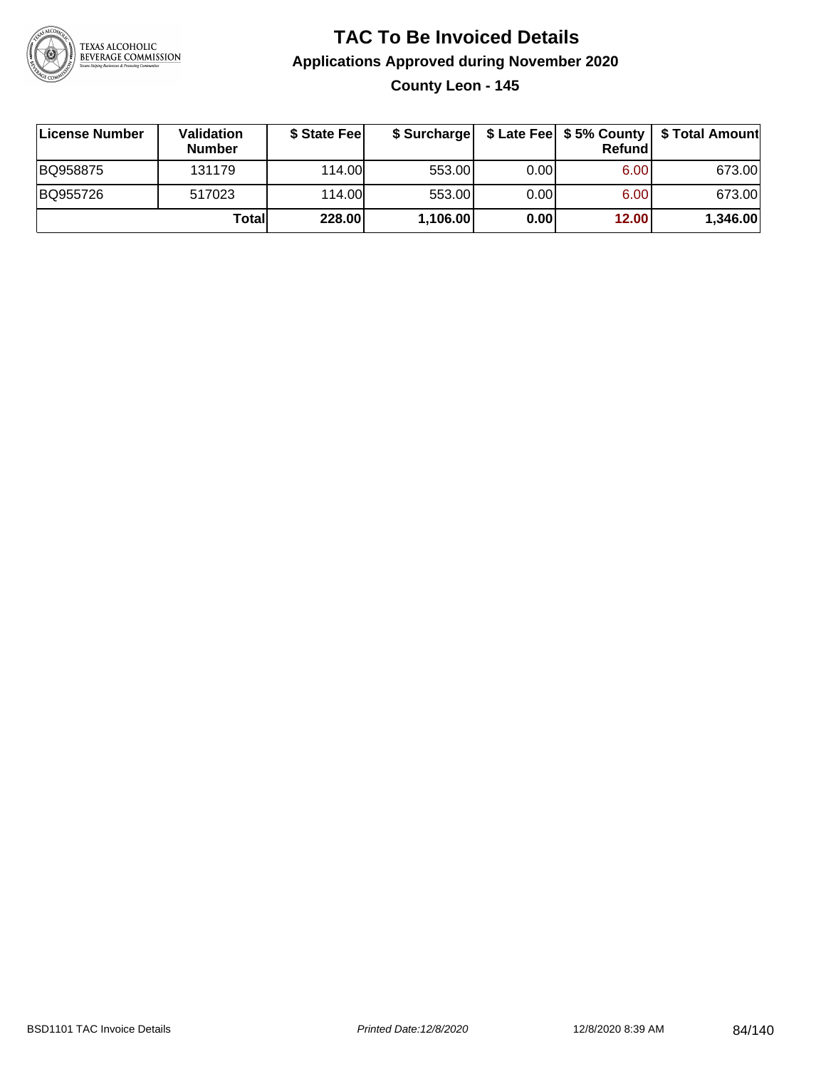# TAC To Be Invoiced Details

## Applications Approved during November 2020

### County Leon - 145

| License Number | Validation Number | $ State Fee | $ Surcharge | $ Late Fee | $ 5% County Refund | $ Total Amount |
|---|---|---|---|---|---|---|
| BQ958875 | 131179 | 114.00 | 553.00 | 0.00 | 6.00 | 673.00 |
| BQ955726 | 517023 | 114.00 | 553.00 | 0.00 | 6.00 | 673.00 |
| | **Total** | **228.00** | **1,106.00** | **0.00** | **12.00** | **1,346.00** |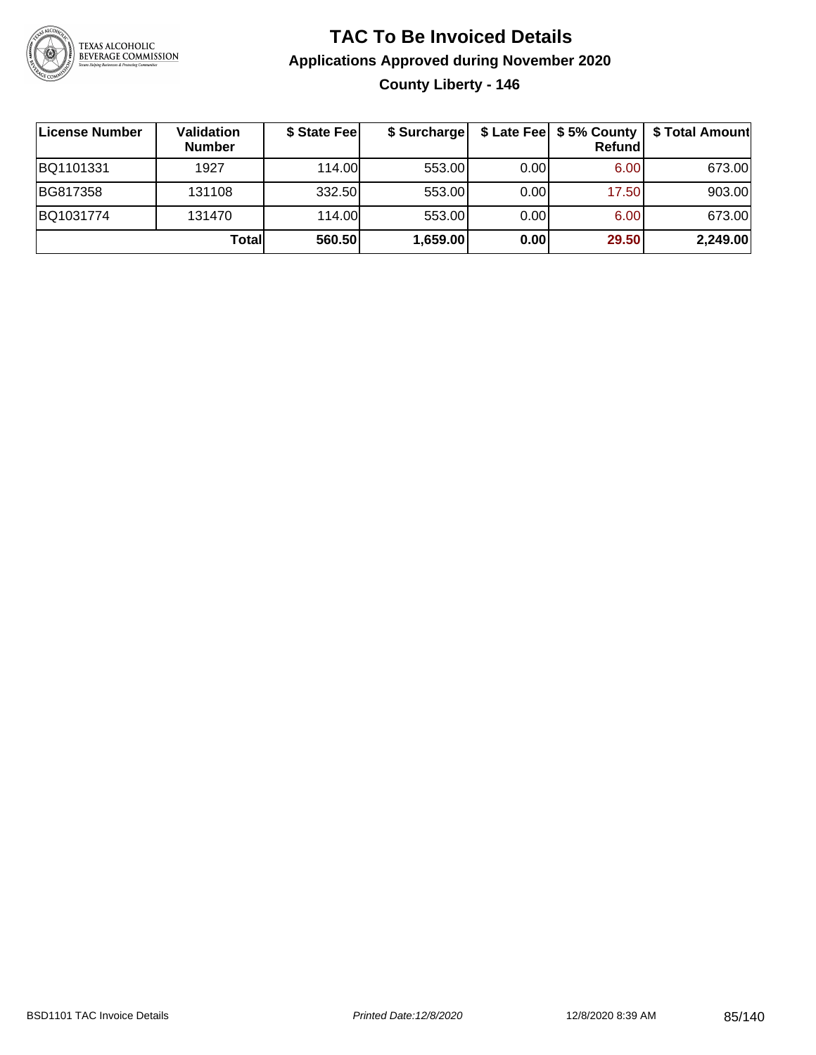# TAC To Be Invoiced Details

## Applications Approved during November 2020

### County Liberty - 146

| License Number | Validation Number | $ State Fee | $ Surcharge | $ Late Fee | $ 5% County Refund | $ Total Amount |
|---|---|---|---|---|---|---|
| BQ1101331 | 1927 | 114.00 | 553.00 | 0.00 | 6.00 | 673.00 |
| BG817358 | 131108 | 332.50 | 553.00 | 0.00 | 17.50 | 903.00 |
| BQ1031774 | 131470 | 114.00 | 553.00 | 0.00 | 6.00 | 673.00 |
| | **Total** | **560.50** | **1,659.00** | **0.00** | **29.50** | **2,249.00** |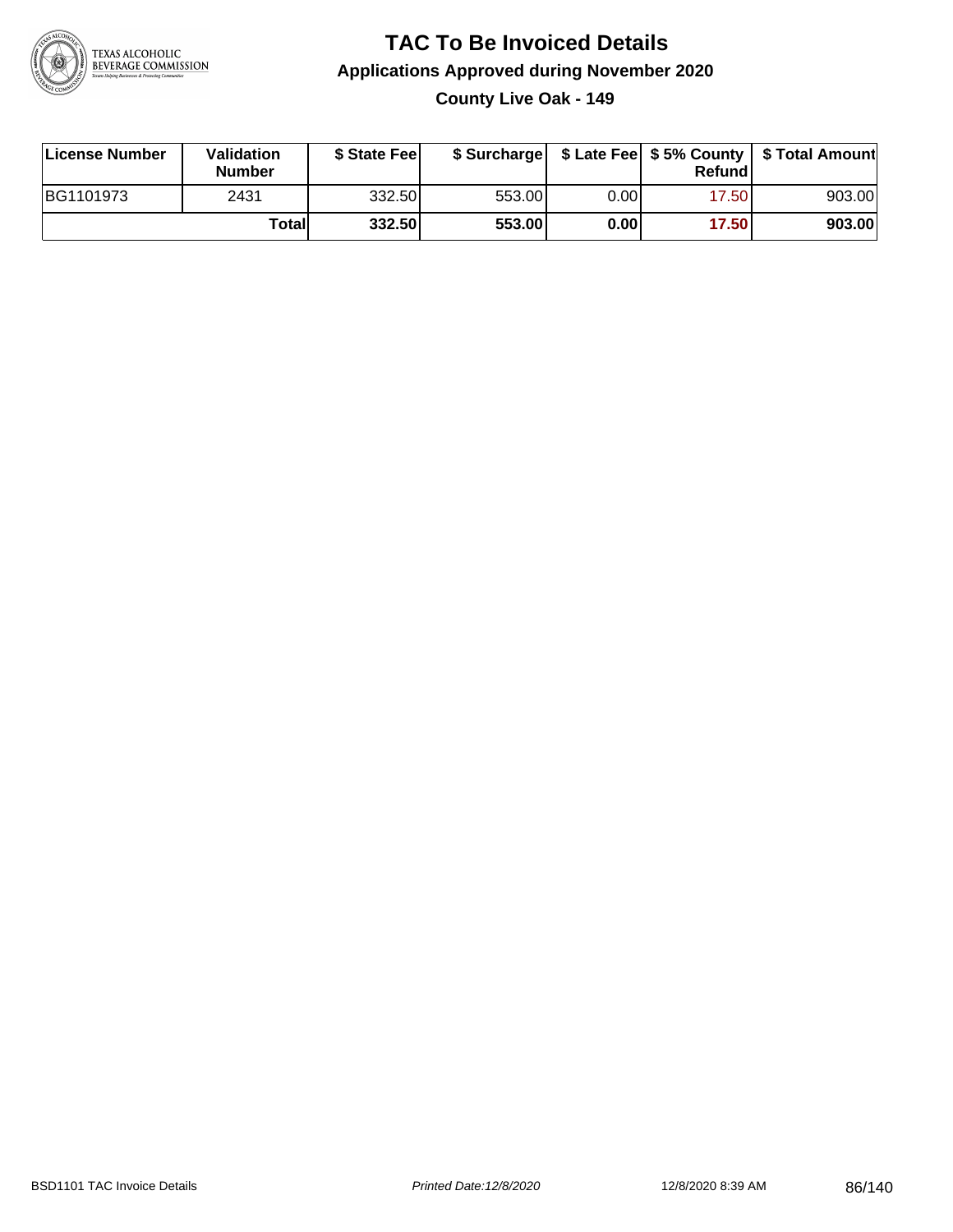# TAC To Be Invoiced Details

## Applications Approved during November 2020

### County Live Oak - 149

| License Number | Validation Number | $ State Fee | $ Surcharge | $ Late Fee | $ 5% County Refund | $ Total Amount |
|---|---|---|---|---|---|---|
| BG1101973 | 2431 | 332.50 | 553.00 | 0.00 | 17.50 | 903.00 |
| | **Total** | **332.50** | **553.00** | **0.00** | **17.50** | **903.00** |

BSD1101 TAC Invoice Details | *Printed Date:12/8/2020* | 12/8/2020 8:39 AM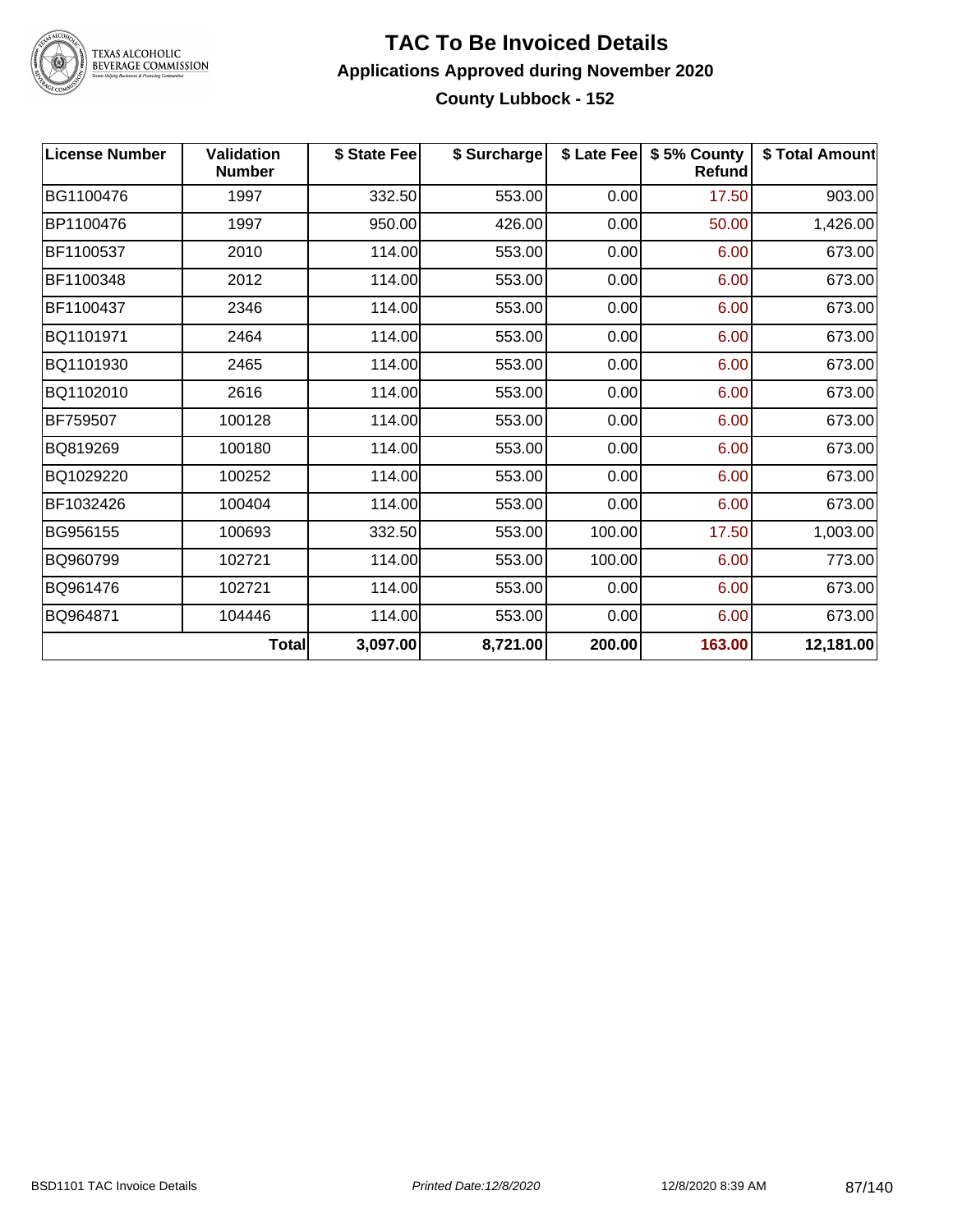# TAC To Be Invoiced Details

## Applications Approved during November 2020

### County Lubbock - 152

| License Number | Validation Number | $ State Fee | $ Surcharge | $ Late Fee | $ 5% County Refund | $ Total Amount |
|---|---|---|---|---|---|---|
| BG1100476 | 1997 | 332.50 | 553.00 | 0.00 | 17.50 | 903.00 |
| BP1100476 | 1997 | 950.00 | 426.00 | 0.00 | 50.00 | 1,426.00 |
| BF1100537 | 2010 | 114.00 | 553.00 | 0.00 | 6.00 | 673.00 |
| BF1100348 | 2012 | 114.00 | 553.00 | 0.00 | 6.00 | 673.00 |
| BF1100437 | 2346 | 114.00 | 553.00 | 0.00 | 6.00 | 673.00 |
| BQ1101971 | 2464 | 114.00 | 553.00 | 0.00 | 6.00 | 673.00 |
| BQ1101930 | 2465 | 114.00 | 553.00 | 0.00 | 6.00 | 673.00 |
| BQ1102010 | 2616 | 114.00 | 553.00 | 0.00 | 6.00 | 673.00 |
| BF759507 | 100128 | 114.00 | 553.00 | 0.00 | 6.00 | 673.00 |
| BQ819269 | 100180 | 114.00 | 553.00 | 0.00 | 6.00 | 673.00 |
| BQ1029220 | 100252 | 114.00 | 553.00 | 0.00 | 6.00 | 673.00 |
| BF1032426 | 100404 | 114.00 | 553.00 | 0.00 | 6.00 | 673.00 |
| BG956155 | 100693 | 332.50 | 553.00 | 100.00 | 17.50 | 1,003.00 |
| BQ960799 | 102721 | 114.00 | 553.00 | 100.00 | 6.00 | 773.00 |
| BQ961476 | 102721 | 114.00 | 553.00 | 0.00 | 6.00 | 673.00 |
| BQ964871 | 104446 | 114.00 | 553.00 | 0.00 | 6.00 | 673.00 |
| | **Total** | **3,097.00** | **8,721.00** | **200.00** | **163.00** | **12,181.00** |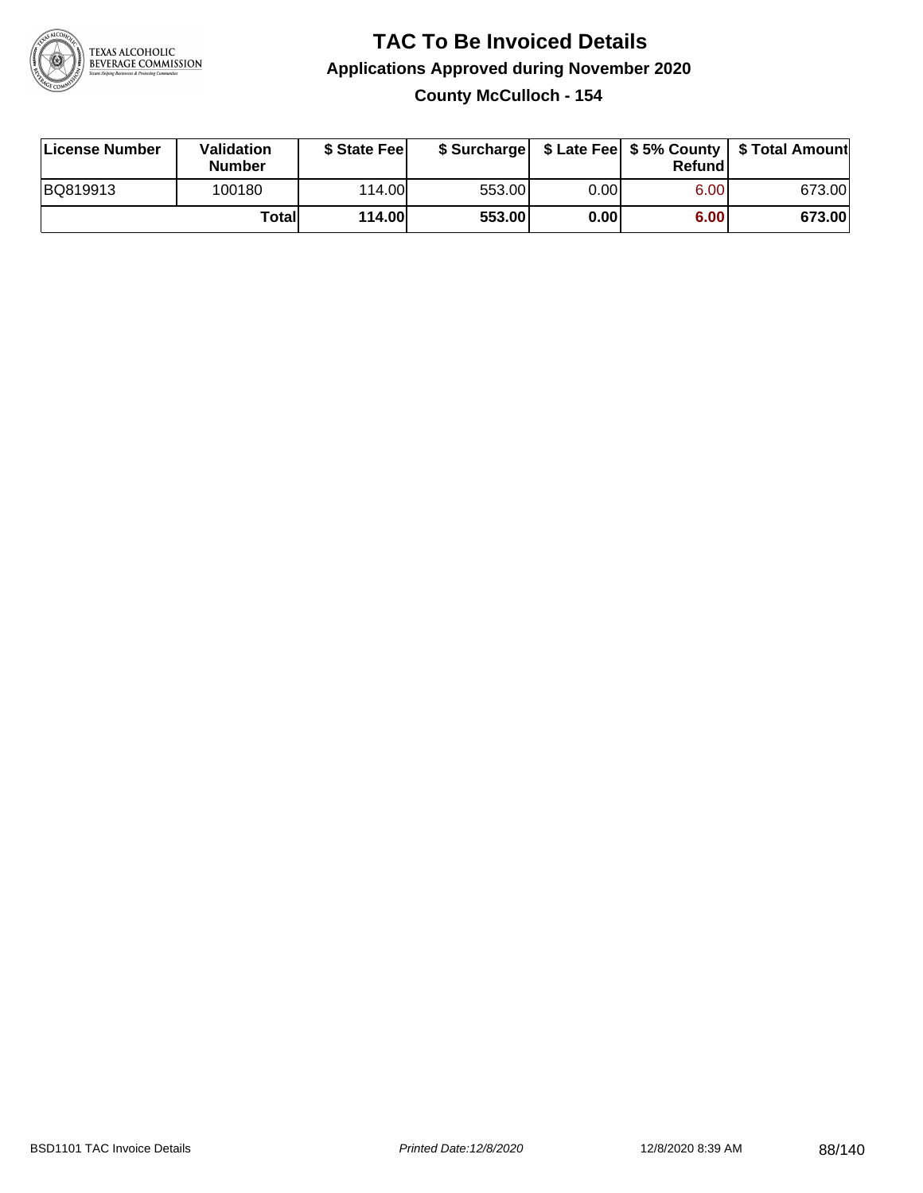# TAC To Be Invoiced Details

## Applications Approved during November 2020

### County McCulloch - 154

| License Number | Validation Number | $ State Fee | $ Surcharge | $ Late Fee | $ 5% County Refund | $ Total Amount |
|---|---|---|---|---|---|---|
| BQ819913 | 100180 | 114.00 | 553.00 | 0.00 | 6.00 | 673.00 |
| | **Total** | **114.00** | **553.00** | **0.00** | **6.00** | **673.00** |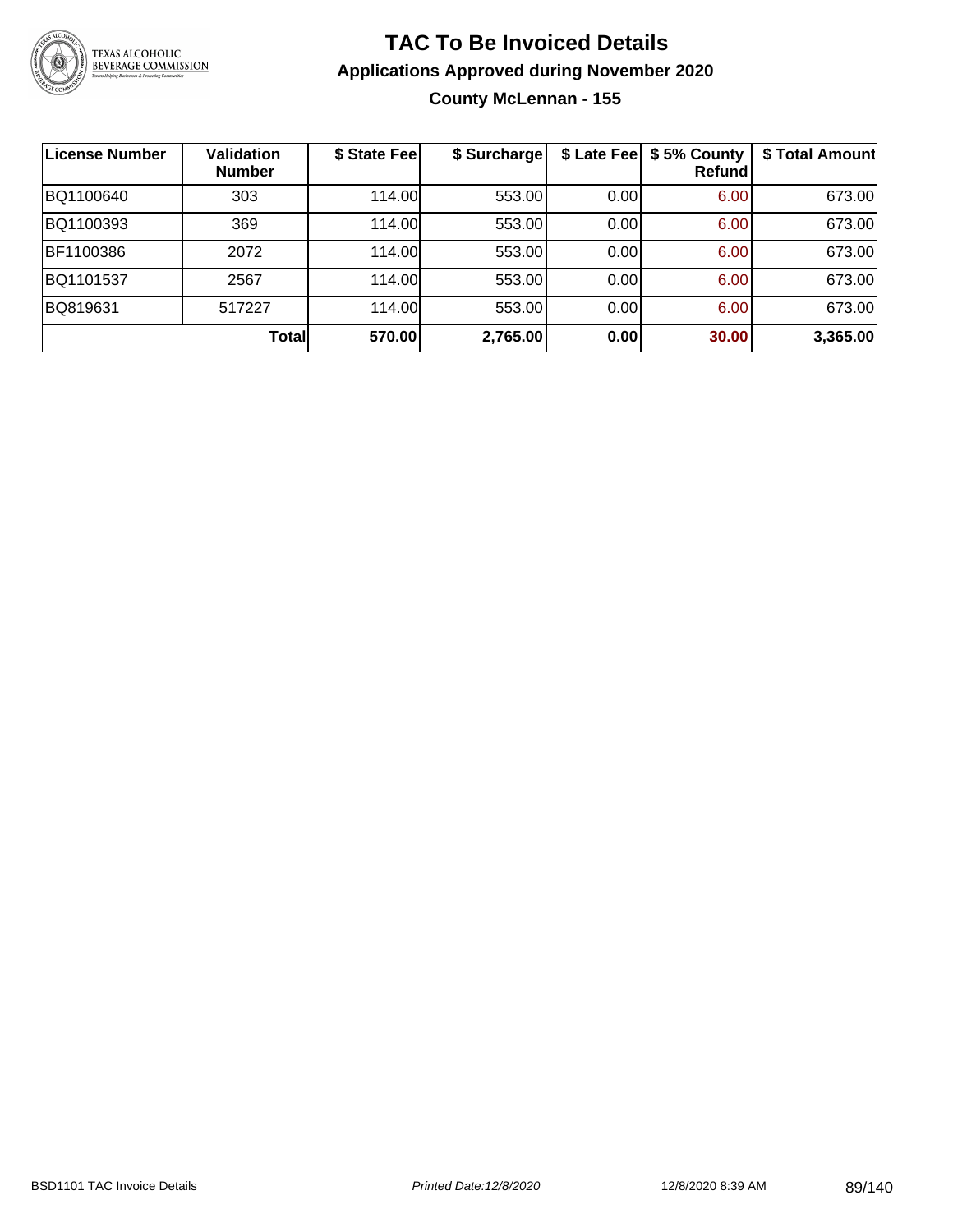# TAC To Be Invoiced Details

## Applications Approved during November 2020

### County McLennan - 155

| License Number | Validation Number | $ State Fee | $ Surcharge | $ Late Fee | $ 5% County Refund | $ Total Amount |
|---|---|---|---|---|---|---|
| BQ1100640 | 303 | 114.00 | 553.00 | 0.00 | 6.00 | 673.00 |
| BQ1100393 | 369 | 114.00 | 553.00 | 0.00 | 6.00 | 673.00 |
| BF1100386 | 2072 | 114.00 | 553.00 | 0.00 | 6.00 | 673.00 |
| BQ1101537 | 2567 | 114.00 | 553.00 | 0.00 | 6.00 | 673.00 |
| BQ819631 | 517227 | 114.00 | 553.00 | 0.00 | 6.00 | 673.00 |
| | **Total** | **570.00** | **2,765.00** | **0.00** | **30.00** | **3,365.00** |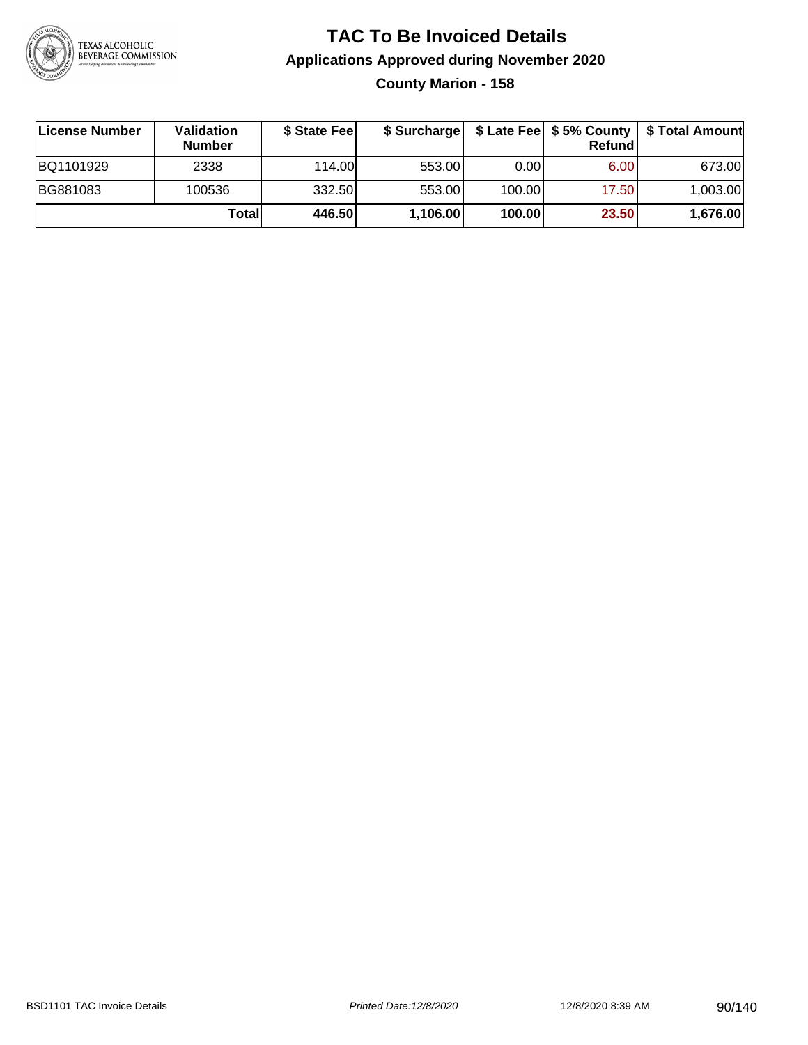# TAC To Be Invoiced Details

## Applications Approved during November 2020

### County Marion - 158

| License Number | Validation Number | $ State Fee | $ Surcharge | $ Late Fee | $ 5% County Refund | $ Total Amount |
|---|---|---|---|---|---|---|
| BQ1101929 | 2338 | 114.00 | 553.00 | 0.00 | 6.00 | 673.00 |
| BG881083 | 100536 | 332.50 | 553.00 | 100.00 | 17.50 | 1,003.00 |
| | **Total** | **446.50** | **1,106.00** | **100.00** | **23.50** | **1,676.00** |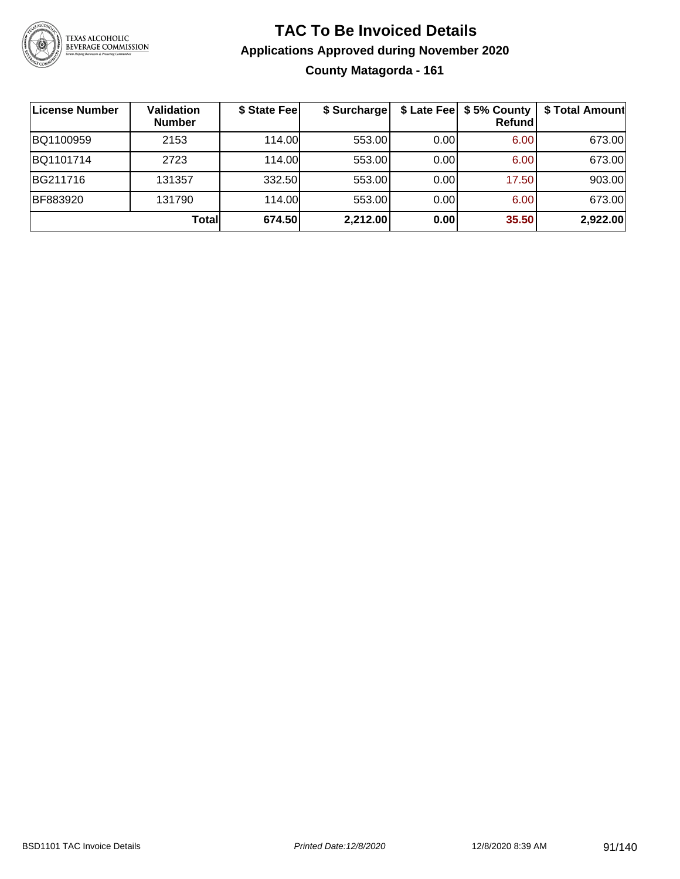# TAC To Be Invoiced Details

## Applications Approved during November 2020

### County Matagorda - 161

| License Number | Validation Number | $ State Fee | $ Surcharge | $ Late Fee | $ 5% County Refund | $ Total Amount |
|---|---|---|---|---|---|---|
| BQ1100959 | 2153 | 114.00 | 553.00 | 0.00 | 6.00 | 673.00 |
| BQ1101714 | 2723 | 114.00 | 553.00 | 0.00 | 6.00 | 673.00 |
| BG211716 | 131357 | 332.50 | 553.00 | 0.00 | 17.50 | 903.00 |
| BF883920 | 131790 | 114.00 | 553.00 | 0.00 | 6.00 | 673.00 |
| | **Total** | **674.50** | **2,212.00** | **0.00** | **35.50** | **2,922.00** |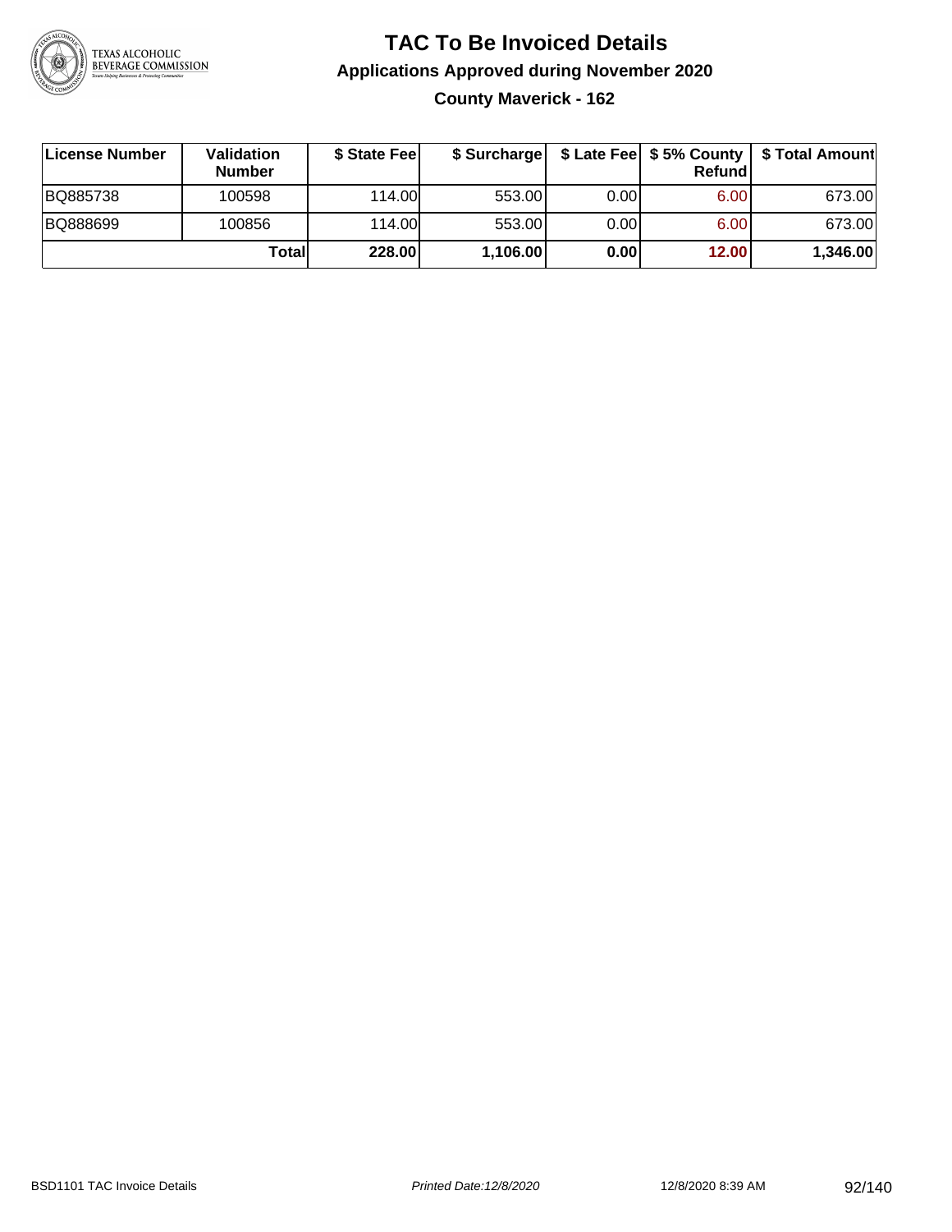# TAC To Be Invoiced Details

## Applications Approved during November 2020

### County Maverick - 162

| License Number | Validation Number | $ State Fee | $ Surcharge | $ Late Fee | $ 5% County Refund | $ Total Amount |
|---|---|---|---|---|---|---|
| BQ885738 | 100598 | 114.00 | 553.00 | 0.00 | 6.00 | 673.00 |
| BQ888699 | 100856 | 114.00 | 553.00 | 0.00 | 6.00 | 673.00 |
| | **Total** | **228.00** | **1,106.00** | **0.00** | **12.00** | **1,346.00** |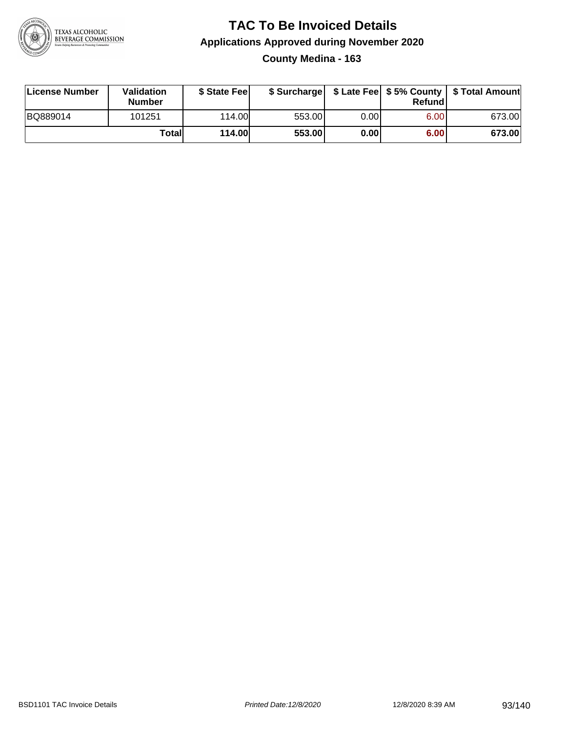# TAC To Be Invoiced Details

## Applications Approved during November 2020

### County Medina - 163

| License Number | Validation Number | $ State Fee | $ Surcharge | $ Late Fee | $ 5% County Refund | $ Total Amount |
|---|---|---|---|---|---|---|
| BQ889014 | 101251 | 114.00 | 553.00 | 0.00 | 6.00 | 673.00 |
| | **Total** | **114.00** | **553.00** | **0.00** | **6.00** | **673.00** |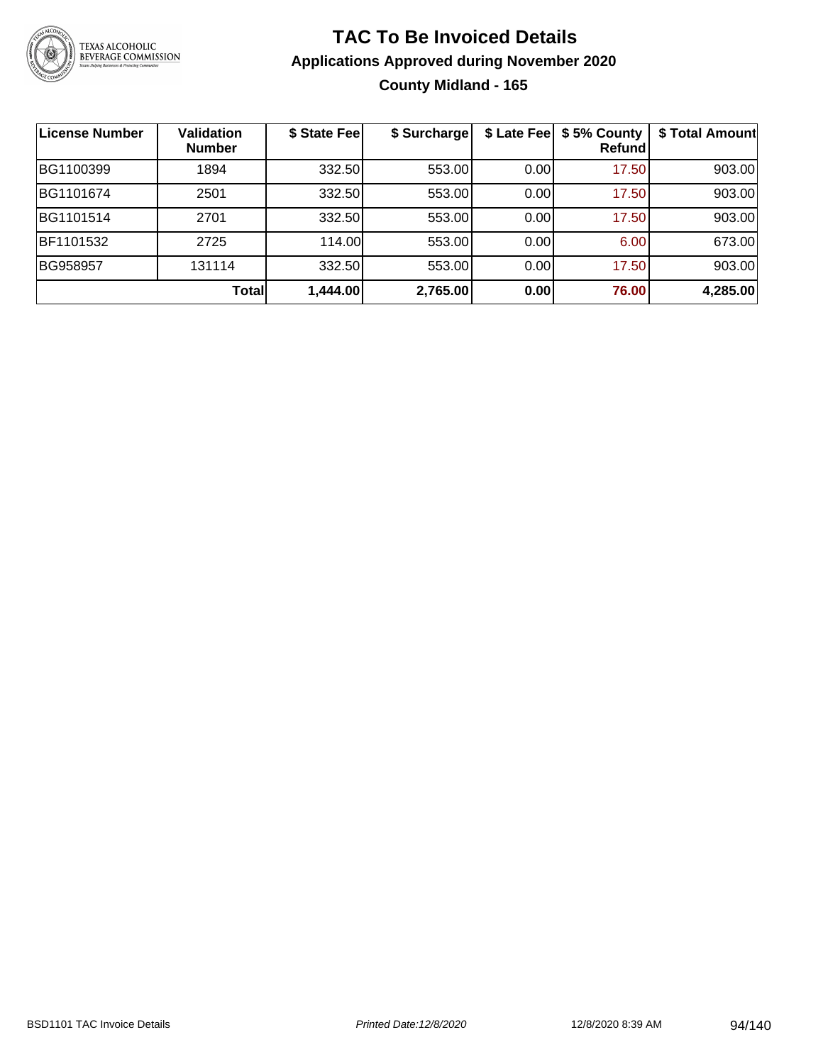# TAC To Be Invoiced Details

## Applications Approved during November 2020

### County Midland - 165

| License Number | Validation Number | $ State Fee | $ Surcharge | $ Late Fee | $ 5% County Refund | $ Total Amount |
|---|---|---|---|---|---|---|
| BG1100399 | 1894 | 332.50 | 553.00 | 0.00 | 17.50 | 903.00 |
| BG1101674 | 2501 | 332.50 | 553.00 | 0.00 | 17.50 | 903.00 |
| BG1101514 | 2701 | 332.50 | 553.00 | 0.00 | 17.50 | 903.00 |
| BF1101532 | 2725 | 114.00 | 553.00 | 0.00 | 6.00 | 673.00 |
| BG958957 | 131114 | 332.50 | 553.00 | 0.00 | 17.50 | 903.00 |
| | **Total** | **1,444.00** | **2,765.00** | **0.00** | **76.00** | **4,285.00** |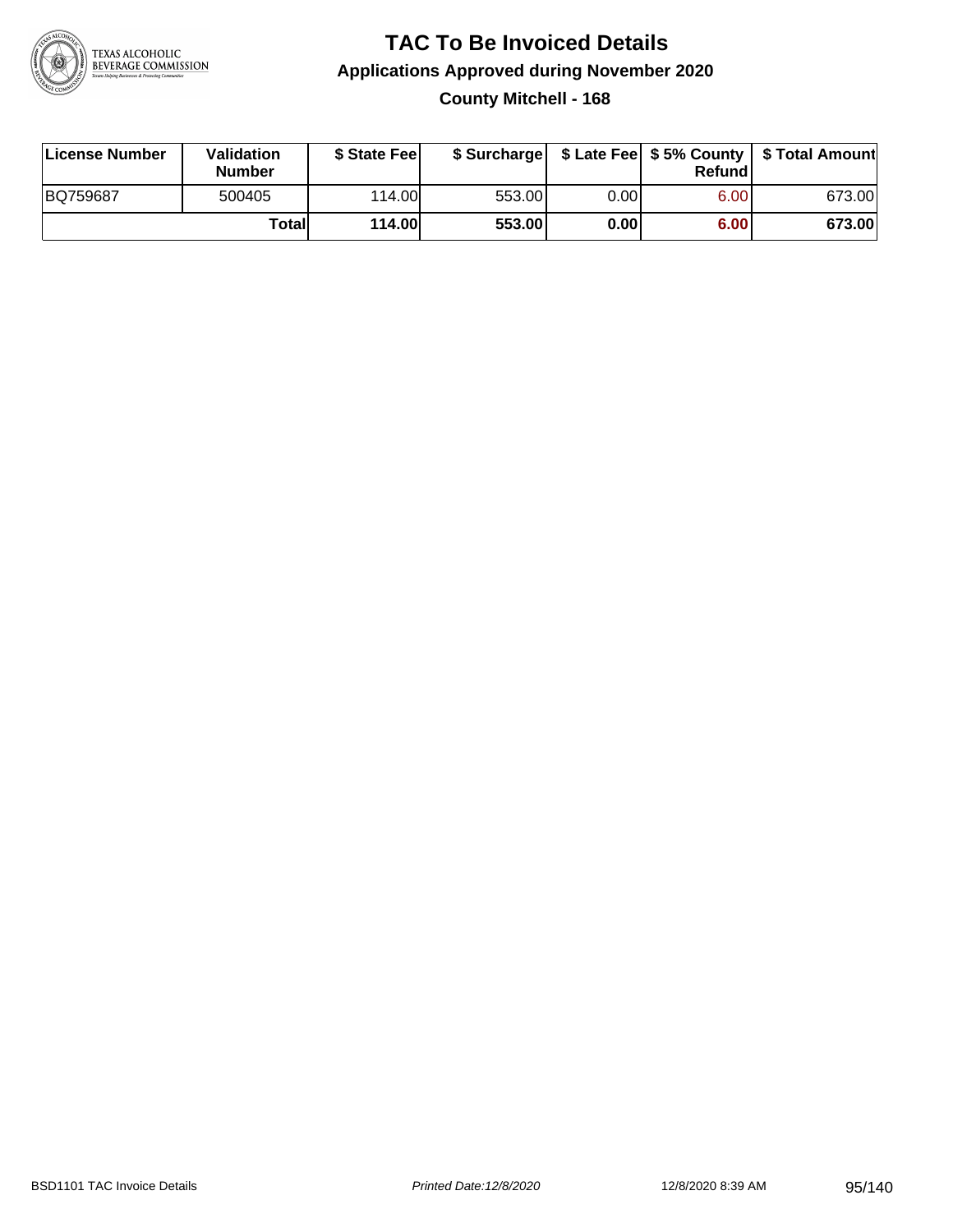# TAC To Be Invoiced Details

## Applications Approved during November 2020

### County Mitchell - 168

| License Number | Validation Number | $ State Fee | $ Surcharge | $ Late Fee | $ 5% County Refund | $ Total Amount |
|---|---|---|---|---|---|---|
| BQ759687 | 500405 | 114.00 | 553.00 | 0.00 | 6.00 | 673.00 |
| | **Total** | **114.00** | **553.00** | **0.00** | **6.00** | **673.00** |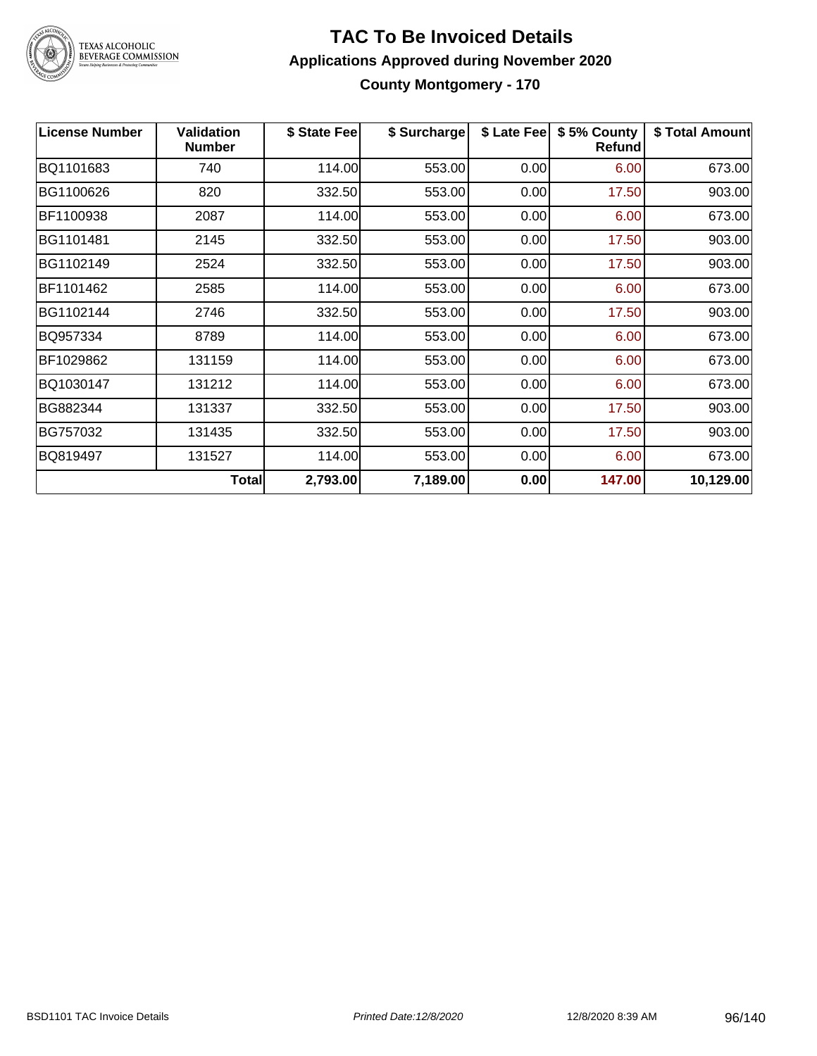# TAC To Be Invoiced Details

## Applications Approved during November 2020

### County Montgomery - 170

| License Number | Validation Number | $ State Fee | $ Surcharge | $ Late Fee | $ 5% County Refund | $ Total Amount |
|---|---|---|---|---|---|---|
| BQ1101683 | 740 | 114.00 | 553.00 | 0.00 | 6.00 | 673.00 |
| BG1100626 | 820 | 332.50 | 553.00 | 0.00 | 17.50 | 903.00 |
| BF1100938 | 2087 | 114.00 | 553.00 | 0.00 | 6.00 | 673.00 |
| BG1101481 | 2145 | 332.50 | 553.00 | 0.00 | 17.50 | 903.00 |
| BG1102149 | 2524 | 332.50 | 553.00 | 0.00 | 17.50 | 903.00 |
| BF1101462 | 2585 | 114.00 | 553.00 | 0.00 | 6.00 | 673.00 |
| BG1102144 | 2746 | 332.50 | 553.00 | 0.00 | 17.50 | 903.00 |
| BQ957334 | 8789 | 114.00 | 553.00 | 0.00 | 6.00 | 673.00 |
| BF1029862 | 131159 | 114.00 | 553.00 | 0.00 | 6.00 | 673.00 |
| BQ1030147 | 131212 | 114.00 | 553.00 | 0.00 | 6.00 | 673.00 |
| BG882344 | 131337 | 332.50 | 553.00 | 0.00 | 17.50 | 903.00 |
| BG757032 | 131435 | 332.50 | 553.00 | 0.00 | 17.50 | 903.00 |
| BQ819497 | 131527 | 114.00 | 553.00 | 0.00 | 6.00 | 673.00 |
| | **Total** | **2,793.00** | **7,189.00** | **0.00** | **147.00** | **10,129.00** |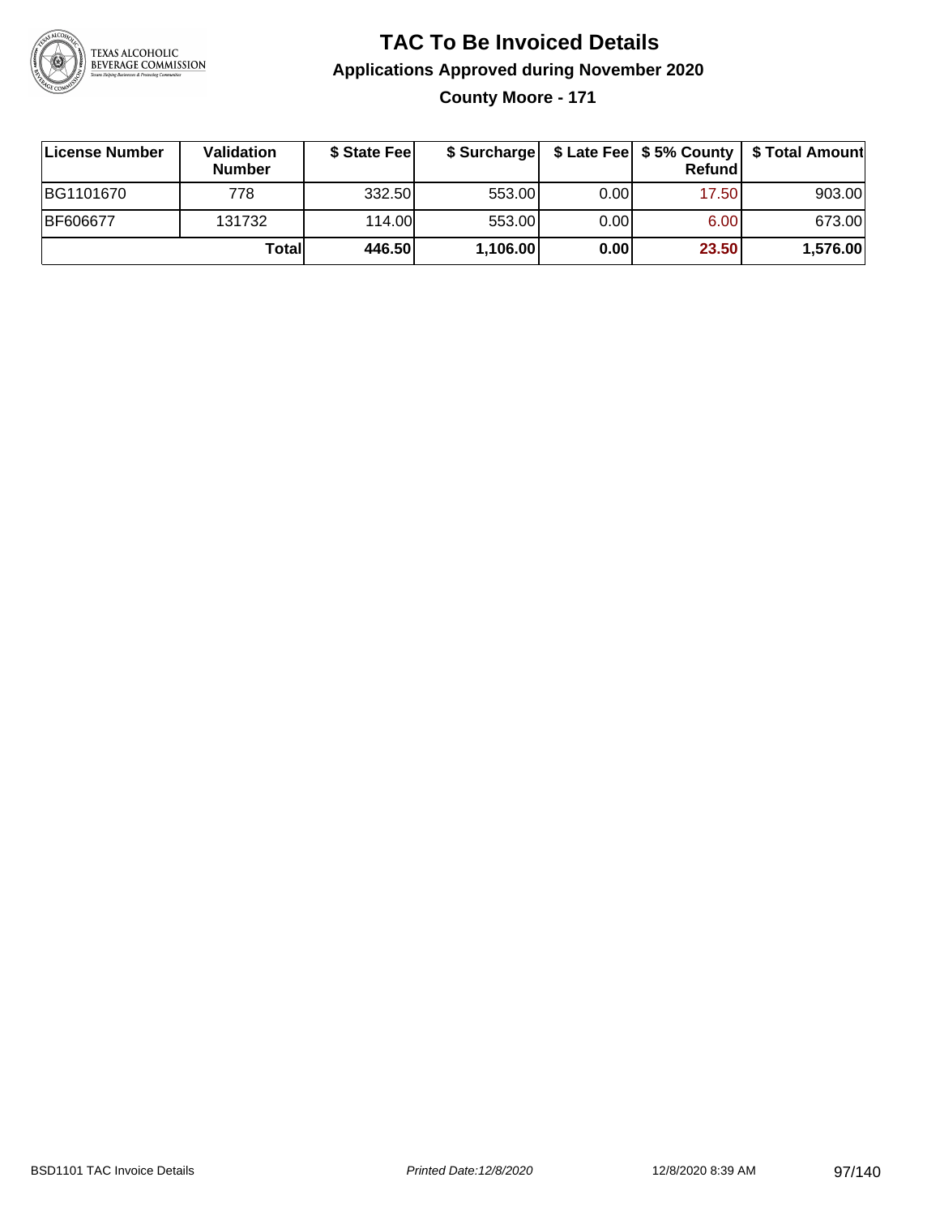# TAC To Be Invoiced Details

## Applications Approved during November 2020

### County Moore - 171

| License Number | Validation Number | $ State Fee | $ Surcharge | $ Late Fee | $ 5% County Refund | $ Total Amount |
|---|---|---|---|---|---|---|
| BG1101670 | 778 | 332.50 | 553.00 | 0.00 | 17.50 | 903.00 |
| BF606677 | 131732 | 114.00 | 553.00 | 0.00 | 6.00 | 673.00 |
| | **Total** | **446.50** | **1,106.00** | **0.00** | **23.50** | **1,576.00** |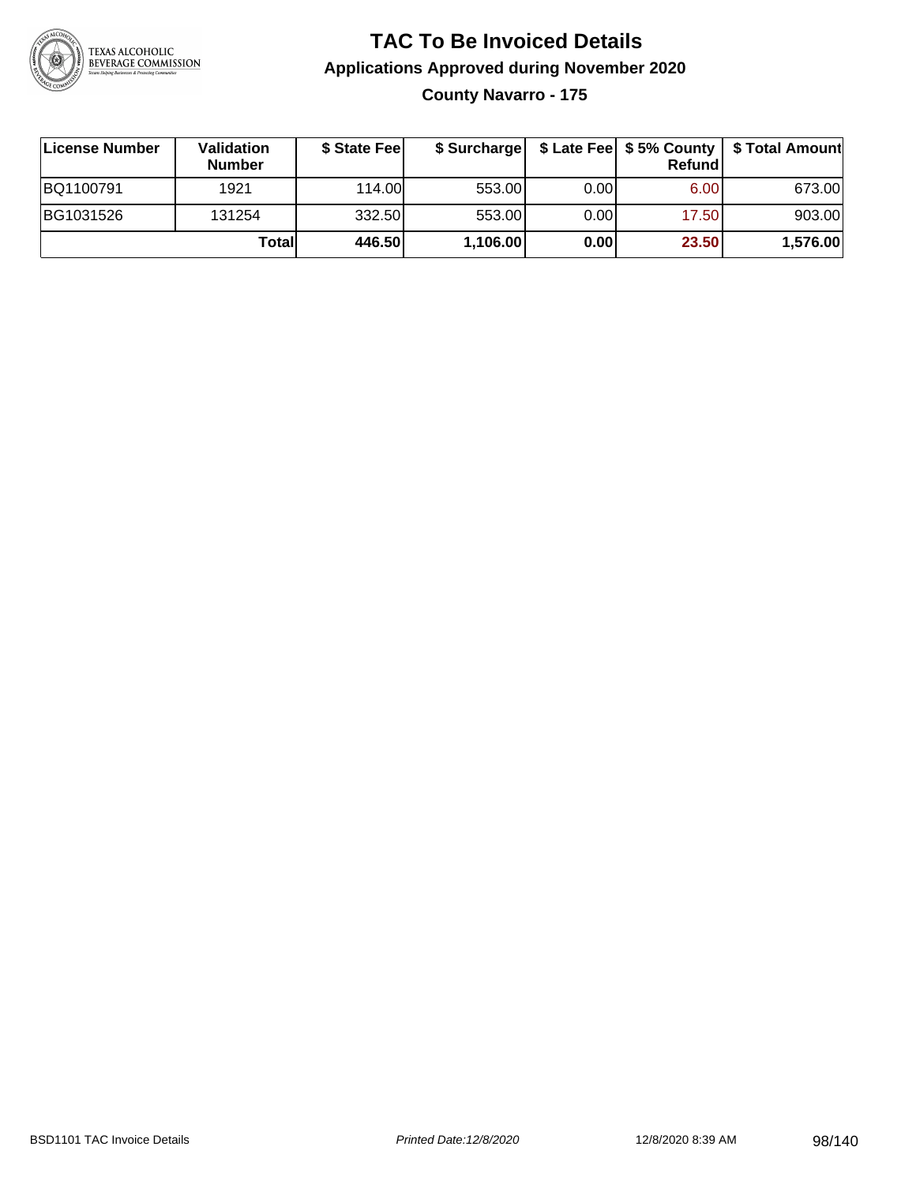# TAC To Be Invoiced Details

## Applications Approved during November 2020

### County Navarro - 175

| License Number | Validation Number | $ State Fee | $ Surcharge | $ Late Fee | $ 5% County Refund | $ Total Amount |
|---|---|---|---|---|---|---|
| BQ1100791 | 1921 | 114.00 | 553.00 | 0.00 | 6.00 | 673.00 |
| BG1031526 | 131254 | 332.50 | 553.00 | 0.00 | 17.50 | 903.00 |
| | **Total** | **446.50** | **1,106.00** | **0.00** | **23.50** | **1,576.00** |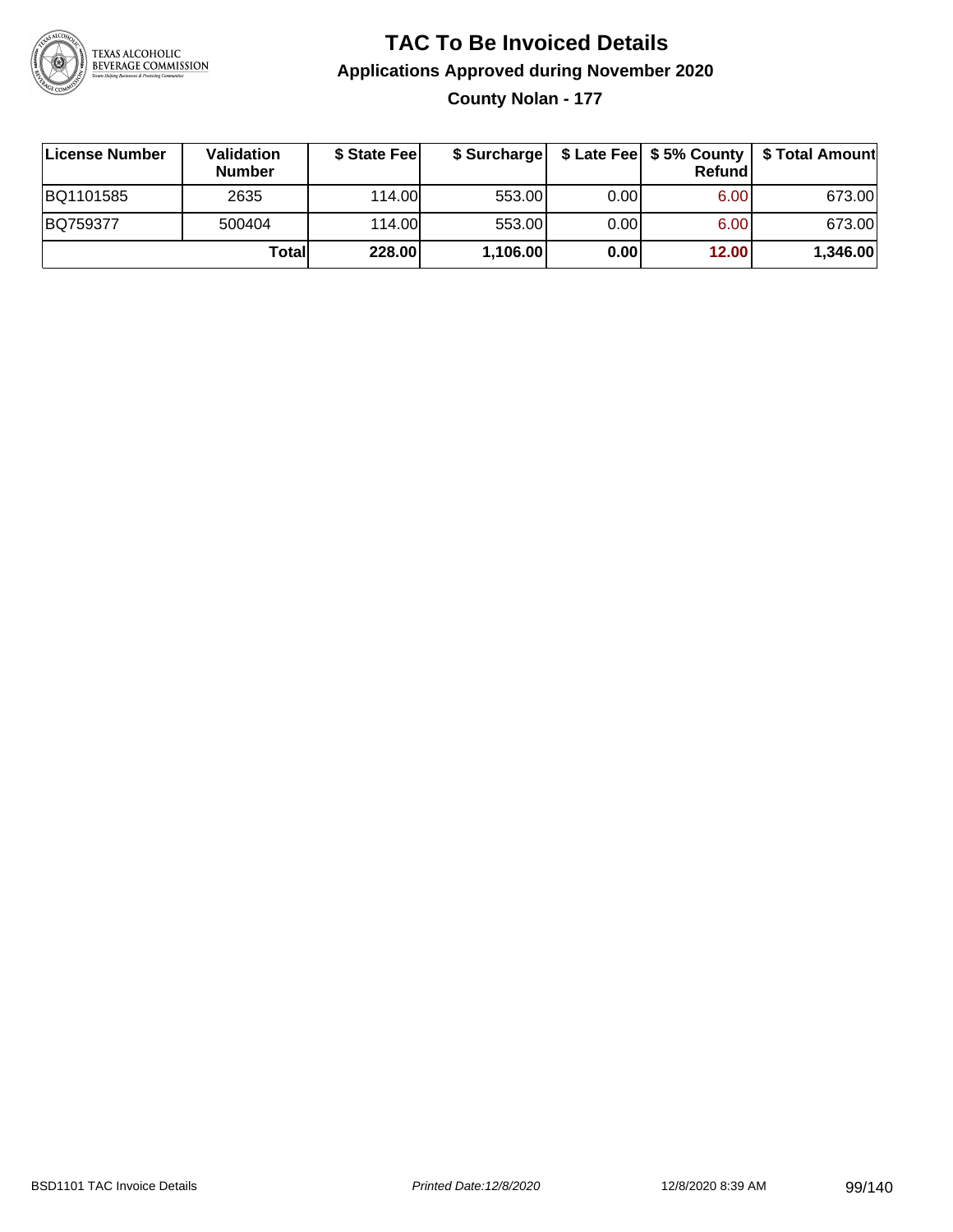# TAC To Be Invoiced Details

## Applications Approved during November 2020

### County Nolan - 177

| License Number | Validation Number | $ State Fee | $ Surcharge | $ Late Fee | $ 5% County Refund | $ Total Amount |
|---|---|---|---|---|---|---|
| BQ1101585 | 2635 | 114.00 | 553.00 | 0.00 | 6.00 | 673.00 |
| BQ759377 | 500404 | 114.00 | 553.00 | 0.00 | 6.00 | 673.00 |
| | **Total** | **228.00** | **1,106.00** | **0.00** | **12.00** | **1,346.00** |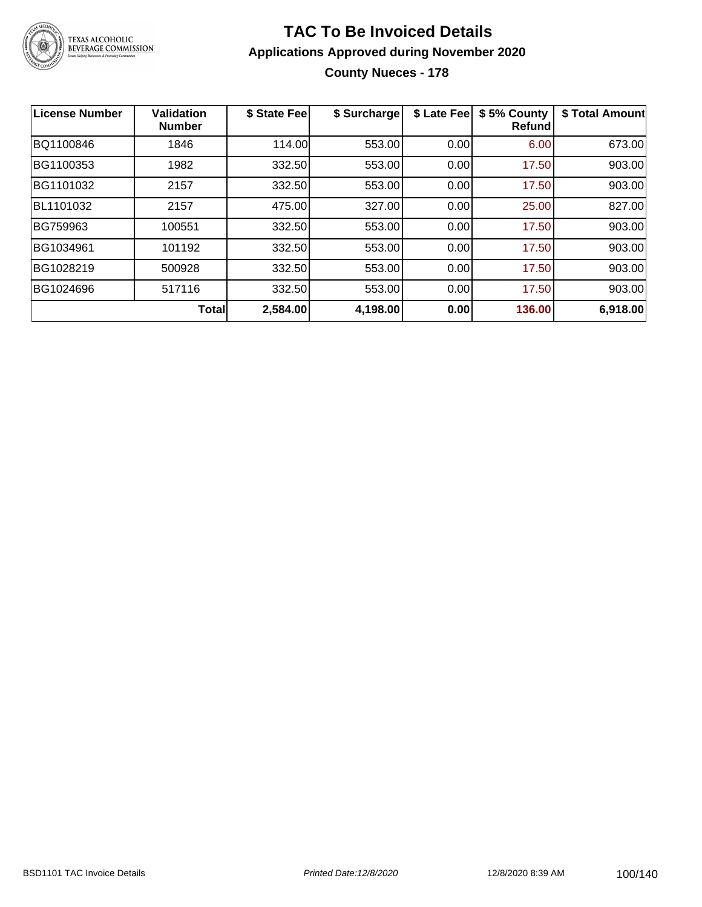# TAC To Be Invoiced Details

## Applications Approved during November 2020

### County Nueces - 178

| License Number | Validation Number | $ State Fee | $ Surcharge | $ Late Fee | $ 5% County Refund | $ Total Amount |
|---|---|---|---|---|---|---|
| BQ1100846 | 1846 | 114.00 | 553.00 | 0.00 | 6.00 | 673.00 |
| BG1100353 | 1982 | 332.50 | 553.00 | 0.00 | 17.50 | 903.00 |
| BG1101032 | 2157 | 332.50 | 553.00 | 0.00 | 17.50 | 903.00 |
| BL1101032 | 2157 | 475.00 | 327.00 | 0.00 | 25.00 | 827.00 |
| BG759963 | 100551 | 332.50 | 553.00 | 0.00 | 17.50 | 903.00 |
| BG1034961 | 101192 | 332.50 | 553.00 | 0.00 | 17.50 | 903.00 |
| BG1028219 | 500928 | 332.50 | 553.00 | 0.00 | 17.50 | 903.00 |
| BG1024696 | 517116 | 332.50 | 553.00 | 0.00 | 17.50 | 903.00 |
| | **Total** | **2,584.00** | **4,198.00** | **0.00** | **136.00** | **6,918.00** |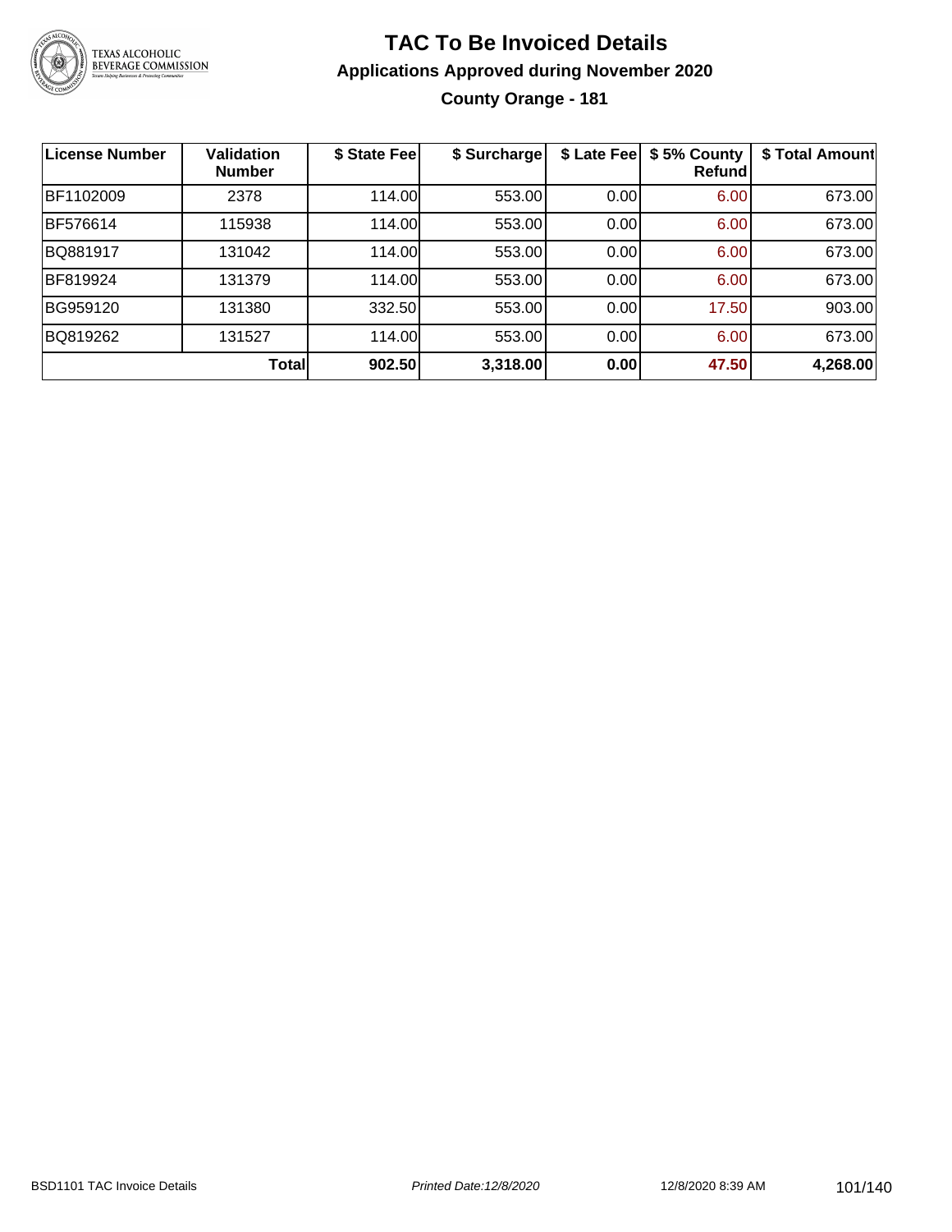# TAC To Be Invoiced Details

## Applications Approved during November 2020

### County Orange - 181

| License Number | Validation Number | $ State Fee | $ Surcharge | $ Late Fee | $ 5% County Refund | $ Total Amount |
|---|---|---|---|---|---|---|
| BF1102009 | 2378 | 114.00 | 553.00 | 0.00 | 6.00 | 673.00 |
| BF576614 | 115938 | 114.00 | 553.00 | 0.00 | 6.00 | 673.00 |
| BQ881917 | 131042 | 114.00 | 553.00 | 0.00 | 6.00 | 673.00 |
| BF819924 | 131379 | 114.00 | 553.00 | 0.00 | 6.00 | 673.00 |
| BG959120 | 131380 | 332.50 | 553.00 | 0.00 | 17.50 | 903.00 |
| BQ819262 | 131527 | 114.00 | 553.00 | 0.00 | 6.00 | 673.00 |
| | **Total** | **902.50** | **3,318.00** | **0.00** | **47.50** | **4,268.00** |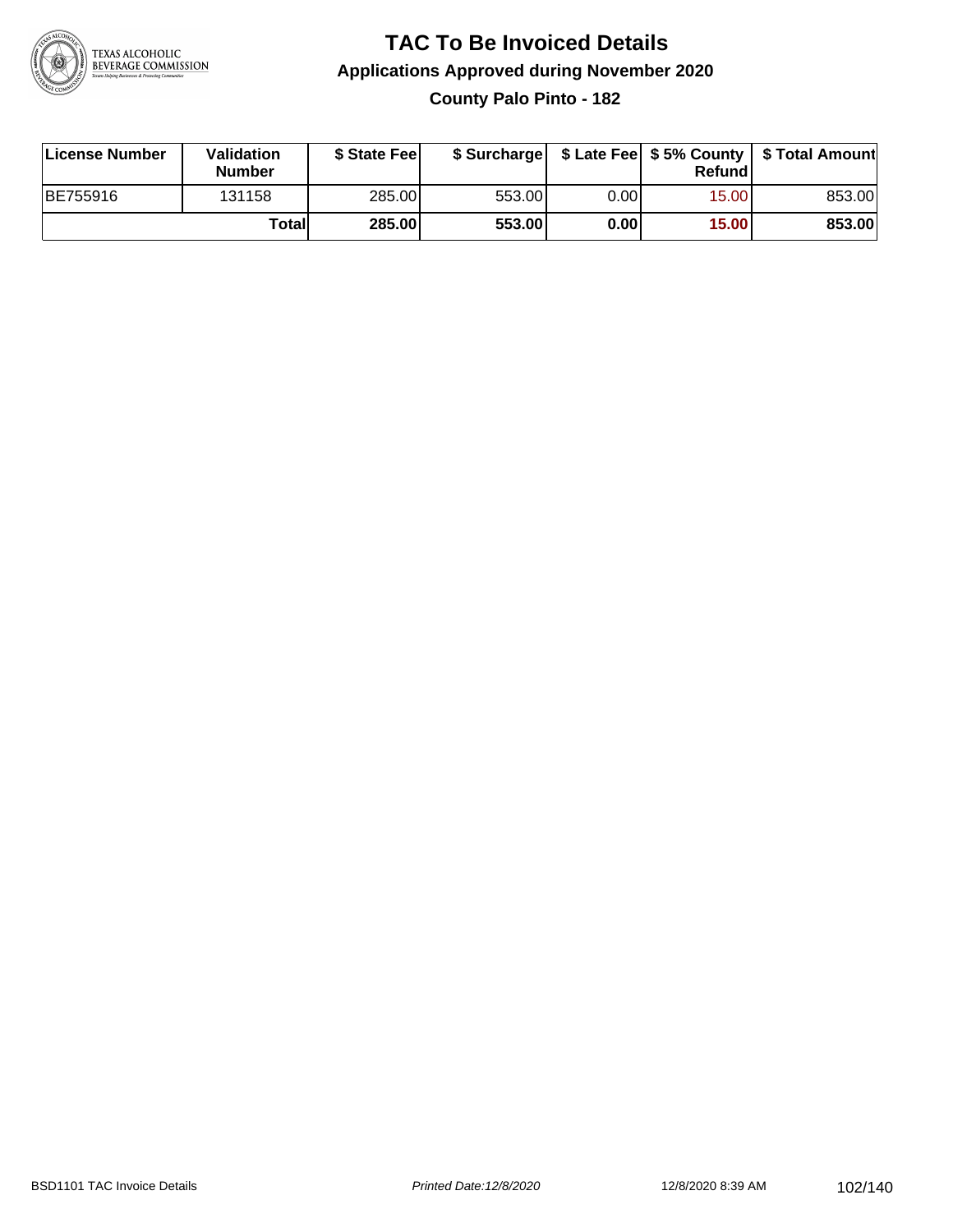# TAC To Be Invoiced Details

## Applications Approved during November 2020

### County Palo Pinto - 182

| License Number | Validation Number | $ State Fee | $ Surcharge | $ Late Fee | $ 5% County Refund | $ Total Amount |
|---|---|---|---|---|---|---|
| BE755916 | 131158 | 285.00 | 553.00 | 0.00 | 15.00 | 853.00 |
| | **Total** | **285.00** | **553.00** | **0.00** | **15.00** | **853.00** |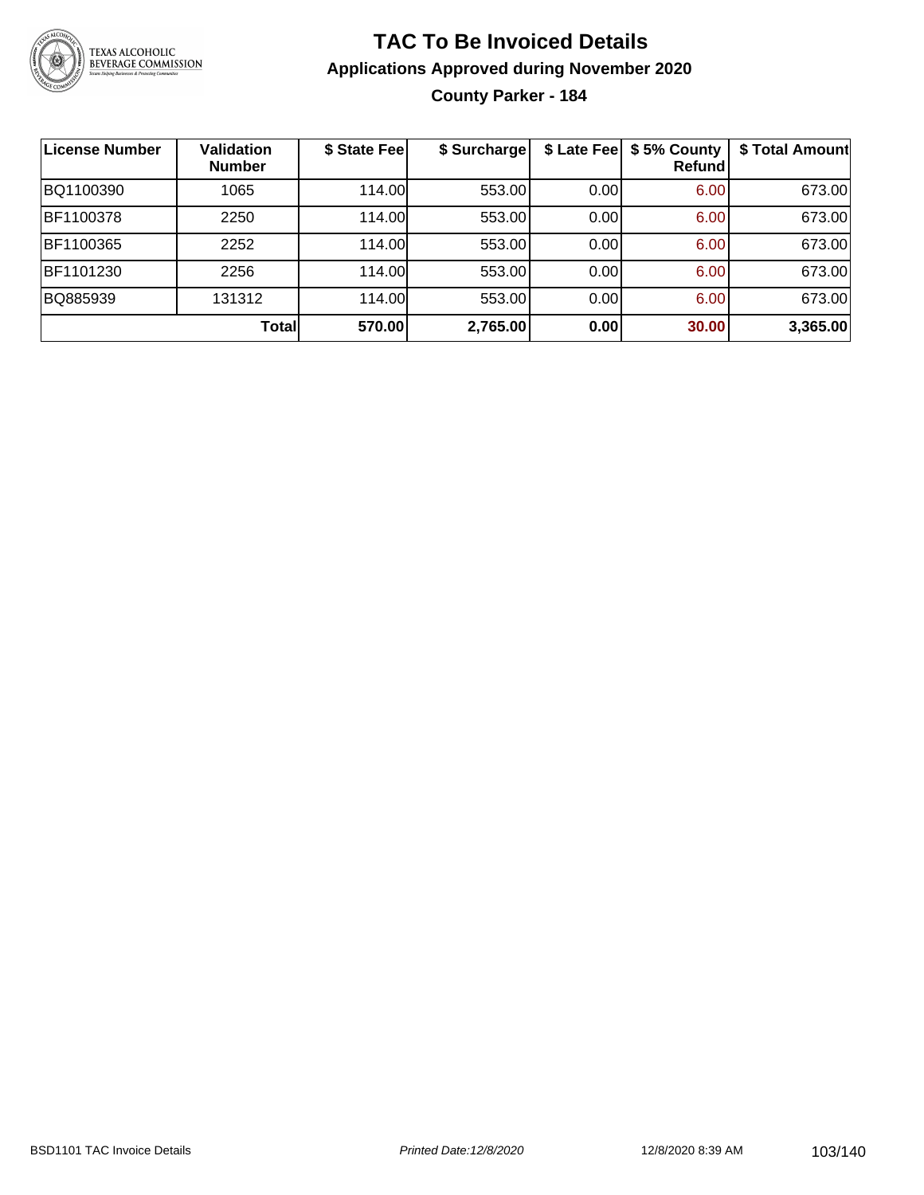# TAC To Be Invoiced Details

## Applications Approved during November 2020

### County Parker - 184

| License Number | Validation Number | $ State Fee | $ Surcharge | $ Late Fee | $ 5% County Refund | $ Total Amount |
|---|---|---|---|---|---|---|
| BQ1100390 | 1065 | 114.00 | 553.00 | 0.00 | 6.00 | 673.00 |
| BF1100378 | 2250 | 114.00 | 553.00 | 0.00 | 6.00 | 673.00 |
| BF1100365 | 2252 | 114.00 | 553.00 | 0.00 | 6.00 | 673.00 |
| BF1101230 | 2256 | 114.00 | 553.00 | 0.00 | 6.00 | 673.00 |
| BQ885939 | 131312 | 114.00 | 553.00 | 0.00 | 6.00 | 673.00 |
| | **Total** | **570.00** | **2,765.00** | **0.00** | **30.00** | **3,365.00** |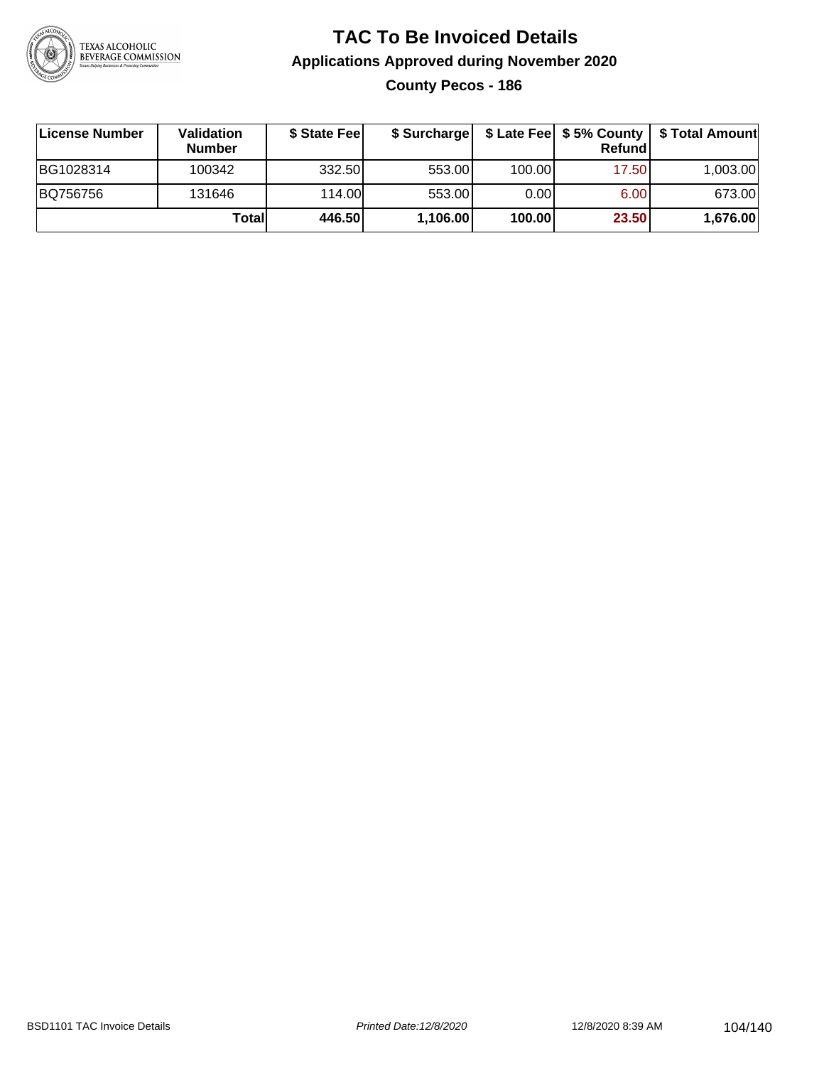# TAC To Be Invoiced Details

## Applications Approved during November 2020

### County Pecos - 186

| License Number | Validation Number | $ State Fee | $ Surcharge | $ Late Fee | $ 5% County Refund | $ Total Amount |
|---|---|---|---|---|---|---|
| BG1028314 | 100342 | 332.50 | 553.00 | 100.00 | 17.50 | 1,003.00 |
| BQ756756 | 131646 | 114.00 | 553.00 | 0.00 | 6.00 | 673.00 |
| | **Total** | **446.50** | **1,106.00** | **100.00** | **23.50** | **1,676.00** |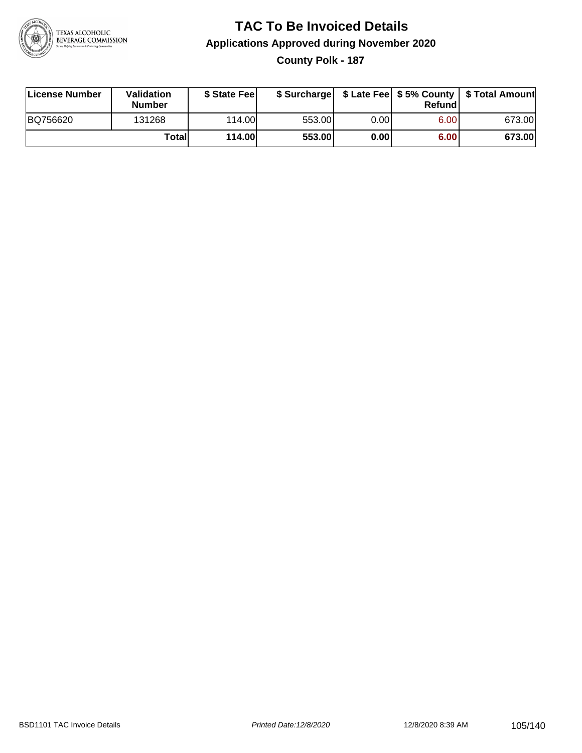# TAC To Be Invoiced Details

## Applications Approved during November 2020

### County Polk - 187

| License Number | Validation Number | $ State Fee | $ Surcharge | $ Late Fee | $ 5% County Refund | $ Total Amount |
|---|---|---|---|---|---|---|
| BQ756620 | 131268 | 114.00 | 553.00 | 0.00 | 6.00 | 673.00 |
| | **Total** | **114.00** | **553.00** | **0.00** | **6.00** | **673.00** |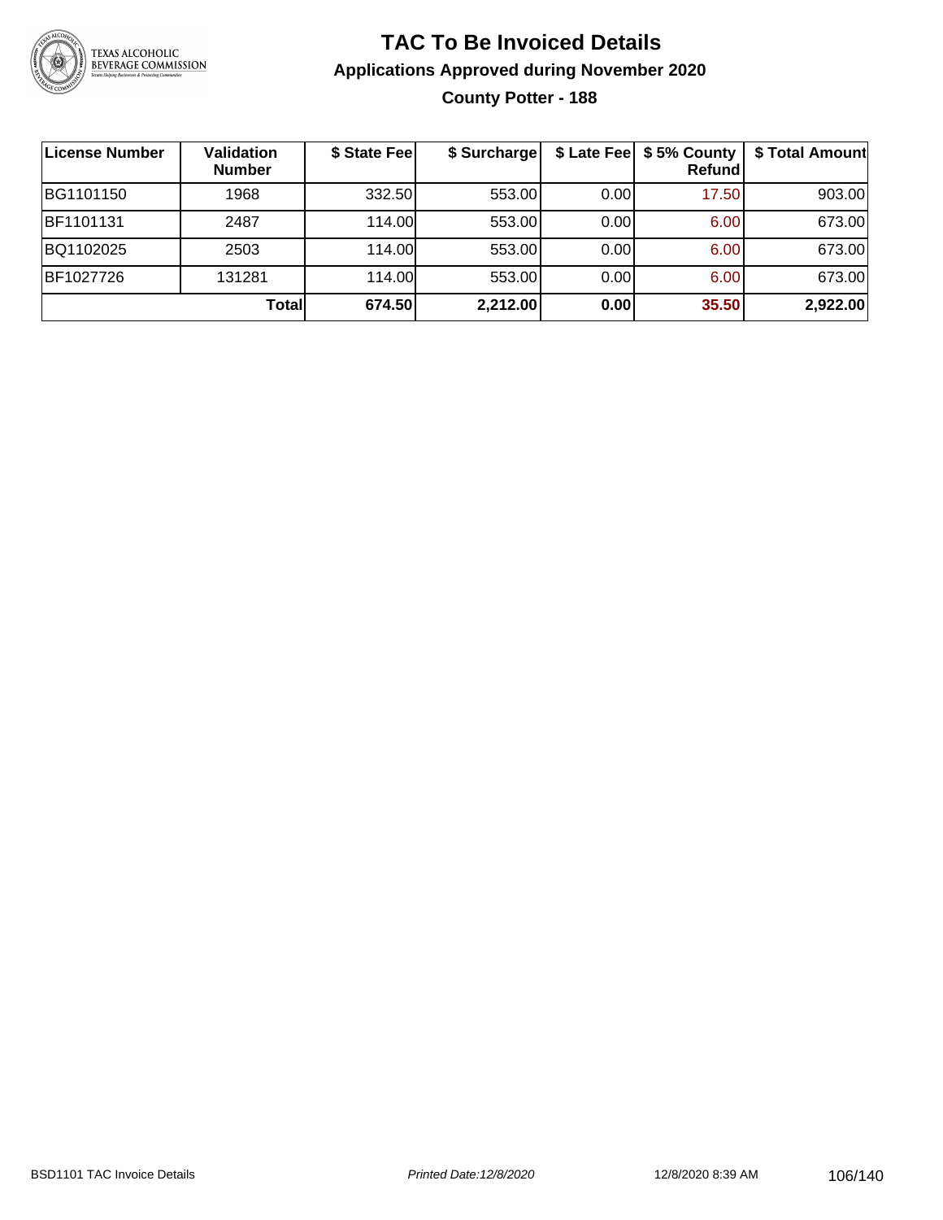# TAC To Be Invoiced Details

## Applications Approved during November 2020

### County Potter - 188

| License Number | Validation Number | $ State Fee | $ Surcharge | $ Late Fee | $ 5% County Refund | $ Total Amount |
|---|---|---|---|---|---|---|
| BG1101150 | 1968 | 332.50 | 553.00 | 0.00 | 17.50 | 903.00 |
| BF1101131 | 2487 | 114.00 | 553.00 | 0.00 | 6.00 | 673.00 |
| BQ1102025 | 2503 | 114.00 | 553.00 | 0.00 | 6.00 | 673.00 |
| BF1027726 | 131281 | 114.00 | 553.00 | 0.00 | 6.00 | 673.00 |
| | **Total** | **674.50** | **2,212.00** | **0.00** | **35.50** | **2,922.00** |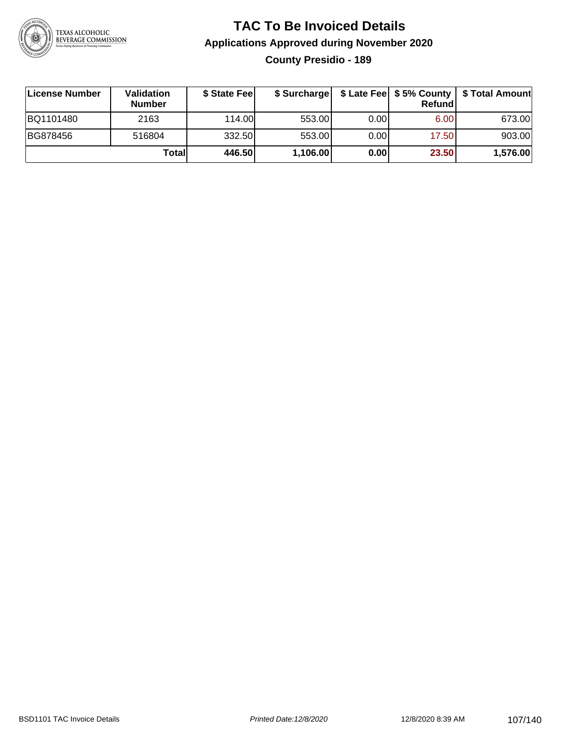# TAC To Be Invoiced Details

## Applications Approved during November 2020

### County Presidio - 189

| License Number | Validation Number | $ State Fee | $ Surcharge | $ Late Fee | $ 5% County Refund | $ Total Amount |
|---|---|---|---|---|---|---|
| BQ1101480 | 2163 | 114.00 | 553.00 | 0.00 | 6.00 | 673.00 |
| BG878456 | 516804 | 332.50 | 553.00 | 0.00 | 17.50 | 903.00 |
| | **Total** | **446.50** | **1,106.00** | **0.00** | **23.50** | **1,576.00** |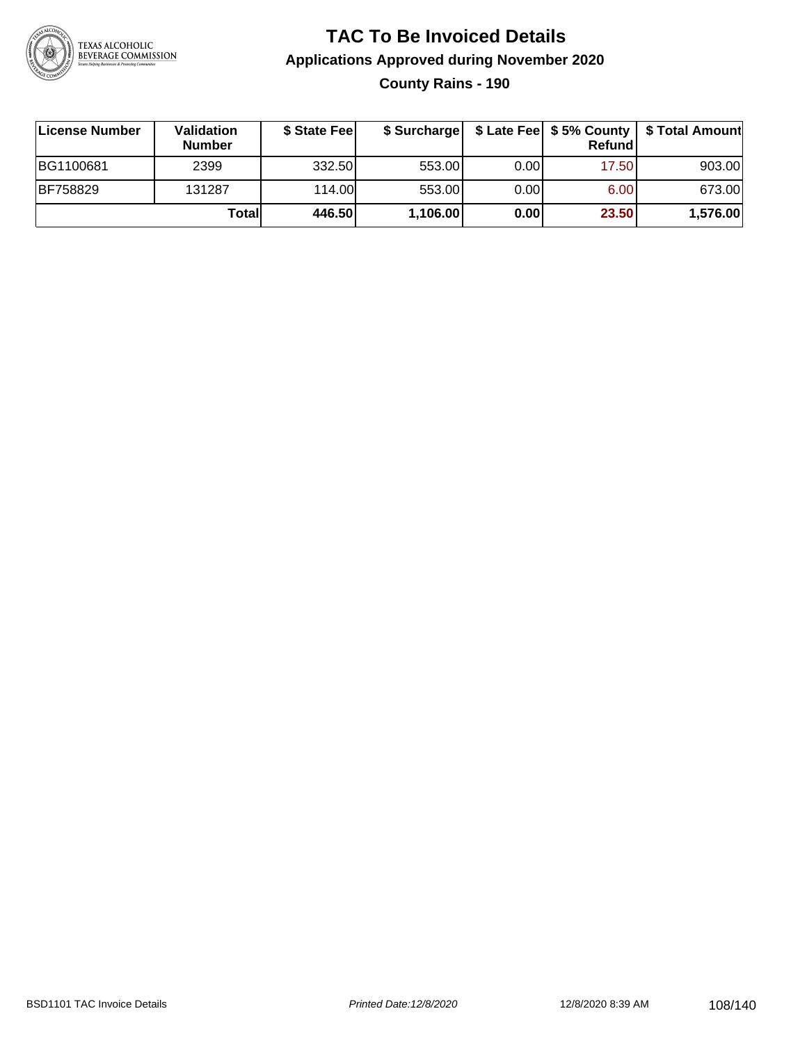# TAC To Be Invoiced Details

## Applications Approved during November 2020

### County Rains - 190

| License Number | Validation Number | $ State Fee | $ Surcharge | $ Late Fee | $ 5% County Refund | $ Total Amount |
|---|---|---|---|---|---|---|
| BG1100681 | 2399 | 332.50 | 553.00 | 0.00 | 17.50 | 903.00 |
| BF758829 | 131287 | 114.00 | 553.00 | 0.00 | 6.00 | 673.00 |
| | **Total** | **446.50** | **1,106.00** | **0.00** | **23.50** | **1,576.00** |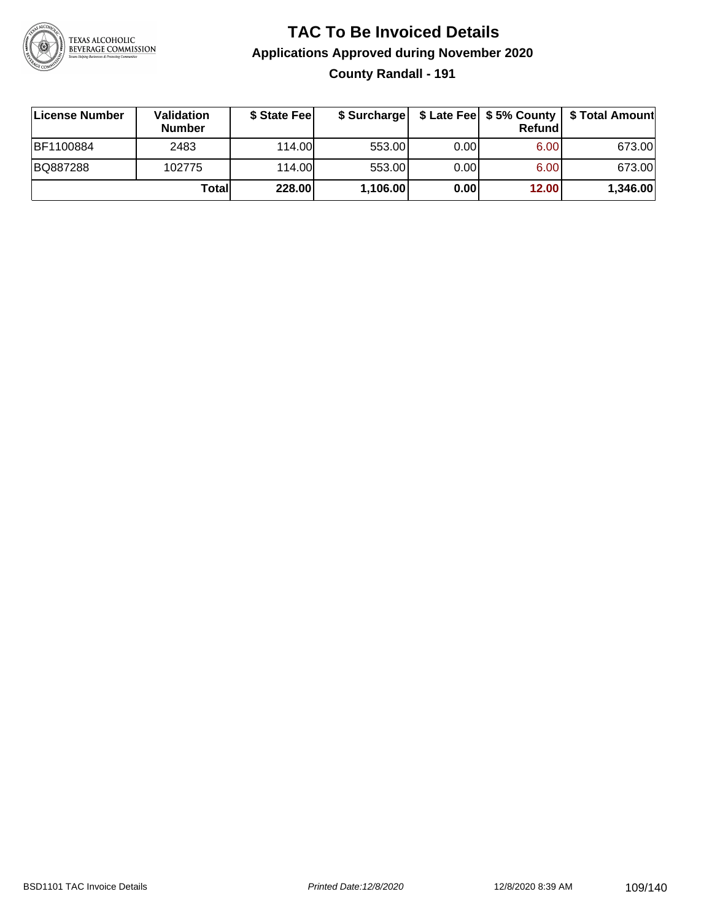# TAC To Be Invoiced Details

## Applications Approved during November 2020

### County Randall - 191

| License Number | Validation Number | $ State Fee | $ Surcharge | $ Late Fee | $ 5% County Refund | $ Total Amount |
|---|---|---|---|---|---|---|
| BF1100884 | 2483 | 114.00 | 553.00 | 0.00 | 6.00 | 673.00 |
| BQ887288 | 102775 | 114.00 | 553.00 | 0.00 | 6.00 | 673.00 |
| | **Total** | **228.00** | **1,106.00** | **0.00** | **12.00** | **1,346.00** |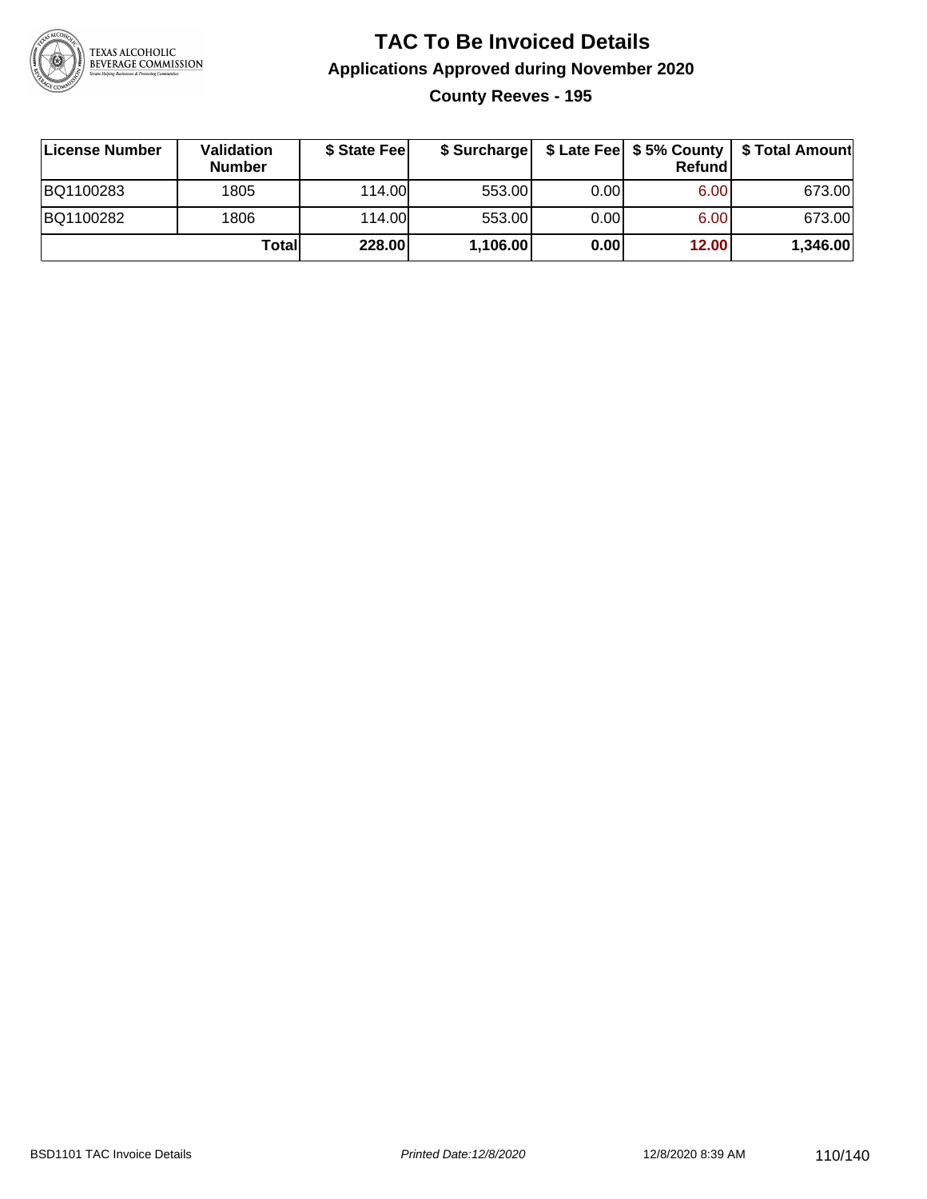# TAC To Be Invoiced Details

## Applications Approved during November 2020

### County Reeves - 195

| License Number | Validation Number | $ State Fee | $ Surcharge | $ Late Fee | $ 5% County Refund | $ Total Amount |
|---|---|---|---|---|---|---|
| BQ1100283 | 1805 | 114.00 | 553.00 | 0.00 | 6.00 | 673.00 |
| BQ1100282 | 1806 | 114.00 | 553.00 | 0.00 | 6.00 | 673.00 |
| | **Total** | **228.00** | **1,106.00** | **0.00** | **12.00** | **1,346.00** |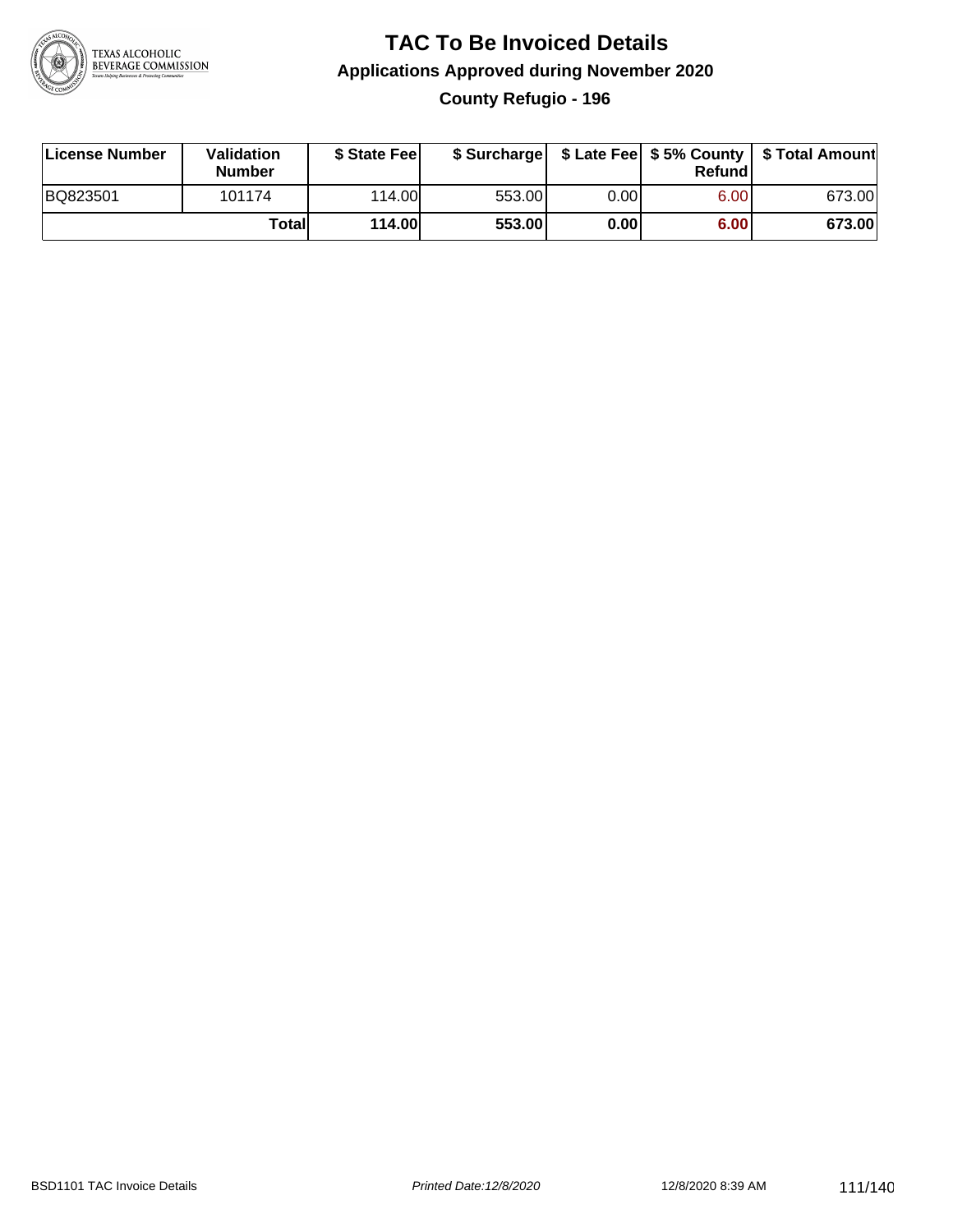# TAC To Be Invoiced Details

## Applications Approved during November 2020

### County Refugio - 196

| License Number | Validation Number | $ State Fee | $ Surcharge | $ Late Fee | $ 5% County Refund | $ Total Amount |
|---|---|---|---|---|---|---|
| BQ823501 | 101174 | 114.00 | 553.00 | 0.00 | 6.00 | 673.00 |
| | **Total** | **114.00** | **553.00** | **0.00** | **6.00** | **673.00** |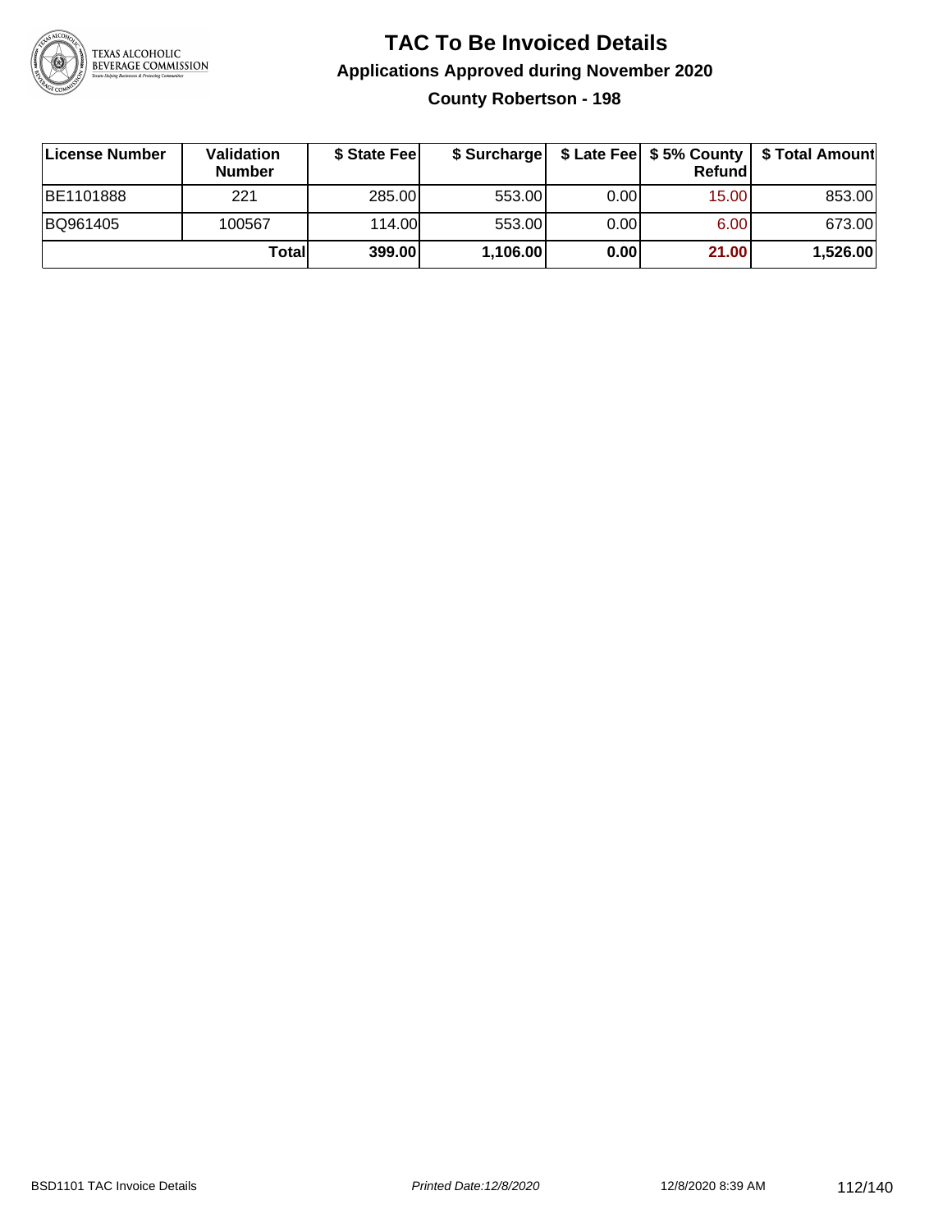# TAC To Be Invoiced Details

## Applications Approved during November 2020

### County Robertson - 198

| License Number | Validation Number | $ State Fee | $ Surcharge | $ Late Fee | $ 5% County Refund | $ Total Amount |
|---|---|---|---|---|---|---|
| BE1101888 | 221 | 285.00 | 553.00 | 0.00 | 15.00 | 853.00 |
| BQ961405 | 100567 | 114.00 | 553.00 | 0.00 | 6.00 | 673.00 |
| | **Total** | **399.00** | **1,106.00** | **0.00** | **21.00** | **1,526.00** |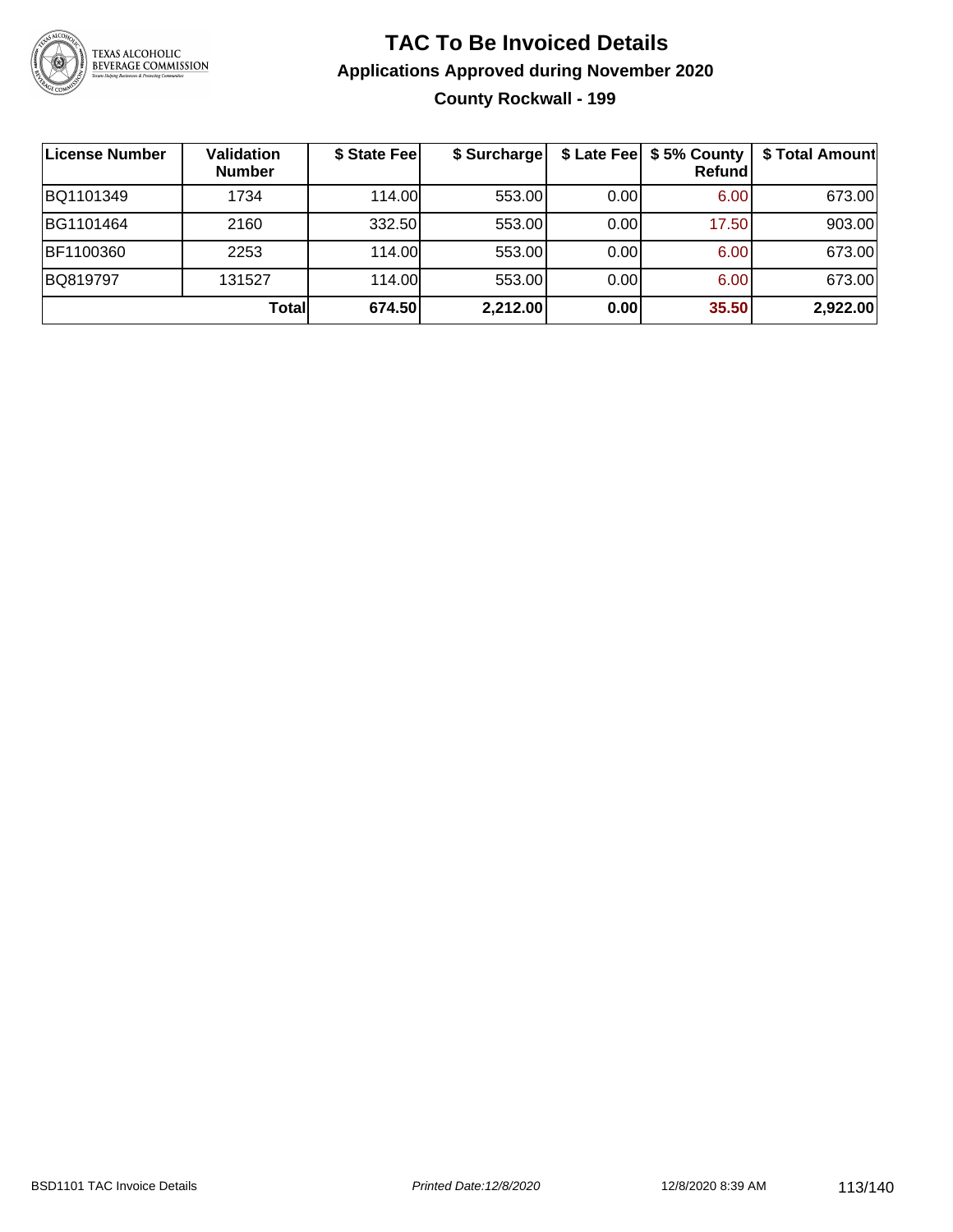# TAC To Be Invoiced Details

## Applications Approved during November 2020

### County Rockwall - 199

| License Number | Validation Number | $ State Fee | $ Surcharge | $ Late Fee | $ 5% County Refund | $ Total Amount |
|---|---|---|---|---|---|---|
| BQ1101349 | 1734 | 114.00 | 553.00 | 0.00 | 6.00 | 673.00 |
| BG1101464 | 2160 | 332.50 | 553.00 | 0.00 | 17.50 | 903.00 |
| BF1100360 | 2253 | 114.00 | 553.00 | 0.00 | 6.00 | 673.00 |
| BQ819797 | 131527 | 114.00 | 553.00 | 0.00 | 6.00 | 673.00 |
| | **Total** | **674.50** | **2,212.00** | **0.00** | **35.50** | **2,922.00** |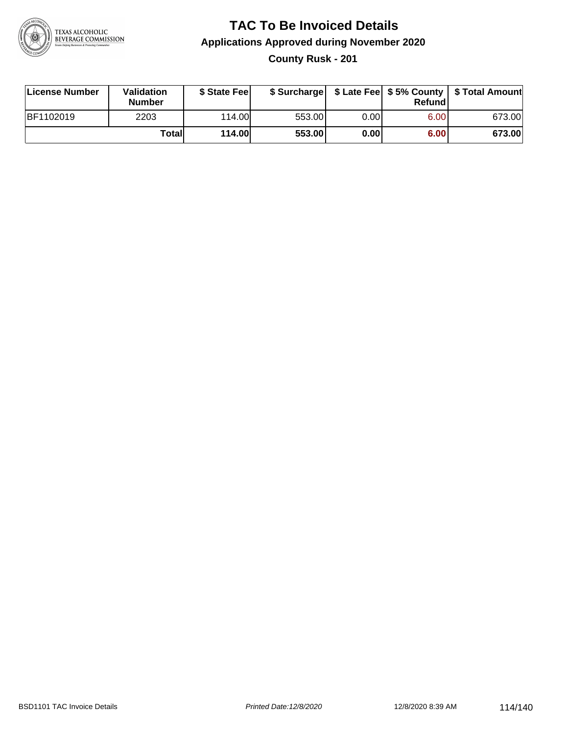# TAC To Be Invoiced Details

## Applications Approved during November 2020

### County Rusk - 201

| License Number | Validation Number | $ State Fee | $ Surcharge | $ Late Fee | $ 5% County Refund | $ Total Amount |
|---|---|---|---|---|---|---|
| BF1102019 | 2203 | 114.00 | 553.00 | 0.00 | 6.00 | 673.00 |
| | **Total** | **114.00** | **553.00** | **0.00** | **6.00** | **673.00** |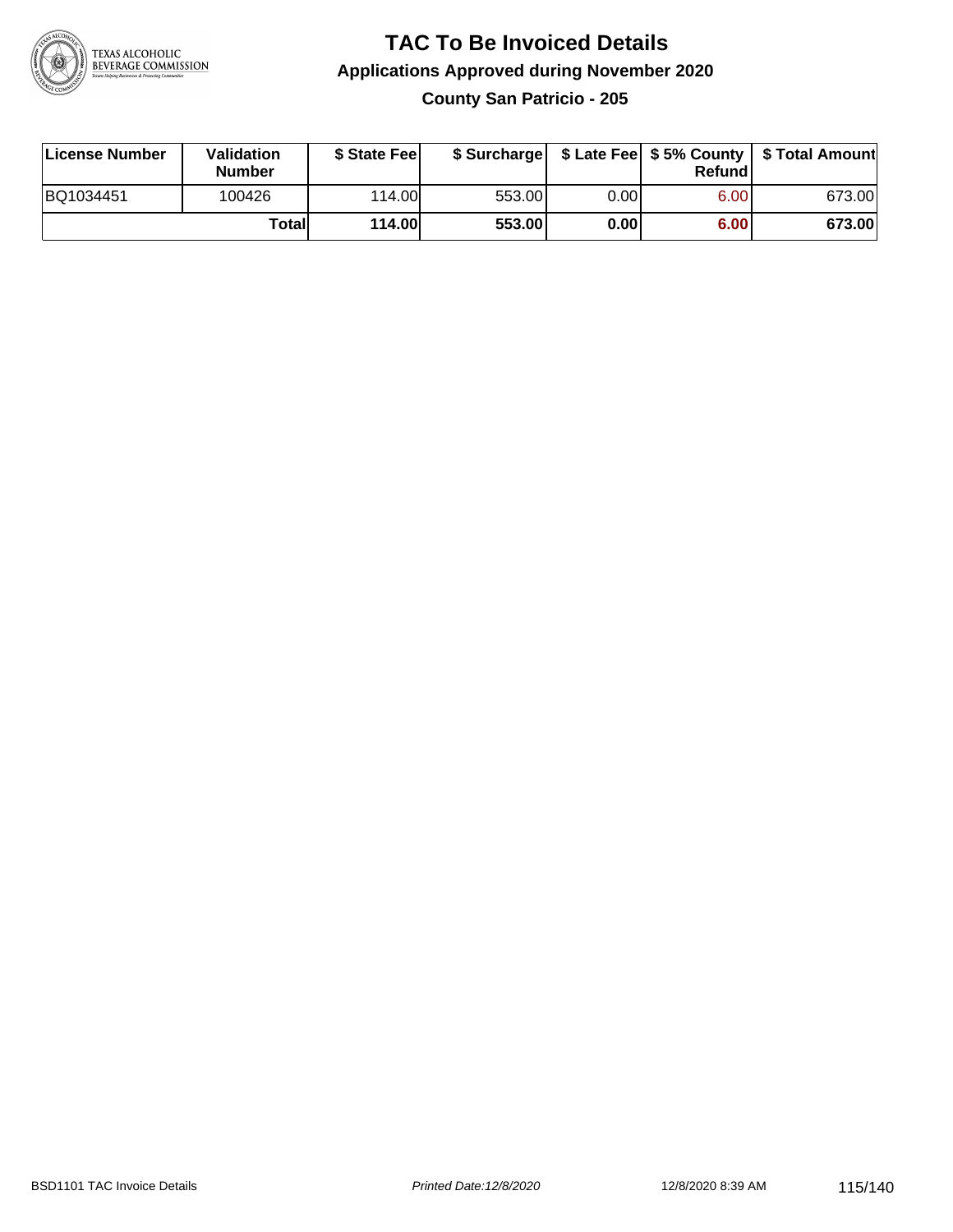# TAC To Be Invoiced Details

## Applications Approved during November 2020

### County San Patricio - 205

| License Number | Validation Number | $ State Fee | $ Surcharge | $ Late Fee | $ 5% County Refund | $ Total Amount |
|---|---|---|---|---|---|---|
| BQ1034451 | 100426 | 114.00 | 553.00 | 0.00 | 6.00 | 673.00 |
| | **Total** | **114.00** | **553.00** | **0.00** | **6.00** | **673.00** |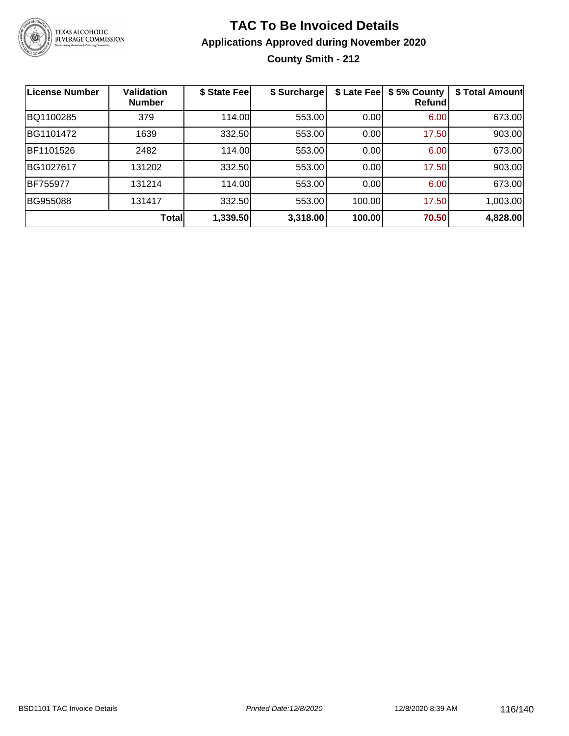# TAC To Be Invoiced Details

## Applications Approved during November 2020

### County Smith - 212

| License Number | Validation Number | \$ State Fee | \$ Surcharge | \$ Late Fee | \$ 5% County Refund | \$ Total Amount |
|---|---|---|---|---|---|---|
| BQ1100285 | 379 | 114.00 | 553.00 | 0.00 | 6.00 | 673.00 |
| BG1101472 | 1639 | 332.50 | 553.00 | 0.00 | 17.50 | 903.00 |
| BF1101526 | 2482 | 114.00 | 553.00 | 0.00 | 6.00 | 673.00 |
| BG1027617 | 131202 | 332.50 | 553.00 | 0.00 | 17.50 | 903.00 |
| BF755977 | 131214 | 114.00 | 553.00 | 0.00 | 6.00 | 673.00 |
| BG955088 | 131417 | 332.50 | 553.00 | 100.00 | 17.50 | 1,003.00 |
| | **Total** | **1,339.50** | **3,318.00** | **100.00** | **70.50** | **4,828.00** |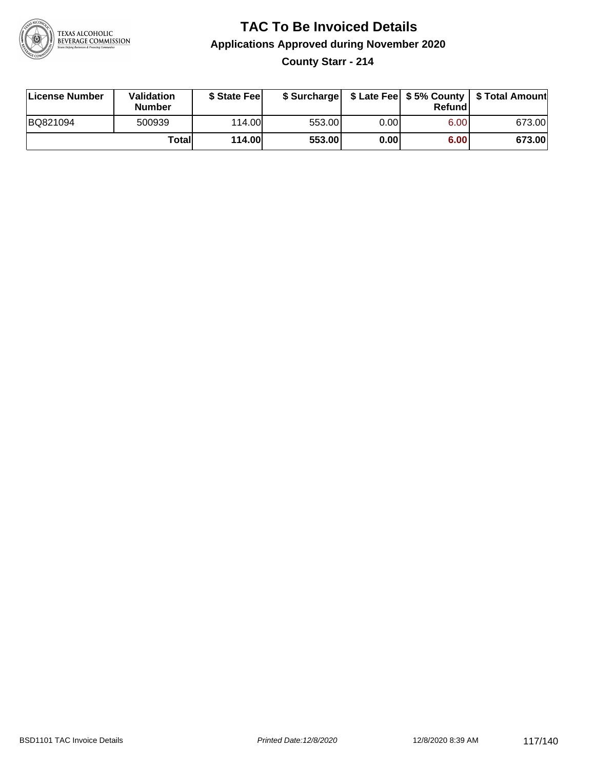# TAC To Be Invoiced Details

## Applications Approved during November 2020

### County Starr - 214

| License Number | Validation Number | $ State Fee | $ Surcharge | $ Late Fee | $ 5% County Refund | $ Total Amount |
|---|---|---|---|---|---|---|
| BQ821094 | 500939 | 114.00 | 553.00 | 0.00 | 6.00 | 673.00 |
| | **Total** | **114.00** | **553.00** | **0.00** | **6.00** | **673.00** |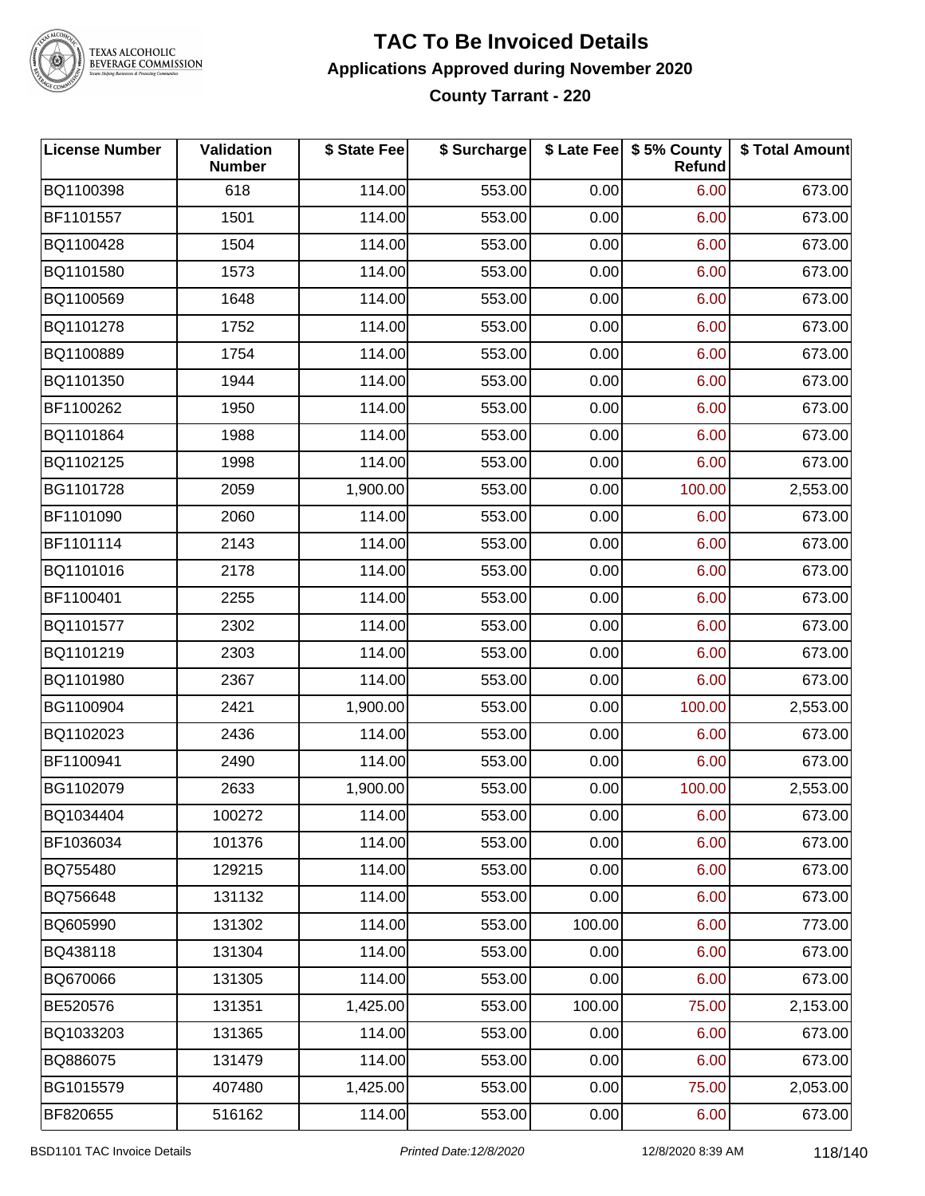# TAC To Be Invoiced Details

## Applications Approved during November 2020

### County Tarrant - 220

| License Number | Validation Number | $ State Fee | $ Surcharge | $ Late Fee | $ 5% County Refund | $ Total Amount |
|---|---|---|---|---|---|---|
| BQ1100398 | 618 | 114.00 | 553.00 | 0.00 | 6.00 | 673.00 |
| BF1101557 | 1501 | 114.00 | 553.00 | 0.00 | 6.00 | 673.00 |
| BQ1100428 | 1504 | 114.00 | 553.00 | 0.00 | 6.00 | 673.00 |
| BQ1101580 | 1573 | 114.00 | 553.00 | 0.00 | 6.00 | 673.00 |
| BQ1100569 | 1648 | 114.00 | 553.00 | 0.00 | 6.00 | 673.00 |
| BQ1101278 | 1752 | 114.00 | 553.00 | 0.00 | 6.00 | 673.00 |
| BQ1100889 | 1754 | 114.00 | 553.00 | 0.00 | 6.00 | 673.00 |
| BQ1101350 | 1944 | 114.00 | 553.00 | 0.00 | 6.00 | 673.00 |
| BF1100262 | 1950 | 114.00 | 553.00 | 0.00 | 6.00 | 673.00 |
| BQ1101864 | 1988 | 114.00 | 553.00 | 0.00 | 6.00 | 673.00 |
| BQ1102125 | 1998 | 114.00 | 553.00 | 0.00 | 6.00 | 673.00 |
| BG1101728 | 2059 | 1,900.00 | 553.00 | 0.00 | 100.00 | 2,553.00 |
| BF1101090 | 2060 | 114.00 | 553.00 | 0.00 | 6.00 | 673.00 |
| BF1101114 | 2143 | 114.00 | 553.00 | 0.00 | 6.00 | 673.00 |
| BQ1101016 | 2178 | 114.00 | 553.00 | 0.00 | 6.00 | 673.00 |
| BF1100401 | 2255 | 114.00 | 553.00 | 0.00 | 6.00 | 673.00 |
| BQ1101577 | 2302 | 114.00 | 553.00 | 0.00 | 6.00 | 673.00 |
| BQ1101219 | 2303 | 114.00 | 553.00 | 0.00 | 6.00 | 673.00 |
| BQ1101980 | 2367 | 114.00 | 553.00 | 0.00 | 6.00 | 673.00 |
| BG1100904 | 2421 | 1,900.00 | 553.00 | 0.00 | 100.00 | 2,553.00 |
| BQ1102023 | 2436 | 114.00 | 553.00 | 0.00 | 6.00 | 673.00 |
| BF1100941 | 2490 | 114.00 | 553.00 | 0.00 | 6.00 | 673.00 |
| BG1102079 | 2633 | 1,900.00 | 553.00 | 0.00 | 100.00 | 2,553.00 |
| BQ1034404 | 100272 | 114.00 | 553.00 | 0.00 | 6.00 | 673.00 |
| BF1036034 | 101376 | 114.00 | 553.00 | 0.00 | 6.00 | 673.00 |
| BQ755480 | 129215 | 114.00 | 553.00 | 0.00 | 6.00 | 673.00 |
| BQ756648 | 131132 | 114.00 | 553.00 | 0.00 | 6.00 | 673.00 |
| BQ605990 | 131302 | 114.00 | 553.00 | 100.00 | 6.00 | 773.00 |
| BQ438118 | 131304 | 114.00 | 553.00 | 0.00 | 6.00 | 673.00 |
| BQ670066 | 131305 | 114.00 | 553.00 | 0.00 | 6.00 | 673.00 |
| BE520576 | 131351 | 1,425.00 | 553.00 | 100.00 | 75.00 | 2,153.00 |
| BQ1033203 | 131365 | 114.00 | 553.00 | 0.00 | 6.00 | 673.00 |
| BQ886075 | 131479 | 114.00 | 553.00 | 0.00 | 6.00 | 673.00 |
| BG1015579 | 407480 | 1,425.00 | 553.00 | 0.00 | 75.00 | 2,053.00 |
| BF820655 | 516162 | 114.00 | 553.00 | 0.00 | 6.00 | 673.00 |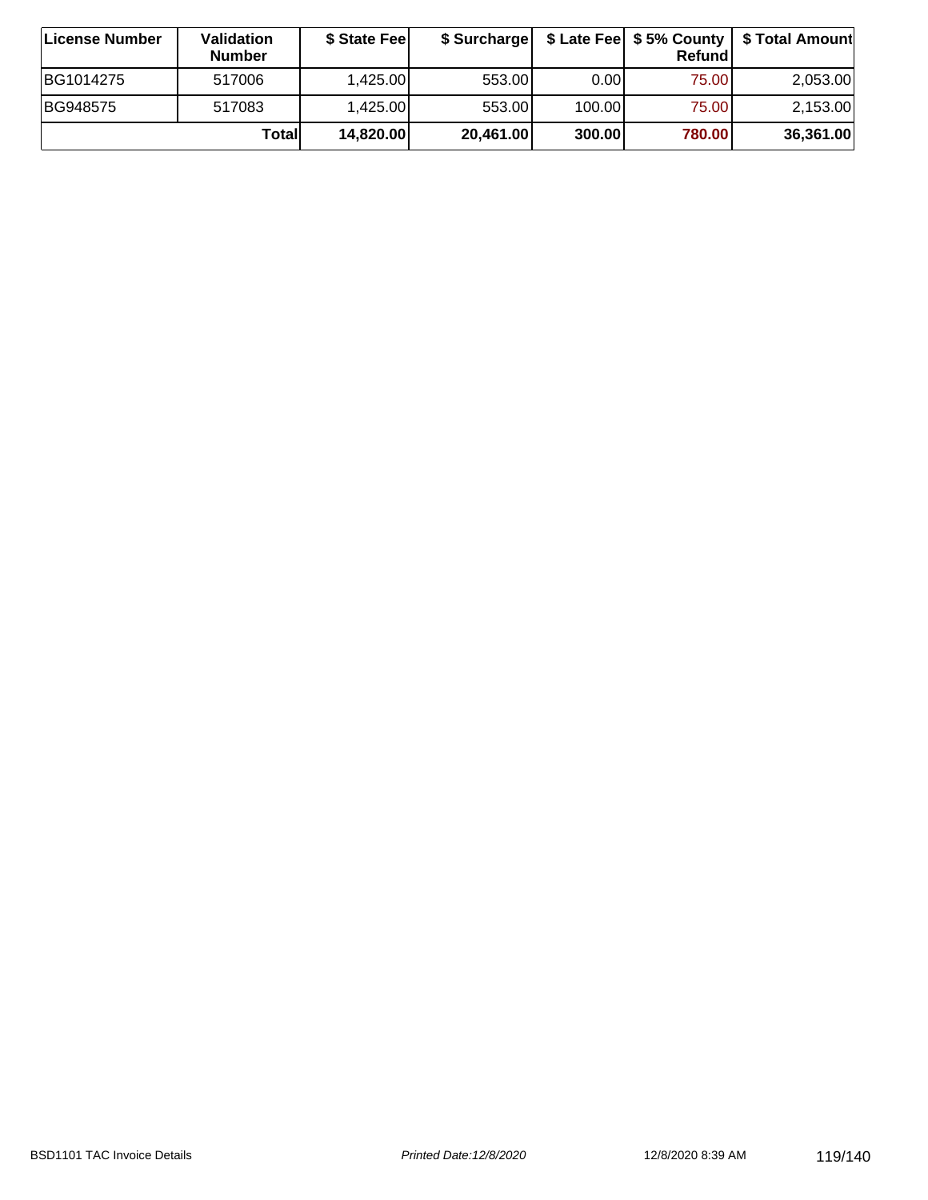| License Number | Validation Number | $ State Fee | $ Surcharge | $ Late Fee | $ 5% County Refund | $ Total Amount |
|---|---|---|---|---|---|---|
| BG1014275 | 517006 | 1,425.00 | 553.00 | 0.00 | 75.00 | 2,053.00 |
| BG948575 | 517083 | 1,425.00 | 553.00 | 100.00 | 75.00 | 2,153.00 |
| | **Total** | **14,820.00** | **20,461.00** | **300.00** | **780.00** | **36,361.00** |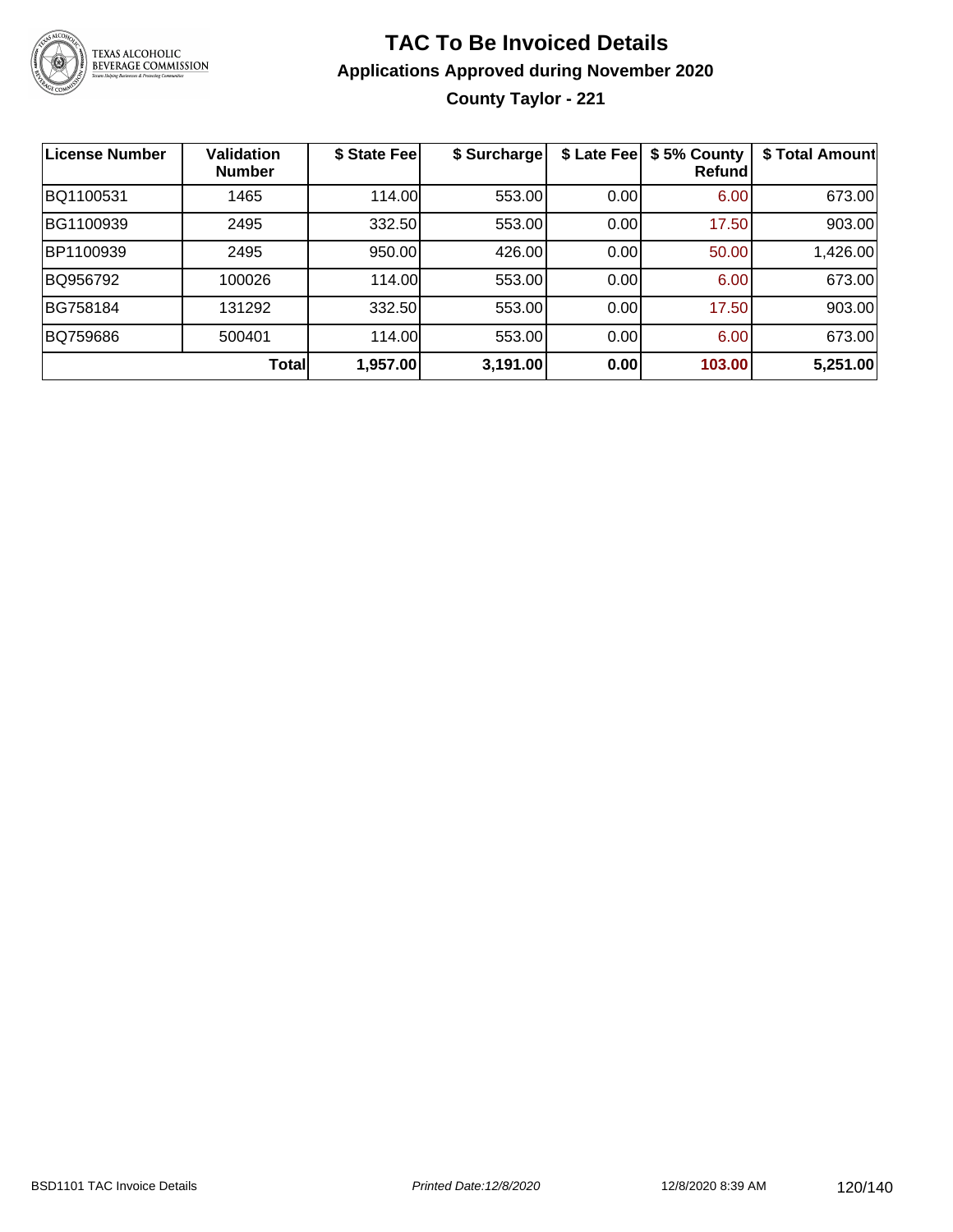# TAC To Be Invoiced Details

## Applications Approved during November 2020

### County Taylor - 221

| License Number | Validation Number | $ State Fee | $ Surcharge | $ Late Fee | $ 5% County Refund | $ Total Amount |
|---|---|---|---|---|---|---|
| BQ1100531 | 1465 | 114.00 | 553.00 | 0.00 | 6.00 | 673.00 |
| BG1100939 | 2495 | 332.50 | 553.00 | 0.00 | 17.50 | 903.00 |
| BP1100939 | 2495 | 950.00 | 426.00 | 0.00 | 50.00 | 1,426.00 |
| BQ956792 | 100026 | 114.00 | 553.00 | 0.00 | 6.00 | 673.00 |
| BG758184 | 131292 | 332.50 | 553.00 | 0.00 | 17.50 | 903.00 |
| BQ759686 | 500401 | 114.00 | 553.00 | 0.00 | 6.00 | 673.00 |
| | **Total** | **1,957.00** | **3,191.00** | **0.00** | **103.00** | **5,251.00** |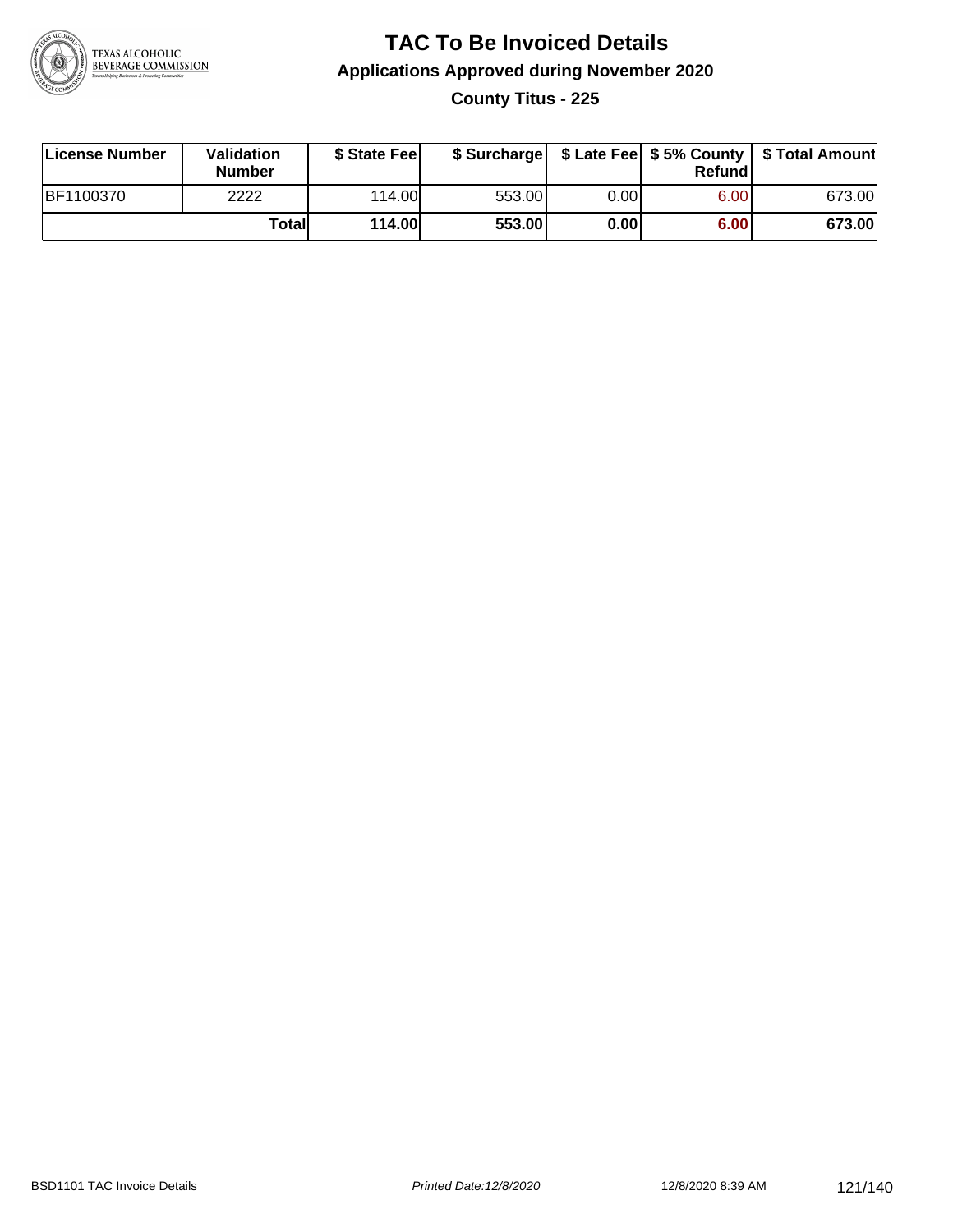# TAC To Be Invoiced Details

## Applications Approved during November 2020

### County Titus - 225

| License Number | Validation Number | $ State Fee | $ Surcharge | $ Late Fee | $ 5% County Refund | $ Total Amount |
|---|---|---|---|---|---|---|
| BF1100370 | 2222 | 114.00 | 553.00 | 0.00 | 6.00 | 673.00 |
| | **Total** | **114.00** | **553.00** | **0.00** | **6.00** | **673.00** |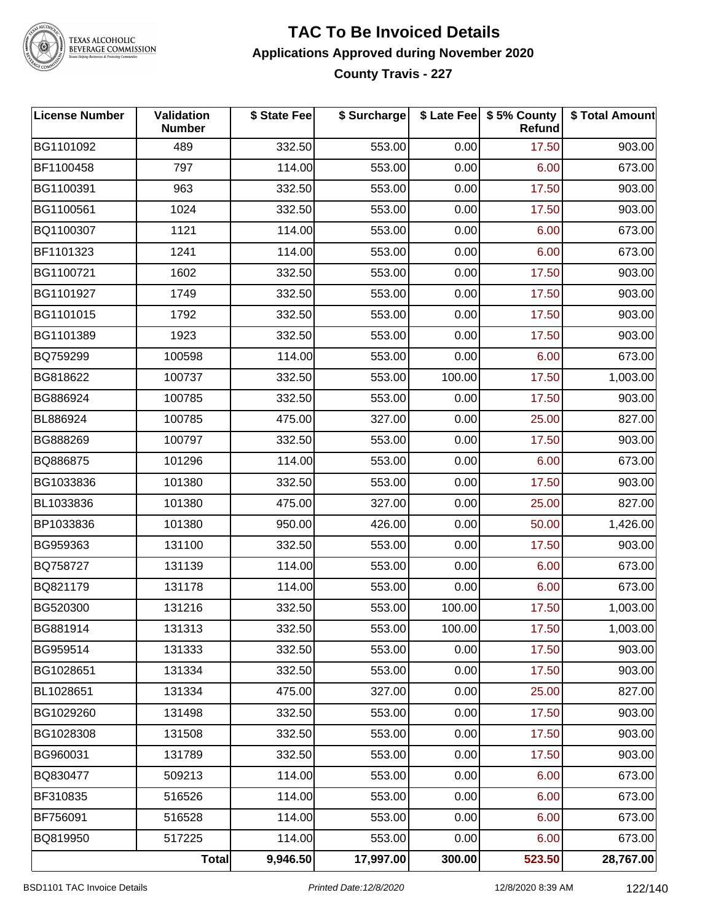# TAC To Be Invoiced Details

## Applications Approved during November 2020

### County Travis - 227

| License Number | Validation Number | $ State Fee | $ Surcharge | $ Late Fee | $ 5% County Refund | $ Total Amount |
|---|---|---|---|---|---|---|
| BG1101092 | 489 | 332.50 | 553.00 | 0.00 | 17.50 | 903.00 |
| BF1100458 | 797 | 114.00 | 553.00 | 0.00 | 6.00 | 673.00 |
| BG1100391 | 963 | 332.50 | 553.00 | 0.00 | 17.50 | 903.00 |
| BG1100561 | 1024 | 332.50 | 553.00 | 0.00 | 17.50 | 903.00 |
| BQ1100307 | 1121 | 114.00 | 553.00 | 0.00 | 6.00 | 673.00 |
| BF1101323 | 1241 | 114.00 | 553.00 | 0.00 | 6.00 | 673.00 |
| BG1100721 | 1602 | 332.50 | 553.00 | 0.00 | 17.50 | 903.00 |
| BG1101927 | 1749 | 332.50 | 553.00 | 0.00 | 17.50 | 903.00 |
| BG1101015 | 1792 | 332.50 | 553.00 | 0.00 | 17.50 | 903.00 |
| BG1101389 | 1923 | 332.50 | 553.00 | 0.00 | 17.50 | 903.00 |
| BQ759299 | 100598 | 114.00 | 553.00 | 0.00 | 6.00 | 673.00 |
| BG818622 | 100737 | 332.50 | 553.00 | 100.00 | 17.50 | 1,003.00 |
| BG886924 | 100785 | 332.50 | 553.00 | 0.00 | 17.50 | 903.00 |
| BL886924 | 100785 | 475.00 | 327.00 | 0.00 | 25.00 | 827.00 |
| BG888269 | 100797 | 332.50 | 553.00 | 0.00 | 17.50 | 903.00 |
| BQ886875 | 101296 | 114.00 | 553.00 | 0.00 | 6.00 | 673.00 |
| BG1033836 | 101380 | 332.50 | 553.00 | 0.00 | 17.50 | 903.00 |
| BL1033836 | 101380 | 475.00 | 327.00 | 0.00 | 25.00 | 827.00 |
| BP1033836 | 101380 | 950.00 | 426.00 | 0.00 | 50.00 | 1,426.00 |
| BG959363 | 131100 | 332.50 | 553.00 | 0.00 | 17.50 | 903.00 |
| BQ758727 | 131139 | 114.00 | 553.00 | 0.00 | 6.00 | 673.00 |
| BQ821179 | 131178 | 114.00 | 553.00 | 0.00 | 6.00 | 673.00 |
| BG520300 | 131216 | 332.50 | 553.00 | 100.00 | 17.50 | 1,003.00 |
| BG881914 | 131313 | 332.50 | 553.00 | 100.00 | 17.50 | 1,003.00 |
| BG959514 | 131333 | 332.50 | 553.00 | 0.00 | 17.50 | 903.00 |
| BG1028651 | 131334 | 332.50 | 553.00 | 0.00 | 17.50 | 903.00 |
| BL1028651 | 131334 | 475.00 | 327.00 | 0.00 | 25.00 | 827.00 |
| BG1029260 | 131498 | 332.50 | 553.00 | 0.00 | 17.50 | 903.00 |
| BG1028308 | 131508 | 332.50 | 553.00 | 0.00 | 17.50 | 903.00 |
| BG960031 | 131789 | 332.50 | 553.00 | 0.00 | 17.50 | 903.00 |
| BQ830477 | 509213 | 114.00 | 553.00 | 0.00 | 6.00 | 673.00 |
| BF310835 | 516526 | 114.00 | 553.00 | 0.00 | 6.00 | 673.00 |
| BF756091 | 516528 | 114.00 | 553.00 | 0.00 | 6.00 | 673.00 |
| BQ819950 | 517225 | 114.00 | 553.00 | 0.00 | 6.00 | 673.00 |
| | **Total** | **9,946.50** | **17,997.00** | **300.00** | **523.50** | **28,767.00** |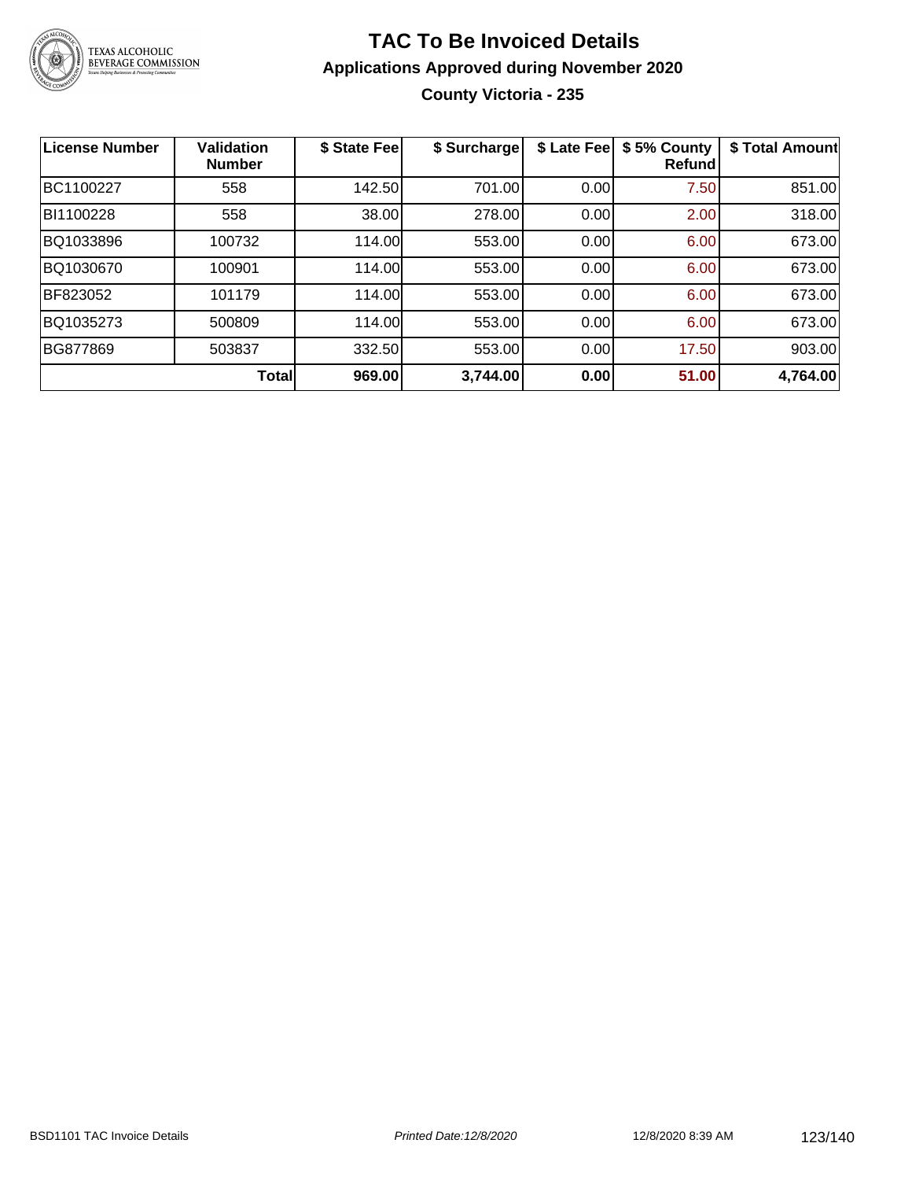# TAC To Be Invoiced Details

## Applications Approved during November 2020

### County Victoria - 235

| License Number | Validation Number | $ State Fee | $ Surcharge | $ Late Fee | $ 5% County Refund | $ Total Amount |
|---|---|---|---|---|---|---|
| BC1100227 | 558 | 142.50 | 701.00 | 0.00 | 7.50 | 851.00 |
| BI1100228 | 558 | 38.00 | 278.00 | 0.00 | 2.00 | 318.00 |
| BQ1033896 | 100732 | 114.00 | 553.00 | 0.00 | 6.00 | 673.00 |
| BQ1030670 | 100901 | 114.00 | 553.00 | 0.00 | 6.00 | 673.00 |
| BF823052 | 101179 | 114.00 | 553.00 | 0.00 | 6.00 | 673.00 |
| BQ1035273 | 500809 | 114.00 | 553.00 | 0.00 | 6.00 | 673.00 |
| BG877869 | 503837 | 332.50 | 553.00 | 0.00 | 17.50 | 903.00 |
| | **Total** | **969.00** | **3,744.00** | **0.00** | **51.00** | **4,764.00** |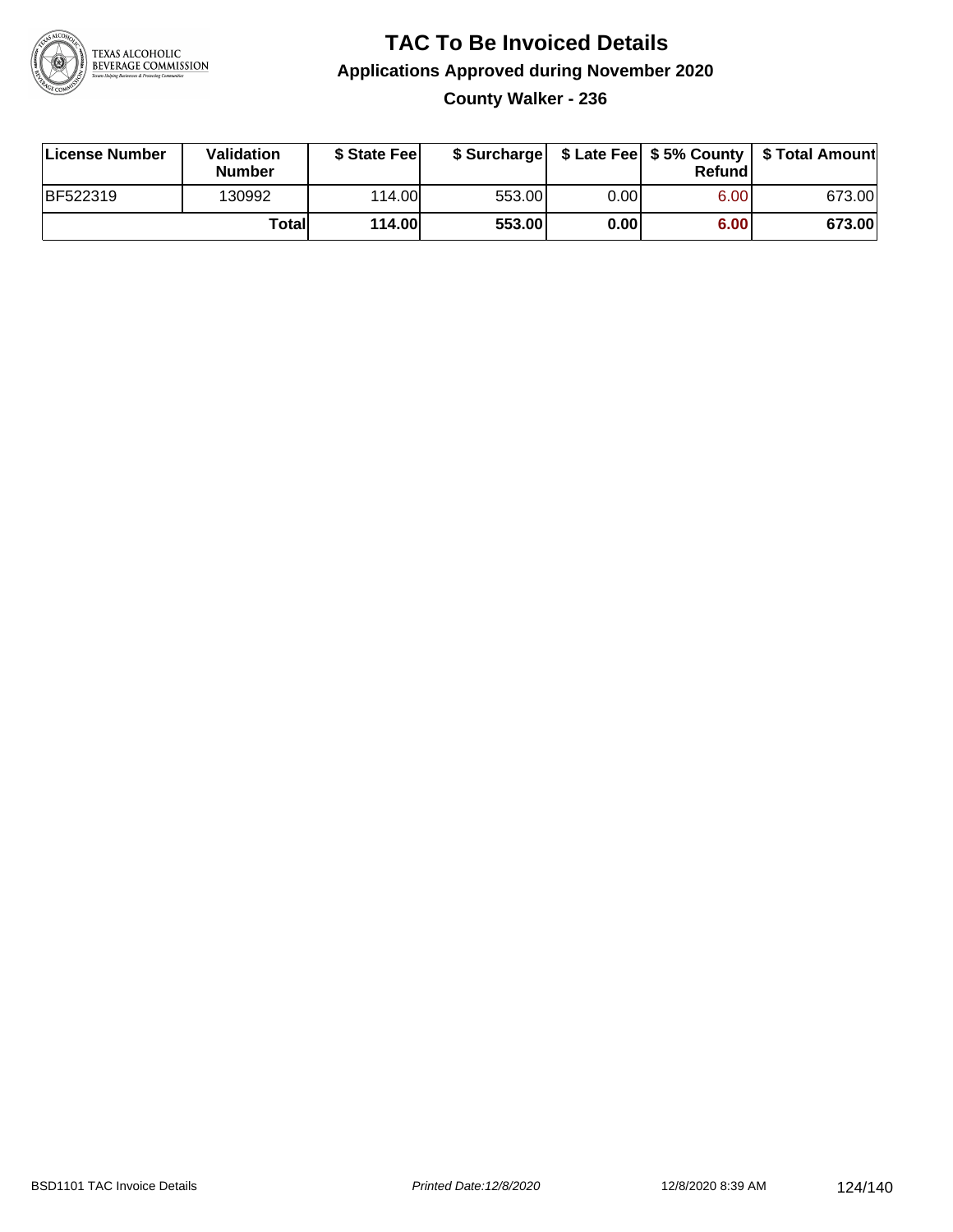# TAC To Be Invoiced Details

## Applications Approved during November 2020

### County Walker - 236

| License Number | Validation Number | $ State Fee | $ Surcharge | $ Late Fee | $ 5% County Refund | $ Total Amount |
|---|---|---|---|---|---|---|
| BF522319 | 130992 | 114.00 | 553.00 | 0.00 | 6.00 | 673.00 |
| | **Total** | **114.00** | **553.00** | **0.00** | **6.00** | **673.00** |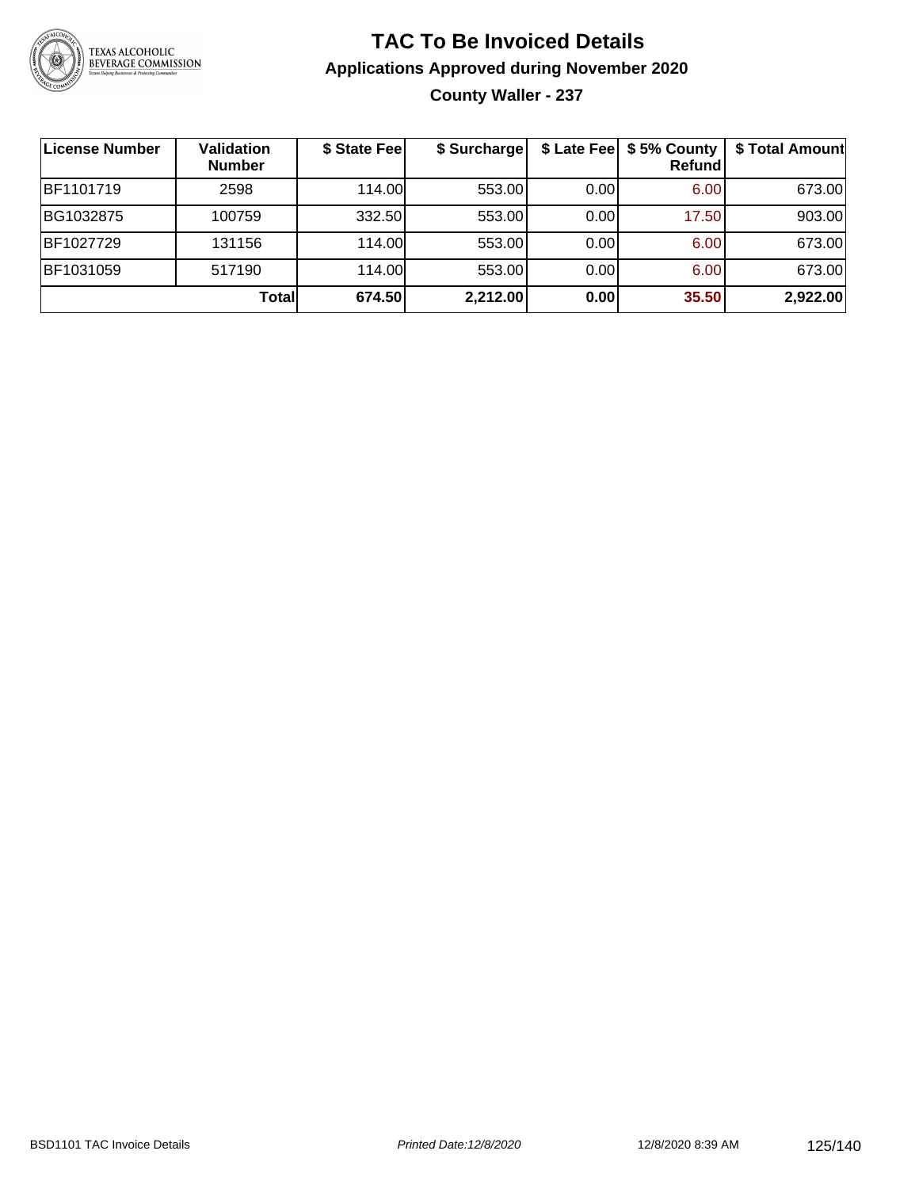# TAC To Be Invoiced Details

## Applications Approved during November 2020

### County Waller - 237

| License Number | Validation Number | $ State Fee | $ Surcharge | $ Late Fee | $ 5% County Refund | $ Total Amount |
|---|---|---|---|---|---|---|
| BF1101719 | 2598 | 114.00 | 553.00 | 0.00 | 6.00 | 673.00 |
| BG1032875 | 100759 | 332.50 | 553.00 | 0.00 | 17.50 | 903.00 |
| BF1027729 | 131156 | 114.00 | 553.00 | 0.00 | 6.00 | 673.00 |
| BF1031059 | 517190 | 114.00 | 553.00 | 0.00 | 6.00 | 673.00 |
| | **Total** | **674.50** | **2,212.00** | **0.00** | **35.50** | **2,922.00** |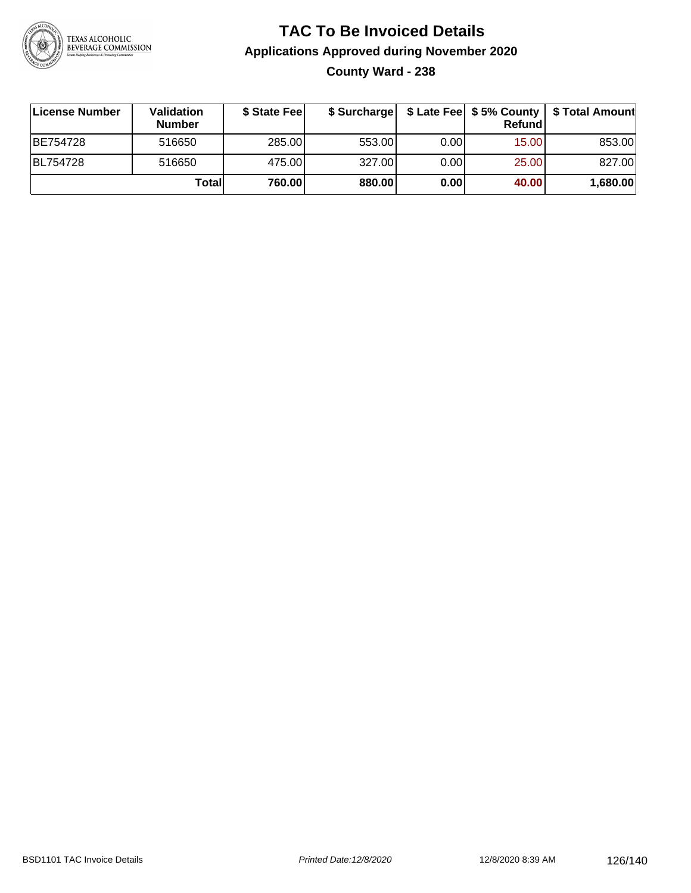# TAC To Be Invoiced Details

## Applications Approved during November 2020

### County Ward - 238

| License Number | Validation Number | $ State Fee | $ Surcharge | $ Late Fee | $ 5% County Refund | $ Total Amount |
|---|---|---|---|---|---|---|
| BE754728 | 516650 | 285.00 | 553.00 | 0.00 | 15.00 | 853.00 |
| BL754728 | 516650 | 475.00 | 327.00 | 0.00 | 25.00 | 827.00 |
| | **Total** | **760.00** | **880.00** | **0.00** | **40.00** | **1,680.00** |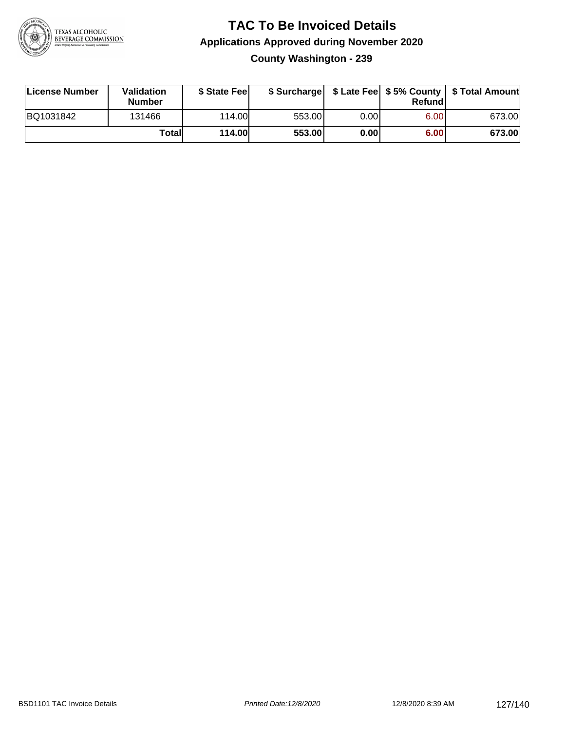# TAC To Be Invoiced Details

## Applications Approved during November 2020

### County Washington - 239

| License Number | Validation Number | $ State Fee | $ Surcharge | $ Late Fee | $ 5% County Refund | $ Total Amount |
|---|---|---|---|---|---|---|
| BQ1031842 | 131466 | 114.00 | 553.00 | 0.00 | 6.00 | 673.00 |
| | **Total** | **114.00** | **553.00** | **0.00** | **6.00** | **673.00** |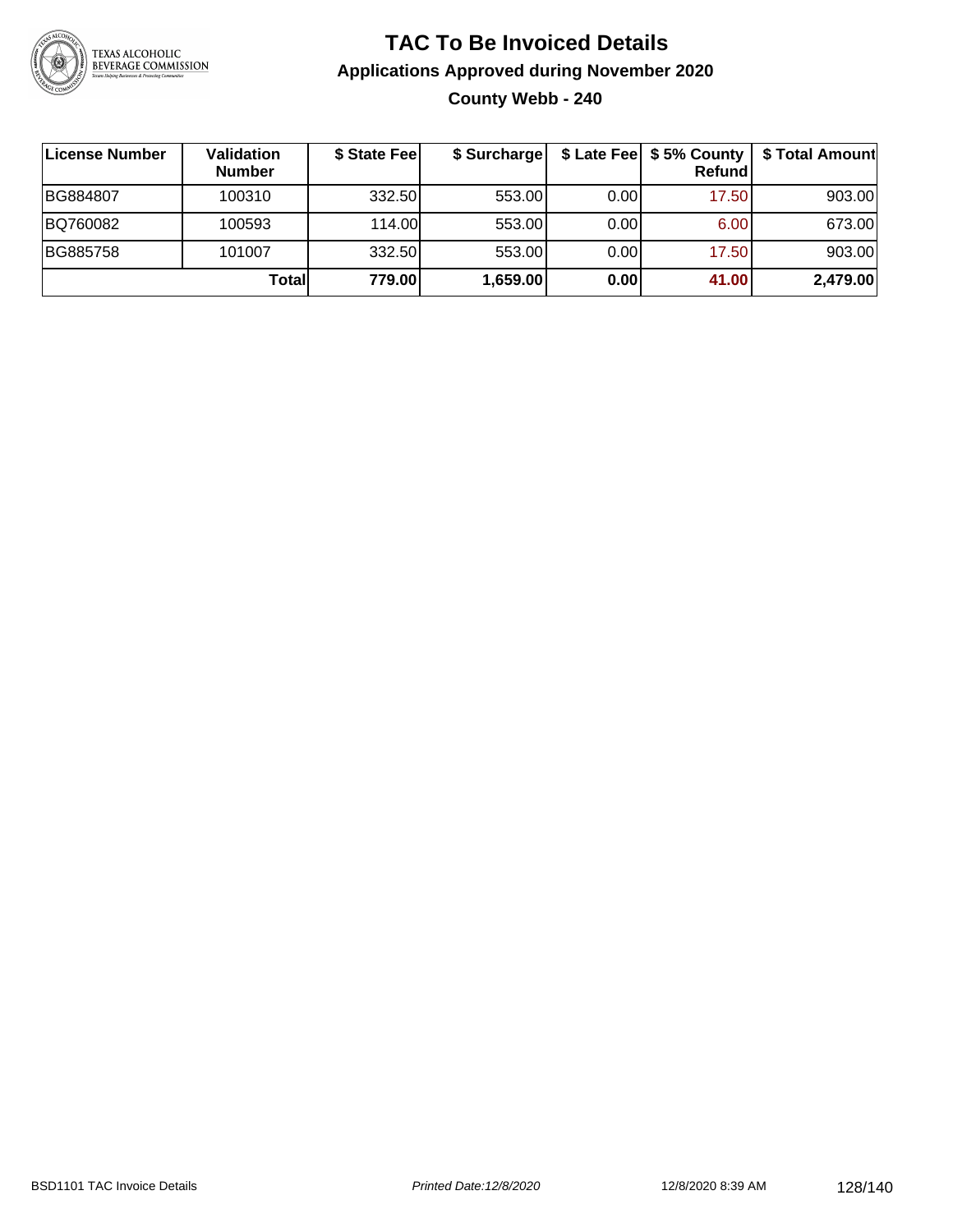# TAC To Be Invoiced Details

## Applications Approved during November 2020

### County Webb - 240

| License Number | Validation Number | $ State Fee | $ Surcharge | $ Late Fee | $ 5% County Refund | $ Total Amount |
|---|---|---|---|---|---|---|
| BG884807 | 100310 | 332.50 | 553.00 | 0.00 | 17.50 | 903.00 |
| BQ760082 | 100593 | 114.00 | 553.00 | 0.00 | 6.00 | 673.00 |
| BG885758 | 101007 | 332.50 | 553.00 | 0.00 | 17.50 | 903.00 |
| | **Total** | **779.00** | **1,659.00** | **0.00** | **41.00** | **2,479.00** |

BSD1101 TAC Invoice Details — Printed Date: 12/8/2020 — 12/8/2020 8:39 AM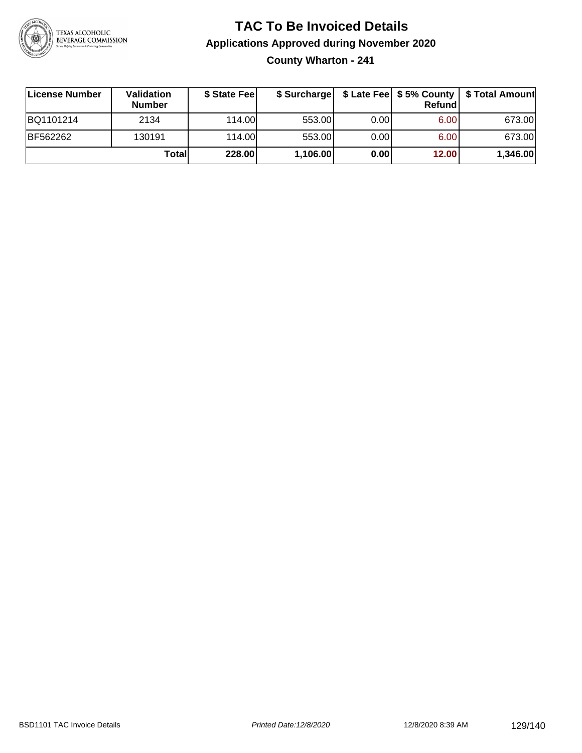# TAC To Be Invoiced Details

## Applications Approved during November 2020

### County Wharton - 241

| License Number | Validation Number | $ State Fee | $ Surcharge | $ Late Fee | $ 5% County Refund | $ Total Amount |
|---|---|---|---|---|---|---|
| BQ1101214 | 2134 | 114.00 | 553.00 | 0.00 | 6.00 | 673.00 |
| BF562262 | 130191 | 114.00 | 553.00 | 0.00 | 6.00 | 673.00 |
| | **Total** | **228.00** | **1,106.00** | **0.00** | **12.00** | **1,346.00** |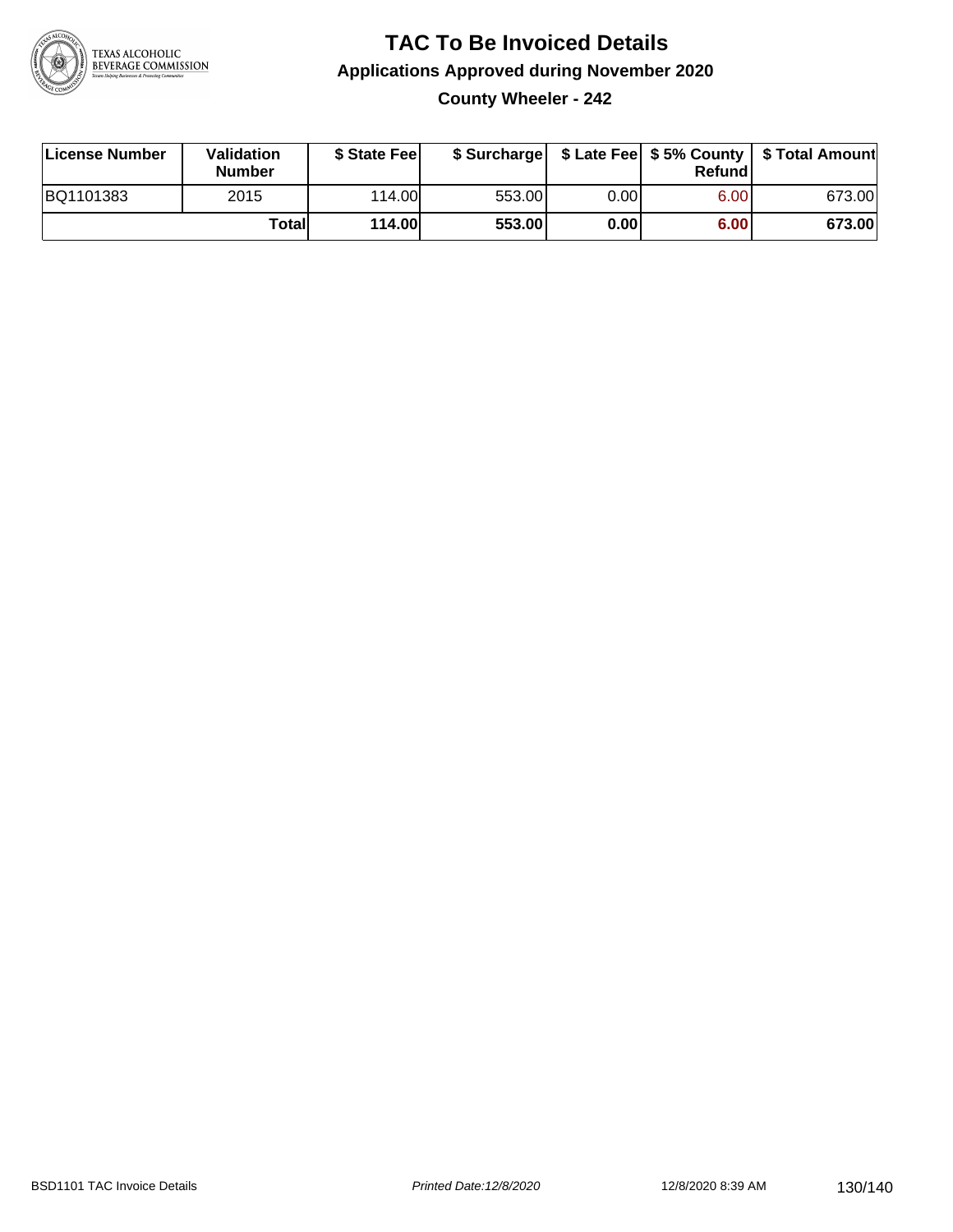# TAC To Be Invoiced Details

## Applications Approved during November 2020

### County Wheeler - 242

| License Number | Validation Number | $ State Fee | $ Surcharge | $ Late Fee | $ 5% County Refund | $ Total Amount |
|---|---|---|---|---|---|---|
| BQ1101383 | 2015 | 114.00 | 553.00 | 0.00 | 6.00 | 673.00 |
| | **Total** | **114.00** | **553.00** | **0.00** | **6.00** | **673.00** |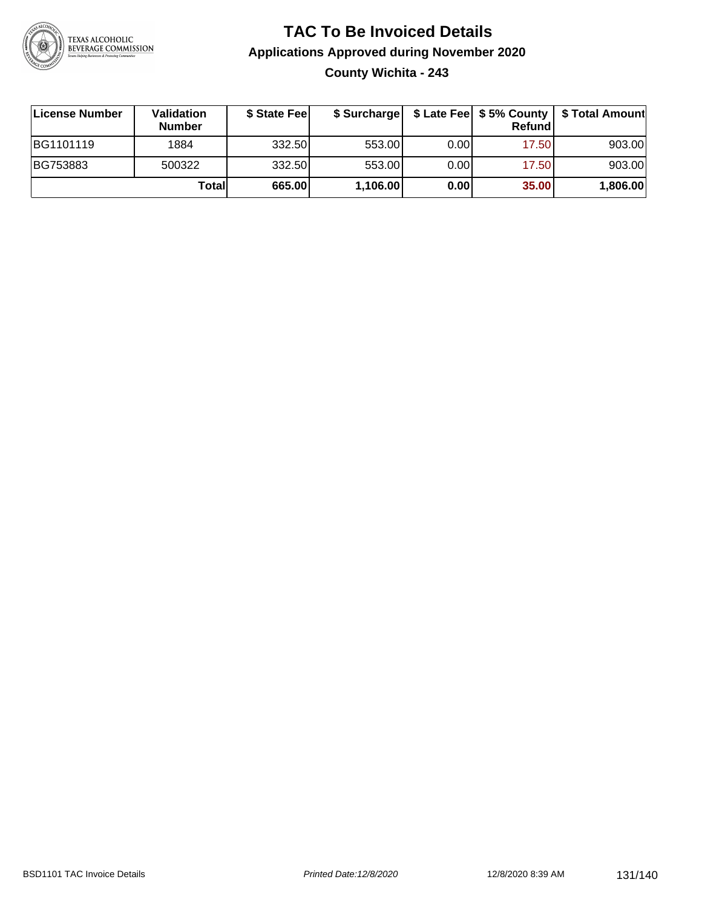# TAC To Be Invoiced Details

## Applications Approved during November 2020

### County Wichita - 243

| License Number | Validation Number | $ State Fee | $ Surcharge | $ Late Fee | $ 5% County Refund | $ Total Amount |
|---|---|---|---|---|---|---|
| BG1101119 | 1884 | 332.50 | 553.00 | 0.00 | 17.50 | 903.00 |
| BG753883 | 500322 | 332.50 | 553.00 | 0.00 | 17.50 | 903.00 |
| | **Total** | **665.00** | **1,106.00** | **0.00** | **35.00** | **1,806.00** |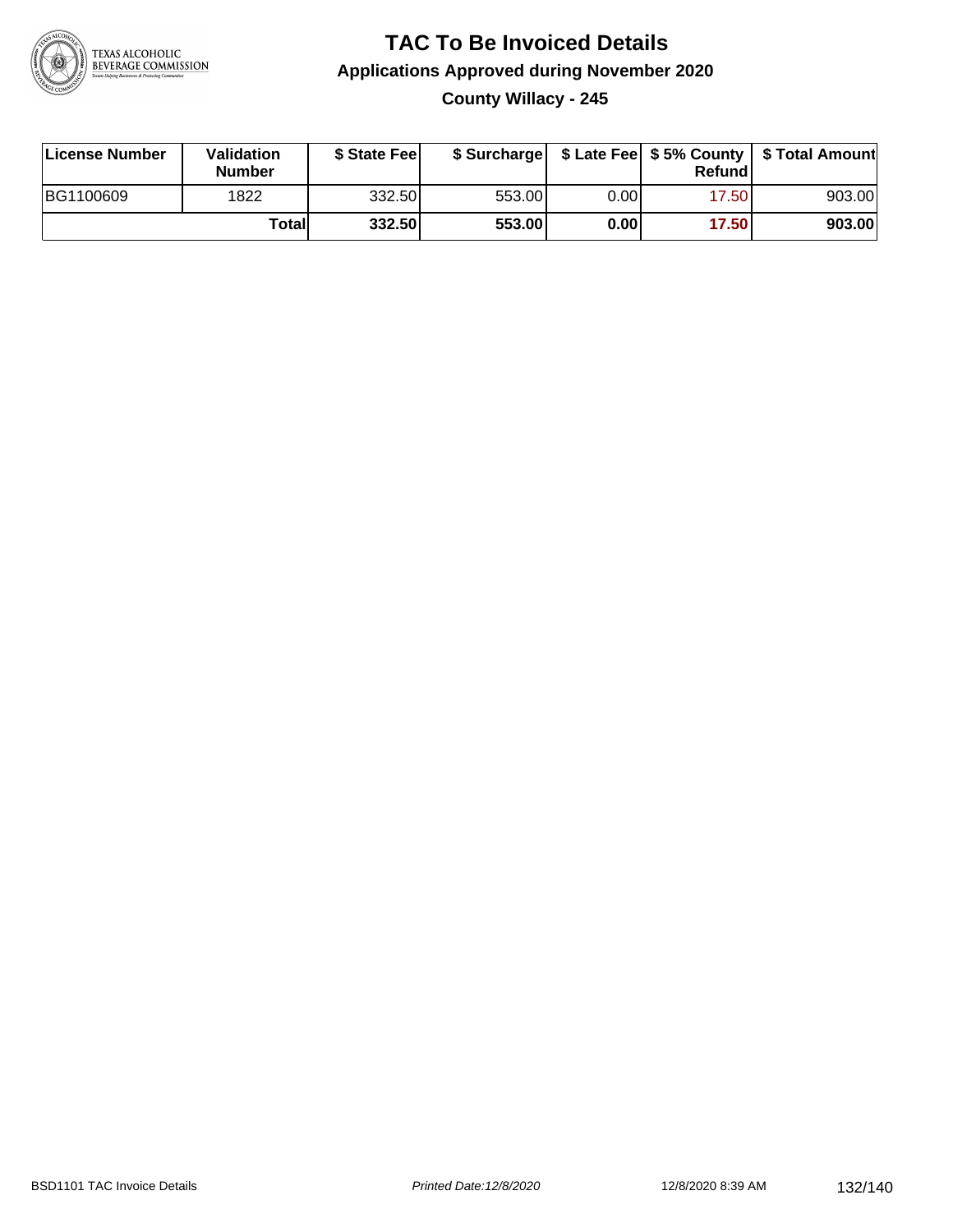# TAC To Be Invoiced Details

## Applications Approved during November 2020

### County Willacy - 245

| License Number | Validation Number | $ State Fee | $ Surcharge | $ Late Fee | $ 5% County Refund | $ Total Amount |
|---|---|---|---|---|---|---|
| BG1100609 | 1822 | 332.50 | 553.00 | 0.00 | 17.50 | 903.00 |
| | **Total** | **332.50** | **553.00** | **0.00** | **17.50** | **903.00** |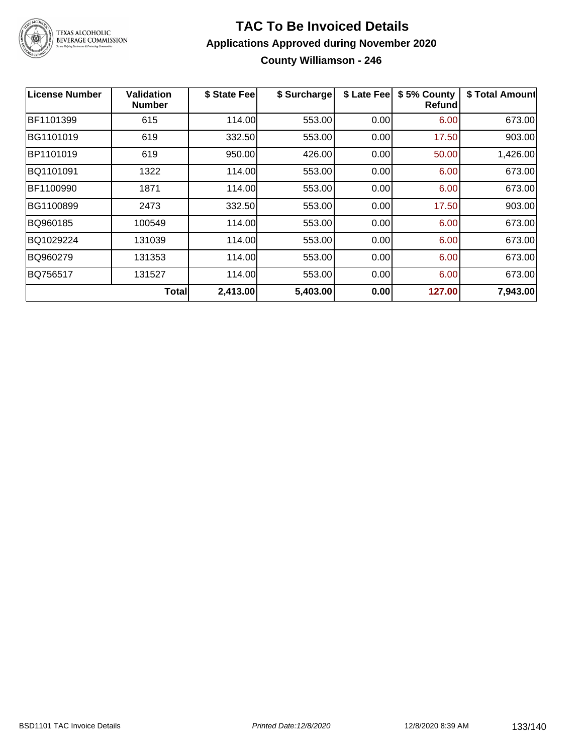# TAC To Be Invoiced Details

## Applications Approved during November 2020

### County Williamson - 246

| License Number | Validation Number | \$ State Fee | \$ Surcharge | \$ Late Fee | \$ 5% County Refund | \$ Total Amount |
|---|---|---|---|---|---|---|
| BF1101399 | 615 | 114.00 | 553.00 | 0.00 | 6.00 | 673.00 |
| BG1101019 | 619 | 332.50 | 553.00 | 0.00 | 17.50 | 903.00 |
| BP1101019 | 619 | 950.00 | 426.00 | 0.00 | 50.00 | 1,426.00 |
| BQ1101091 | 1322 | 114.00 | 553.00 | 0.00 | 6.00 | 673.00 |
| BF1100990 | 1871 | 114.00 | 553.00 | 0.00 | 6.00 | 673.00 |
| BG1100899 | 2473 | 332.50 | 553.00 | 0.00 | 17.50 | 903.00 |
| BQ960185 | 100549 | 114.00 | 553.00 | 0.00 | 6.00 | 673.00 |
| BQ1029224 | 131039 | 114.00 | 553.00 | 0.00 | 6.00 | 673.00 |
| BQ960279 | 131353 | 114.00 | 553.00 | 0.00 | 6.00 | 673.00 |
| BQ756517 | 131527 | 114.00 | 553.00 | 0.00 | 6.00 | 673.00 |
| | **Total** | **2,413.00** | **5,403.00** | **0.00** | **127.00** | **7,943.00** |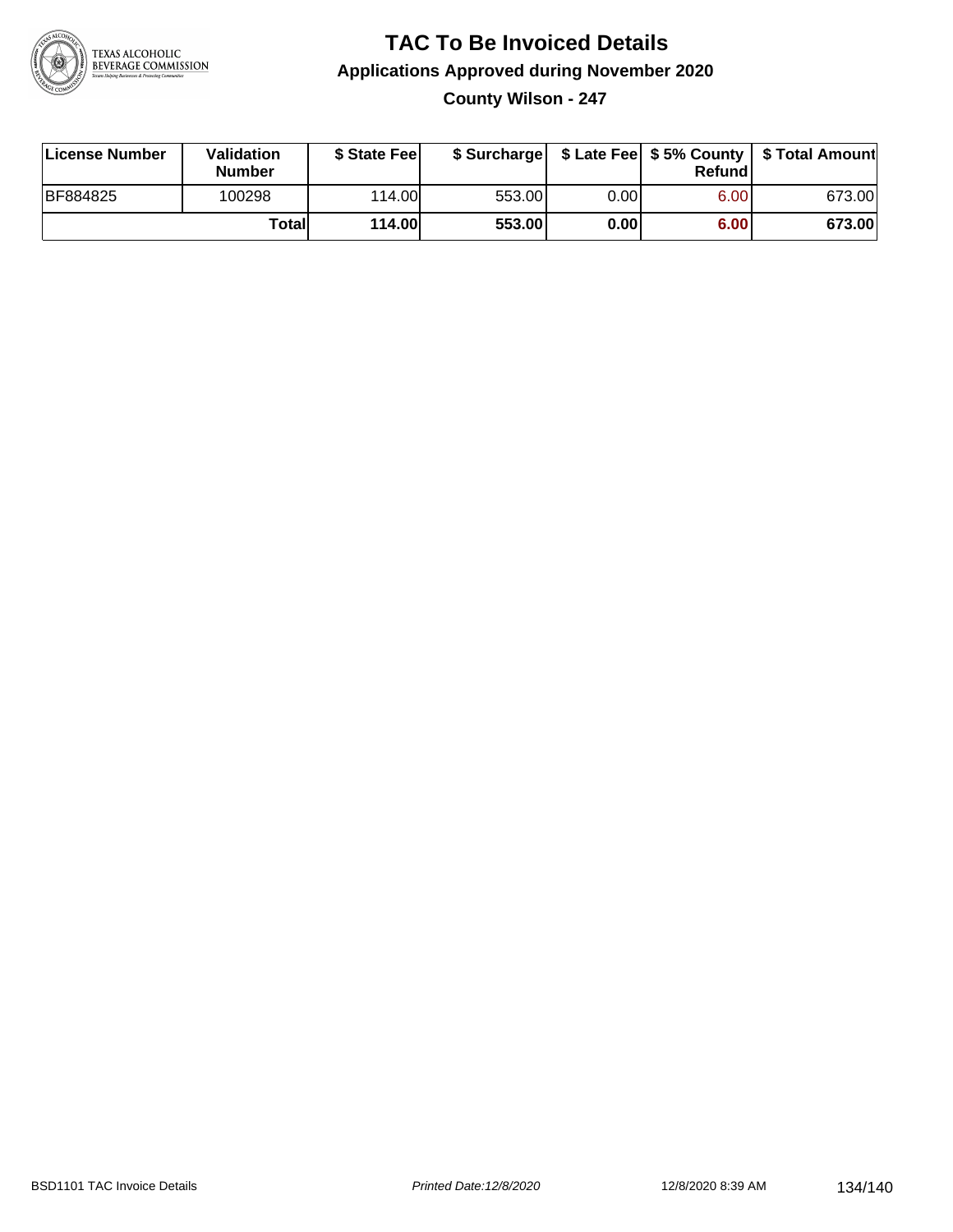# TAC To Be Invoiced Details

## Applications Approved during November 2020

### County Wilson - 247

| License Number | Validation Number | $ State Fee | $ Surcharge | $ Late Fee | $ 5% County Refund | $ Total Amount |
|---|---|---|---|---|---|---|
| BF884825 | 100298 | 114.00 | 553.00 | 0.00 | 6.00 | 673.00 |
| | **Total** | **114.00** | **553.00** | **0.00** | **6.00** | **673.00** |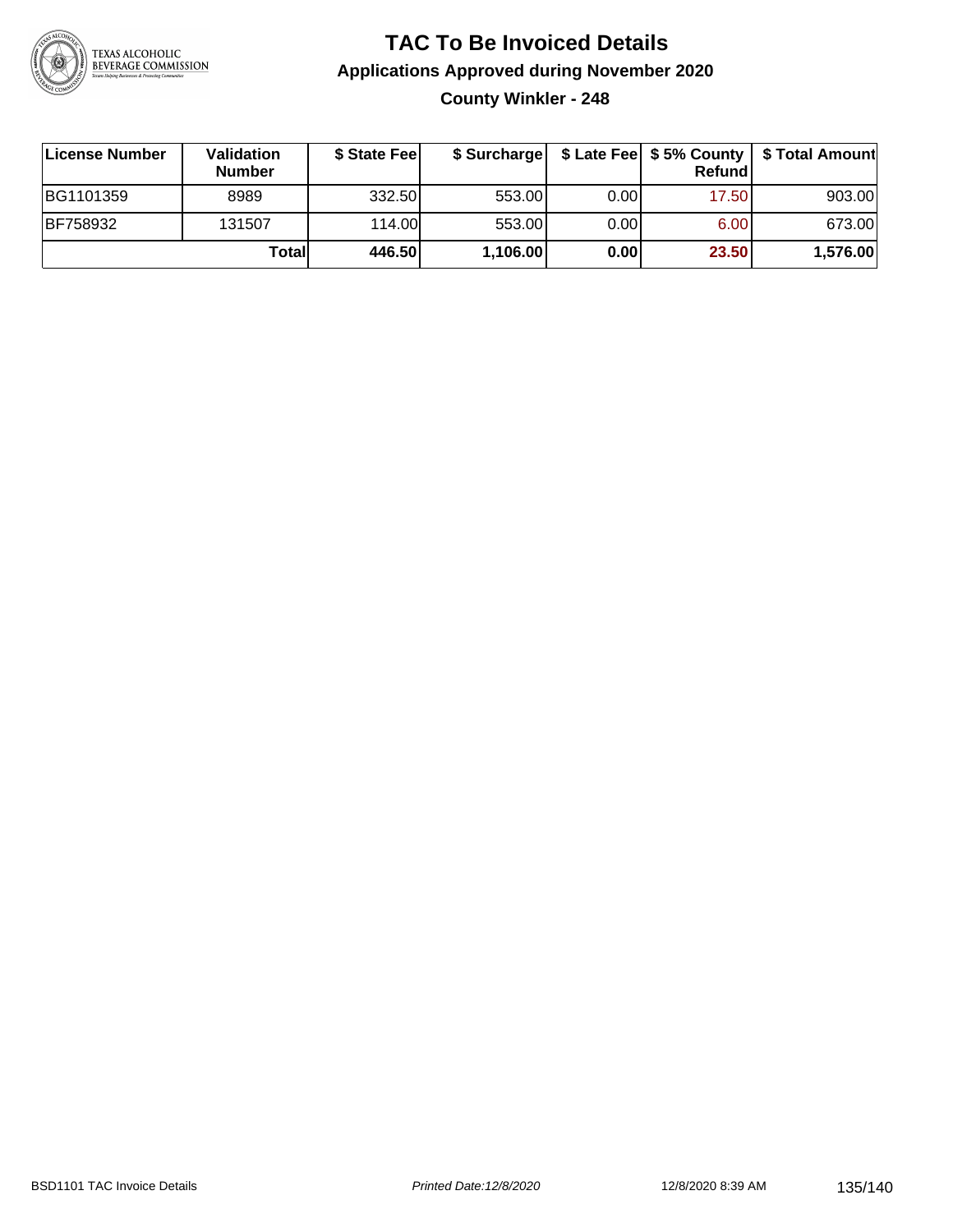# TAC To Be Invoiced Details

## Applications Approved during November 2020

### County Winkler - 248

| License Number | Validation Number | $ State Fee | $ Surcharge | $ Late Fee | $ 5% County Refund | $ Total Amount |
|---|---|---|---|---|---|---|
| BG1101359 | 8989 | 332.50 | 553.00 | 0.00 | 17.50 | 903.00 |
| BF758932 | 131507 | 114.00 | 553.00 | 0.00 | 6.00 | 673.00 |
| | **Total** | **446.50** | **1,106.00** | **0.00** | **23.50** | **1,576.00** |

BSD1101 TAC Invoice Details — *Printed Date:12/8/2020* — 12/8/2020 8:39 AM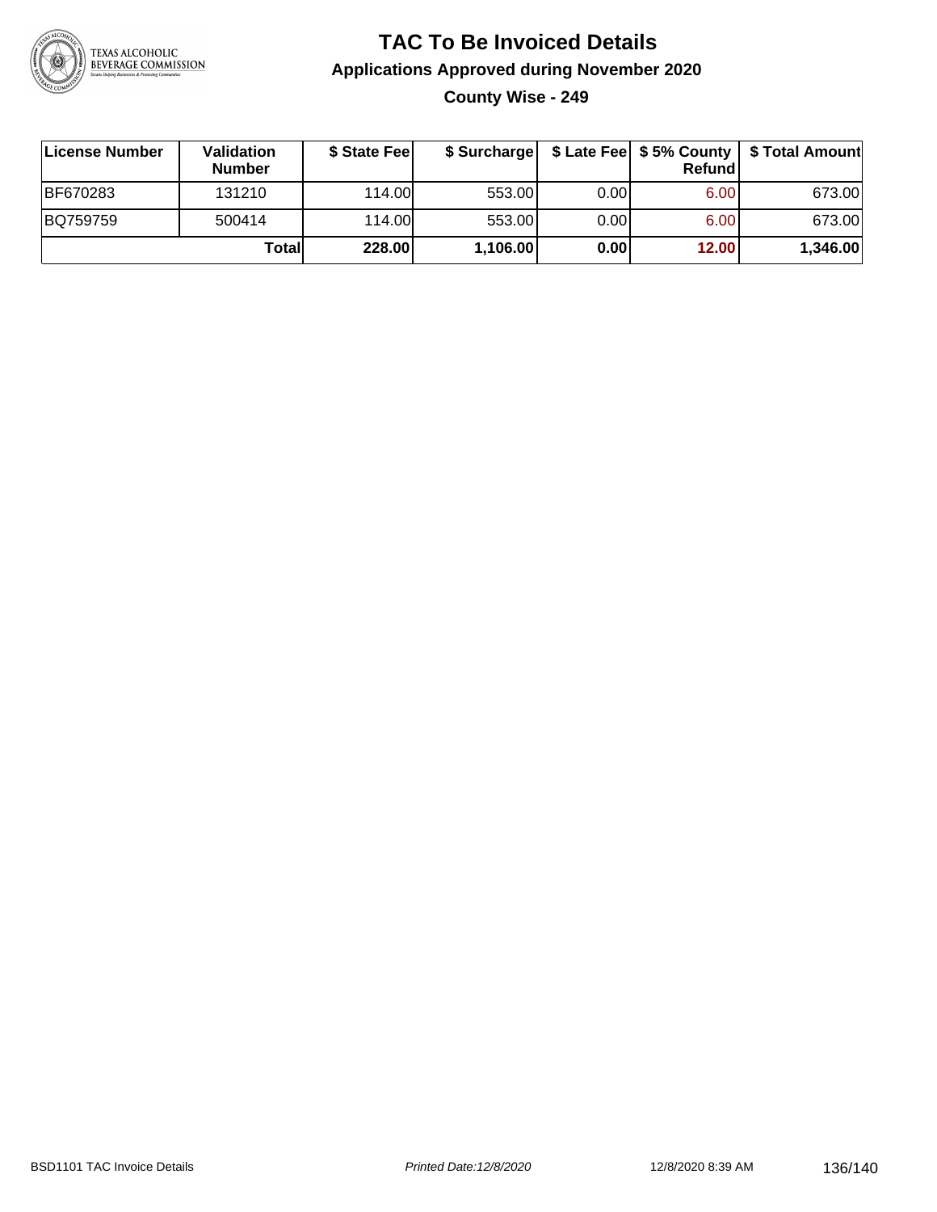# TAC To Be Invoiced Details

## Applications Approved during November 2020

### County Wise - 249

| License Number | Validation Number | $ State Fee | $ Surcharge | $ Late Fee | $ 5% County Refund | $ Total Amount |
|---|---|---|---|---|---|---|
| BF670283 | 131210 | 114.00 | 553.00 | 0.00 | 6.00 | 673.00 |
| BQ759759 | 500414 | 114.00 | 553.00 | 0.00 | 6.00 | 673.00 |
| | **Total** | **228.00** | **1,106.00** | **0.00** | **12.00** | **1,346.00** |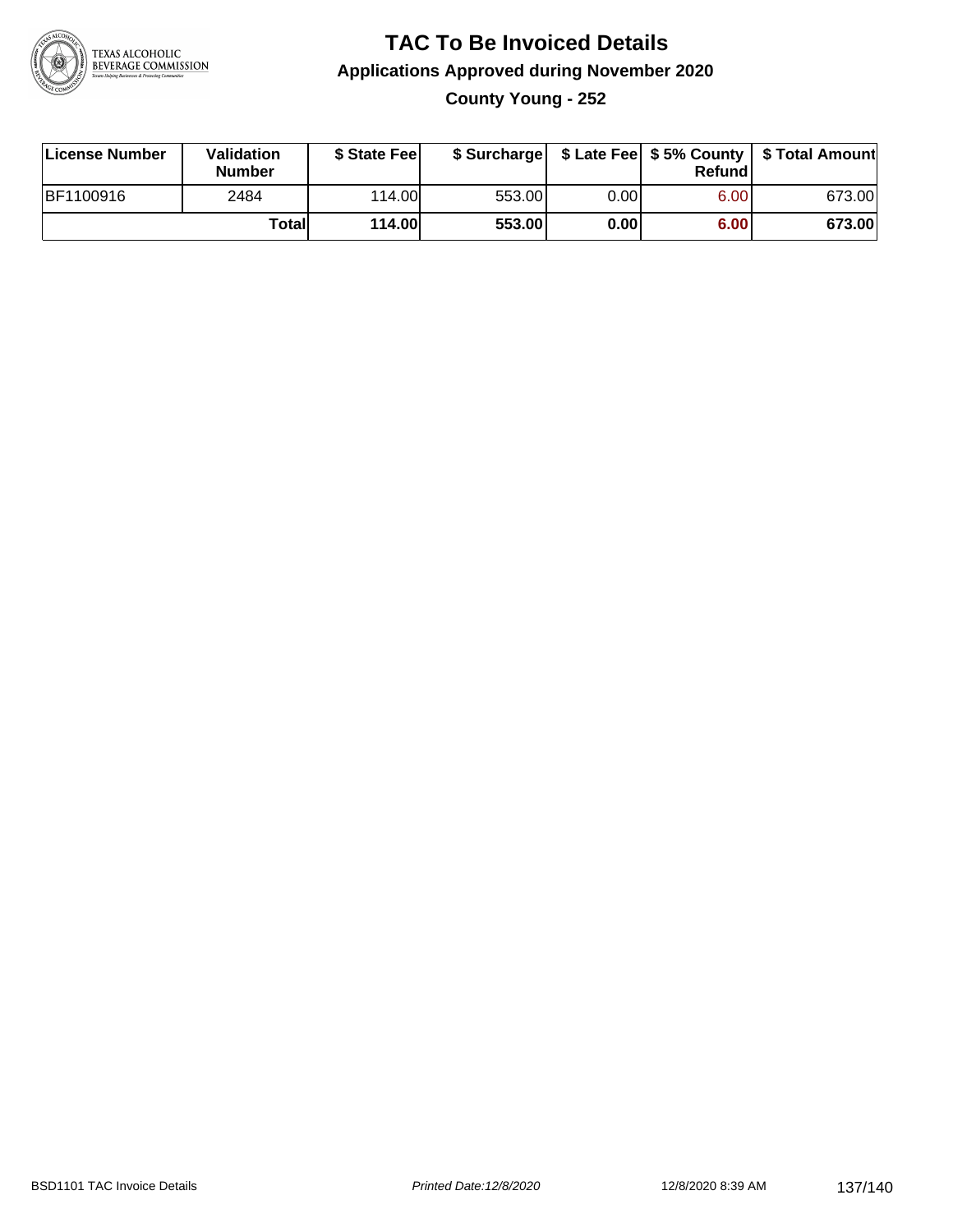# TAC To Be Invoiced Details

## Applications Approved during November 2020

### County Young - 252

| License Number | Validation Number | $ State Fee | $ Surcharge | $ Late Fee | $ 5% County Refund | $ Total Amount |
|---|---|---|---|---|---|---|
| BF1100916 | 2484 | 114.00 | 553.00 | 0.00 | 6.00 | 673.00 |
| | **Total** | **114.00** | **553.00** | **0.00** | **6.00** | **673.00** |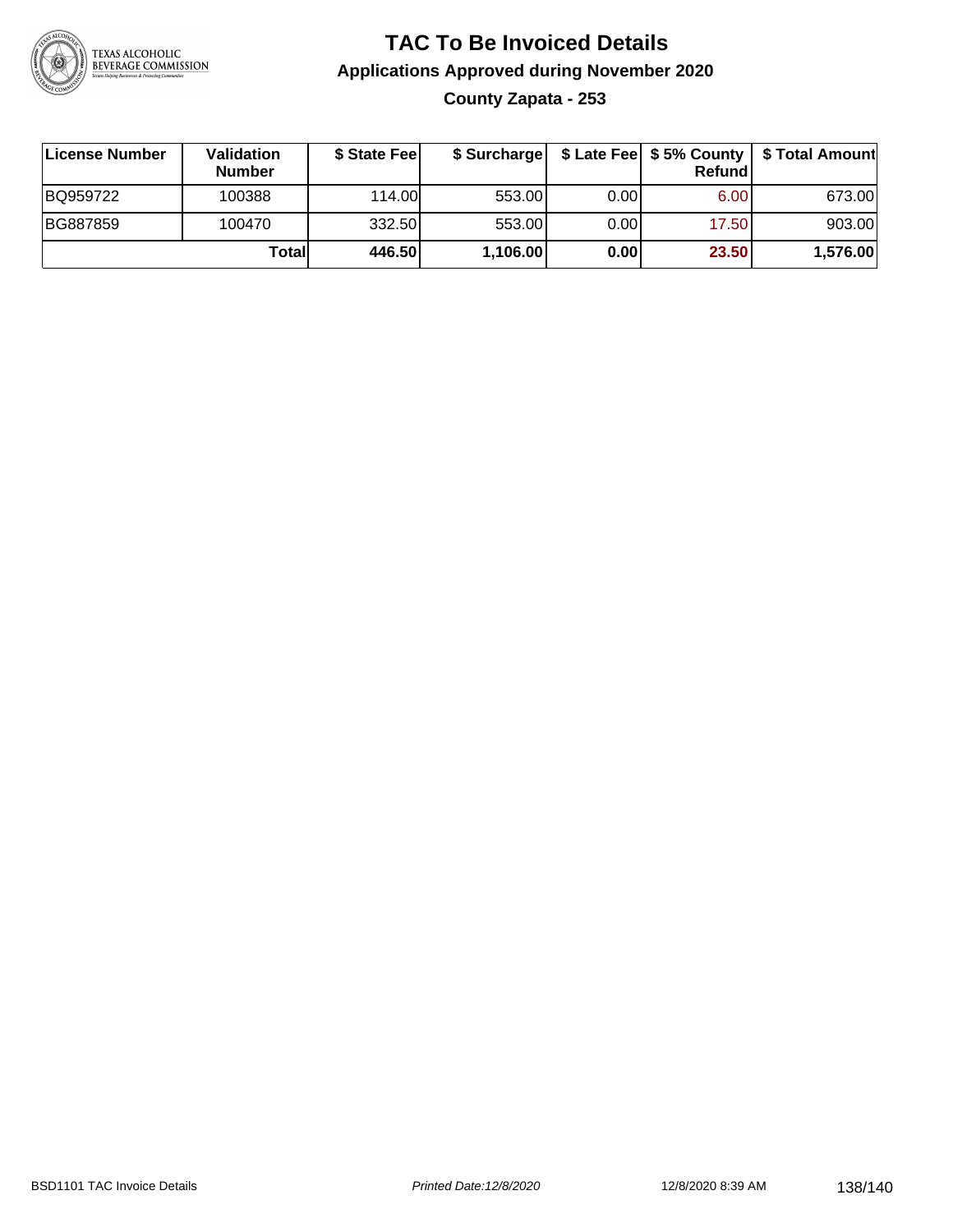# TAC To Be Invoiced Details

## Applications Approved during November 2020

### County Zapata - 253

| License Number | Validation Number | $ State Fee | $ Surcharge | $ Late Fee | $ 5% County Refund | $ Total Amount |
|---|---|---|---|---|---|---|
| BQ959722 | 100388 | 114.00 | 553.00 | 0.00 | 6.00 | 673.00 |
| BG887859 | 100470 | 332.50 | 553.00 | 0.00 | 17.50 | 903.00 |
| | **Total** | **446.50** | **1,106.00** | **0.00** | **23.50** | **1,576.00** |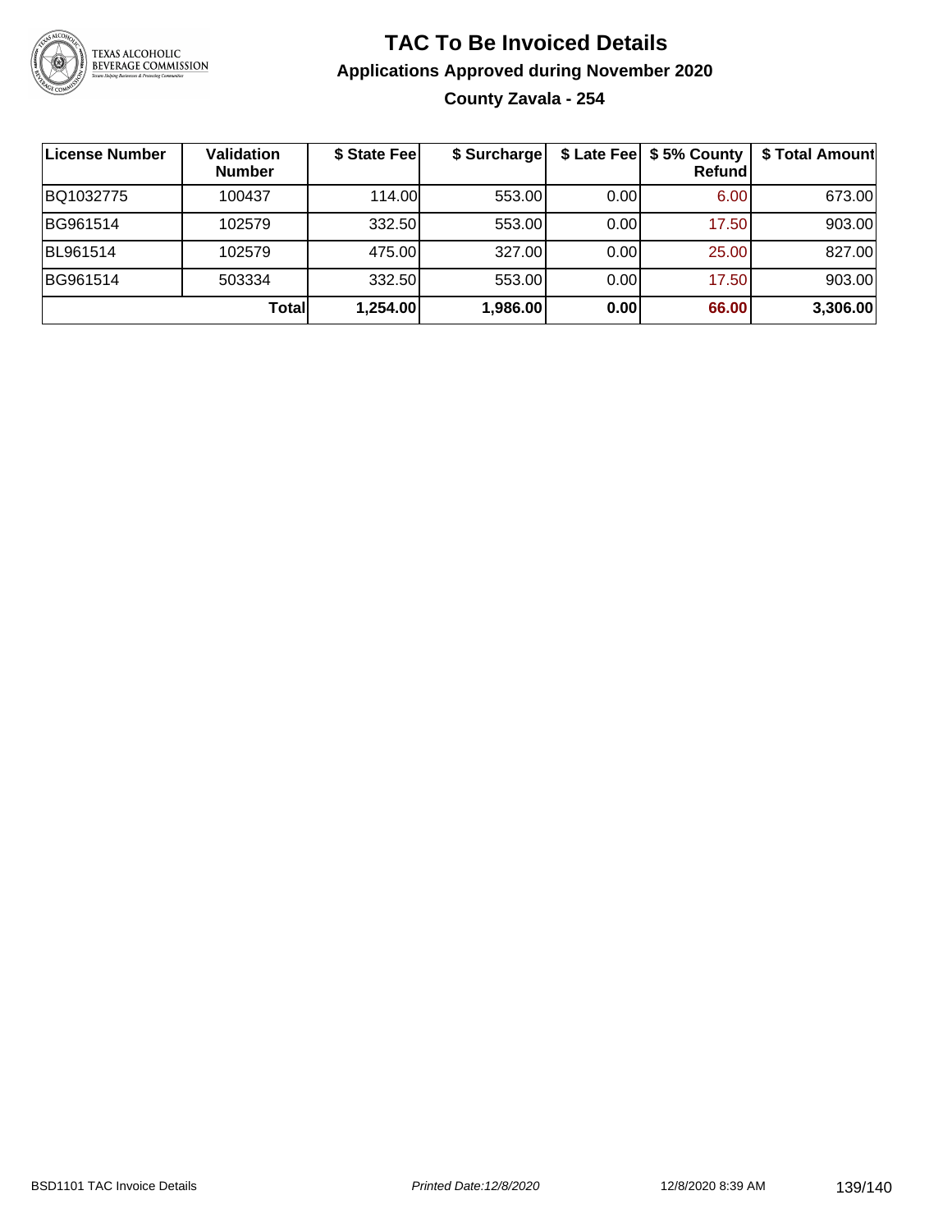# TAC To Be Invoiced Details

## Applications Approved during November 2020

### County Zavala - 254

| License Number | Validation Number | $ State Fee | $ Surcharge | $ Late Fee | $ 5% County Refund | $ Total Amount |
|---|---|---|---|---|---|---|
| BQ1032775 | 100437 | 114.00 | 553.00 | 0.00 | 6.00 | 673.00 |
| BG961514 | 102579 | 332.50 | 553.00 | 0.00 | 17.50 | 903.00 |
| BL961514 | 102579 | 475.00 | 327.00 | 0.00 | 25.00 | 827.00 |
| BG961514 | 503334 | 332.50 | 553.00 | 0.00 | 17.50 | 903.00 |
| | **Total** | **1,254.00** | **1,986.00** | **0.00** | **66.00** | **3,306.00** |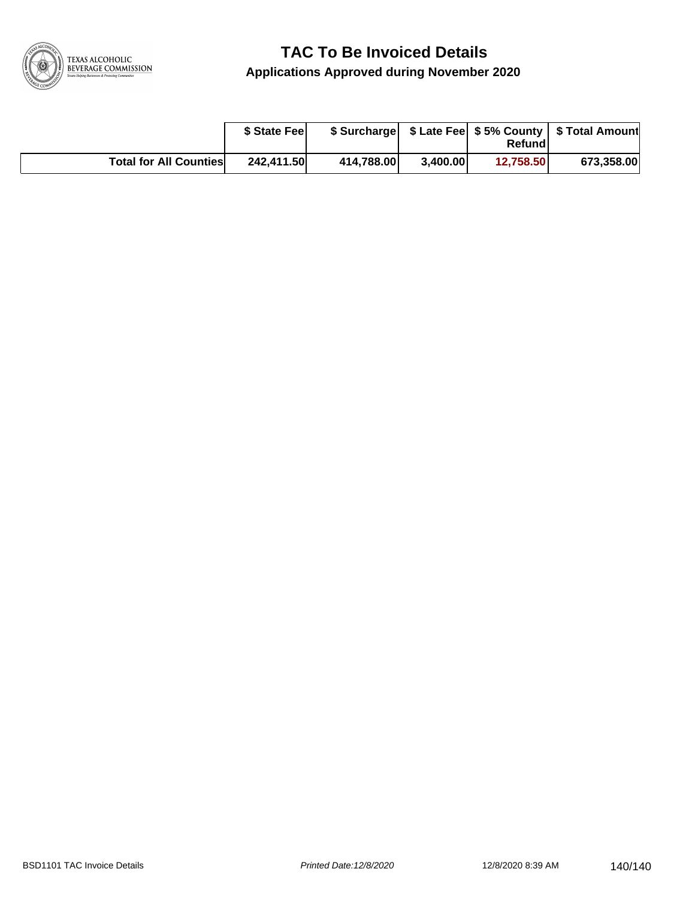# TAC To Be Invoiced Details

## Applications Approved during November 2020

| | \$ State Fee | \$ Surcharge | \$ Late Fee | \$ 5% County Refund | \$ Total Amount |
|---|---|---|---|---|---|
| **Total for All Counties** | **242,411.50** | **414,788.00** | **3,400.00** | **12,758.50** | **673,358.00** |